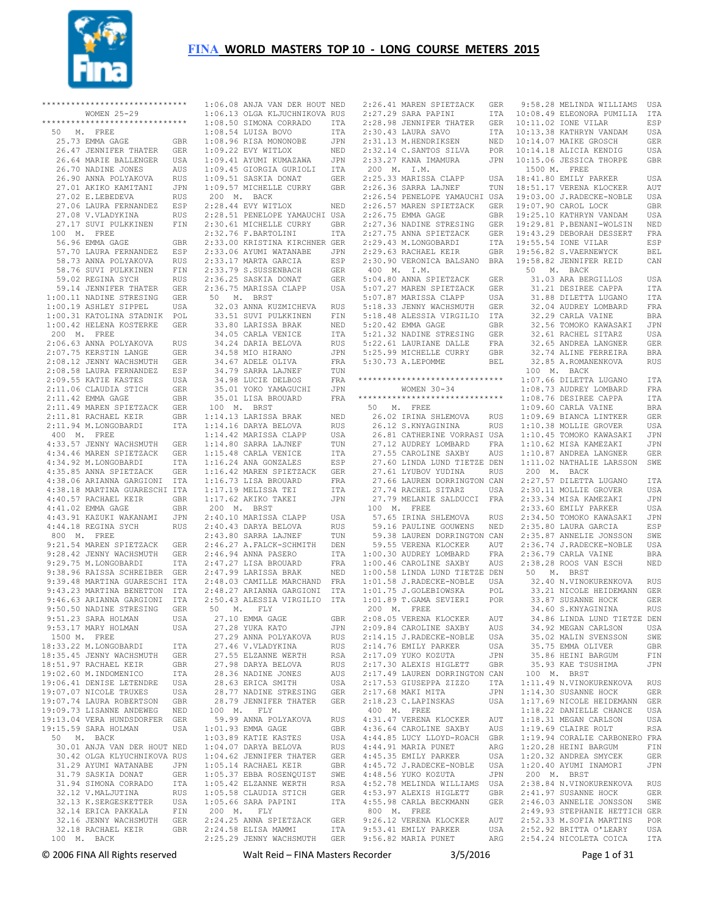# FINA WORLD MASTERS TOP 10 - LONG COURSE METERS 2015

```
******************************
        WOMEN 25-29
******************************
 50   M.  FREE
   25.73 EMMA GAGE           GBR
   26.47 JENNIFER THATER     GER
   26.64 MARIE BALLENGER     USA
   26.70 NADINE JONES        AUS
   26.90 ANNA POLYAKOVA      RUS
   27.01 AKIKO KAMITANI      JPN
   27.02 E.LEBEDEVA          RUS
   27.06 LAURA FERNANDEZ     ESP
   27.08 V.VLADYKINA         RUS
   27.17 SUVI PULKKINEN      FIN
 100  M.  FREE
   56.96 EMMA GAGE           GBR
   57.70 LAURA FERNANDEZ     ESP
   58.73 ANNA POLYAKOVA      RUS
   58.76 SUVI PULKKINEN      FIN
   59.02 REGINA SYCH         RUS
   59.14 JENNIFER THATER     GER
 1:00.11 NADINE STRESING     GER
 1:00.19 ASHLEY SIPPEL       USA
 1:00.31 KATOLINA STADNIK    POL
 1:00.42 HELENA KOSTERKE     GER
 200  M.  FREE
 2:06.63 ANNA POLYAKOVA      RUS
 2:07.75 KERSTIN LANGE       GER
 2:08.12 JENNY WACHSMUTH     GER
 2:08.58 LAURA FERNANDEZ     ESP
 2:09.55 KATIE KASTES        USA
 2:11.06 CLAUDIA STICH       GER
 2:11.42 EMMA GAGE           GBR
 2:11.49 MAREN SPIETZACK     GER
 2:11.81 RACHAEL KEIR        GBR
 2:11.94 M.LONGOBARDI        ITA
 400  M.  FREE
 4:33.57 JENNY WACHSMUTH     GER
 4:34.46 MAREN SPIETZACK     GER
 4:34.92 M.LONGOBARDI        ITA
 4:35.85 ANNA SPIETZACK      GER
 4:38.06 ARIANNA GARGIONI    ITA
 4:38.18 MARTINA GUARESCHI   ITA
 4:40.57 RACHAEL KEIR        GBR
 4:41.02 EMMA GAGE           GBR
 4:43.91 KAZUKI WAKANAMI     JPN
 4:44.18 REGINA SYCH         RUS
 800  M.  FREE
 9:21.54 MAREN SPIETZACK     GER
 9:28.42 JENNY WACHSMUTH     GER
 9:29.75 M.LONGOBARDI        ITA
 9:38.96 RAISSA SCHREIBER    GER
 9:39.48 MARTINA GUARESCHI   ITA
 9:43.23 MARTINA BENETTON    ITA
 9:46.63 ARIANNA GARGIONI    ITA
 9:50.50 NADINE STRESING     GER
 9:51.23 SARA HOLMAN         USA
 9:53.17 MARY HOLMAN         USA
 1500 M.  FREE
18:33.22 M.LONGOBARDI        ITA
18:35.45 JENNY WACHSMUTH     GER
18:51.97 RACHAEL KEIR        GBR
19:02.60 M.INDOMENICO        ITA
19:06.41 DENISE LETENDRE     USA
19:07.07 NICOLE TRUXES       USA
19:07.74 LAURA ROBERTSON     GBR
19:09.73 LISANNE ANDEWEG     NED
19:13.04 VERA HUNDSDORFER    GER
19:15.59 SARA HOLMAN         USA
 50   M.  BACK
   30.01 ANJA VAN DER HOUT   NED
   30.42 OLGA KLYUCHNIKOVA   RUS
   31.29 AYUMI WATANABE      JPN
   31.79 SASKIA DONAT        GER
   31.94 SIMONA CORRADO      ITA
   32.12 V.MALJUTINA         RUS
   32.13 K.SERGESKETTER      USA
   32.14 ERICA PAKKALA       FIN
   32.16 JENNY WACHSMUTH     GER
   32.18 RACHAEL KEIR        GBR
 100  M.  BACK
 1:06.08 ANJA VAN DER HOUT   NED
 1:06.13 OLGA KLJUCHNIKOVA   RUS
 1:08.50 SIMONA CORRADO      ITA
 1:08.54 LUISA BOVO          ITA
 1:08.96 RISA MONONOBE       JPN
 1:09.22 EVY WITLOX          NED
 1:09.41 AYUMI KUMAZAWA      JPN
 1:09.45 GIORGIA GURIOLI     ITA
 1:09.51 SASKIA DONAT        GER
 1:09.57 MICHELLE CURRY      GBR
 200  M.  BACK
 2:28.44 EVY WITLOX          NED
 2:28.51 PENELOPE YAMAUCHI   USA
 2:30.61 MICHELLE CURRY      GBR
 2:32.76 F.BARTOLINI         ITA
 2:33.00 KRISTINA KIRCHNER   GER
 2:33.06 AYUMI WATANABE      JPN
 2:33.17 MARTA GARCIA        ESP
 2:33.79 S.SUSSENBACH        GER
 2:36.25 SASKIA DONAT        GER
 2:36.75 MARISSA CLAPP       USA
 50   M.  BRST
   32.03 ANNA KUZMICHEVA     RUS
   33.51 SUVI PULKKINEN      FIN
   33.80 LARISSA BRAK        NED
   34.05 CARLA VENICE        ITA
   34.24 DARIA BELOVA        RUS
   34.58 MIO HIRANO          JPN
   34.67 ADELE OLIVA         FRA
   34.79 SARRA LAJNEF        TUN
   34.98 LUCIE DELBOS        FRA
   35.01 YOKO YAMAGUCHI      JPN
   35.01 LISA BROUARD        FRA
 100  M.  BRST
 1:14.13 LARISSA BRAK        NED
 1:14.16 DARYA BELOVA        RUS
 1:14.42 MARISSA CLAPP       USA
 1:14.80 SARRA LAJNEF        TUN
 1:15.48 CARLA VENICE        ITA
 1:16.24 ANA GONZALES        ESP
 1:16.42 MAREN SPIETZACK     GER
 1:16.73 LISA BROUARD        FRA
 1:17.19 MELISSA TEI         ITA
 1:17.62 AKIKO TAKEI         JPN
 200  M.  BRST
 2:40.10 MARISSA CLAPP       USA
 2:40.43 DARYA BELOVA        RUS
 2:43.80 SARRA LAJNEF        TUN
 2:46.27 A.FALCK-SCHMITH     DEN
 2:46.94 ANNA PASERO         ITA
 2:47.27 LISA BROUARD        FRA
 2:47.99 LARISSA BRAK        NED
 2:48.03 CAMILLE MARCHAND    FRA
 2:48.27 ARIANNA GARGIONI    ITA
 2:50.43 ALESSIA VIRGILIO    ITA
 50   M.  FLY
   27.10 EMMA GAGE           GBR
   27.28 YUKA KATO           JPN
   27.29 ANNA POLYAKOVA      RUS
   27.46 V.VLADYKINA         RUS
   27.55 ELZANNE WERTH       RSA
   27.98 DARYA BELOVA        RUS
   28.36 NADINE JONES        AUS
   28.63 ERICA SMITH         USA
   28.77 NADINE STRESING     GER
   28.79 JENNIFER THATER     GER
 100  M.  FLY
   59.99 ANNA POLYAKOVA      RUS
 1:01.93 EMMA GAGE           GBR
 1:03.89 KATIE KASTES        USA
 1:04.07 DARYA BELOVA        RUS
 1:04.62 JENNIFER THATER     GER
 1:05.14 RACHAEL KEIR        GBR
 1:05.37 EBBA ROSENQUIST     SWE
 1:05.42 ELZANNE WERTH       RSA
 1:05.58 CLAUDIA STICH       GER
 1:05.66 SARA PAPINI         ITA
 200  M.  FLY
 2:24.25 ANNA SPIETZACK      GER
 2:24.58 ELISA MAMMI         ITA
 2:25.29 JENNY WACHSMUTH     GER
 2:26.41 MAREN SPIETZACK     GER
 2:27.29 SARA PAPINI         ITA
 2:28.98 JENNIFER THATER     GER
 2:30.43 LAURA SAVO          ITA
 2:31.13 M.HENDRIKSEN        NED
 2:32.14 C.SANTOS SILVA      POR
 2:33.27 KANA IMAMURA        JPN
 200  M.  I.M.
 2:25.33 MARISSA CLAPP       USA
 2:26.36 SARRA LAJNEF        TUN
 2:26.54 PENELOPE YAMAUCHI   USA
 2:26.57 MAREN SPIETZACK     GER
 2:26.75 EMMA GAGE           GBR
 2:27.36 NADINE STRESING     GER
 2:27.75 ANNA SPIETZACK      GER
 2:29.43 M.LONGOBARDI        ITA
 2:29.63 RACHAEL KEIR        GBR
 2:30.90 VERONICA BALSANO    BRA
 400  M.  I.M.
 5:04.80 ANNA SPIETZACK      GER
 5:07.27 MAREN SPIETZACK     GER
 5:07.87 MARISSA CLAPP       USA
 5:18.33 JENNY WACHSMUTH     GER
 5:18.48 ALESSIA VIRGILIO    ITA
 5:20.42 EMMA GAGE           GBR
 5:21.32 NADINE STRESING     GER
 5:22.61 LAURIANE DALLE      FRA
 5:25.99 MICHELLE CURRY      GBR
 5:30.73 A.LEPOMME           BEL

******************************
        WOMEN 30-34
******************************
 50   M.  FREE
   26.02 IRINA SHLEMOVA      RUS
   26.12 S.KNYAGININA        RUS
   26.81 CATHERINE VORRASI   USA
   27.12 AUDREY LOMBARD      FRA
   27.55 CAROLINE SAXBY      AUS
   27.60 LINDA LUND TIETZE   DEN
   27.61 LYUBOV YUDINA       RUS
   27.66 LAUREN DORRINGTON   CAN
   27.74 RACHEL SITARZ       USA
   27.79 MELANIE SALDUCCI    FRA
 100  M.  FREE
   57.65 IRINA SHLEMOVA      RUS
   59.16 PAULINE GOUWENS     NED
   59.38 LAUREN DORRINGTON   CAN
   59.55 VERENA KLOCKER      AUT
 1:00.30 AUDREY LOMBARD      FRA
 1:00.46 CAROLINE SAXBY      AUS
 1:00.58 LINDA LUND TIETZE   DEN
 1:01.58 J.RADECKE-NOBLE     USA
 1:01.75 J.GOLEBIOWSKA       POL
 1:01.89 T.GAMA SEVIERI      POR
 200  M.  FREE
 2:08.05 VERENA KLOCKER      AUT
 2:09.84 CAROLINE SAXBY      AUS
 2:14.15 J.RADECKE-NOBLE     USA
 2:14.76 EMILY PARKER        USA
 2:17.09 YUKO KOZUTA         JPN
 2:17.30 ALEXIS HIGLETT      GBR
 2:17.49 LAUREN DORRINGTON   CAN
 2:17.53 GIUSEPPA ZIZZO      ITA
 2:17.68 MAKI MITA           JPN
 2:18.23 C.LAPINSKAS         USA
 400  M.  FREE
 4:31.47 VERENA KLOCKER      AUT
 4:36.64 CAROLINE SAXBY      AUS
 4:44.85 LUCY LLOYD-ROACH    GBR
 4:44.91 MARIA PUNET         ARG
 4:45.35 EMILY PARKER        USA
 4:45.72 J.RADECKE-NOBLE     USA
 4:48.56 YUKO KOZUTA         JPN
 4:52.78 MELINDA WILLIAMS    USA
 4:53.97 ALEXIS HIGLETT      GBR
 4:55.98 CARLA BECKMANN      GER
 800  M.  FREE
 9:26.12 VERENA KLOCKER      AUT
 9:53.41 EMILY PARKER        USA
 9:56.82 MARIA PUNET         ARG
 9:58.28 MELINDA WILLIAMS    USA
10:08.49 ELEONORA PUMILIA    ITA
10:11.02 IONE VILAR          ESP
10:13.38 KATHRYN VANDAM      USA
10:14.07 MAIKE GROSCH        GER
10:14.18 ALICIA KENDIG       USA
10:15.06 JESSICA THORPE      GBR
 1500 M.  FREE
18:41.80 EMILY PARKER        USA
18:51.17 VERENA KLOCKER      AUT
19:03.00 J.RADECKE-NOBLE     USA
19:07.90 CAROL LOCK          GBR
19:25.10 KATHRYN VANDAM      USA
19:29.81 P.BENANI-WOLSIN     NED
19:43.29 DEBORAH DESSERT     FRA
19:55.54 IONE VILAR          ESP
19:56.82 S.VAERNEWYCK        BEL
19:58.82 JENNIFER REID       CAN
 50   M.  BACK
   31.03 ARA BERGILLOS       USA
   31.21 DESIREE CAPPA       ITA
   31.88 DILETTA LUGANO      ITA
   32.04 AUDREY LOMBARD      FRA
   32.29 CARLA VAINE         BRA
   32.56 TOMOKO KAWASAKI     JPN
   32.61 RACHEL SITARZ       USA
   32.65 ANDREA LANGNER      GER
   32.74 ALINE FERREIRA      BRA
   32.85 A.ROMANENKOVA       RUS
 100  M.  BACK
 1:07.66 DILETTA LUGANO      ITA
 1:08.73 AUDREY LOMBARD      FRA
 1:08.76 DESIREE CAPPA       ITA
 1:09.60 CARLA VAINE         BRA
 1:09.69 BIANCA LINTKER      GER
 1:10.38 MOLLIE GROVER       USA
 1:10.45 TOMOKO KAWASAKI     JPN
 1:10.62 MISA KAMEZAKI       JPN
 1:10.87 ANDREA LANGNER      GER
 1:11.02 NATHALIE LARSSON    SWE
 200  M.  BACK
 2:27.57 DILETTA LUGANO      ITA
 2:30.11 MOLLIE GROVER       USA
 2:33.34 MISA KAMEZAKI       JPN
 2:33.60 EMILY PARKER        USA
 2:34.50 TOMOKO KAWASAKI     JPN
 2:35.80 LAURA GARCIA        ESP
 2:35.87 ANNELIE JONSSON     SWE
 2:36.74 J.RADECKE-NOBLE     USA
 2:36.79 CARLA VAINE         BRA
 2:38.27 ROOS VAN ESCH       NED
 50   M.  BRST
   32.40 N.VINOKURENKOVA     RUS
   33.21 NICOLE HEIDEMANN    GER
   33.87 SUSANNE HOCK        GER
   34.60 S.KNYAGININA        RUS
   34.86 LINDA LUND TIETZE   DEN
   34.92 MEGAN CARLSON       USA
   35.02 MALIN SVENSSON      SWE
   35.75 EMMA OLIVER         GBR
   35.86 HEINI BARGUM        FIN
   35.93 KAE TSUSHIMA        JPN
 100  M.  BRST
 1:11.49 N.VINOKURENKOVA     RUS
 1:14.30 SUSANNE HOCK        GER
 1:17.69 NICOLE HEIDEMANN    GER
 1:18.22 DANIELLE CHANCE     USA
 1:18.31 MEGAN CARLSON       USA
 1:19.69 CLAIRE ROLT         RSA
 1:19.94 CORALIE CARBONERO   FRA
 1:20.28 HEINI BARGUM        FIN
 1:20.32 ANDREA SMYCEK       GER
 1:20.40 AYUMI INAMORI       JPN
 200  M.  BRST
 2:38.84 N.VINOKURENKOVA     RUS
 2:41.97 SUSANNE HOCK        GER
 2:46.03 ANNELIE JONSSON     SWE
 2:49.93 STEPHANIE HETTICH   GER
 2:52.33 M.SOFIA MARTINS     POR
 2:52.92 BRITTA O'LEARY      USA
 2:54.24 NICOLETA COICA      ITA
```

© 2006 FINA All Rights reserved    Walt Reid – FINA Masters Recorder    3/5/2016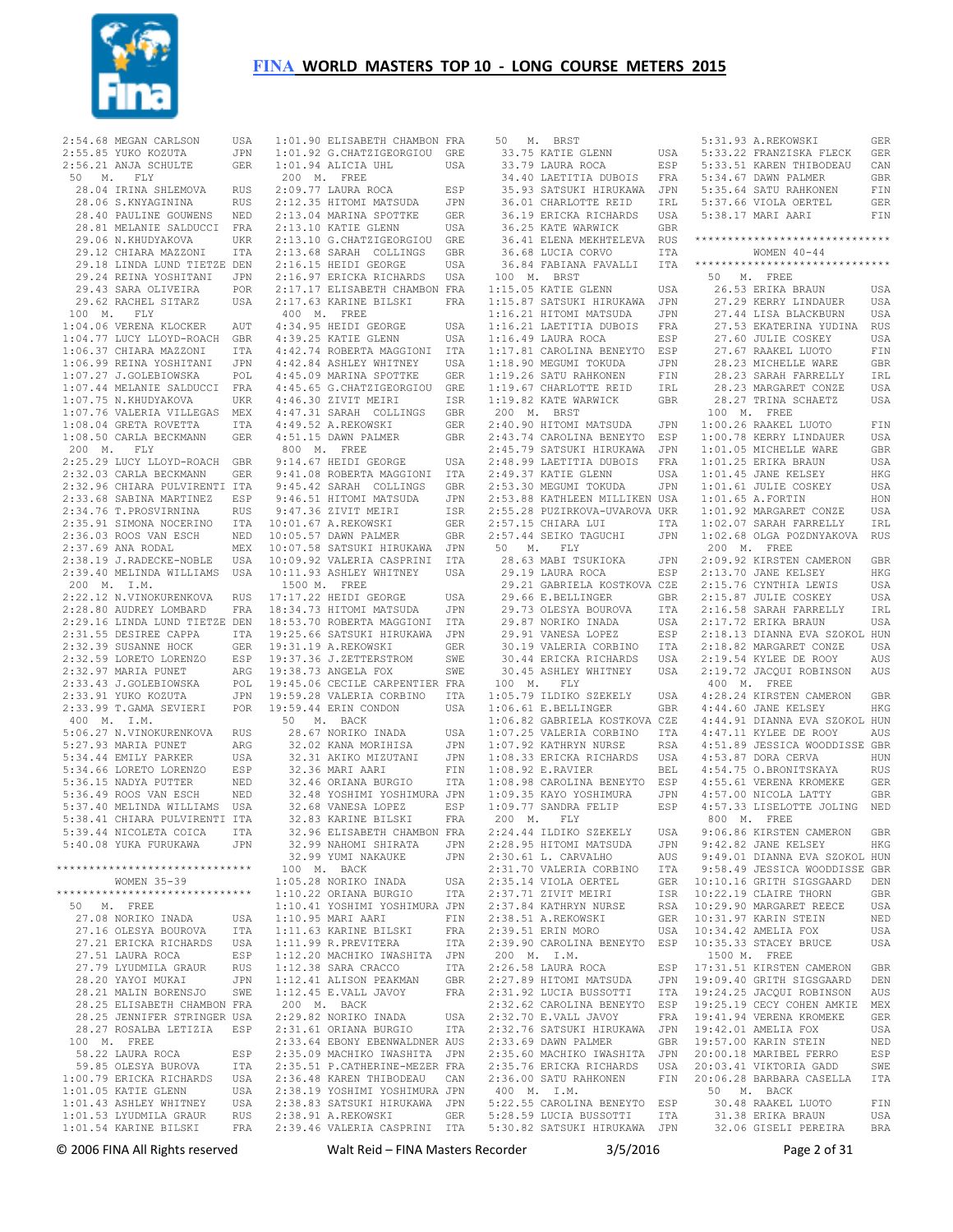2:54.68 MEGAN CARLSON USA
2:55.85 YUKO KOZUTA JPN
2:56.21 ANJA SCHULTE GER

50 M. FLY

28.04 IRINA SHLEMOVA RUS
28.06 S.KNYAGININA RUS
28.40 PAULINE GOUWENS NED
28.81 MELANIE SALDUCCI FRA
29.06 N.KHUDYAKOVA UKR
29.12 CHIARA MAZZONI ITA
29.18 LINDA LUND TIETZE DEN
29.24 REINA YOSHITANI JPN
29.43 SARA OLIVEIRA POR
29.62 RACHEL SITARZ USA

100 M. FLY

1:04.06 VERENA KLOCKER AUT
1:04.77 LUCY LLOYD-ROACH GBR
1:06.37 CHIARA MAZZONI ITA
1:06.99 REINA YOSHITANI JPN
1:07.27 J.GOLEBIOWSKA POL
1:07.44 MELANIE SALDUCCI FRA
1:07.75 N.KHUDYAKOVA UKR
1:07.76 VALERIA VILLEGAS MEX
1:08.04 GRETA ROVETTA ITA
1:08.50 CARLA BECKMANN GER

200 M. FLY

2:25.29 LUCY LLOYD-ROACH GBR
2:32.03 CARLA BECKMANN GER
2:32.96 CHIARA PULVIRENTI ITA
2:33.68 SABINA MARTINEZ ESP
2:34.76 T.PROSVIRNINA RUS
2:35.91 SIMONA NOCERINO ITA
2:36.03 ROOS VAN ESCH NED
2:37.69 ANA RODAL MEX
2:38.19 J.RADECKE-NOBLE USA
2:39.40 MELINDA WILLIAMS USA

200 M. I.M.

2:22.12 N.VINOKURENKOVA RUS
2:28.80 AUDREY LOMBARD FRA
2:29.16 LINDA LUND TIETZE DEN
2:31.55 DESIREE CAPPA ITA
2:32.39 SUSANNE HOCK GER
2:32.59 LORETO LORENZO ESP
2:32.97 MARIA PUNET ARG
2:33.43 J.GOLEBIOWSKA POL
2:33.91 YUKO KOZUTA JPN
2:33.99 T.GAMA SEVIERI POR

400 M. I.M.

5:06.27 N.VINOKURENKOVA RUS
5:27.93 MARIA PUNET ARG
5:34.44 EMILY PARKER USA
5:34.66 LORETO LORENZO ESP
5:36.15 NADYA PUTTER NED
5:36.49 ROOS VAN ESCH NED
5:37.40 MELINDA WILLIAMS USA
5:38.41 CHIARA PULVIRENTI ITA
5:39.44 NICOLETA COICA ITA
5:40.08 YUKA FURUKAWA JPN

******************************
WOMEN 35-39
******************************

50 M. FREE

27.08 NORIKO INADA USA
27.16 OLESYA BOUROVA ITA
27.21 ERICKA RICHARDS USA
27.51 LAURA ROCA ESP
27.79 LYUDMILA GRAUR RUS
28.20 YAYOI MUKAI JPN
28.21 MALIN BORENSJO SWE
28.25 ELISABETH CHAMBON FRA
28.25 JENNIFER STRINGER USA
28.27 ROSALBA LETIZIA ESP

100 M. FREE

58.22 LAURA ROCA ESP
59.85 OLESYA BUROVA ITA
1:00.79 ERICKA RICHARDS USA
1:01.05 KATIE GLENN USA
1:01.43 ASHLEY WHITNEY USA
1:01.53 LYUDMILA GRAUR RUS
1:01.54 KARINE BILSKI FRA
1:01.90 ELISABETH CHAMBON FRA
1:01.92 G.CHATZIGEORGIOU GRE
1:01.94 ALICIA UHL USA

200 M. FREE

2:09.77 LAURA ROCA ESP
2:12.35 HITOMI MATSUDA JPN
2:13.04 MARINA SPOTTKE GER
2:13.10 KATIE GLENN USA
2:13.10 G.CHATZIGEORGIOU GRE
2:13.68 SARAH COLLINGS GBR
2:16.15 HEIDI GEORGE USA
2:16.97 ERICKA RICHARDS USA
2:17.17 ELISABETH CHAMBON FRA
2:17.63 KARINE BILSKI FRA

400 M. FREE

4:34.95 HEIDI GEORGE USA
4:39.25 KATIE GLENN USA
4:42.74 ROBERTA MAGGIONI ITA
4:42.84 ASHLEY WHITNEY USA
4:45.09 MARINA SPOTTKE GER
4:45.65 G.CHATZIGEORGIOU GRE
4:46.30 ZIVIT MEIRI ISR
4:47.31 SARAH COLLINGS GBR
4:49.52 A.REKOWSKI GER
4:51.15 DAWN PALMER GBR

800 M. FREE

9:14.67 HEIDI GEORGE USA
9:41.08 ROBERTA MAGGIONI ITA
9:45.42 SARAH COLLINGS GBR
9:46.51 HITOMI MATSUDA JPN
9:47.36 ZIVIT MEIRI ISR
10:01.67 A.REKOWSKI GER
10:05.57 DAWN PALMER GBR
10:07.58 SATSUKI HIRUKAWA JPN
10:09.92 VALERIA CASPRINI ITA
10:11.93 ASHLEY WHITNEY USA

1500 M. FREE

17:17.22 HEIDI GEORGE USA
18:34.73 HITOMI MATSUDA JPN
18:53.70 ROBERTA MAGGIONI ITA
19:25.66 SATSUKI HIRUKAWA JPN
19:31.19 A.REKOWSKI GER
19:37.36 J.ZETTERSTROM SWE
19:38.73 ANGELA FOX SWE
19:45.06 CECILE CARPENTIER FRA
19:59.28 VALERIA CORBINO ITA
19:59.44 ERIN CONDON USA

50 M. BACK

28.67 NORIKO INADA USA
32.02 KANA MORIHISA JPN
32.31 AKIKO MIZUTANI JPN
32.36 MARI AARI FIN
32.46 ORIANA BURGIO ITA
32.48 YOSHIMI YOSHIMURA JPN
32.68 VANESA LOPEZ ESP
32.83 KARINE BILSKI FRA
32.96 ELISABETH CHAMBON FRA
32.99 NAHOMI SHIRATA JPN
32.99 YUMI NAKAUKE JPN

100 M. BACK

1:05.28 NORIKO INADA USA
1:10.22 ORIANA BURGIO ITA
1:10.41 YOSHIMI YOSHIMURA JPN
1:10.95 MARI AARI FIN
1:11.63 KARINE BILSKI FRA
1:11.99 R.PREVITERA ITA
1:12.20 MACHIKO IWASHITA JPN
1:12.38 SARA CRACCO ITA
1:12.41 ALISON PEAKMAN GBR
1:12.45 E.VALL JAVOY FRA

200 M. BACK

2:29.82 NORIKO INADA USA
2:31.61 ORIANA BURGIO ITA
2:33.64 EBONY EBENWALDNER AUS
2:35.09 MACHIKO IWASHITA JPN
2:35.51 P.CATHERINE-MEZER FRA
2:36.48 KAREN THIBODEAU CAN
2:38.19 YOSHIMI YOSHIMURA JPN
2:38.83 SATSUKI HIRUKAWA JPN
2:38.91 A.REKOWSKI GER
2:39.46 VALERIA CASPRINI ITA

50 M. BRST

33.75 KATIE GLENN USA
33.79 LAURA ROCA ESP
34.40 LAETITIA DUBOIS FRA
35.93 SATSUKI HIRUKAWA JPN
36.01 CHARLOTTE REID IRL
36.19 ERICKA RICHARDS USA
36.25 KATE WARWICK GBR
36.41 ELENA MEKHTELEVA RUS
36.68 LUCIA CORVO ITA
36.84 FABIANA FAVALLI ITA

100 M. BRST

1:15.05 KATIE GLENN USA
1:15.87 SATSUKI HIRUKAWA JPN
1:16.21 HITOMI MATSUDA JPN
1:16.21 LAETITIA DUBOIS FRA
1:16.49 LAURA ROCA ESP
1:17.81 CAROLINA BENEYTO ESP
1:18.90 MEGUMI TOKUDA JPN
1:19.26 SATU RAHKONEN FIN
1:19.67 CHARLOTTE REID IRL
1:19.82 KATE WARWICK GBR

200 M. BRST

2:40.90 HITOMI MATSUDA JPN
2:43.74 CAROLINA BENEYTO ESP
2:45.79 SATSUKI HIRUKAWA JPN
2:48.99 LAETITIA DUBOIS FRA
2:49.37 KATIE GLENN USA
2:53.30 MEGUMI TOKUDA JPN
2:53.88 KATHLEEN MILLIKEN USA
2:55.28 PUZIRKOVA-UVAROVA UKR
2:57.15 CHIARA LUI ITA
2:57.44 SEIKO TAGUCHI JPN

50 M. FLY

28.63 MABI TSUKIOKA JPN
29.19 LAURA ROCA ESP
29.21 GABRIELA KOSTKOVA CZE
29.66 E.BELLINGER GBR
29.73 OLESYA BOUROVA ITA
29.87 NORIKO INADA USA
29.91 VANESA LOPEZ ESP
30.19 VALERIA CORBINO ITA
30.44 ERICKA RICHARDS USA
30.45 ASHLEY WHITNEY USA

100 M. FLY

1:05.79 ILDIKO SZEKELY USA
1:06.61 E.BELLINGER GBR
1:06.82 GABRIELA KOSTKOVA CZE
1:07.25 VALERIA CORBINO ITA
1:07.92 KATHRYN NURSE RSA
1:08.33 ERICKA RICHARDS USA
1:08.92 E.RAVIER BEL
1:08.98 CAROLINA BENEYTO ESP
1:09.35 KAYO YOSHIMURA JPN
1:09.77 SANDRA FELIP ESP

200 M. FLY

2:24.44 ILDIKO SZEKELY USA
2:28.95 HITOMI MATSUDA JPN
2:30.61 L. CARVALHO AUS
2:31.70 VALERIA CORBINO ITA
2:35.14 VIOLA OERTEL GER
2:37.71 ZIVIT MEIRI ISR
2:37.84 KATHRYN NURSE RSA
2:38.51 A.REKOWSKI GER
2:39.51 ERIN MORO USA
2:39.90 CAROLINA BENEYTO ESP

200 M. I.M.

2:26.58 LAURA ROCA ESP
2:27.89 HITOMI MATSUDA JPN
2:31.92 LUCIA BUSSOTTI ITA
2:32.62 CAROLINA BENEYTO ESP
2:32.70 E.VALL JAVOY FRA
2:32.76 SATSUKI HIRUKAWA JPN
2:33.69 DAWN PALMER GBR
2:35.60 MACHIKO IWASHITA JPN
2:35.76 ERICKA RICHARDS USA
2:36.00 SATU RAHKONEN FIN

400 M. I.M.

5:22.55 CAROLINA BENEYTO ESP
5:28.59 LUCIA BUSSOTTI ITA
5:30.82 SATSUKI HIRUKAWA JPN
5:31.93 A.REKOWSKI GER
5:33.22 FRANZISKA FLECK GER
5:33.51 KAREN THIBODEAU CAN
5:34.67 DAWN PALMER GBR
5:35.64 SATU RAHKONEN FIN
5:37.66 VIOLA OERTEL GER
5:38.17 MARI AARI FIN

******************************
WOMEN 40-44
******************************

50 M. FREE

26.53 ERIKA BRAUN USA
27.29 KERRY LINDAUER USA
27.44 LISA BLACKBURN USA
27.53 EKATERINA YUDINA RUS
27.60 JULIE COSKEY USA
27.67 RAAKEL LUOTO FIN
28.23 MICHELLE WARE GBR
28.23 SARAH FARRELLY IRL
28.23 MARGARET CONZE USA
28.27 TRINA SCHAETZ USA

100 M. FREE

1:00.26 RAAKEL LUOTO FIN
1:00.78 KERRY LINDAUER USA
1:01.05 MICHELLE WARE GBR
1:01.25 ERIKA BRAUN USA
1:01.45 JANE KELSEY HKG
1:01.61 JULIE COSKEY USA
1:01.65 A.FORTIN HON
1:01.92 MARGARET CONZE USA
1:02.07 SARAH FARRELLY IRL
1:02.68 OLGA POZDNYAKOVA RUS

200 M. FREE

2:09.92 KIRSTEN CAMERON GBR
2:13.70 JANE KELSEY HKG
2:15.76 CYNTHIA LEWIS USA
2:15.87 JULIE COSKEY USA
2:16.58 SARAH FARRELLY IRL
2:17.72 ERIKA BRAUN USA
2:18.13 DIANNA EVA SZOKOL HUN
2:18.82 MARGARET CONZE USA
2:19.54 KYLEE DE ROOY AUS
2:19.72 JACQUI ROBINSON AUS

400 M. FREE

4:28.24 KIRSTEN CAMERON GBR
4:44.60 JANE KELSEY HKG
4:44.91 DIANNA EVA SZOKOL HUN
4:47.11 KYLEE DE ROOY AUS
4:51.89 JESSICA WOODDISSE GBR
4:53.87 DORA CERVA HUN
4:54.75 O.BRONITSKAYA RUS
4:55.61 VERENA KROMEKE GER
4:57.00 NICOLA LATTY GBR
4:57.33 LISELOTTE JOLING NED

800 M. FREE

9:06.86 KIRSTEN CAMERON GBR
9:42.82 JANE KELSEY HKG
9:49.01 DIANNA EVA SZOKOL HUN
9:58.49 JESSICA WOODDISSE GBR
10:10.16 GRITH SIGSGAARD DEN
10:22.19 CLAIRE THORN GBR
10:29.90 MARGARET REECE USA
10:31.97 KARIN STEIN NED
10:34.42 AMELIA FOX USA
10:35.33 STACEY BRUCE USA

1500 M. FREE

17:31.51 KIRSTEN CAMERON GBR
19:09.40 GRITH SIGSGAARD DEN
19:24.25 JACQUI ROBINSON AUS
19:25.19 CECY COHEN AMKIE MEX
19:41.94 VERENA KROMEKE GER
19:42.01 AMELIA FOX USA
19:57.00 KARIN STEIN NED
20:00.18 MARIBEL FERRO ESP
20:03.41 VIKTORIA GADD SWE
20:06.28 BARBARA CASELLA ITA

50 M. BACK

30.48 RAAKEL LUOTO FIN
31.38 ERIKA BRAUN USA
32.06 GISELI PEREIRA BRA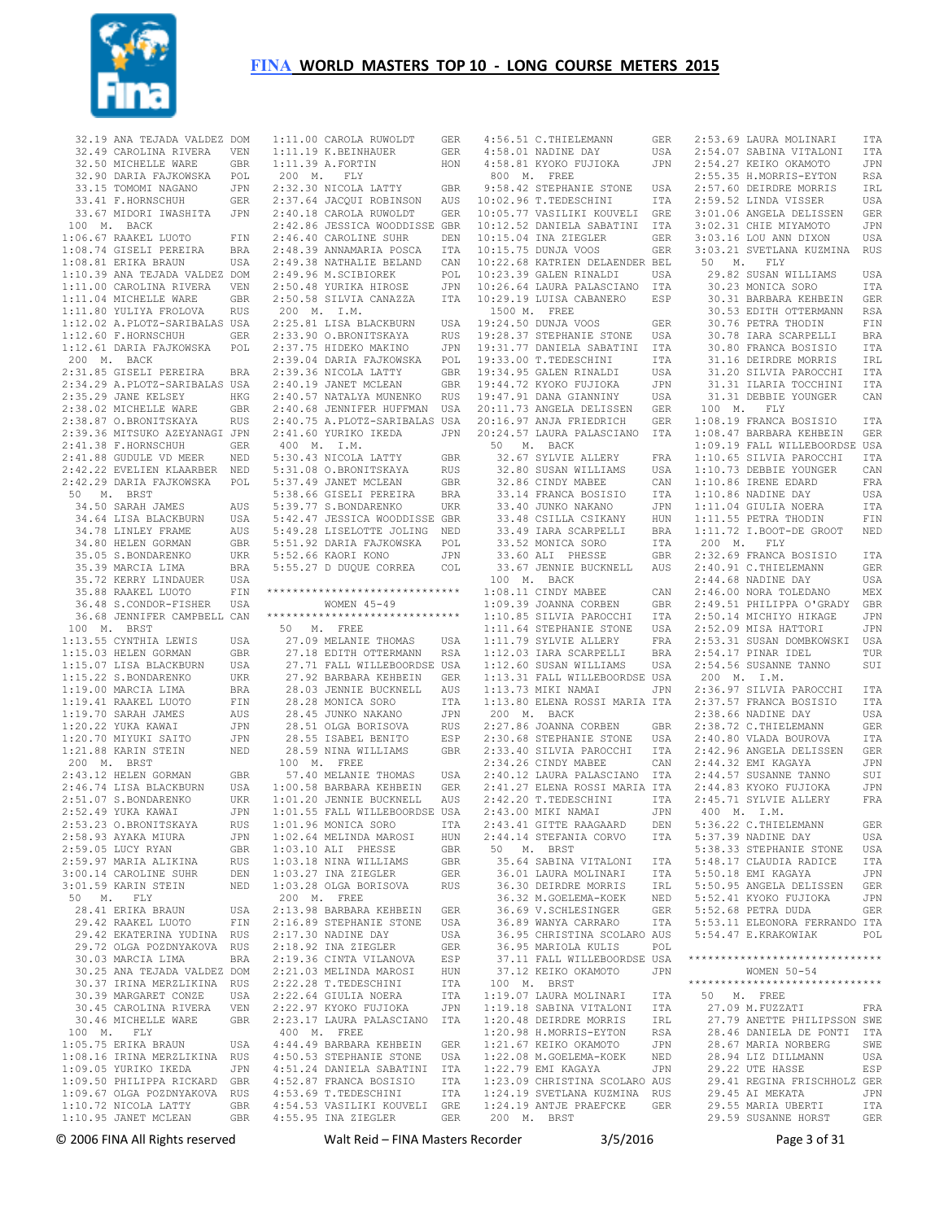# FINA WORLD MASTERS TOP 10 - LONG COURSE METERS 2015

```
  32.19 ANA TEJADA VALDEZ DOM
  32.49 CAROLINA RIVERA   VEN
  32.50 MICHELLE WARE     GBR
  32.90 DARIA FAJKOWSKA   POL
  33.15 TOMOMI NAGANO     JPN
  33.41 F.HORNSCHUH       GER
  33.67 MIDORI IWASHITA   JPN
 100  M.  BACK
1:06.67 RAAKEL LUOTO      FIN
1:08.74 GISELI PEREIRA    BRA
1:08.81 ERIKA BRAUN       USA
1:10.39 ANA TEJADA VALDEZ DOM
1:11.00 CAROLINA RIVERA   VEN
1:11.04 MICHELLE WARE     GBR
1:11.80 YULIYA FROLOVA    RUS
1:12.02 A.PLOTZ-SARIBALAS USA
1:12.60 F.HORNSCHUH       GER
1:12.61 DARIA FAJKOWSKA   POL
 200  M.  BACK
2:31.85 GISELI PEREIRA    BRA
2:34.29 A.PLOTZ-SARIBALAS USA
2:35.29 JANE KELSEY       HKG
2:38.02 MICHELLE WARE     GBR
2:38.87 O.BRONITSKAYA     RUS
2:39.36 MITSUKO AZEYANAGI JPN
2:41.38 F.HORNSCHUH       GER
2:41.88 GUDULE VD MEER    NED
2:42.22 EVELIEN KLAARBER  NED
2:42.29 DARIA FAJKOWSKA   POL
 50   M.  BRST
  34.50 SARAH JAMES       AUS
  34.64 LISA BLACKBURN    USA
  34.78 LINLEY FRAME      AUS
  34.80 HELEN GORMAN      GBR
  35.05 S.BONDARENKO      UKR
  35.39 MARCIA LIMA       BRA
  35.72 KERRY LINDAUER    USA
  35.88 RAAKEL LUOTO      FIN
  36.48 S.CONDOR-FISHER   USA
  36.68 JENNIFER CAMPBELL CAN
 100  M.  BRST
1:13.55 CYNTHIA LEWIS     USA
1:15.03 HELEN GORMAN      GBR
1:15.07 LISA BLACKBURN    USA
1:15.22 S.BONDARENKO      UKR
1:19.00 MARCIA LIMA       BRA
1:19.41 RAAKEL LUOTO      FIN
1:19.70 SARAH JAMES       AUS
1:20.22 YUKA KAWAI        JPN
1:20.70 MIYUKI SAITO      JPN
1:21.88 KARIN STEIN       NED
 200  M.  BRST
2:43.12 HELEN GORMAN      GBR
2:46.74 LISA BLACKBURN    USA
2:51.07 S.BONDARENKO      UKR
2:52.49 YUKA KAWAI        JPN
2:53.23 O.BRONITSKAYA     RUS
2:58.93 AYAKA MIURA       JPN
2:59.05 LUCY RYAN         GBR
2:59.97 MARIA ALIKINA     RUS
3:00.14 CAROLINE SUHR     DEN
3:01.59 KARIN STEIN       NED
 50   M.  FLY
  28.41 ERIKA BRAUN       USA
  29.42 RAAKEL LUOTO      FIN
  29.42 EKATERINA YUDINA  RUS
  29.72 OLGA POZDNYAKOVA  RUS
  30.03 MARCIA LIMA       BRA
  30.25 ANA TEJADA VALDEZ DOM
  30.37 IRINA MERZLIKINA  RUS
  30.39 MARGARET CONZE    USA
  30.45 CAROLINA RIVERA   VEN
  30.46 MICHELLE WARE     GBR
 100  M.  FLY
1:05.75 ERIKA BRAUN       USA
1:08.16 IRINA MERZLIKINA  RUS
1:09.05 YURIKO IKEDA      JPN
1:09.50 PHILIPPA RICKARD  GBR
1:09.67 OLGA POZDNYAKOVA  RUS
1:10.72 NICOLA LATTY      GBR
1:10.95 JANET MCLEAN      GBR
1:11.00 CAROLA RUWOLDT    GER
1:11.19 K.BEINHAUER       GER
1:11.39 A.FORTIN          HON
 200  M.  FLY
2:32.30 NICOLA LATTY      GBR
2:37.64 JACQUI ROBINSON   AUS
2:40.18 CAROLA RUWOLDT    GER
2:42.86 JESSICA WOODDISSE GBR
2:46.40 CAROLINE SUHR     DEN
2:48.39 ANNAMARIA POSCA   ITA
2:49.38 NATHALIE BELAND   CAN
2:49.96 M.SCIBIOREK       POL
2:50.48 YURIKA HIROSE     JPN
2:50.58 SILVIA CANAZZA    ITA
 200  M.  I.M.
2:25.81 LISA BLACKBURN    USA
2:33.90 O.BRONITSKAYA     RUS
2:37.75 HIDEKO MAKINO     JPN
2:39.04 DARIA FAJKOWSKA   POL
2:39.36 NICOLA LATTY      GBR
2:40.19 JANET MCLEAN      GBR
2:40.57 NATALYA MUNENKO   RUS
2:40.68 JENNIFER HUFFMAN  USA
2:40.75 A.PLOTZ-SARIBALAS USA
2:41.60 YURIKO IKEDA      JPN
 400  M.  I.M.
5:30.43 NICOLA LATTY      GBR
5:31.08 O.BRONITSKAYA     RUS
5:37.49 JANET MCLEAN      GBR
5:38.66 GISELI PEREIRA    BRA
5:39.77 S.BONDARENKO      UKR
5:42.47 JESSICA WOODDISSE GBR
5:49.28 LISELOTTE JOLING  NED
5:51.92 DARIA FAJKOWSKA   POL
5:52.66 KAORI KONO        JPN
5:55.27 D DUQUE CORREA    COL
```

```
******************************
        WOMEN 45-49
******************************
```

```
 50   M.  FREE
  27.09 MELANIE THOMAS    USA
  27.18 EDITH OTTERMANN   RSA
  27.71 FALL WILLEBOORDSE USA
  27.92 BARBARA KEHBEIN   GER
  28.03 JENNIE BUCKNELL   AUS
  28.28 MONICA SORO       ITA
  28.45 JUNKO NAKANO      JPN
  28.51 OLGA BORISOVA     RUS
  28.55 ISABEL BENITO     ESP
  28.59 NINA WILLIAMS     GBR
 100  M.  FREE
  57.40 MELANIE THOMAS    USA
1:00.58 BARBARA KEHBEIN   GER
1:01.20 JENNIE BUCKNELL   AUS
1:01.55 FALL WILLEBOORDSE USA
1:01.96 MONICA SORO       ITA
1:02.64 MELINDA MAROSI    HUN
1:03.10 ALI  PHESSE       GBR
1:03.18 NINA WILLIAMS     GBR
1:03.27 INA ZIEGLER       GER
1:03.28 OLGA BORISOVA     RUS
 200  M.  FREE
2:13.98 BARBARA KEHBEIN   GER
2:16.89 STEPHANIE STONE   USA
2:17.30 NADINE DAY        USA
2:18.92 INA ZIEGLER       GER
2:19.36 CINTA VILANOVA    ESP
2:21.03 MELINDA MAROSI    HUN
2:22.28 T.TEDESCHINI      ITA
2:22.64 GIULIA NOERA      ITA
2:22.97 KYOKO FUJIOKA     JPN
2:23.17 LAURA PALASCIANO  ITA
 400  M.  FREE
4:44.49 BARBARA KEHBEIN   GER
4:50.53 STEPHANIE STONE   USA
4:51.24 DANIELA SABATINI  ITA
4:52.87 FRANCA BOSISIO    ITA
4:53.69 T.TEDESCHINI      ITA
4:54.53 VASILIKI KOUVELI  GRE
4:55.95 INA ZIEGLER       GER
4:56.51 C.THIELEMANN      GER
4:58.01 NADINE DAY        USA
4:58.81 KYOKO FUJIOKA     JPN
 800  M.  FREE
 9:58.42 STEPHANIE STONE   USA
10:02.96 T.TEDESCHINI      ITA
10:05.77 VASILIKI KOUVELI  GRE
10:12.52 DANIELA SABATINI  ITA
10:15.04 INA ZIEGLER       GER
10:15.75 DUNJA VOOS        GER
10:22.68 KATRIEN DELAENDER BEL
10:23.39 GALEN RINALDI     USA
10:26.64 LAURA PALASCIANO  ITA
10:29.19 LUISA CABANERO    ESP
 1500 M.  FREE
19:24.50 DUNJA VOOS        GER
19:28.37 STEPHANIE STONE   USA
19:31.77 DANIELA SABATINI  ITA
19:33.00 T.TEDESCHINI      ITA
19:34.95 GALEN RINALDI     USA
19:44.72 KYOKO FUJIOKA     JPN
19:47.91 DANA GIANNINY     USA
20:11.73 ANGELA DELISSEN   GER
20:16.97 ANJA FRIEDRICH    GER
20:24.57 LAURA PALASCIANO  ITA
 50   M.  BACK
  32.67 SYLVIE ALLERY     FRA
  32.80 SUSAN WILLIAMS    USA
  32.86 CINDY MABEE       CAN
  33.14 FRANCA BOSISIO    ITA
  33.40 JUNKO NAKANO      JPN
  33.48 CSILLA CSIKANY    HUN
  33.49 IARA SCARPELLI    BRA
  33.52 MONICA SORO       ITA
  33.60 ALI  PHESSE       GBR
  33.67 JENNIE BUCKNELL   AUS
 100  M.  BACK
1:08.11 CINDY MABEE       CAN
1:09.39 JOANNA CORBEN     GBR
1:10.85 SILVIA PAROCCHI   ITA
1:11.64 STEPHANIE STONE   USA
1:11.79 SYLVIE ALLERY     FRA
1:12.03 IARA SCARPELLI    BRA
1:12.60 SUSAN WILLIAMS    USA
1:13.31 FALL WILLEBOORDSE USA
1:13.73 MIKI NAMAI        JPN
1:13.80 ELENA ROSSI MARIA ITA
 200  M.  BACK
2:27.86 JOANNA CORBEN     GBR
2:30.68 STEPHANIE STONE   USA
2:33.40 SILVIA PAROCCHI   ITA
2:34.26 CINDY MABEE       CAN
2:40.12 LAURA PALASCIANO  ITA
2:41.27 ELENA ROSSI MARIA ITA
2:42.20 T.TEDESCHINI      ITA
2:43.00 MIKI NAMAI        JPN
2:43.41 GITTE RAAGAARD    DEN
2:44.14 STEFANIA CORVO    ITA
 50   M.  BRST
  35.64 SABINA VITALONI   ITA
  36.01 LAURA MOLINARI    ITA
  36.30 DEIRDRE MORRIS    IRL
  36.32 M.GOELEMA-KOEK    NED
  36.69 V.SCHLESINGER     GER
  36.89 WANYA CARRARO     ITA
  36.95 CHRISTINA SCOLARO AUS
  36.95 MARIOLA KULIS     POL
  37.11 FALL WILLEBOORDSE USA
  37.12 KEIKO OKAMOTO     JPN
 100  M.  BRST
1:19.07 LAURA MOLINARI    ITA
1:19.18 SABINA VITALONI   ITA
1:20.48 DEIRDRE MORRIS    IRL
1:20.98 H.MORRIS-EYTON    RSA
1:21.67 KEIKO OKAMOTO     JPN
1:22.08 M.GOELEMA-KOEK    NED
1:22.79 EMI KAGAYA        JPN
1:23.09 CHRISTINA SCOLARO AUS
1:24.19 SVETLANA KUZMINA  RUS
1:24.19 ANTJE PRAEFCKE    GER
 200  M.  BRST
2:53.69 LAURA MOLINARI    ITA
2:54.07 SABINA VITALONI   ITA
2:54.27 KEIKO OKAMOTO     JPN
2:55.35 H.MORRIS-EYTON    RSA
2:57.60 DEIRDRE MORRIS    IRL
2:59.52 LINDA VISSER      USA
3:01.06 ANGELA DELISSEN   GER
3:02.31 CHIE MIYAMOTO     JPN
3:03.16 LOU ANN DIXON     USA
3:03.21 SVETLANA KUZMINA  RUS
 50   M.  FLY
  29.82 SUSAN WILLIAMS    USA
  30.23 MONICA SORO       ITA
  30.31 BARBARA KEHBEIN   GER
  30.53 EDITH OTTERMANN   RSA
  30.76 PETRA THODIN      FIN
  30.78 IARA SCARPELLI    BRA
  30.80 FRANCA BOSISIO    ITA
  31.16 DEIRDRE MORRIS    IRL
  31.20 SILVIA PAROCCHI   ITA
  31.31 ILARIA TOCCHINI   ITA
  31.31 DEBBIE YOUNGER    CAN
 100  M.  FLY
1:08.19 FRANCA BOSISIO    ITA
1:08.47 BARBARA KEHBEIN   GER
1:09.19 FALL WILLEBOORDSE USA
1:10.65 SILVIA PAROCCHI   ITA
1:10.73 DEBBIE YOUNGER    CAN
1:10.86 IRENE EDARD       FRA
1:10.86 NADINE DAY        USA
1:11.04 GIULIA NOERA      ITA
1:11.55 PETRA THODIN      FIN
1:11.72 I.BOOT-DE GROOT   NED
 200  M.  FLY
2:32.69 FRANCA BOSISIO    ITA
2:40.91 C.THIELEMANN      GER
2:44.68 NADINE DAY        USA
2:46.00 NORA TOLEDANO     MEX
2:49.51 PHILIPPA O'GRADY  GBR
2:50.14 MICHIYO HIKAGE    JPN
2:52.09 MISA HATTORI      JPN
2:53.31 SUSAN DOMBKOWSKI  USA
2:54.17 PINAR IDEL        TUR
2:54.56 SUSANNE TANNO     SUI
 200  M.  I.M.
2:36.97 SILVIA PAROCCHI   ITA
2:37.57 FRANCA BOSISIO    ITA
2:38.66 NADINE DAY        USA
2:38.72 C.THIELEMANN      GER
2:40.80 VLADA BOUROVA     ITA
2:42.96 ANGELA DELISSEN   GER
2:44.32 EMI KAGAYA        JPN
2:44.57 SUSANNE TANNO     SUI
2:44.83 KYOKO FUJIOKA     JPN
2:45.71 SYLVIE ALLERY     FRA
 400  M.  I.M.
5:36.22 C.THIELEMANN      GER
5:37.39 NADINE DAY        USA
5:38.33 STEPHANIE STONE   USA
5:48.17 CLAUDIA RADICE    ITA
5:50.18 EMI KAGAYA        JPN
5:50.95 ANGELA DELISSEN   GER
5:52.41 KYOKO FUJIOKA     JPN
5:52.68 PETRA DUDA        GER
5:53.11 ELEONORA FERRANDO ITA
5:54.47 E.KRAKOWIAK       POL
```

```
******************************
        WOMEN 50-54
******************************
```

```
 50   M.  FREE
  27.09 M.FUZZATI         FRA
  27.79 ANETTE PHILIPSSON SWE
  28.46 DANIELA DE PONTI  ITA
  28.67 MARIA NORBERG     SWE
  28.94 LIZ DILLMANN      USA
  29.22 UTE HASSE         ESP
  29.41 REGINA FRISCHHOLZ GER
  29.45 AI MEKATA         JPN
  29.55 MARIA UBERTI      ITA
  29.59 SUSANNE HORST     GER
```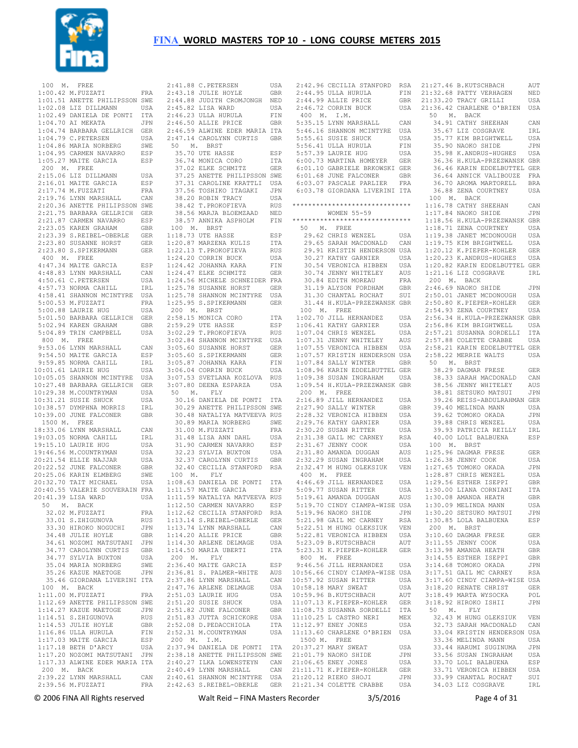# FINA WORLD MASTERS TOP 10 - LONG COURSE METERS 2015

### 100 M. FREE
```
1:00.42 M.FUZZATI              FRA
1:01.51 ANETTE PHILIPSSON      SWE
1:02.08 LIZ DILLMANN           USA
1:02.49 DANIELA DE PONTI       ITA
1:04.70 AI MEKATA              JPN
1:04.74 BARBARA GELLRICH       GER
1:04.79 C.PETERSEN             USA
1:04.86 MARIA NORBERG          SWE
1:04.95 CARMEN NAVARRO         ESP
1:05.27 MAITE GARCIA           ESP
```

### 200 M. FREE
```
2:15.06 LIZ DILLMANN           USA
2:16.01 MAITE GARCIA           ESP
2:17.74 M.FUZZATI              FRA
2:19.76 LYNN MARSHALL          CAN
2:20.36 ANETTE PHILIPSSON      SWE
2:21.75 BARBARA GELLRICH       GER
2:21.87 CARMEN NAVARRO         ESP
2:23.05 KAREN GRAHAM           GBR
2:23.39 S.REIBEL-OBERLE        GER
2:23.80 SUSANNE HORST          GER
2:23.80 S.SPIKERMANN           GER
```

### 400 M. FREE
```
4:47.34 MAITE GARCIA           ESP
4:48.83 LYNN MARSHALL          CAN
4:50.61 C.PETERSEN             USA
4:57.73 NORMA CAHILL           IRL
4:58.41 SHANNON MCINTYRE       USA
5:00.53 M.FUZZATI              FRA
5:00.88 LAURIE HUG             USA
5:01.50 BARBARA GELLRICH       GER
5:02.94 KAREN GRAHAM           GBR
5:04.89 TRIN CAMPBELL          USA
```

### 800 M. FREE
```
9:53.06 LYNN MARSHALL          CAN
9:54.50 MAITE GARCIA           ESP
9:59.85 NORMA CAHILL           IRL
10:01.61 LAURIE HUG            USA
10:05.05 SHANNON MCINTYRE      USA
10:27.48 BARBARA GELLRICH      GER
10:29.38 M.COUNTRYMAN          USA
10:31.21 SUSIE SHUCK           USA
10:38.57 DYMPHNA MORRIS        IRL
10:39.00 JUNE FALCONER         GBR
```

### 1500 M. FREE
```
18:33.06 LYNN MARSHALL         CAN
19:03.05 NORMA CAHILL          IRL
19:15.10 LAURIE HUG            USA
19:46.56 M.COUNTRYMAN          USA
20:21.54 ELLIE NAJJAR          USA
20:22.52 JUNE FALCONER         GBR
20:25.06 KARIN ELMBERG         SWE
20:32.70 TAIT MICHAEL          USA
20:40.55 VALERIE SOUVERAIN     FRA
20:41.39 LISA WARD             USA
```

### 50 M. BACK
```
32.02 M.FUZZATI                FRA
33.01 S.ZHIGUNOVA              RUS
33.30 HIROKO NOGUCHI           JPN
34.48 JULIE HOYLE              GBR
34.61 NOZOMI MATSUTANI         JPN
34.77 CAROLYNN CURTIS          GBR
34.77 SYLVIA BUXTON            USA
35.04 MARIA NORBERG            SWE
35.26 KAZUE MAETOGE            JPN
35.46 GIORDANA LIVERINI        ITA
```

### 100 M. BACK
```
1:11.00 M.FUZZATI              FRA
1:12.69 ANETTE PHILIPSSON      SWE
1:14.27 KAZUE MAETOGE          JPN
1:14.51 S.ZHIGUNOVA            RUS
1:14.53 JULIE HOYLE            GBR
1:16.86 ULLA HURULA            FIN
1:17.03 MAITE GARCIA           ESP
1:17.18 BETH D'ARCY            USA
1:17.20 NOZOMI MATSUTANI       JPN
1:17.33 ALWINE EDER MARIA      ITA
```

### 200 M. BACK
```
2:39.22 LYNN MARSHALL          CAN
2:39.56 M.FUZZATI              FRA
2:41.88 C.PETERSEN             USA
2:43.18 JULIE HOYLE            GBR
2:44.88 JUDITH CROMJONGH       NED
2:45.82 LISA WARD              USA
2:46.23 ULLA HURULA            FIN
2:46.50 ALLIE PRICE            GBR
2:46.59 ALWINE EDER MARIA      ITA
2:47.14 CAROLYNN CURTIS        GBR
```

### 50 M. BRST
```
35.70 UTE HASSE                ESP
36.74 MONICA CORO              ITA
37.02 ELKE SCHMITZ             GER
37.25 ANETTE PHILIPSSON        SWE
37.31 CAROLINE KRATTLI         USA
37.56 TOSHIKO ITAGAKI          JPN
38.20 ROBIN TRACY              USA
38.42 T.PROKOFIEVA             RUS
38.56 MARJA BLOEMZAAD          NED
38.57 ANNIKA ASPHOLM           FIN
```

### 100 M. BRST
```
1:18.73 UTE HASSE              ESP
1:20.87 MARZENA KULIS          ITA
1:22.13 T.PROKOFIEVA           RUS
1:24.20 CORRIN BUCK            USA
1:24.42 JOHANNA KARA           FIN
1:24.47 ELKE SCHMITZ           GER
1:24.56 MICHELE SCHNEIDER      FRA
1:25.78 SUSANNE HORST          GER
1:25.78 SHANNON MCINTYRE       USA
1:25.95 S.SPIKERMANN           GER
```

### 200 M. BRST
```
2:58.15 MONICA CORO            ITA
2:59.29 UTE HASSE              ESP
3:02.29 T.PROKOFIEVA           RUS
3:02.84 SHANNON MCINTYRE       USA
3:05.60 SUSANNE HORST          GER
3:05.60 S.SPIKERMANN           GER
3:05.87 JOHANNA KARA           FIN
3:06.04 CORRIN BUCK            USA
3:07.53 SVETLANA KOZLOVA       RUS
3:07.80 DEENA ESPARZA          USA
```

### 50 M. FLY
```
30.16 DANIELA DE PONTI         ITA
30.29 ANETTE PHILIPSSON        SWE
30.48 NATALIYA MATVEEVA        RUS
30.89 MARIA NORBERG            SWE
31.00 M.FUZZATI                FRA
31.48 LISA ANN DAHL            USA
31.90 CARMEN NAVARRO           ESP
32.23 SYLVIA BUXTON            USA
32.37 CAROLYNN CURTIS          GBR
32.40 CECILIA STANFORD         RSA
```

### 100 M. FLY
```
1:08.63 DANIELA DE PONTI       ITA
1:11.57 MAITE GARCIA           ESP
1:11.59 NATALIYA MATVEEVA      RUS
1:12.50 CARMEN NAVARRO         ESP
1:12.62 CECILIA STANFORD       RSA
1:13.14 S.REIBEL-OBERLE        GER
1:13.74 LYNN MARSHALL          CAN
1:14.20 ALLIE PRICE            GBR
1:14.30 ARLENE DELMAGE         USA
1:14.50 MARIA UBERTI           ITA
```

### 200 M. FLY
```
2:36.40 MAITE GARCIA           ESP
2:36.81 S. PALMER-WHITE        AUS
2:37.86 LYNN MARSHALL          CAN
2:47.76 ARLENE DELMAGE         USA
2:51.03 LAURIE HUG             USA
2:51.20 SUSIE SHUCK            USA
2:51.82 JUNE FALCONER          GBR
2:51.83 JUTTA SCHICKORE        USA
2:52.08 D.PEDACCHIOLA          ITA
2:52.31 M.COUNTRYMAN           USA
```

### 200 M. I.M.
```
2:37.94 DANIELA DE PONTI       ITA
2:38.18 ANETTE PHILIPSSON      SWE
2:40.27 ILKA LOWENSTEYN        CAN
2:40.49 LYNN MARSHALL          CAN
2:40.61 SHANNON MCINTYRE       USA
2:42.63 S.REIBEL-OBERLE        GER
2:42.96 CECILIA STANFORD       RSA
2:44.95 ULLA HURULA            FIN
2:44.99 ALLIE PRICE            GBR
2:46.72 CORRIN BUCK            USA
```

### 400 M. I.M.
```
5:35.15 LYNN MARSHALL          CAN
5:46.16 SHANNON MCINTYRE       USA
5:55.61 SUSIE SHUCK            USA
5:56.41 ULLA HURULA            FIN
5:57.39 LAURIE HUG             USA
6:00.73 MARTINA HOMEYER        GER
6:01.10 GABRIELE BRKOWSKI      GER
6:01.68 JUNE FALCONER          GBR
6:03.07 PASCALE PARLIER        FRA
6:03.78 GIORDANA LIVERINI      ITA
```

```
******************************
         WOMEN 55-59
******************************
```

### 50 M. FREE
```
29.62 CHRIS WENZEL             USA
29.65 SARAH MACDONALD          CAN
29.91 KRISTIN HENDERSON        USA
30.27 KATHY GARNIER            USA
30.54 VERONICA HIBBEN          USA
30.74 JENNY WHITELEY           AUS
30.84 EDITH MOREAU             FRA
31.19 ALYSON FORDHAM           GBR
31.30 CHANTAL ROCHAT           SUI
31.44 H.KULA-PRZEZWANSK        GBR
```

### 100 M. FREE
```
1:02.70 JILL HERNANDEZ         USA
1:06.41 KATHY GARNIER          USA
1:07.04 CHRIS WENZEL           USA
1:07.31 JENNY WHITELEY         AUS
1:07.55 VERONICA HIBBEN        USA
1:07.57 KRISTIN HENDERSON      USA
1:07.84 SALLY WINTER           GBR
1:08.96 KARIN EDDELBUTTEL      GER
1:09.38 SUSAN INGRAHAM         USA
1:09.54 H.KULA-PRZEZWANSK      GBR
```

### 200 M. FREE
```
2:16.89 JILL HERNANDEZ         USA
2:27.90 SALLY WINTER           GBR
2:28.32 VERONICA HIBBEN        USA
2:29.76 KATHY GARNIER          USA
2:30.20 SUSAN RITTER           USA
2:31.38 GAIL MC CARNEY         RSA
2:31.67 JENNY COOK             USA
2:31.80 AMANDA DUGGAN          AUS
2:32.29 SUSAN INGRAHAM         USA
2:32.47 M HUNG OLEKSIUK        VEN
```

### 400 M. FREE
```
4:46.69 JILL HERNANDEZ         USA
5:09.77 SUSAN RITTER           USA
5:19.61 AMANDA DUGGAN          AUS
5:19.70 CINDY CIAMPA-WISE      USA
5:19.96 NAOKO SHIDE            JPN
5:21.98 GAIL MC CARNEY         RSA
5:22.51 M HUNG OLEKSIUK        VEN
5:22.81 VERONICA HIBBEN        USA
5:23.09 B.KUTSCHBACH           AUT
5:23.31 K.PIEPER-KOHLER        GER
```

### 800 M. FREE
```
9:46.56 JILL HERNANDEZ         USA
10:56.66 CINDY CIAMPA-WISE     USA
10:57.92 SUSAN RITTER          USA
10:58.18 MARY SWEAT            USA
10:59.96 B.KUTSCHBACH          AUT
11:07.13 K.PIEPER-KOHLER       GER
11:08.73 SUSANNA SORDELLI      ITA
11:10.25 L CASTRO NERI         MEX
11:12.97 ENEY JONES            USA
11:13.60 CHARLENE O'BRIEN      USA
```

### 1500 M. FREE
```
20:37.27 MARY SWEAT            USA
21:01.79 NAOKO SHIDE           JPN
21:06.65 ENEY JONES            USA
21:11.71 K.PIEPER-KOHLER       GER
21:20.12 RIEKO SHOJI           JPN
21:21.34 COLETTE CRABBE        USA
21:27.46 B.KUTSCHBACH          AUT
21:32.68 PATTY VERHAGEN        NED
21:33.20 TRACY GRILLI          USA
21:36.42 CHARLENE O'BRIEN      USA
```

### 50 M. BACK
```
34.91 CATHY SHEEHAN            CAN
35.67 LIZ COSGRAVE             IRL
35.77 KIM BRIGHTWELL           USA
35.90 NAOKO SHIDE              JPN
35.98 K.ANDRUS-HUGHES          USA
36.36 H.KULA-PRZEZWANSK        GBR
36.46 KARIN EDDELBUTTEL        GER
36.64 ANNICK VALIBOUZE         FRA
36.70 AROMA MARTORELL          BRA
36.88 ZENA COURTNEY            USA
```

### 100 M. BACK
```
1:16.78 CATHY SHEEHAN          CAN
1:17.84 NAOKO SHIDE            JPN
1:18.56 H.KULA-PRZEZWANSK      GBR
1:18.71 ZENA COURTNEY          USA
1:19.38 JANET MCDONOUGH        USA
1:19.75 KIM BRIGHTWELL         USA
1:20.12 K.PIEPER-KOHLER        GER
1:20.23 K.ANDRUS-HUGHES        USA
1:20.82 KARIN EDDELBUTTEL      GER
1:21.16 LIZ COSGRAVE           IRL
```

### 200 M. BACK
```
2:46.69 NAOKO SHIDE            JPN
2:50.01 JANET MCDONOUGH        USA
2:50.80 K.PIEPER-KOHLER        GER
2:54.93 ZENA COURTNEY          USA
2:56.34 H.KULA-PRZEZWANSK      GBR
2:56.86 KIM BRIGHTWELL         USA
2:57.21 SUSANNA SORDELLI       ITA
2:57.88 COLETTE CRABBE         USA
2:58.21 KARIN EDDELBUTTEL      GER
2:58.22 MERRIE WALTS           USA
```

### 50 M. BRST
```
38.29 DAGMAR FRESE             GER
38.33 SARAH MACDONALD          CAN
38.56 JENNY WHITELEY           AUS
38.81 SETSUKO MATSUI           JPN
39.26 REISS-ABDULRAHMAN        GER
39.40 MELINDA MANN             USA
39.62 TOMOKO OKADA             JPN
39.88 CHRIS WENZEL             USA
39.93 PATRICIA REILLY          IRL
40.00 LOLI BALBUENA            ESP
```

### 100 M. BRST
```
1:25.96 DAGMAR FRESE           GER
1:26.38 JENNY COOK             USA
1:27.65 TOMOKO OKADA           JPN
1:28.87 CHRIS WENZEL           USA
1:29.56 ESTHER ISEPPI          GBR
1:30.00 LIANA CORNIANI         ITA
1:30.08 AMANDA HEATH           GBR
1:30.09 MELINDA MANN           USA
1:30.20 SETSUKO MATSUI         JPN
1:30.85 LOLA BALBUENA          ESP
```

### 200 M. BRST
```
3:10.60 DAGMAR FRESE           GER
3:11.55 JENNY COOK             USA
3:13.98 AMANDA HEATH           GBR
3:14.55 ESTHER ISEPPI          GBR
3:14.68 TOMOKO OKADA           JPN
3:17.51 GAIL MC CARNEY         RSA
3:17.60 CINDY CIAMPA-WISE      USA
3:18.20 RENATE CHRIST          GER
3:18.49 MARTA WYSOCKA          POL
3:18.92 HIROKO ISHII           JPN
```

### 50 M. FLY
```
32.43 M HUNG OLEKSIUK          VEN
32.73 SARAH MACDONALD          CAN
33.04 KRISTIN HENDERSON        USA
33.36 MELINDA MANN             USA
33.44 HARUMI SUGINUMA          JPN
33.56 SUSAN INGRAHAM           USA
33.70 LOLI BALBUENA            ESP
33.71 VERONICA HIBBEN          USA
33.99 CHANTAL ROCHAT           SUI
34.03 LIZ COSGRAVE             IRL
```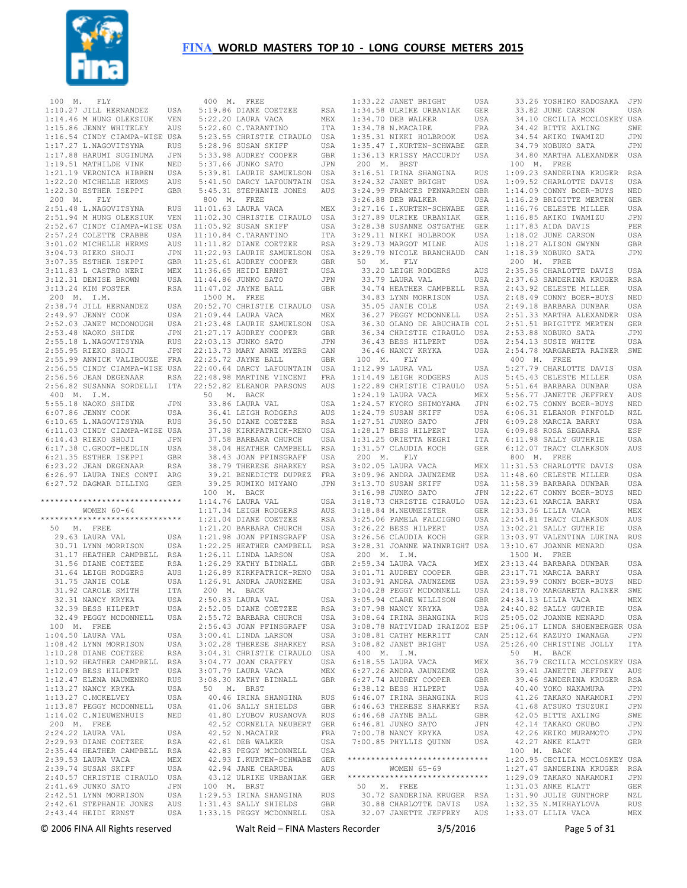# FINA WORLD MASTERS TOP 10 - LONG COURSE METERS 2015

**100 M. FLY**

1:10.27 JILL HERNANDEZ USA
1:14.46 M HUNG OLEKSIUK VEN
1:15.86 JENNY WHITELEY AUS
1:16.54 CINDY CIAMPA-WISE USA
1:17.27 L.NAGOVITSYNA RUS
1:17.88 HARUMI SUGINUMA JPN
1:19.51 MATHILDE VINK NED
1:21.19 VERONICA HIBBEN USA
1:22.20 MICHELLE HERMS AUS
1:22.30 ESTHER ISEPPI GBR

**200 M. FLY**

2:51.48 L.NAGOVITSYNA RUS
2:51.94 M HUNG OLEKSIUK VEN
2:52.67 CINDY CIAMPA-WISE USA
2:57.24 COLETTE CRABBE USA
3:01.02 MICHELLE HERMS AUS
3:04.73 RIEKO SHOJI JPN
3:07.35 ESTHER ISEPPI GBR
3:11.83 L CASTRO NERI MEX
3:12.31 DENISE BROWN USA
3:13.24 KIM FOSTER RSA

**200 M. I.M.**

2:38.74 JILL HERNANDEZ USA
2:49.97 JENNY COOK USA
2:52.03 JANET MCDONOUGH USA
2:53.48 NAOKO SHIDE JPN
2:55.18 L.NAGOVITSYNA RUS
2:55.95 RIEKO SHOJI JPN
2:55.99 ANNICK VALIBOUZE FRA
2:56.55 CINDY CIAMPA-WISE USA
2:56.56 JEAN DEGENAAR RSA
2:56.82 SUSANNA SORDELLI ITA

**400 M. I.M.**

5:55.18 NAOKO SHIDE JPN
6:07.86 JENNY COOK USA
6:10.65 L.NAGOVITSYNA RUS
6:11.03 CINDY CIAMPA-WISE USA
6:14.43 RIEKO SHOJI JPN
6:17.38 C.GROOT-HEDLIN USA
6:21.35 ESTHER ISEPPI GBR
6:23.22 JEAN DEGENAAR RSA
6:26.97 LAURA INES CONTI ARG
6:27.72 DAGMAR DILLING GER

*****************************

## WOMEN 60-64

*****************************

**50 M. FREE**

29.63 LAURA VAL USA
30.71 LYNN MORRISON USA
31.17 HEATHER CAMPBELL RSA
31.56 DIANE COETZEE RSA
31.64 LEIGH RODGERS AUS
31.75 JANIE COLE USA
31.92 CAROLE SMITH ITA
32.31 NANCY KRYKA USA
32.39 BESS HILPERT USA
32.49 PEGGY MCDONNELL USA

**100 M. FREE**

1:04.50 LAURA VAL USA
1:08.42 LYNN MORRISON USA
1:10.28 DIANE COETZEE RSA
1:10.92 HEATHER CAMPBELL RSA
1:12.09 BESS HILPERT USA
1:12.47 ELENA NAUMENKO RUS
1:13.27 NANCY KRYKA USA
1:13.27 C.MCKELVEY USA
1:13.87 PEGGY MCDONNELL USA
1:14.02 C.NIEUWENHUIS NED

**200 M. FREE**

2:24.22 LAURA VAL USA
2:29.93 DIANE COETZEE RSA
2:35.44 HEATHER CAMPBELL RSA
2:39.53 LAURA VACA MEX
2:39.74 SUSAN SKIFF USA
2:40.57 CHRISTIE CIRAULO USA
2:41.69 JUNKO SATO JPN
2:42.51 LYNN MORRISON USA
2:42.61 STEPHANIE JONES AUS
2:43.44 HEIDI ERNST USA

**400 M. FREE**

5:19.86 DIANE COETZEE RSA
5:22.20 LAURA VACA MEX
5:22.60 C.TARANTINO ITA
5:23.55 CHRISTIE CIRAULO USA
5:28.96 SUSAN SKIFF USA
5:33.98 AUDREY COOPER GBR
5:37.66 JUNKO SATO JPN
5:39.81 LAURIE SAMUELSON USA
5:41.50 DARCY LAFOUNTAIN USA
5:45.31 STEPHANIE JONES AUS

**800 M. FREE**

11:01.63 LAURA VACA MEX
11:02.30 CHRISTIE CIRAULO USA
11:05.92 SUSAN SKIFF USA
11:10.84 C.TARANTINO ITA
11:11.82 DIANE COETZEE RSA
11:22.93 LAURIE SAMUELSON USA
11:25.61 AUDREY COOPER GBR
11:36.65 HEIDI ERNST USA
11:44.86 JUNKO SATO JPN
11:47.02 JAYNE BALL GBR

**1500 M. FREE**

20:52.70 CHRISTIE CIRAULO USA
21:09.44 LAURA VACA MEX
21:23.48 LAURIE SAMUELSON USA
21:27.17 AUDREY COOPER GBR
22:03.13 JUNKO SATO JPN
22:13.73 MARY ANNE MYERS CAN
22:25.72 JAYNE BALL GBR
22:40.64 DARCY LAFOUNTAIN USA
22:48.98 MARTINE VINCENT FRA
22:52.82 ELEANOR PARSONS AUS

**50 M. BACK**

33.86 LAURA VAL USA
36.41 LEIGH RODGERS AUS
36.50 DIANE COETZEE RSA
37.38 KIRKPATRICK-RENO USA
37.58 BARBARA CHURCH USA
38.04 HEATHER CAMPBELL RSA
38.43 JOAN PFINSGRAFF USA
38.79 THERESE SHARKEY RSA
39.21 BENEDICTE DUPREZ FRA
39.25 RUMIKO MIYANO JPN

**100 M. BACK**

1:14.76 LAURA VAL USA
1:17.34 LEIGH RODGERS AUS
1:21.04 DIANE COETZEE RSA
1:21.20 BARBARA CHURCH USA
1:21.98 JOAN PFINSGRAFF USA
1:22.25 HEATHER CAMPBELL RSA
1:26.11 LINDA LARSON USA
1:26.29 KATHY BIDNALL GBR
1:26.89 KIRKPATRICK-RENO USA
1:26.91 ANDRA JAUNZEME USA

**200 M. BACK**

2:50.83 LAURA VAL USA
2:52.05 DIANE COETZEE RSA
2:55.72 BARBARA CHURCH USA
2:56.43 JOAN PFINSGRAFF USA
3:00.41 LINDA LARSON USA
3:02.28 THERESE SHARKEY RSA
3:04.31 CHRISTIE CIRAULO USA
3:04.77 JOAN CRAFFEY USA
3:07.79 LAURA VACA MEX
3:08.30 KATHY BIDNALL GBR

**50 M. BRST**

40.46 IRINA SHANGINA RUS
41.06 SALLY SHIELDS GBR
41.80 LYUBOV RUSANOVA RUS
42.52 CORNELIA NEUBERT GER
42.52 N.MACAIRE FRA
42.61 DEB WALKER USA
42.83 PEGGY MCDONNELL USA
42.93 I.KURTEN-SCHWABE GER
42.94 JANE CHARUBA AUS
43.12 ULRIKE URBANIAK GER

**100 M. BRST**

1:29.53 IRINA SHANGINA RUS
1:31.43 SALLY SHIELDS GBR
1:33.15 PEGGY MCDONNELL USA
1:33.22 JANET BRIGHT USA
1:34.58 ULRIKE URBANIAK GER
1:34.70 DEB WALKER USA
1:34.78 N.MACAIRE FRA
1:35.31 NIKKI HOLBROOK USA
1:35.47 I.KURTEN-SCHWABE GER
1:36.13 KRISSY MACCURDY USA

**200 M. BRST**

3:16.51 IRINA SHANGINA RUS
3:24.32 JANET BRIGHT USA
3:24.99 FRANCES PENWARDEN GBR
3:26.88 DEB WALKER USA
3:27.16 I.KURTEN-SCHWABE GER
3:27.89 ULRIKE URBANIAK GER
3:28.38 SUSANNE OSTGATHE GER
3:29.11 NIKKI HOLBROOK USA
3:29.73 MARGOT MILNE AUS
3:29.73 NICOLE BRANCHAUD CAN

**50 M. FLY**

33.20 LEIGH RODGERS AUS
33.79 LAURA VAL USA
34.74 HEATHER CAMPBELL RSA
34.83 LYNN MORRISON USA
35.05 JANIE COLE USA
36.27 PEGGY MCDONNELL USA
36.30 OLANO DE ABUCHAIB COL
36.34 CHRISTIE CIRAULO USA
36.43 BESS HILPERT USA
36.46 NANCY KRYKA USA

**100 M. FLY**

1:12.99 LAURA VAL USA
1:14.49 LEIGH RODGERS AUS
1:22.89 CHRISTIE CIRAULO USA
1:24.19 LAURA VACA MEX
1:24.57 KYOKO SHIMOYAMA JPN
1:24.79 SUSAN SKIFF USA
1:27.51 JUNKO SATO JPN
1:28.17 BESS HILPERT USA
1:31.25 ORIETTA NEGRI ITA
1:31.57 CLAUDIA KOCH GER

**200 M. FLY**

3:02.05 LAURA VACA MEX
3:09.96 ANDRA JAUNZEME USA
3:13.70 SUSAN SKIFF USA
3:16.98 JUNKO SATO JPN
3:18.73 CHRISTIE CIRAULO USA
3:18.84 M.NEUMEISTER GER
3:25.06 PAMELA FALCIGNO USA
3:26.22 BESS HILPERT USA
3:26.56 CLAUDIA KOCH GER
3:28.31 JOANNE WAINWRIGHT USA

**200 M. I.M.**

2:59.34 LAURA VACA MEX
3:01.71 AUDREY COOPER GBR
3:03.91 ANDRA JAUNZEME USA
3:04.28 PEGGY MCDONNELL USA
3:05.94 CLARE WILLISON GBR
3:07.98 NANCY KRYKA USA
3:08.64 IRINA SHANGINA RUS
3:08.78 NATIVIDAD IRAIZOZ ESP
3:08.81 CATHY MERRITT CAN
3:08.82 JANET BRIGHT USA

**400 M. I.M.**

6:18.55 LAURA VACA MEX
6:27.26 ANDRA JAUNZEME USA
6:27.74 AUDREY COOPER GBR
6:38.12 BESS HILPERT USA
6:46.07 IRINA SHANGINA RUS
6:46.63 THERESE SHARKEY RSA
6:46.68 JAYNE BALL GBR
6:46.81 JUNKO SATO JPN
7:00.78 NANCY KRYKA USA
7:00.85 PHYLLIS QUINN USA

*****************************

## WOMEN 65-69

*****************************

**50 M. FREE**

30.72 SANDERINA KRUGER RSA
30.88 CHARLOTTE DAVIS USA
32.07 JANETTE JEFFREY AUS
33.26 YOSHIKO KADOSAKA JPN
33.82 JUNE CARSON USA
34.10 CECILIA MCCLOSKEY USA
34.42 BITTE AXLING SWE
34.54 AKIKO IWAMIZU JPN
34.79 NOBUKO SATA JPN
34.80 MARTHA ALEXANDER USA

**100 M. FREE**

1:09.23 SANDERINA KRUGER RSA
1:09.52 CHARLOTTE DAVIS USA
1:14.09 CONNY BOER-BUYS NED
1:16.29 BRIGITTE MERTEN GER
1:16.76 CELESTE MILLER USA
1:16.85 AKIKO IWAMIZU JPN
1:17.83 AIDA DAVIS PER
1:18.02 JUNE CARSON USA
1:18.27 ALISON GWYNN GBR
1:18.39 NOBUKO SATA JPN

**200 M. FREE**

2:35.36 CHARLOTTE DAVIS USA
2:37.63 SANDERINA KRUGER RSA
2:43.92 CELESTE MILLER USA
2:48.49 CONNY BOER-BUYS NED
2:49.18 BARBARA DUNBAR USA
2:51.33 MARTHA ALEXANDER USA
2:51.51 BRIGITTE MERTEN GER
2:53.88 NOBUKO SATA JPN
2:54.13 SUSIE WHITE USA
2:54.78 MARGARETA RAINER SWE

**400 M. FREE**

5:27.79 CHARLOTTE DAVIS USA
5:45.43 CELESTE MILLER USA
5:51.64 BARBARA DUNBAR USA
5:56.77 JANETTE JEFFREY AUS
6:02.75 CONNY BOER-BUYS NED
6:06.31 ELEANOR PINFOLD NZL
6:09.28 MARCIA BARRY USA
6:09.88 ROSA SEGARRA ESP
6:11.98 SALLY GUTHRIE USA
6:12.07 TRACY CLARKSON AUS

**800 M. FREE**

11:31.53 CHARLOTTE DAVIS USA
11:48.60 CELESTE MILLER USA
11:58.39 BARBARA DUNBAR USA
12:22.67 CONNY BOER-BUYS NED
12:23.61 MARCIA BARRY USA
12:33.36 LILIA VACA MEX
12:54.81 TRACY CLARKSON AUS
13:02.21 SALLY GUTHRIE USA
13:03.97 VALENTINA LUKINA RUS
13:10.67 JOANNE MENARD USA

**1500 M. FREE**

23:13.44 BARBARA DUNBAR USA
23:17.71 MARCIA BARRY USA
23:59.99 CONNY BOER-BUYS NED
24:18.70 MARGARETA RAINER SWE
24:34.13 LILIA VACA MEX
24:40.82 SALLY GUTHRIE USA
25:05.02 JOANNE MENARD USA
25:06.17 LINDA SHOENBERGER USA
25:12.64 KAZUYO IWANAGA JPN
25:26.40 CHRISTINE JOLLY ITA

**50 M. BACK**

36.79 CECILIA MCCLOSKEY USA
39.41 JANETTE JEFFREY AUS
39.46 SANDERINA KRUGER RSA
40.40 YOKO NAKAMURA JPN
41.26 TAKAKO NAKAMORI JPN
41.68 ATSUKO TSUZUKI JPN
42.05 BITTE AXLING SWE
42.14 TAKAKO OKUBO JPN
42.26 KEIKO MURAMOTO JPN
42.27 ANKE KLATT GER

**100 M. BACK**

1:20.95 CECILIA MCCLOSKEY USA
1:27.47 SANDERINA KRUGER RSA
1:29.09 TAKAKO NAKAMORI JPN
1:31.03 ANKE KLATT GER
1:31.90 JULIE GUNTHORP NZL
1:32.35 N.MIKHAYLOVA RUS
1:33.07 LILIA VACA MEX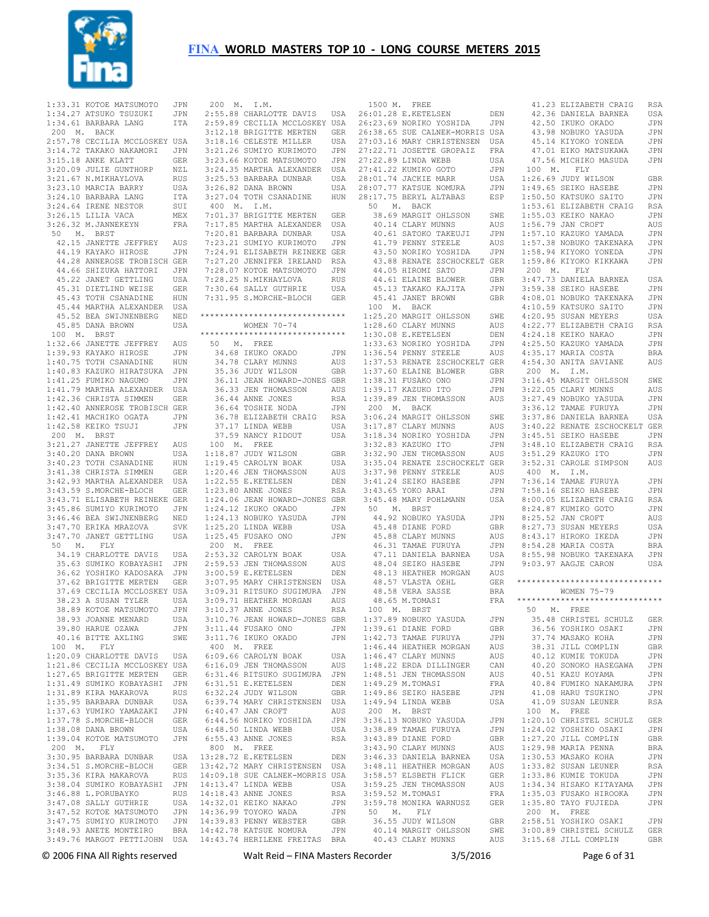1:33.31 KOTOE MATSUMOTO JPN
1:34.27 ATSUKO TSUZUKI JPN
1:34.61 BARBARA LANG ITA

200 M. BACK
2:57.78 CECILIA MCCLOSKEY USA
3:14.72 TAKAKO NAKAMORI JPN
3:15.18 ANKE KLATT GER
3:20.09 JULIE GUNTHORP NZL
3:21.67 N.MIKHAYLOVA RUS
3:23.10 MARCIA BARRY USA
3:24.10 BARBARA LANG ITA
3:24.64 IRENE NESTOR SUI
3:26.15 LILIA VACA MEX
3:26.32 M.JANNEKEYN FRA

50 M. BRST
42.15 JANETTE JEFFREY AUS
44.19 KAYAKO HIROSE JPN
44.28 ANNEROSE TROBISCH GER
44.66 SHIZUKA HATTORI JPN
45.22 JANET GETTLING USA
45.31 DIETLIND WEISE GER
45.43 TOTH CSANADINE HUN
45.44 MARTHA ALEXANDER USA
45.52 BEA SWIJNENBERG NED
45.85 DANA BROWN USA

100 M. BRST
1:32.66 JANETTE JEFFREY AUS
1:39.93 KAYAKO HIROSE JPN
1:40.75 TOTH CSANADINE HUN
1:40.83 KAZUKO HIRATSUKA JPN
1:41.25 FUMIKO NAGUMO JPN
1:41.79 MARTHA ALEXANDER USA
1:42.36 CHRISTA SIMMEN GER
1:42.40 ANNEROSE TROBISCH GER
1:42.41 MACHIKO OGATA JPN
1:42.58 KEIKO TSUJI JPN

200 M. BRST
3:21.27 JANETTE JEFFREY AUS
3:40.20 DANA BROWN USA
3:40.23 TOTH CSANADINE HUN
3:41.38 CHRISTA SIMMEN GER
3:42.93 MARTHA ALEXANDER USA
3:43.59 S.MORCHE-BLOCH GER
3:43.71 ELISABETH REINEKE GER
3:45.86 SUMIYO KURIMOTO JPN
3:46.46 BEA SWIJNENBERG NED
3:47.70 ERIKA MRAZOVA SVK
3:47.70 JANET GETTLING USA

50 M. FLY
34.19 CHARLOTTE DAVIS USA
35.63 SUMIKO KOBAYASHI JPN
36.62 YOSHIKO KADOSAKA JPN
37.62 BRIGITTE MERTEN GER
37.69 CECILIA MCCLOSKEY USA
38.23 A SUSAN TYLER USA
38.89 KOTOE MATSUMOTO JPN
38.93 JOANNE MENARD USA
39.80 HARUE OZAWA JPN
40.16 BITTE AXLING SWE

100 M. FLY
1:20.09 CHARLOTTE DAVIS USA
1:21.86 CECILIA MCCLOSKEY USA
1:27.65 BRIGITTE MERTEN GER
1:31.49 SUMIKO KOBAYASHI JPN
1:31.89 KIRA MAKAROVA RUS
1:35.95 BARBARA DUNBAR USA
1:37.63 YUMIKO YAMAZAKI JPN
1:37.78 S.MORCHE-BLOCH GER
1:38.08 DANA BROWN USA
1:39.04 KOTOE MATSUMOTO JPN

200 M. FLY
3:30.95 BARBARA DUNBAR USA
3:34.51 S.MORCHE-BLOCH GER
3:35.36 KIRA MAKAROVA RUS
3:38.04 SUMIKO KOBAYASHI JPN
3:46.88 L.PORUBAYKO RUS
3:47.08 SALLY GUTHRIE USA
3:47.52 KOTOE MATSUMOTO JPN
3:47.75 SUMIYO KURIMOTO JPN
3:48.93 ANETE MONTEIRO BRA
3:49.76 MARGOT PETTIJOHN USA

200 M. I.M.
2:55.88 CHARLOTTE DAVIS USA
2:59.89 CECILIA MCCLOSKEY USA
3:12.18 BRIGITTE MERTEN GER
3:18.16 CELESTE MILLER USA
3:21.26 SUMIYO KURIMOTO JPN
3:23.66 KOTOE MATSUMOTO JPN
3:24.35 MARTHA ALEXANDER USA
3:25.53 BARBARA DUNBAR USA
3:26.82 DANA BROWN USA
3:27.04 TOTH CSANADINE HUN

400 M. I.M.
7:01.37 BRIGITTE MERTEN GER
7:17.85 MARTHA ALEXANDER USA
7:20.81 BARBARA DUNBAR USA
7:23.21 SUMIYO KURIMOTO JPN
7:24.91 ELISABETH REINEKE GER
7:27.20 JENNIFER IRELAND RSA
7:28.07 KOTOE MATSUMOTO JPN
7:28.25 N.MIKHAYLOVA RUS
7:30.64 SALLY GUTHRIE USA
7:31.95 S.MORCHE-BLOCH GER

******************************
WOMEN 70-74
******************************

50 M. FREE
34.68 IKUKO OKADO JPN
34.78 CLARY MUNNS AUS
35.36 JUDY WILSON GBR
36.11 JEAN HOWARD-JONES GBR
36.33 JEN THOMASSON AUS
36.44 ANNE JONES RSA
36.64 TOSHIE NODA JPN
36.78 ELIZABETH CRAIG RSA
37.17 LINDA WEBB USA
37.59 NANCY RIDOUT USA

100 M. FREE
1:18.87 JUDY WILSON GBR
1:19.45 CAROLYN BOAK USA
1:20.46 JEN THOMASSON AUS
1:22.55 E.KETELSEN DEN
1:23.80 ANNE JONES RSA
1:24.06 JEAN HOWARD-JONES GBR
1:24.12 IKUKO OKADO JPN
1:24.13 NOBUKO YASUDA JPN
1:25.20 LINDA WEBB USA
1:25.45 FUSAKO ONO JPN

200 M. FREE
2:53.32 CAROLYN BOAK USA
2:59.53 JEN THOMASSON AUS
3:00.59 E.KETELSEN DEN
3:07.95 MARY CHRISTENSEN USA
3:09.31 RITSUKO SUGIMURA JPN
3:09.71 HEATHER MORGAN AUS
3:10.37 ANNE JONES RSA
3:10.76 JEAN HOWARD-JONES GBR
3:11.44 FUSAKO ONO JPN
3:11.76 IKUKO OKADO JPN

400 M. FREE
6:09.66 CAROLYN BOAK USA
6:16.09 JEN THOMASSON AUS
6:31.46 RITSUKO SUGIMURA JPN
6:31.51 E.KETELSEN DEN
6:32.24 JUDY WILSON GBR
6:39.74 MARY CHRISTENSEN USA
6:40.47 JAN CROFT AUS
6:44.56 NORIKO YOSHIDA JPN
6:48.50 LINDA WEBB USA
6:55.43 ANNE JONES RSA

800 M. FREE
13:28.72 E.KETELSEN DEN
13:42.72 MARY CHRISTENSEN USA
14:09.18 SUE CALNEK-MORRIS USA
14:13.47 LINDA WEBB USA
14:18.43 ANNE JONES RSA
14:32.01 KEIKO NAKAO JPN
14:36.99 TOYOKO WADA JPN
14:39.83 PENNY WEBSTER GBR
14:42.78 KATSUE NOMURA JPN
14:43.74 HERILENE FREITAS BRA

1500 M. FREE
26:01.28 E.KETELSEN DEN
26:23.69 NORIKO YOSHIDA JPN
26:38.65 SUE CALNEK-MORRIS USA
27:03.16 MARY CHRISTENSEN USA
27:22.71 JOSETTE GROPAIZ FRA
27:22.89 LINDA WEBB USA
27:41.22 KUMIKO GOTO JPN
28:01.74 JACKIE MARR USA
28:07.77 KATSUE NOMURA JPN
28:17.75 BERYL ALTABAS ESP

50 M. BACK
38.69 MARGIT OHLSSON SWE
40.14 CLARY MUNNS AUS
40.61 SATOKO TAKEUJI JPN
41.79 PENNY STEELE AUS
43.50 NORIKO YOSHIDA JPN
43.88 RENATE ZSCHOCKELT GER
44.05 HIROMI SATO JPN
44.61 ELAINE BLOWER GBR
45.13 TAKAKO KAJITA JPN
45.41 JANET BROWN GBR

100 M. BACK
1:25.20 MARGIT OHLSSON SWE
1:28.60 CLARY MUNNS AUS
1:30.08 E.KETELSEN DEN
1:33.63 NORIKO YOSHIDA JPN
1:36.54 PENNY STEELE AUS
1:37.53 RENATE ZSCHOCKELT GER
1:37.60 ELAINE BLOWER GBR
1:38.31 FUSAKO ONO JPN
1:39.17 KAZUKO ITO JPN
1:39.89 JEN THOMASSON AUS

200 M. BACK
3:06.24 MARGIT OHLSSON SWE
3:17.87 CLARY MUNNS AUS
3:18.34 NORIKO YOSHIDA JPN
3:32.83 KAZUKO ITO JPN
3:32.90 JEN THOMASSON AUS
3:35.04 RENATE ZSCHOCKELT GER
3:37.98 PENNY STEELE AUS
3:42.14 SEIKO HASEBE JPN
3:43.65 YOKO ARAI JPN
3:45.48 MARY POHLMANN USA

50 M. BRST
44.92 NOBUKO YASUDA JPN
45.48 DIANE FORD GBR
45.88 CLARY MUNNS AUS
46.31 TAMAE FURUYA JPN
47.11 DANIELA BARNEA USA
48.04 SEIKO HASEBE JPN
48.13 HEATHER MORGAN AUS
48.57 VLASTA OEHL GER
48.58 VERA SASSE BRA
48.65 M.TOMASI FRA

100 M. BRST
1:37.89 NOBUKO YASUDA JPN
1:39.61 DIANE FORD GBR
1:42.73 TAMAE FURUYA JPN
1:46.44 HEATHER MORGAN AUS
1:46.47 CLARY MUNNS AUS
1:48.22 ERDA DILLINGER CAN
1:48.51 JEN THOMASSON AUS
1:49.29 M.TOMASI FRA
1:49.86 SEIKO HASEBE JPN
1:49.94 LINDA WEBB USA

200 M. BRST
3:36.13 NOBUKO YASUDA JPN
3:38.89 TAMAE FURUYA JPN
3:43.89 DIANE FORD GBR
3:43.90 CLARY MUNNS AUS
3:46.33 DANIELA BARNEA USA
3:48.11 HEATHER MORGAN AUS
3:57.57 ELSBETH FLICK GER
3:59.25 JEN THOMASSON AUS
3:59.52 M.TOMASI FRA
3:59.78 MONIKA WARNUSZ GER

50 M. FLY
36.55 JUDY WILSON GBR
40.14 MARGIT OHLSSON SWE
40.43 CLARY MUNNS AUS
41.23 ELIZABETH CRAIG RSA
42.36 DANIELA BARNEA USA
42.50 IKUKO OKADO JPN
43.98 NOBUKO YASUDA JPN
45.14 KIYOKO YONEDA JPN
47.01 EIKO MATSUKAWA JPN
47.56 MICHIKO MASUDA JPN

100 M. FLY
1:26.69 JUDY WILSON GBR
1:49.65 SEIKO HASEBE JPN
1:50.50 KATSUKO SAITO JPN
1:53.61 ELIZABETH CRAIG RSA
1:55.03 KEIKO NAKAO JPN
1:56.79 JAN CROFT AUS
1:57.10 KAZUKO YAMADA JPN
1:57.38 NOBUKO TAKENAKA JPN
1:58.94 KIYOKO YONEDA JPN
1:59.86 KIYOKO KIKKAWA JPN

200 M. FLY
3:47.73 DANIELA BARNEA USA
3:59.38 SEIKO HASEBE JPN
4:08.01 NOBUKO TAKENAKA JPN
4:10.59 KATSUKO SAITO JPN
4:20.95 SUSAN MEYERS USA
4:22.77 ELIZABETH CRAIG RSA
4:24.18 KEIKO NAKAO JPN
4:25.50 KAZUKO YAMADA JPN
4:35.17 MARIA COSTA BRA
4:54.30 ANITA SAVIANE AUS

200 M. I.M.
3:16.45 MARGIT OHLSSON SWE
3:22.05 CLARY MUNNS AUS
3:27.49 NOBUKO YASUDA JPN
3:36.12 TAMAE FURUYA JPN
3:37.86 DANIELA BARNEA USA
3:40.22 RENATE ZSCHOCKELT GER
3:45.51 SEIKO HASEBE JPN
3:48.10 ELIZABETH CRAIG RSA
3:51.29 KAZUKO ITO JPN
3:52.31 CAROLE SIMPSON AUS

400 M. I.M.
7:36.14 TAMAE FURUYA JPN
7:58.16 SEIKO HASEBE JPN
8:00.05 ELIZABETH CRAIG RSA
8:24.87 KUMIKO GOTO JPN
8:25.52 JAN CROFT AUS
8:27.73 SUSAN MEYERS USA
8:43.17 HIROKO IKEDA JPN
8:54.28 MARIA COSTA BRA
8:55.98 NOBUKO TAKENAKA JPN
9:03.97 AAGJE CARON USA

******************************
WOMEN 75-79
******************************

50 M. FREE
35.48 CHRISTEL SCHULZ GER
36.56 YOSHIKO OSAKI JPN
37.74 MASAKO KOHA JPN
38.31 JILL COMPLIN GBR
40.12 KUMIE TOKUDA JPN
40.20 SONOKO HASEGAWA JPN
40.51 KAZU KOYAMA JPN
40.84 FUMIKO NAKAMURA JPN
41.08 HARU TSUKINO JPN
41.09 SUSAN LEUNER RSA

100 M. FREE
1:20.10 CHRISTEL SCHULZ GER
1:24.02 YOSHIKO OSAKI JPN
1:27.20 JILL COMPLIN GBR
1:29.98 MARIA PENNA BRA
1:30.53 MASAKO KOHA JPN
1:33.82 SUSAN LEUNER RSA
1:33.86 KUMIE TOKUDA JPN
1:34.34 HISAKO KITAYAMA JPN
1:35.03 FUSAKO HIROOKA JPN
1:35.80 TAYO FUJIEDA JPN

200 M. FREE
2:58.51 YOSHIKO OSAKI JPN
3:00.89 CHRISTEL SCHULZ GER
3:15.68 JILL COMPLIN GBR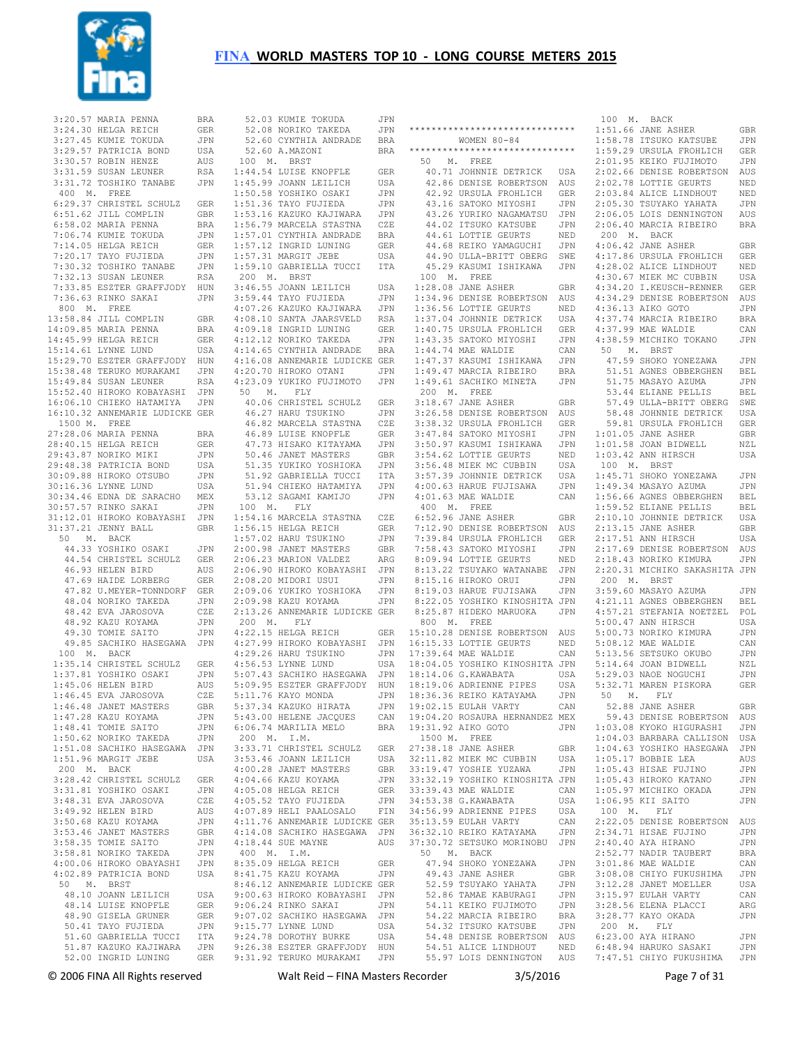# FINA WORLD MASTERS TOP 10 - LONG COURSE METERS 2015

```
3:20.57 MARIA PENNA          BRA
3:24.30 HELGA REICH          GER
3:27.45 KUMIE TOKUDA         JPN
3:29.57 PATRICIA BOND        USA
3:30.57 ROBIN HENZE          AUS
3:31.59 SUSAN LEUNER         RSA
3:31.72 TOSHIKO TANABE       JPN
 400  M.  FREE
6:29.37 CHRISTEL SCHULZ      GER
6:51.62 JILL COMPLIN         GBR
6:58.02 MARIA PENNA          BRA
7:06.74 KUMIE TOKUDA         JPN
7:14.05 HELGA REICH          GER
7:20.17 TAYO FUJIEDA         JPN
7:30.32 TOSHIKO TANABE       JPN
7:32.13 SUSAN LEUNER         RSA
7:33.85 ESZTER GRAFFJODY     HUN
7:36.63 RINKO SAKAI          JPN
 800  M.  FREE
13:58.84 JILL COMPLIN        GBR
14:09.85 MARIA PENNA         BRA
14:45.99 HELGA REICH         GER
15:14.61 LYNNE LUND          USA
15:29.70 ESZTER GRAFFJODY    HUN
15:38.48 TERUKO MURAKAMI     JPN
15:49.84 SUSAN LEUNER        RSA
15:52.40 HIROKO KOBAYASHI    JPN
16:06.10 CHIEKO HATAMIYA     JPN
16:10.32 ANNEMARIE LUDICKE   GER
 1500 M.  FREE
27:28.06 MARIA PENNA         BRA
28:40.15 HELGA REICH         GER
29:43.87 NORIKO MIKI         JPN
29:48.38 PATRICIA BOND       USA
30:09.88 HIROKO OTSUBO       JPN
30:16.36 LYNNE LUND          USA
30:34.46 EDNA DE SARACHO     MEX
30:57.57 RINKO SAKAI         JPN
31:12.01 HIROKO KOBAYASHI    JPN
31:37.21 JENNY BALL          GBR
 50   M.  BACK
  44.33 YOSHIKO OSAKI        JPN
  44.54 CHRISTEL SCHULZ      GER
  46.93 HELEN BIRD           AUS
  47.69 HAIDE LORBERG        GER
  47.82 U.MEYER-TONNDORF     GER
  48.04 NORIKO TAKEDA        JPN
  48.42 EVA JAROSOVA         CZE
  48.92 KAZU KOYAMA          JPN
  49.30 TOMIE SAITO          JPN
  49.85 SACHIKO HASEGAWA     JPN
 100  M.  BACK
1:35.14 CHRISTEL SCHULZ      GER
1:37.81 YOSHIKO OSAKI        JPN
1:45.06 HELEN BIRD           AUS
1:46.45 EVA JAROSOVA         CZE
1:46.48 JANET MASTERS        GBR
1:47.28 KAZU KOYAMA          JPN
1:48.41 TOMIE SAITO          JPN
1:50.62 NORIKO TAKEDA        JPN
1:51.08 SACHIKO HASEGAWA     JPN
1:51.96 MARGIT JEBE          USA
 200  M.  BACK
3:28.42 CHRISTEL SCHULZ      GER
3:31.91 YOSHIKO OSAKI        JPN
3:48.31 EVA JAROSOVA         CZE
3:49.92 HELEN BIRD           AUS
3:50.68 KAZU KOYAMA          JPN
3:53.46 JANET MASTERS        GBR
3:58.35 TOMIE SAITO          JPN
3:58.81 NORIKO TAKEDA        JPN
4:00.06 HIROKO OBAYASHI      JPN
4:02.89 PATRICIA BOND        USA
 50   M.  BRST
  48.10 JOANN LEILICH        USA
  48.14 LUISE KNOPFLE        GER
  48.90 GISELA GRUNER        GER
  50.41 TAYO FUJIEDA         JPN
  51.60 GABRIELLA TUCCI      ITA
  51.87 KAZUKO KAJIWARA      JPN
  52.00 INGRID LUNING        GER
  52.03 KUMIE TOKUDA         JPN
  52.08 NORIKO TAKEDA        JPN
  52.60 CYNTHIA ANDRADE      BRA
  52.60 A.MAZONI             BRA
 100  M.  BRST
1:44.54 LUISE KNOPFLE        GER
1:45.99 JOANN LEILICH        USA
1:50.58 YOSHIKO OSAKI        JPN
1:51.36 TAYO FUJIEDA         JPN
1:53.16 KAZUKO KAJIWARA      JPN
1:56.79 MARCELA STASTNA      CZE
1:57.01 CYNTHIA ANDRADE      BRA
1:57.12 INGRID LUNING        GER
1:57.31 MARGIT JEBE          USA
1:59.10 GABRIELLA TUCCI      ITA
 200  M.  BRST
3:46.55 JOANN LEILICH        USA
3:59.44 TAYO FUJIEDA         JPN
4:07.26 KAZUKO KAJIWARA      JPN
4:08.10 SANTA JAARSVELD      RSA
4:09.18 INGRID LUNING        GER
4:12.12 NORIKO TAKEDA        JPN
4:14.65 CYNTHIA ANDRADE      BRA
4:16.08 ANNEMARIE LUDICKE    GER
4:20.70 HIROKO OTANI         JPN
4:23.09 YUKIKO FUJIMOTO      JPN
 50   M.  FLY
  40.06 CHRISTEL SCHULZ      GER
  46.27 HARU TSUKINO         JPN
  46.82 MARCELA STASTNA      CZE
  46.89 LUISE KNOPFLE        GER
  47.73 HISAKO KITAYAMA      JPN
  50.46 JANET MASTERS        GBR
  51.35 YUKIKO YOSHIOKA      JPN
  51.92 GABRIELLA TUCCI      ITA
  51.94 CHIEKO HATAMIYA      JPN
  53.12 SAGAMI KAMIJO        JPN
 100  M.  FLY
1:54.16 MARCELA STASTNA      CZE
1:56.15 HELGA REICH          GER
1:57.02 HARU TSUKINO         JPN
2:00.98 JANET MASTERS        GBR
2:06.23 MARION VALDEZ        ARG
2:06.90 HIROKO KOBAYASHI     JPN
2:08.20 MIDORI USUI          JPN
2:09.06 YUKIKO YOSHIOKA      JPN
2:09.98 KAZU KOYAMA          JPN
2:13.26 ANNEMARIE LUDICKE    GER
 200  M.  FLY
4:22.15 HELGA REICH          GER
4:27.99 HIROKO KOBAYASHI     JPN
4:29.26 HARU TSUKINO         JPN
4:56.53 LYNNE LUND           USA
5:07.43 SACHIKO HASEGAWA     JPN
5:09.95 ESZTER GRAFFJODY     HUN
5:11.76 KAYO MONDA           JPN
5:37.34 KAZUKO HIRATA        JPN
5:43.00 HELENE JACQUES       CAN
6:06.74 MARILIA MELO         BRA
 200  M.  I.M.
3:33.71 CHRISTEL SCHULZ      GER
3:53.46 JOANN LEILICH        USA
4:00.28 JANET MASTERS        GBR
4:04.66 KAZU KOYAMA          JPN
4:05.08 HELGA REICH          GER
4:05.52 TAYO FUJIEDA         JPN
4:07.89 HELI PAALOSALO       FIN
4:11.76 ANNEMARIE LUDICKE    GER
4:14.08 SACHIKO HASEGAWA     JPN
4:18.44 SUE MAYNE            AUS
 400  M.  I.M.
8:35.09 HELGA REICH          GER
8:41.75 KAZU KOYAMA          JPN
8:46.12 ANNEMARIE LUDICKE    GER
9:00.63 HIROKO KOBAYASHI     JPN
9:06.24 RINKO SAKAI          JPN
9:07.02 SACHIKO HASEGAWA     JPN
9:15.77 LYNNE LUND           USA
9:24.78 DOROTHY BURKE        USA
9:26.38 ESZTER GRAFFJODY     HUN
9:31.92 TERUKO MURAKAMI      JPN
```

## WOMEN 80-84

```
 50   M.  FREE
  40.71 JOHNNIE DETRICK      USA
  42.86 DENISE ROBERTSON     AUS
  42.92 URSULA FROHLICH      GER
  43.16 SATOKO MIYOSHI       JPN
  43.26 YURIKO NAGAMATSU     JPN
  44.02 ITSUKO KATSUBE       JPN
  44.61 LOTTIE GEURTS        NED
  44.68 REIKO YAMAGUCHI      JPN
  44.90 ULLA-BRITT OBERG     SWE
  45.29 KASUMI ISHIKAWA      JPN
 100  M.  FREE
1:28.08 JANE ASHER           GBR
1:34.96 DENISE ROBERTSON     AUS
1:36.56 LOTTIE GEURTS        NED
1:37.04 JOHNNIE DETRICK      USA
1:40.75 URSULA FROHLICH      GER
1:43.35 SATOKO MIYOSHI       JPN
1:44.74 MAE WALDIE           CAN
1:47.37 KASUMI ISHIKAWA      JPN
1:49.47 MARCIA RIBEIRO       BRA
1:49.61 SACHIKO MINETA       JPN
 200  M.  FREE
3:18.67 JANE ASHER           GBR
3:26.58 DENISE ROBERTSON     AUS
3:38.32 URSULA FROHLICH      GER
3:47.84 SATOKO MIYOSHI       JPN
3:50.97 KASUMI ISHIKAWA      JPN
3:54.62 LOTTIE GEURTS        NED
3:56.48 MIEK MC CUBBIN       USA
3:57.39 JOHNNIE DETRICK      USA
4:00.63 HARUE FUJISAWA       JPN
4:01.63 MAE WALDIE           CAN
 400  M.  FREE
6:52.96 JANE ASHER           GBR
7:12.90 DENISE ROBERTSON     AUS
7:39.84 URSULA FROHLICH      GER
7:58.43 SATOKO MIYOSHI       JPN
8:09.94 LOTTIE GEURTS        NED
8:13.22 TSUYAKO WATANABE     JPN
8:15.16 HIROKO ORUI          JPN
8:19.03 HARUE FUJISAWA       JPN
8:22.05 YOSHIKO KINOSHITA    JPN
8:25.87 HIDEKO MARUOKA       JPN
 800  M.  FREE
15:10.28 DENISE ROBERTSON    AUS
16:15.33 LOTTIE GEURTS       NED
17:39.64 MAE WALDIE          CAN
18:04.05 YOSHIKO KINOSHITA   JPN
18:14.06 G.KAWABATA          USA
18:19.06 ADRIENNE PIPES      USA
18:36.36 REIKO KATAYAMA      JPN
19:02.15 EULAH VARTY         CAN
19:04.20 ROSAURA HERNANDEZ   MEX
19:31.92 AIKO GOTO           JPN
 1500 M.  FREE
27:38.18 JANE ASHER          GBR
32:11.82 MIEK MC CUBBIN      USA
33:19.47 YOSHIE YUZAWA       JPN
33:32.19 YOSHIKO KINOSHITA   JPN
33:39.43 MAE WALDIE          CAN
34:53.38 G.KAWABATA          USA
34:56.99 ADRIENNE PIPES      USA
35:13.59 EULAH VARTY         CAN
36:32.10 REIKO KATAYAMA      JPN
37:30.72 SETSUKO MORINOBU    JPN
 50   M.  BACK
  47.94 SHOKO YONEZAWA       JPN
  49.43 JANE ASHER           GBR
  52.59 TSUYAKO YAHATA       JPN
  52.86 TAMAE KABURAGI       JPN
  54.11 KEIKO FUJIMOTO       JPN
  54.22 MARCIA RIBEIRO       BRA
  54.32 ITSUKO KATSUBE       JPN
  54.48 DENISE ROBERTSON     AUS
  54.51 ALICE LINDHOUT       NED
  55.97 LOIS DENNINGTON      AUS
 100  M.  BACK
1:51.66 JANE ASHER           GBR
1:58.78 ITSUKO KATSUBE       JPN
1:59.29 URSULA FROHLICH      GER
2:01.95 KEIKO FUJIMOTO       JPN
2:02.66 DENISE ROBERTSON     AUS
2:02.78 LOTTIE GEURTS        NED
2:03.84 ALICE LINDHOUT       NED
2:05.30 TSUYAKO YAHATA       JPN
2:06.05 LOIS DENNINGTON      AUS
2:06.40 MARCIA RIBEIRO       BRA
 200  M.  BACK
4:06.42 JANE ASHER           GBR
4:17.86 URSULA FROHLICH      GER
4:28.02 ALICE LINDHOUT       NED
4:30.67 MIEK MC CUBBIN       USA
4:34.20 I.KEUSCH-RENNER      GER
4:34.29 DENISE ROBERTSON     AUS
4:36.13 AIKO GOTO            JPN
4:37.74 MARCIA RIBEIRO       BRA
4:37.99 MAE WALDIE           CAN
4:38.59 MICHIKO TOKANO       JPN
 50   M.  BRST
  47.59 SHOKO YONEZAWA       JPN
  51.51 AGNES OBBERGHEN      BEL
  51.75 MASAYO AZUMA         JPN
  53.44 ELIANE PELLIS        BEL
  57.49 ULLA-BRITT OBERG     SWE
  58.48 JOHNNIE DETRICK      USA
  59.81 URSULA FROHLICH      GER
1:01.05 JANE ASHER           GBR
1:01.58 JOAN BIDWELL         NZL
1:03.42 ANN HIRSCH           USA
 100  M.  BRST
1:45.71 SHOKO YONEZAWA       JPN
1:49.34 MASAYO AZUMA         JPN
1:56.66 AGNES OBBERGHEN      BEL
1:59.52 ELIANE PELLIS        BEL
2:10.10 JOHNNIE DETRICK      USA
2:13.15 JANE ASHER           GBR
2:17.51 ANN HIRSCH           USA
2:17.69 DENISE ROBERTSON     AUS
2:18.43 NORIKO KIMURA        JPN
2:20.31 MICHIKO SAKASHITA    JPN
 200  M.  BRST
3:59.60 MASAYO AZUMA         JPN
4:21.11 AGNES OBBERGHEN      BEL
4:57.21 STEFANIA NOETZEL     POL
5:00.47 ANN HIRSCH           USA
5:00.73 NORIKO KIMURA        JPN
5:08.12 MAE WALDIE           CAN
5:13.56 SETSUKO OKUBO        JPN
5:14.64 JOAN BIDWELL         NZL
5:29.03 NAOE NOGUCHI         JPN
5:32.71 MAREN PISKORA        GER
 50   M.  FLY
  52.88 JANE ASHER           GBR
  59.43 DENISE ROBERTSON     AUS
1:03.08 KYOKO HIGURASHI      JPN
1:04.03 BARBARA CALLISON     USA
1:04.63 YOSHIKO HASEGAWA     JPN
1:05.17 BOBBIE LEA           AUS
1:05.43 HISAE FUJINO         JPN
1:05.43 HIROKO KATANO        JPN
1:05.97 MICHIKO OKADA        JPN
1:06.95 KII SAITO            JPN
 100  M.  FLY
2:22.05 DENISE ROBERTSON     AUS
2:34.71 HISAE FUJINO         JPN
2:40.40 AYA HIRANO           JPN
2:52.77 NADIR TAUBERT        BRA
3:01.86 MAE WALDIE           CAN
3:08.08 CHIYO FUKUSHIMA      JPN
3:12.28 JANET MOELLER        USA
3:15.97 EULAH VARTY          CAN
3:28.56 ELENA PLACCI         ARG
3:28.77 KAYO OKADA           JPN
 200  M.  FLY
6:23.00 AYA HIRANO           JPN
6:48.94 HARUKO SASAKI        JPN
7:47.51 CHIYO FUKUSHIMA      JPN
```

© 2006 FINA All Rights reserved Walt Reid – FINA Masters Recorder 3/5/2016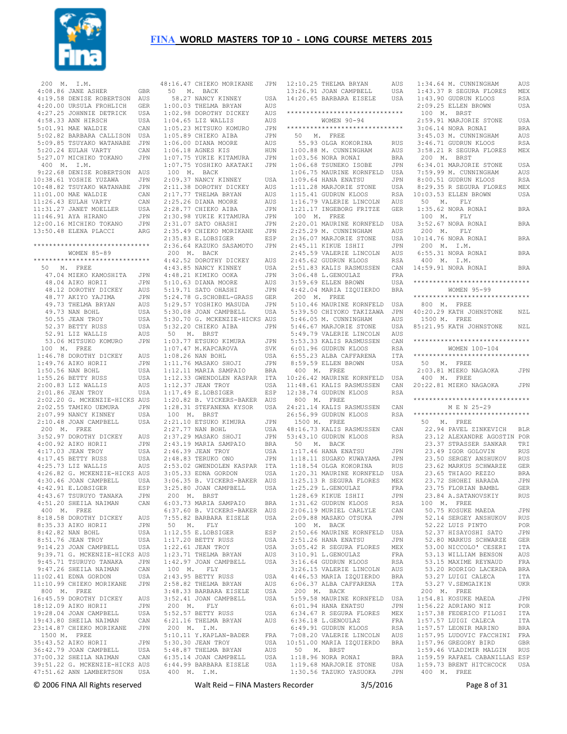# FINA WORLD MASTERS TOP 10 - LONG COURSE METERS 2015

200 M. I.M.
4:08.86 JANE ASHER GBR
4:19.58 DENISE ROBERTSON AUS
4:20.00 URSULA FROHLICH GER
4:27.25 JOHNNIE DETRICK USA
4:58.33 ANN HIRSCH USA
5:01.91 MAE WALDIE CAN
5:02.82 BARBARA CALLISON USA
5:09.85 TSUYAKO WATANABE JPN
5:20.24 EULAH VARTY CAN
5:27.07 MICHIKO TOKANO JPN

400 M. I.M.
9:22.68 DENISE ROBERTSON AUS
10:38.61 YOSHIE YUZAWA JPN
10:48.82 TSUYAKO WATANABE JPN
11:01.00 MAE WALDIE CAN
11:26.43 EULAH VARTY CAN
11:31.27 JANET MOELLER USA
11:46.91 AYA HIRANO JPN
12:00.16 MICHIKO TOKANO JPN
13:50.48 ELENA PLACCI ARG

******************************
WOMEN 85-89
******************************

50 M. FREE
47.04 MIEKO KAMOSHITA JPN
48.04 AIKO HORII JPN
48.12 DOROTHY DICKEY AUS
48.77 AKIYO YAJIMA JPN
49.73 THELMA BRYAN AUS
49.73 NAN BOHL USA
50.55 JEAN TROY USA
52.37 BETTY RUSS USA
52.91 LIZ WALLIS AUS
53.06 MITSUKO KOMURO JPN

100 M. FREE
1:46.78 DOROTHY DICKEY AUS
1:49.76 AIKO HORII JPN
1:50.56 NAN BOHL USA
1:55.26 BETTY RUSS USA
2:00.83 LIZ WALLIS AUS
2:01.86 JEAN TROY USA
2:02.20 G. MCKENZIE-HICKS AUS
2:02.55 TAMIKO UEMURA JPN
2:07.99 NANCY KINNEY USA
2:10.48 JOAN CAMPBELL USA

200 M. FREE
3:52.97 DOROTHY DICKEY AUS
4:00.92 AIKO HORII JPN
4:17.03 JEAN TROY USA
4:17.45 BETTY RUSS USA
4:25.73 LIZ WALLIS AUS
4:26.82 G. MCKENZIE-HICKS AUS
4:30.46 JOAN CAMPBELL USA
4:42.91 E.LOBSIGER ESP
4:43.67 TSURUYO TANAKA JPN
4:51.20 SHEILA NAIMAN CAN

400 M. FREE
8:18.58 DOROTHY DICKEY AUS
8:35.33 AIKO HORII JPN
8:42.82 NAN BOHL USA
8:51.76 JEAN TROY USA
9:14.23 JOAN CAMPBELL USA
9:39.71 G. MCKENZIE-HICKS AUS
9:45.71 TSURUYO TANAKA JPN
9:47.26 SHEILA NAIMAN CAN
11:02.41 EDNA GORDON USA
11:10.99 CHIEKO MORIKANE JPN

800 M. FREE
16:45.59 DOROTHY DICKEY AUS
18:12.09 AIKO HORII JPN
19:28.04 JOAN CAMPBELL USA
19:43.80 SHEILA NAIMAN CAN
23:14.87 CHIEKO MORIKANE JPN

1500 M. FREE
35:43.52 AIKO HORII JPN
36:42.79 JOAN CAMPBELL USA
37:00.32 SHEILA NAIMAN CAN
39:51.22 G. MCKENZIE-HICKS AUS
47:51.62 ANN LAMBERTSON USA
48:16.47 CHIEKO MORIKANE JPN

50 M. BACK
58.27 NANCY KINNEY USA
1:00.03 THELMA BRYAN AUS
1:02.98 DOROTHY DICKEY AUS
1:04.65 LIZ WALLIS AUS
1:05.23 MITSUKO KOMURO JPN
1:05.89 CHIEKO AIBA JPN
1:06.00 DIANA MOORE AUS
1:06.18 AGNES KIS HUN
1:07.75 YUKIE KITAMURA JPN
1:07.75 YOSHIKO AKATAKI JPN

100 M. BACK
2:09.37 NANCY KINNEY USA
2:11.38 DOROTHY DICKEY AUS
2:17.77 THELMA BRYAN AUS
2:25.26 DIANA MOORE AUS
2:28.77 CHIEKO AIBA JPN
2:30.98 YUKIE KITAMURA JPN
2:31.07 SATO OHASHI JPN
2:35.49 CHIEKO MORIKANE JPN
2:35.83 E.LOBSIGER ESP
2:36.64 KAZUKO SASAMOTO JPN

200 M. BACK
4:42.52 DOROTHY DICKEY AUS
4:43.85 NANCY KINNEY USA
4:48.21 KIMIKO OOKA JPN
5:10.63 DIANA MOORE AUS
5:19.71 SATO OHASHI JPN
5:24.78 G.SCHOBEL-GRASS GER
5:29.57 YOSHIKO MASUDA JPN
5:30.08 JOAN CAMPBELL USA
5:30.70 G. MCKENZIE-HICKS AUS
5:32.20 CHIEKO AIBA JPN

50 M. BRST
1:03.77 ETSUKO KIMURA JPN
1:07.47 M.KAPCAROVA SVK
1:08.26 NAN BOHL USA
1:11.76 MASAKO SHOJI JPN
1:12.11 MARIA SAMPAIO BRA
1:12.33 GWENDOLEN KASPAR ITA
1:12.37 JEAN TROY USA
1:17.49 E.LOBSIGER ESP
1:20.82 B. VICKERS-BAKER AUS
1:28.31 STEFANENA KYSOR USA

100 M. BRST
2:21.10 ETSUKO KIMURA JPN
2:27.77 NAN BOHL USA
2:37.29 MASAKO SHOJI JPN
2:43.19 MARIA SAMPAIO BRA
2:46.39 JEAN TROY USA
2:48.83 TERUKO ONO JPN
2:53.02 GWENDOLEN KASPAR ITA
3:05.33 EDNA GORDON USA
3:06.35 B. VICKERS-BAKER AUS
3:25.80 JOAN CAMPBELL USA

200 M. BRST
6:03.73 MARIA SAMPAIO BRA
6:37.60 B. VICKERS-BAKER AUS
7:55.82 BARBARA EISELE USA

50 M. FLY
1:12.55 E.LOBSIGER ESP
1:17.20 BETTY RUSS USA
1:22.61 JEAN TROY USA
1:23.71 THELMA BRYAN AUS
1:42.97 JOAN CAMPBELL USA

100 M. FLY
2:43.95 BETTY RUSS USA
2:58.82 THELMA BRYAN AUS
3:48.33 BARBARA EISELE USA
3:52.41 JOAN CAMPBELL USA

200 M. FLY
5:52.57 BETTY RUSS USA
6:21.16 THELMA BRYAN AUS

200 M. I.M.
5:10.11 Y.KAPLAN-BADER FRA
5:30.30 JEAN TROY USA
5:48.87 THELMA BRYAN AUS
6:35.14 JOAN CAMPBELL USA
6:44.99 BARBARA EISELE USA

400 M. I.M.
12:10.25 THELMA BRYAN AUS
13:26.91 JOAN CAMPBELL USA
14:20.65 BARBARA EISELE USA

******************************
WOMEN 90-94
******************************

50 M. FREE
55.93 OLGA KOKORINA RUS
1:00.88 M. CUNNINGHAM AUS
1:03.56 NORA RONAI BRA
1:06.68 TSUNEKO ISOBE JPN
1:06.75 MAURINE KORNFELD USA
1:09.64 HANA ENATSU JPN
1:11.28 MARJORIE STONE USA
1:15.41 GUDRUN KLOOS RSA
1:16.79 VALERIE LINCOLN AUS
1:21.17 INGEBORG FRITZE GER

100 M. FREE
2:20.01 MAURINE KORNFELD USA
2:25.29 M. CUNNINGHAM AUS
2:36.07 MARJORIE STONE USA
2:45.11 KIKUE ISHII JPN
2:45.59 VALERIE LINCOLN AUS
2:45.62 GUDRUN KLOOS RSA
2:51.83 KALIS RASMUSSEN CAN
3:06.48 L.GENOULAZ FRA
3:59.69 ELLEN BROWN USA
4:42.04 MARIA IZQUIERDO BRA

200 M. FREE
5:10.46 MAURINE KORNFELD USA
5:39.50 CHIYOKO TAKIZAWA JPN
5:46.05 M. CUNNINGHAM AUS
5:46.67 MARJORIE STONE USA
5:49.79 VALERIE LINCOLN AUS
5:53.33 KALIS RASMUSSEN CAN
6:01.96 GUDRUN KLOOS RSA
6:55.23 ALBA CAFFARENA ITA
8:59.59 ELLEN BROWN USA

400 M. FREE
10:26.42 MAURINE KORNFELD USA
11:48.61 KALIS RASMUSSEN CAN
12:38.74 GUDRUN KLOOS RSA

800 M. FREE
24:21.14 KALIS RASMUSSEN CAN
26:56.99 GUDRUN KLOOS RSA

1500 M. FREE
48:16.73 KALIS RASMUSSEN CAN
53:43.10 GUDRUN KLOOS RSA

50 M. BACK
1:17.46 HANA ENATSU JPN
1:18.11 SUGAKO KUWAYAMA JPN
1:18.54 OLGA KOKORINA RUS
1:20.31 MAURINE KORNFELD USA
1:25.13 R SEGURA FLORES MEX
1:25.29 L.GENOULAZ FRA
1:28.69 KIKUE ISHII JPN
1:31.62 GUDRUN KLOOS RSA
2:06.19 MURIEL CARLYLE CAN
2:09.88 MASAKO OTSUKA JPN

100 M. BACK
2:50.66 MAURINE KORNFELD USA
2:51.26 HANA ENATSU JPN
3:05.42 R SEGURA FLORES MEX
3:10.91 L.GENOULAZ FRA
3:16.64 GUDRUN KLOOS RSA
3:26.15 VALERIE LINCOLN AUS
4:46.53 MARIA IZQUIERDO BRA
6:06.37 ALBA CAFFARENA ITA

200 M. BACK
5:59.58 MAURINE KORNFELD USA
6:01.94 HANA ENATSU JPN
6:34.67 R SEGURA FLORES MEX
6:36.18 L.GENOULAZ FRA
6:49.91 GUDRUN KLOOS RSA
7:08.20 VALERIE LINCOLN AUS
10:51.00 MARIA IZQUIERDO BRA

50 M. BRST
1:18.96 NORA RONAI BRA
1:19.68 MARJORIE STONE USA
1:30.56 TAZUKO YASUOKA JPN
1:34.64 M. CUNNINGHAM AUS
1:43.37 R SEGURA FLORES MEX
1:43.90 GUDRUN KLOOS RSA
2:09.25 ELLEN BROWN USA

100 M. BRST
2:59.91 MARJORIE STONE USA
3:06.14 NORA RONAI BRA
3:45.03 M. CUNNINGHAM AUS
3:46.71 GUDRUN KLOOS RSA
3:58.21 R SEGURA FLORES MEX

200 M. BRST
6:34.01 MARJORIE STONE USA
7:59.99 M. CUNNINGHAM AUS
8:00.51 GUDRUN KLOOS RSA
8:29.35 R SEGURA FLORES MEX
10:03.53 ELLEN BROWN USA

50 M. FLY
1:35.62 NORA RONAI BRA

100 M. FLY
3:52.67 NORA RONAI BRA

200 M. FLY
10:14.76 NORA RONAI BRA

200 M. I.M.
6:55.31 NORA RONAI BRA

400 M. I.M.
14:59.91 NORA RONAI BRA

******************************
WOMEN 95-99
******************************

800 M. FREE
40:20.29 KATH JOHNSTONE NZL

1500 M. FREE
85:21.95 KATH JOHNSTONE NZL

******************************
WOMEN 100-104
******************************

50 M. FREE
2:03.81 MIEKO NAGAOKA JPN

400 M. FREE
20:22.81 MIEKO NAGAOKA JPN

******************************
M E N 25-29
******************************

50 M. FREE
22.94 PAVEL ZINKEVICH BLR
23.12 ALEXANDRE AGOSTIN POR
23.37 STRASSER SANKAR TRI
23.49 IGOR GOLOVIN RUS
23.50 SERGEY ANSHUKOV RUS
23.62 MARKUS SCHWARZE GER
23.65 THIAGO REZZO BRA
23.72 SHOHEI HARADA JPN
23.75 FLORIAN BAMBL GER
23.84 A.SATANOVSKIY RUS

100 M. FREE
50.75 KOSUKE MAEDA JPN
52.14 SERGEY ANSHUKOV RUS
52.22 LUIS PINTO POR
52.37 HISAYOSHI SATO JPN
52.80 MARKUS SCHWARZE GER
53.00 NICCOLO' CESERI ITA
53.13 WILLIAM BENSON AUS
53.15 MAXIME REYNAUD FRA
53.20 RODRIGO LACERDA BRA
53.27 LUIGI CALECA ITA
53.27 V.SEMGAIKIN UKR

200 M. FREE
1:54.81 KOSUKE MAEDA JPN
1:56.22 ADRIANO NIZ POR
1:57.38 FEDERICO FILOSI ITA
1:57.57 LUIGI CALECA ITA
1:57.57 LEONIR MARINO BRA
1:57.95 LUDOVIC FACCHINI FRA
1:57.96 GREGORY BIRD GBR
1:59.46 VLADIMIR MALGIN RUS
1:59.59 RAFAEL CABANILLAS ESP
1:59.73 BRENT HITCHCOCK USA

400 M. FREE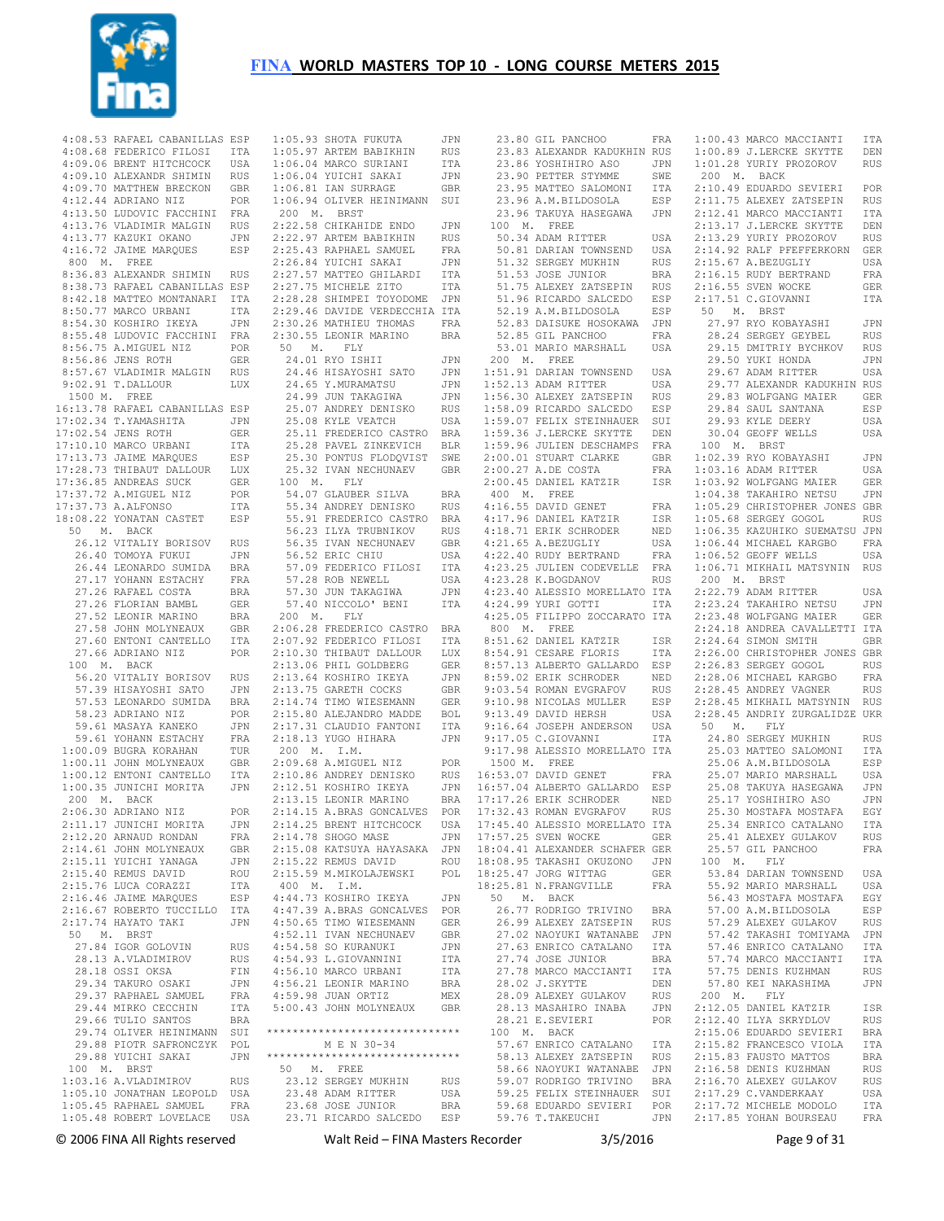# FINA WORLD MASTERS TOP 10 - LONG COURSE METERS 2015

```
 4:08.53 RAFAEL CABANILLAS ESP
 4:08.68 FEDERICO FILOSI   ITA
 4:09.06 BRENT HITCHCOCK   USA
 4:09.10 ALEXANDR SHIMIN   RUS
 4:09.70 MATTHEW BRECKON   GBR
 4:12.44 ADRIANO NIZ       POR
 4:13.50 LUDOVIC FACCHINI  FRA
 4:13.76 VLADIMIR MALGIN   RUS
 4:13.77 KAZUKI OKANO      JPN
 4:16.72 JAIME MARQUES     ESP
  800  M.  FREE
 8:36.83 ALEXANDR SHIMIN   RUS
 8:38.73 RAFAEL CABANILLAS ESP
 8:42.18 MATTEO MONTANARI  ITA
 8:50.77 MARCO URBANI      ITA
 8:54.30 KOSHIRO IKEYA     JPN
 8:55.48 LUDOVIC FACCHINI  FRA
 8:56.75 A.MIGUEL NIZ      POR
 8:56.86 JENS ROTH         GER
 8:57.67 VLADIMIR MALGIN   RUS
 9:02.91 T.DALLOUR         LUX
 1500 M.  FREE
16:13.78 RAFAEL CABANILLAS ESP
17:02.34 T.YAMASHITA       JPN
17:02.54 JENS ROTH         GER
17:10.10 MARCO URBANI      ITA
17:13.73 JAIME MARQUES     ESP
17:28.73 THIBAUT DALLOUR   LUX
17:36.85 ANDREAS SUCK      GER
17:37.72 A.MIGUEL NIZ      POR
17:37.73 A.ALFONSO         ITA
18:08.22 YONATAN CASTET    ESP
  50   M.  BACK
   26.12 VITALIY BORISOV   RUS
   26.40 TOMOYA FUKUI      JPN
   26.44 LEONARDO SUMIDA   BRA
   27.17 YOHANN ESTACHY    FRA
   27.26 RAFAEL COSTA      BRA
   27.26 FLORIAN BAMBL     GER
   27.52 LEONIR MARINO     BRA
   27.58 JOHN MOLYNEAUX    GBR
   27.60 ENTONI CANTELLO   ITA
   27.66 ADRIANO NIZ       POR
 100  M.  BACK
   56.20 VITALIY BORISOV   RUS
   57.39 HISAYOSHI SATO    JPN
   57.53 LEONARDO SUMIDA   BRA
   58.23 ADRIANO NIZ       POR
   59.61 MASAYA KANEKO     JPN
   59.61 YOHANN ESTACHY    FRA
 1:00.09 BUGRA KORAHAN     TUR
 1:00.11 JOHN MOLYNEAUX    GBR
 1:00.12 ENTONI CANTELLO   ITA
 1:00.35 JUNICHI MORITA    JPN
  200  M.  BACK
 2:06.30 ADRIANO NIZ       POR
 2:11.17 JUNICHI MORITA    JPN
 2:12.20 ARNAUD RONDAN     FRA
 2:14.61 JOHN MOLYNEAUX    GBR
 2:15.11 YUICHI YANAGA     JPN
 2:15.40 REMUS DAVID       ROU
 2:15.76 LUCA CORAZZI      ITA
 2:16.46 JAIME MARQUES     ESP
 2:16.67 ROBERTO TUCCILLO  ITA
 2:17.74 HAYATO TAKI       JPN
  50   M.  BRST
   27.84 IGOR GOLOVIN      RUS
   28.13 A.VLADIMIROV      RUS
   28.18 OSSI OKSA         FIN
   29.34 TAKURO OSAKI      JPN
   29.37 RAPHAEL SAMUEL    FRA
   29.44 MIRKO CECCHIN     ITA
   29.66 TULIO SANTOS      BRA
   29.74 OLIVER HEINIMANN  SUI
   29.88 PIOTR SAFRONCZYK  POL
   29.88 YUICHI SAKAI      JPN
 100  M.  BRST
 1:03.16 A.VLADIMIROV      RUS
 1:05.10 JONATHAN LEOPOLD  USA
 1:05.45 RAPHAEL SAMUEL    FRA
 1:05.48 ROBERT LOVELACE   USA
 1:05.93 SHOTA FUKUTA      JPN
 1:05.97 ARTEM BABIKHIN    RUS
 1:06.04 MARCO SURIANI     ITA
 1:06.04 YUICHI SAKAI      JPN
 1:06.81 IAN SURRAGE       GBR
 1:06.94 OLIVER HEINIMANN  SUI
 2:22.58 CHIKAHIDE ENDO    JPN
 2:22.97 ARTEM BABIKHIN    RUS
 2:25.43 RAPHAEL SAMUEL    FRA
 2:26.84 YUICHI SAKAI      JPN
 2:27.57 MATTEO GHILARDI   ITA
 2:27.75 MICHELE ZITO      ITA
 2:28.28 SHIMPEI TOYODOME  JPN
 2:29.46 DAVIDE VERDECCHIA ITA
 2:30.26 MATHIEU THOMAS    FRA
 2:30.55 LEONIR MARINO     BRA
  50   M.  FLY
   24.01 RYO ISHII         JPN
   24.46 HISAYOSHI SATO    JPN
   24.65 Y.MURAMATSU       JPN
   24.99 JUN TAKAGIWA      JPN
   25.07 ANDREY DENISKO    RUS
   25.08 KYLE VEATCH       USA
   25.11 FREDERICO CASTRO  BRA
   25.28 PAVEL ZINKEVICH   BLR
   25.30 PONTUS FLODQVIST  SWE
   25.32 IVAN NECHUNAEV    GBR
 100  M.  FLY
   54.07 GLAUBER SILVA     BRA
   55.34 ANDREY DENISKO    RUS
   55.91 FREDERICO CASTRO  BRA
   56.23 ILYA TRUBNIKOV    RUS
   56.35 IVAN NECHUNAEV    GBR
   56.52 ERIC CHIU         USA
   57.09 FEDERICO FILOSI   ITA
   57.28 ROB NEWELL        USA
   57.30 JUN TAKAGIWA      JPN
   57.40 NICCOLO' BENI     ITA
  200  M.  FLY
 2:06.28 FREDERICO CASTRO  BRA
 2:07.92 FEDERICO FILOSI   ITA
 2:10.30 THIBAUT DALLOUR   LUX
 2:13.06 PHIL GOLDBERG     GER
 2:13.64 KOSHIRO IKEYA     JPN
 2:13.75 GARETH COCKS      GBR
 2:14.74 TIMO WIESEMANN    GER
 2:15.80 ALEJANDRO MADDE   BOL
 2:17.31 CLAUDIO FANTONI   ITA
 2:18.13 YUGO HIHARA       JPN
  200  M.  I.M.
 2:09.68 A.MIGUEL NIZ      POR
 2:10.86 ANDREY DENISKO    RUS
 2:12.51 KOSHIRO IKEYA     JPN
 2:13.15 LEONIR MARINO     BRA
 2:14.15 A.BRAS GONCALVES  POR
 2:14.25 BRENT HITCHCOCK   USA
 2:14.78 SHOGO MASE        JPN
 2:15.08 KATSUYA HAYASAKA  JPN
 2:15.22 REMUS DAVID       ROU
 2:15.59 M.MIKOLAJEWSKI    POL
  400  M.  I.M.
 4:44.73 KOSHIRO IKEYA     JPN
 4:47.39 A.BRAS GONCALVES  POR
 4:50.65 TIMO WIESEMANN    GER
 4:52.11 IVAN NECHUNAEV    GBR
 4:54.58 SO KURANUKI       JPN
 4:54.93 L.GIOVANNINI      ITA
 4:56.10 MARCO URBANI      ITA
 4:56.21 LEONIR MARINO     BRA
 4:59.98 JUAN ORTIZ        MEX
 5:00.43 JOHN MOLYNEAUX    GBR
```

## M E N 30-34

```
  50   M.  FREE
   23.12 SERGEY MUKHIN     RUS
   23.48 ADAM RITTER       USA
   23.68 JOSE JUNIOR       BRA
   23.71 RICARDO SALCEDO   ESP
   23.80 GIL PANCHOO       FRA
   23.83 ALEXANDR KADUKHIN RUS
   23.86 YOSHIHIRO ASO     JPN
   23.90 PETTER STYMME     SWE
   23.95 MATTEO SALOMONI   ITA
   23.96 A.M.BILDOSOLA     ESP
   23.96 TAKUYA HASEGAWA   JPN
 100  M.  FREE
   50.34 ADAM RITTER       USA
   50.81 DARIAN TOWNSEND   USA
   51.32 SERGEY MUKHIN     RUS
   51.53 JOSE JUNIOR       BRA
   51.75 ALEXEY ZATSEPIN   RUS
   51.96 RICARDO SALCEDO   ESP
   52.19 A.M.BILDOSOLA     ESP
   52.83 DAISUKE HOSOKAWA  JPN
   52.85 GIL PANCHOO       FRA
   53.01 MARIO MARSHALL    USA
  200  M.  FREE
 1:51.91 DARIAN TOWNSEND   USA
 1:52.13 ADAM RITTER       USA
 1:56.30 ALEXEY ZATSEPIN   RUS
 1:58.09 RICARDO SALCEDO   ESP
 1:59.07 FELIX STEINHAUER  SUI
 1:59.36 J.LERCKE SKYTTE   DEN
 1:59.96 JULIEN DESCHAMPS  FRA
 2:00.01 STUART CLARKE     GBR
 2:00.27 A.DE COSTA        FRA
 2:00.45 DANIEL KATZIR     ISR
  400  M.  FREE
 4:16.55 DAVID GENET       FRA
 4:17.96 DANIEL KATZIR     ISR
 4:18.71 ERIK SCHRODER     NED
 4:21.65 A.BEZUGLIY        USA
 4:22.40 RUDY BERTRAND     FRA
 4:23.25 JULIEN CODEVELLE  FRA
 4:23.28 K.BOGDANOV        RUS
 4:23.40 ALESSIO MORELLATO ITA
 4:24.99 YURI GOTTI        ITA
 4:25.05 FILIPPO ZOCCARATO ITA
  800  M.  FREE
 8:51.62 DANIEL KATZIR     ISR
 8:54.91 CESARE FLORIS     ITA
 8:57.13 ALBERTO GALLARDO  ESP
 8:59.02 ERIK SCHRODER     NED
 9:03.54 ROMAN EVGRAFOV    RUS
 9:10.98 NICOLAS MULLER    ESP
 9:13.49 DAVID HERSH       USA
 9:16.64 JOSEPH ANDERSON   USA
 9:17.05 C.GIOVANNI        ITA
 9:17.98 ALESSIO MORELLATO ITA
 1500 M.  FREE
16:53.07 DAVID GENET       FRA
16:57.04 ALBERTO GALLARDO  ESP
17:17.26 ERIK SCHRODER     NED
17:32.43 ROMAN EVGRAFOV    RUS
17:45.40 ALESSIO MORELLATO ITA
17:57.25 SVEN WOCKE        GER
18:04.41 ALEXANDER SCHAFER GER
18:08.95 TAKASHI OKUZONO   JPN
18:25.47 JORG WITTAG       GER
18:25.81 N.FRANGVILLE      FRA
  50   M.  BACK
   26.77 RODRIGO TRIVINO   BRA
   26.99 ALEXEY ZATSEPIN   RUS
   27.02 NAOYUKI WATANABE  JPN
   27.63 ENRICO CATALANO   ITA
   27.74 JOSE JUNIOR       BRA
   27.78 MARCO MACCIANTI   ITA
   28.02 J.SKYTTE          DEN
   28.09 ALEXEY GULAKOV    RUS
   28.13 MASAHIRO INABA    JPN
   28.21 E.SEVIERI         POR
 100  M.  BACK
   57.67 ENRICO CATALANO   ITA
   58.13 ALEXEY ZATSEPIN   RUS
   58.66 NAOYUKI WATANABE  JPN
   59.07 RODRIGO TRIVINO   BRA
   59.25 FELIX STEINHAUER  SUI
   59.68 EDUARDO SEVIERI   POR
   59.76 T.TAKEUCHI        JPN
 1:00.43 MARCO MACCIANTI   ITA
 1:00.89 J.LERCKE SKYTTE   DEN
 1:01.28 YURIY PROZOROV    RUS
  200  M.  BACK
 2:10.49 EDUARDO SEVIERI   POR
 2:11.75 ALEXEY ZATSEPIN   RUS
 2:12.41 MARCO MACCIANTI   ITA
 2:13.17 J.LERCKE SKYTTE   DEN
 2:13.29 YURIY PROZOROV    RUS
 2:14.92 RALF PFEFFERKORN  GER
 2:15.67 A.BEZUGLIY        USA
 2:16.15 RUDY BERTRAND     FRA
 2:16.55 SVEN WOCKE        GER
 2:17.51 C.GIOVANNI        ITA
  50   M.  BRST
   27.97 RYO KOBAYASHI     JPN
   28.24 SERGEY GEYBEL     RUS
   29.15 DMITRIY BYCHKOV   RUS
   29.50 YUKI HONDA        JPN
   29.67 ADAM RITTER       USA
   29.77 ALEXANDR KADUKHIN RUS
   29.83 WOLFGANG MAIER    GER
   29.84 SAUL SANTANA      ESP
   29.93 KYLE DEERY        USA
   30.04 GEOFF WELLS       USA
 100  M.  BRST
 1:02.39 RYO KOBAYASHI     JPN
 1:03.16 ADAM RITTER       USA
 1:03.92 WOLFGANG MAIER    GER
 1:04.38 TAKAHIRO NETSU    JPN
 1:05.29 CHRISTOPHER JONES GBR
 1:05.68 SERGEY GOGOL      RUS
 1:06.35 KAZUHIKO SUEMATSU JPN
 1:06.44 MICHAEL KARGBO    FRA
 1:06.52 GEOFF WELLS       USA
 1:06.71 MIKHAIL MATSYNIN  RUS
  200  M.  BRST
 2:22.79 ADAM RITTER       USA
 2:23.24 TAKAHIRO NETSU    JPN
 2:23.48 WOLFGANG MAIER    GER
 2:24.18 ANDREA CAVALLETTI ITA
 2:24.64 SIMON SMITH       GBR
 2:26.00 CHRISTOPHER JONES GBR
 2:26.83 SERGEY GOGOL      RUS
 2:28.06 MICHAEL KARGBO    FRA
 2:28.45 ANDREY VAGNER     RUS
 2:28.45 MIKHAIL MATSYNIN  RUS
 2:28.45 ANDRIY ZURGALIDZE UKR
  50   M.  FLY
   24.80 SERGEY MUKHIN     RUS
   25.03 MATTEO SALOMONI   ITA
   25.06 A.M.BILDOSOLA     ESP
   25.07 MARIO MARSHALL    USA
   25.08 TAKUYA HASEGAWA   JPN
   25.17 YOSHIHIRO ASO     JPN
   25.30 MOSTAFA MOSTAFA   EGY
   25.34 ENRICO CATALANO   ITA
   25.41 ALEXEY GULAKOV    RUS
   25.57 GIL PANCHOO       FRA
 100  M.  FLY
   53.84 DARIAN TOWNSEND   USA
   55.92 MARIO MARSHALL    USA
   56.43 MOSTAFA MOSTAFA   EGY
   57.00 A.M.BILDOSOLA     ESP
   57.29 ALEXEY GULAKOV    RUS
   57.42 TAKASHI TOMIYAMA  JPN
   57.46 ENRICO CATALANO   ITA
   57.74 MARCO MACCIANTI   ITA
   57.75 DENIS KUZHMAN     RUS
   57.80 KEI NAKASHIMA     JPN
  200  M.  FLY
 2:12.05 DANIEL KATZIR     ISR
 2:12.40 ILYA SKRYDLOV     RUS
 2:15.06 EDUARDO SEVIERI   BRA
 2:15.82 FRANCESCO VIOLA   ITA
 2:15.83 FAUSTO MATTOS     BRA
 2:16.58 DENIS KUZHMAN     RUS
 2:16.70 ALEXEY GULAKOV    RUS
 2:17.29 C.VANDERKAAY      USA
 2:17.72 MICHELE MODOLO    ITA
 2:17.85 YOHAN BOURSEAU    FRA
```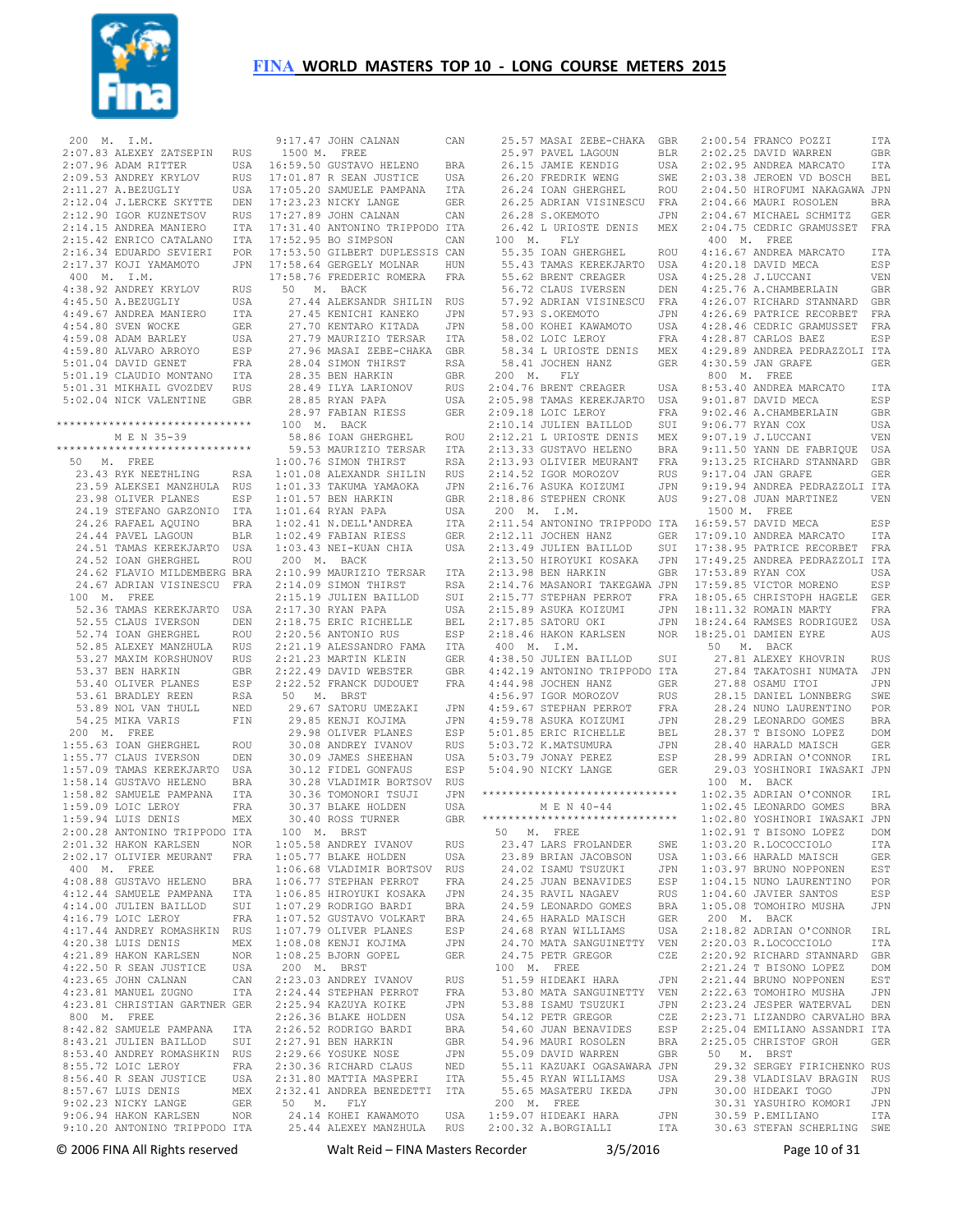# FINA WORLD MASTERS TOP 10 - LONG COURSE METERS 2015

```
 200  M.  I.M.
 2:07.83 ALEXEY ZATSEPIN     RUS
 2:07.96 ADAM RITTER         USA
 2:09.53 ANDREY KRYLOV       RUS
 2:11.27 A.BEZUGLIY          USA
 2:12.04 J.LERCKE SKYTTE     DEN
 2:12.90 IGOR KUZNETSOV      RUS
 2:14.15 ANDREA MANIERO      ITA
 2:15.42 ENRICO CATALANO     ITA
 2:16.34 EDUARDO SEVIERI     POR
 2:17.37 KOJI YAMAMOTO       JPN
 400  M.  I.M.
 4:38.92 ANDREY KRYLOV       RUS
 4:45.50 A.BEZUGLIY          USA
 4:49.67 ANDREA MANIERO      ITA
 4:54.80 SVEN WOCKE          GER
 4:59.08 ADAM BARLEY         USA
 4:59.80 ALVARO ARROYO       ESP
 5:01.04 DAVID GENET         FRA
 5:01.19 CLAUDIO MONTANO     ITA
 5:01.31 MIKHAIL GVOZDEV     RUS
 5:02.04 NICK VALENTINE      GBR
```

```
******************************
         M E N  35-39
******************************
 50   M.  FREE
   23.43 RYK NEETHLING       RSA
   23.59 ALEKSEI MANZHULA    RUS
   23.98 OLIVER PLANES       ESP
   24.19 STEFANO GARZONIO    ITA
   24.26 RAFAEL AQUINO       BRA
   24.44 PAVEL LAGOUN        BLR
   24.51 TAMAS KEREKJARTO    USA
   24.52 IOAN GHERGHEL       ROU
   24.62 FLAVIO MILDEMBERG   BRA
   24.67 ADRIAN VISINESCU    FRA
 100  M.  FREE
   52.36 TAMAS KEREKJARTO    USA
   52.55 CLAUS IVERSON       DEN
   52.74 IOAN GHERGHEL       ROU
   52.85 ALEXEY MANZHULA     RUS
   53.27 MAXIM KORSHUNOV     RUS
   53.37 BEN HARKIN          GBR
   53.40 OLIVER PLANES       ESP
   53.61 BRADLEY REEN        RSA
   53.89 NOL VAN THULL       NED
   54.25 MIKA VARIS          FIN
 200  M.  FREE
 1:55.63 IOAN GHERGHEL       ROU
 1:55.77 CLAUS IVERSON       DEN
 1:57.09 TAMAS KEREKJARTO    USA
 1:58.14 GUSTAVO HELENO      BRA
 1:58.82 SAMUELE PAMPANA     ITA
 1:59.09 LOIC LEROY          FRA
 1:59.94 LUIS DENIS          MEX
 2:00.28 ANTONINO TRIPPODO   ITA
 2:01.32 HAKON KARLSEN       NOR
 2:02.17 OLIVIER MEURANT     FRA
 400  M.  FREE
 4:08.88 GUSTAVO HELENO      BRA
 4:12.44 SAMUELE PAMPANA     ITA
 4:14.00 JULIEN BAILLOD      SUI
 4:16.79 LOIC LEROY          FRA
 4:17.44 ANDREY ROMASHKIN    RUS
 4:20.38 LUIS DENIS          MEX
 4:21.89 HAKON KARLSEN       NOR
 4:22.50 R SEAN JUSTICE      USA
 4:23.65 JOHN CALNAN         CAN
 4:23.81 MANUEL ZUGNO        ITA
 4:23.81 CHRISTIAN GARTNER   GER
 800  M.  FREE
 8:42.82 SAMUELE PAMPANA     ITA
 8:43.21 JULIEN BAILLOD      SUI
 8:53.40 ANDREY ROMASHKIN    RUS
 8:55.72 LOIC LEROY          FRA
 8:56.40 R SEAN JUSTICE      USA
 8:57.67 LUIS DENIS          MEX
 9:02.23 NICKY LANGE         GER
 9:06.94 HAKON KARLSEN       NOR
 9:10.20 ANTONINO TRIPPODO   ITA
 9:17.47 JOHN CALNAN         CAN
 1500 M.  FREE
16:59.50 GUSTAVO HELENO      BRA
17:01.87 R SEAN JUSTICE      USA
17:05.20 SAMUELE PAMPANA     ITA
17:23.23 NICKY LANGE         GER
17:27.89 JOHN CALNAN         CAN
17:31.40 ANTONINO TRIPPODO   ITA
17:52.95 BO SIMPSON          CAN
17:53.50 GILBERT DUPLESSIS   CAN
17:58.64 GERGELY MOLNAR      HUN
17:58.76 FREDERIC ROMERA     FRA
 50   M.  BACK
   27.44 ALEKSANDR SHILIN    RUS
   27.45 KENICHI KANEKO      JPN
   27.70 KENTARO KITADA      JPN
   27.79 MAURIZIO TERSAR     ITA
   27.96 MASAI ZEBE-CHAKA    GBR
   28.04 SIMON THIRST        RSA
   28.35 BEN HARKIN          GBR
   28.49 ILYA LARIONOV       RUS
   28.85 RYAN PAPA           USA
   28.97 FABIAN RIESS        GER
 100  M.  BACK
   58.86 IOAN GHERGHEL       ROU
   59.53 MAURIZIO TERSAR     ITA
 1:00.76 SIMON THIRST        RSA
 1:01.08 ALEXANDR SHILIN     RUS
 1:01.33 TAKUMA YAMAOKA      JPN
 1:01.57 BEN HARKIN          GBR
 1:01.64 RYAN PAPA           USA
 1:02.41 N.DELL'ANDREA       ITA
 1:02.49 FABIAN RIESS        GER
 1:03.43 NEI-KUAN CHIA       USA
 200  M.  BACK
 2:10.99 MAURIZIO TERSAR     ITA
 2:14.09 SIMON THIRST        RSA
 2:15.19 JULIEN BAILLOD      SUI
 2:17.30 RYAN PAPA           USA
 2:18.75 ERIC RICHELLE       BEL
 2:20.56 ANTONIO RUS         ESP
 2:21.19 ALESSANDRO FAMA     ITA
 2:21.23 MARTIN KLEIN        GER
 2:22.49 DAVID WEBSTER       GBR
 2:22.52 FRANCK DUDOUET      FRA
 50   M.  BRST
   29.67 SATORU UMEZAKI      JPN
   29.85 KENJI KOJIMA        JPN
   29.98 OLIVER PLANES       ESP
   30.08 ANDREY IVANOV       RUS
   30.09 JAMES SHEEHAN       USA
   30.12 FIDEL GONFAUS       ESP
   30.28 VLADIMIR BORTSOV    RUS
   30.36 TOMONORI TSUJI      JPN
   30.37 BLAKE HOLDEN        USA
   30.40 ROSS TURNER         GBR
 100  M.  BRST
 1:05.58 ANDREY IVANOV       RUS
 1:05.77 BLAKE HOLDEN        USA
 1:06.68 VLADIMIR BORTSOV    RUS
 1:06.77 STEPHAN PERROT      FRA
 1:06.85 HIROYUKI KOSAKA     JPN
 1:07.29 RODRIGO BARDI       BRA
 1:07.52 GUSTAVO VOLKART     BRA
 1:07.79 OLIVER PLANES       ESP
 1:08.08 KENJI KOJIMA        JPN
 1:08.25 BJORN GOPEL         GER
 200  M.  BRST
 2:23.03 ANDREY IVANOV       RUS
 2:24.44 STEPHAN PERROT      FRA
 2:25.94 KAZUYA KOIKE        JPN
 2:26.36 BLAKE HOLDEN        USA
 2:26.52 RODRIGO BARDI       BRA
 2:27.91 BEN HARKIN          GBR
 2:29.66 YOSUKE NOSE         JPN
 2:30.36 RICHARD CLAUS       NED
 2:31.80 MATTIA MASPERI      ITA
 2:32.41 ANDREA BENEDETTI    ITA
 50   M.  FLY
   24.14 KOHEI KAWAMOTO      USA
   25.44 ALEXEY MANZHULA     RUS
   25.57 MASAI ZEBE-CHAKA    GBR
   25.97 PAVEL LAGOUN        BLR
   26.15 JAMIE KENDIG        USA
   26.20 FREDRIK WENG        SWE
   26.24 IOAN GHERGHEL       ROU
   26.25 ADRIAN VISINESCU    FRA
   26.28 S.OKEMOTO           JPN
   26.42 L URIOSTE DENIS     MEX
 100  M.  FLY
   55.35 IOAN GHERGHEL       ROU
   55.43 TAMAS KEREKJARTO    USA
   55.62 BRENT CREAGER       USA
   56.72 CLAUS IVERSEN       DEN
   57.92 ADRIAN VISINESCU    FRA
   57.93 S.OKEMOTO           JPN
   58.00 KOHEI KAWAMOTO      USA
   58.02 LOIC LEROY          FRA
   58.34 L URIOSTE DENIS     MEX
   58.41 JOCHEN HANZ         GER
 200  M.  FLY
 2:04.76 BRENT CREAGER       USA
 2:05.98 TAMAS KEREKJARTO    USA
 2:09.18 LOIC LEROY          FRA
 2:10.14 JULIEN BAILLOD      SUI
 2:12.21 L URIOSTE DENIS     MEX
 2:13.33 GUSTAVO HELENO      BRA
 2:13.93 OLIVIER MEURANT     FRA
 2:14.52 IGOR MOROZOV        RUS
 2:16.76 ASUKA KOIZUMI       JPN
 2:18.86 STEPHEN CRONK       AUS
 200  M.  I.M.
 2:11.54 ANTONINO TRIPPODO   ITA
 2:12.11 JOCHEN HANZ         GER
 2:13.49 JULIEN BAILLOD      SUI
 2:13.50 HIROYUKI KOSAKA     JPN
 2:13.98 BEN HARKIN          GBR
 2:14.76 MASANORI TAKEGAWA   JPN
 2:15.77 STEPHAN PERROT      FRA
 2:15.89 ASUKA KOIZUMI       JPN
 2:17.85 SATORU OKI          JPN
 2:18.46 HAKON KARLSEN       NOR
 400  M.  I.M.
 4:38.50 JULIEN BAILLOD      SUI
 4:42.19 ANTONINO TRIPPODO   ITA
 4:44.98 JOCHEN HANZ         GER
 4:56.97 IGOR MOROZOV        RUS
 4:59.67 STEPHAN PERROT      FRA
 4:59.78 ASUKA KOIZUMI       JPN
 5:01.85 ERIC RICHELLE       BEL
 5:03.72 K.MATSUMURA         JPN
 5:03.79 JONAY PEREZ         ESP
 5:04.90 NICKY LANGE         GER
```

```
******************************
         M E N  40-44
******************************
 50   M.  FREE
   23.47 LARS FROLANDER      SWE
   23.89 BRIAN JACOBSON      USA
   24.02 ISAMU TSUZUKI       JPN
   24.25 JUAN BENAVIDES      ESP
   24.35 RAVIL NAGAEV        RUS
   24.59 LEONARDO GOMES      BRA
   24.65 HARALD MAISCH       GER
   24.68 RYAN WILLIAMS       USA
   24.70 MATA SANGUINETTY    VEN
   24.75 PETR GREGOR         CZE
 100  M.  FREE
   51.59 HIDEAKI HARA        JPN
   53.80 MATA SANGUINETTY    VEN
   53.88 ISAMU TSUZUKI       JPN
   54.12 PETR GREGOR         CZE
   54.60 JUAN BENAVIDES      ESP
   54.96 MAURI ROSOLEN       BRA
   55.09 DAVID WARREN        GBR
   55.11 KAZUAKI OGASAWARA   JPN
   55.45 RYAN WILLIAMS       USA
   55.65 MASATERU IKEDA      JPN
 200  M.  FREE
 1:59.07 HIDEAKI HARA        JPN
 2:00.32 A.BORGIALLI         ITA
 2:00.54 FRANCO POZZI        ITA
 2:02.25 DAVID WARREN        GBR
 2:02.95 ANDREA MARCATO      ITA
 2:03.38 JEROEN VD BOSCH     BEL
 2:04.50 HIROFUMI NAKAGAWA   JPN
 2:04.66 MAURI ROSOLEN       BRA
 2:04.67 MICHAEL SCHMITZ     GER
 2:04.75 CEDRIC GRAMUSSET    FRA
 400  M.  FREE
 4:16.67 ANDREA MARCATO      ITA
 4:20.18 DAVID MECA          ESP
 4:25.28 J.LUCCANI           VEN
 4:25.76 A.CHAMBERLAIN       GBR
 4:26.07 RICHARD STANNARD    GBR
 4:26.69 PATRICE RECORBET    FRA
 4:28.46 CEDRIC GRAMUSSET    FRA
 4:28.87 CARLOS BAEZ         ESP
 4:29.89 ANDREA PEDRAZZOLI   ITA
 4:30.59 JAN GRAFE           GER
 800  M.  FREE
 8:53.40 ANDREA MARCATO      ITA
 9:01.87 DAVID MECA          ESP
 9:02.46 A.CHAMBERLAIN       GBR
 9:06.77 RYAN COX            USA
 9:07.19 J.LUCCANI           VEN
 9:11.50 YANN DE FABRIQUE    USA
 9:13.25 RICHARD STANNARD    GBR
 9:17.04 JAN GRAFE           GER
 9:19.94 ANDREA PEDRAZZOLI   ITA
 9:27.08 JUAN MARTINEZ       VEN
 1500 M.  FREE
16:59.57 DAVID MECA          ESP
17:09.10 ANDREA MARCATO      ITA
17:38.95 PATRICE RECORBET    FRA
17:49.25 ANDREA PEDRAZZOLI   ITA
17:53.89 RYAN COX            USA
17:59.85 VICTOR MORENO       ESP
18:05.65 CHRISTOPH HAGELE    GER
18:11.32 ROMAIN MARTY        FRA
18:24.64 RAMSES RODRIGUEZ    USA
18:25.01 DAMIEN EYRE         AUS
 50   M.  BACK
   27.81 ALEXEY KHOVRIN      RUS
   27.84 TAKATOSHI NUMATA    JPN
   27.88 OSAMU ITOI          JPN
   28.15 DANIEL LONNBERG     SWE
   28.24 NUNO LAURENTINO     POR
   28.29 LEONARDO GOMES      BRA
   28.37 T BISONO LOPEZ      DOM
   28.40 HARALD MAISCH       GER
   28.99 ADRIAN O'CONNOR     IRL
   29.03 YOSHINORI IWASAKI   JPN
 100  M.  BACK
 1:02.35 ADRIAN O'CONNOR     IRL
 1:02.45 LEONARDO GOMES      BRA
 1:02.80 YOSHINORI IWASAKI   JPN
 1:02.91 T BISONO LOPEZ      DOM
 1:03.20 R.LOCOCCIOLO        ITA
 1:03.66 HARALD MAISCH       GER
 1:03.97 BRUNO NOPPONEN      EST
 1:04.15 NUNO LAURENTINO     POR
 1:04.60 JAVIER SANTOS       ESP
 1:05.08 TOMOHIRO MUSHA      JPN
 200  M.  BACK
 2:18.82 ADRIAN O'CONNOR     IRL
 2:20.03 R.LOCOCCIOLO        ITA
 2:20.92 RICHARD STANNARD    GBR
 2:21.24 T BISONO LOPEZ      DOM
 2:21.44 BRUNO NOPPONEN      EST
 2:22.63 TOMOHIRO MUSHA      JPN
 2:23.24 JESPER WATERVAL     DEN
 2:23.71 LIZANDRO CARVALHO   BRA
 2:25.04 EMILIANO ASSANDRI   ITA
 2:25.05 CHRISTOF GROH       GER
 50   M.  BRST
   29.32 SERGEY FIRICHENKO   RUS
   29.38 VLADISLAV BRAGIN    RUS
   30.00 HIDEAKI TOGO        JPN
   30.31 YASUHIRO KOMORI     JPN
   30.59 P.EMILIANO          ITA
   30.63 STEFAN SCHERLING    SWE
```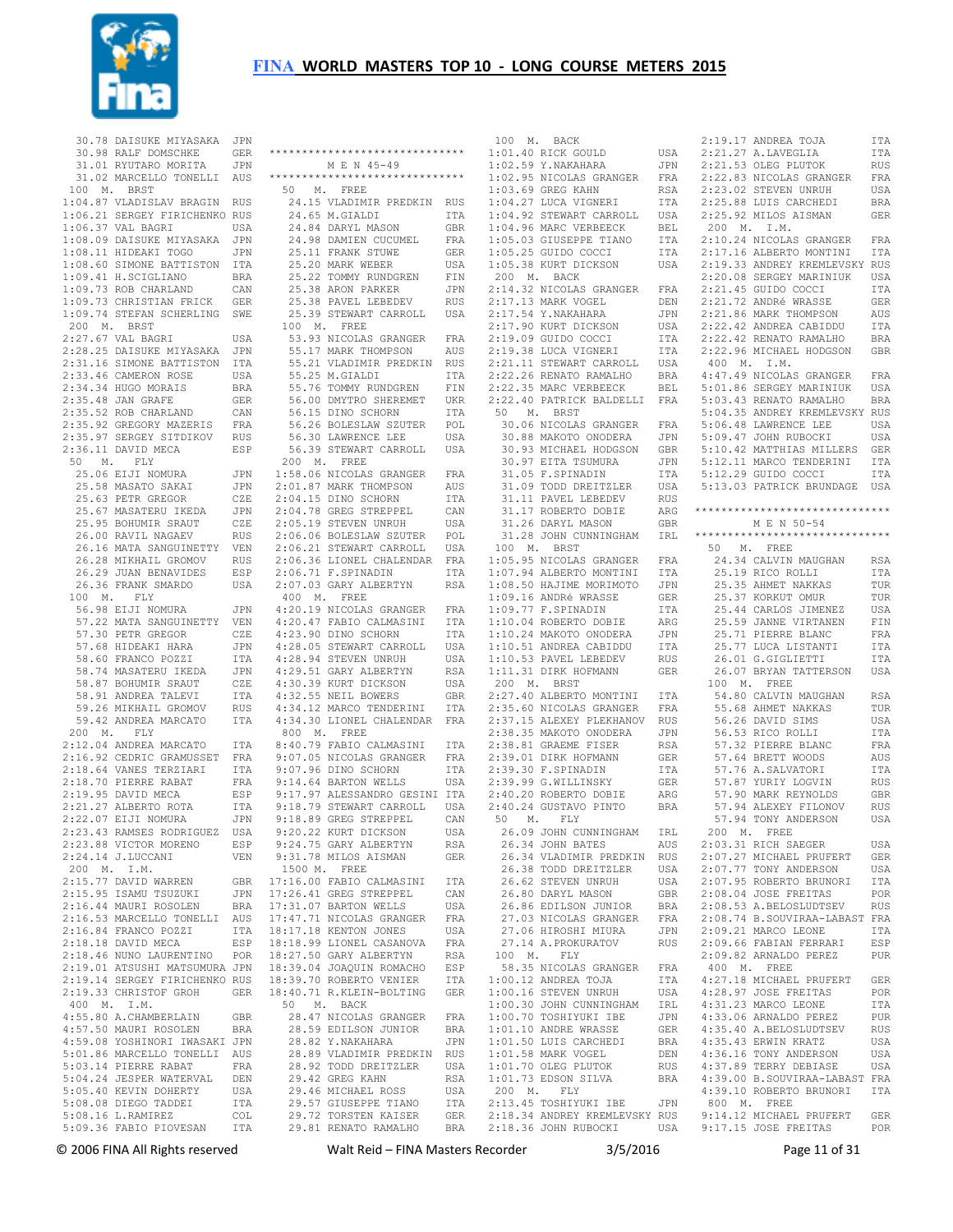30.78 DAISUKE MIYASAKA JPN
30.98 RALF DOMSCHKE GER
31.01 RYUTARO MORITA JPN
31.02 MARCELLO TONELLI AUS

100 M. BRST
1:04.87 VLADISLAV BRAGIN RUS
1:06.21 SERGEY FIRICHENKO RUS
1:06.37 VAL BAGRI USA
1:08.09 DAISUKE MIYASAKA JPN
1:08.11 HIDEAKI TOGO JPN
1:08.60 SIMONE BATTISTON ITA
1:09.41 H.SCIGLIANO BRA
1:09.73 ROB CHARLAND CAN
1:09.73 CHRISTIAN FRICK GER
1:09.74 STEFAN SCHERLING SWE

200 M. BRST
2:27.67 VAL BAGRI USA
2:28.25 DAISUKE MIYASAKA JPN
2:31.16 SIMONE BATTISTON ITA
2:33.46 CAMERON ROSE USA
2:34.34 HUGO MORAIS BRA
2:35.48 JAN GRAFE GER
2:35.52 ROB CHARLAND CAN
2:35.92 GREGORY MAZERIS FRA
2:35.97 SERGEY SITDIKOV RUS
2:36.11 DAVID MECA ESP

50 M. FLY
25.06 EIJI NOMURA JPN
25.58 MASATO SAKAI JPN
25.63 PETR GREGOR CZE
25.67 MASATERU IKEDA JPN
25.95 BOHUMIR SRAUT CZE
26.00 RAVIL NAGAEV RUS
26.16 MATA SANGUINETTY VEN
26.28 MIKHAIL GROMOV RUS
26.29 JUAN BENAVIDES ESP
26.36 FRANK SMARDO USA

100 M. FLY
56.98 EIJI NOMURA JPN
57.22 MATA SANGUINETTY VEN
57.30 PETR GREGOR CZE
57.68 HIDEAKI HARA JPN
58.60 FRANCO POZZI ITA
58.74 MASATERU IKEDA JPN
58.87 BOHUMIR SRAUT CZE
58.91 ANDREA TALEVI ITA
59.26 MIKHAIL GROMOV RUS
59.42 ANDREA MARCATO ITA

200 M. FLY
2:12.04 ANDREA MARCATO ITA
2:16.92 CEDRIC GRAMUSSET FRA
2:18.64 VANES TERZIARI ITA
2:18.70 PIERRE RABAT FRA
2:19.95 DAVID MECA ESP
2:21.27 ALBERTO ROTA ITA
2:22.07 EIJI NOMURA JPN
2:23.43 RAMSES RODRIGUEZ USA
2:23.88 VICTOR MORENO ESP
2:24.14 J.LUCCANI VEN

200 M. I.M.
2:15.77 DAVID WARREN GBR
2:15.95 ISAMU TSUZUKI JPN
2:16.44 MAURI ROSOLEN BRA
2:16.53 MARCELLO TONELLI AUS
2:16.84 FRANCO POZZI ITA
2:18.18 DAVID MECA ESP
2:18.46 NUNO LAURENTINO POR
2:19.01 ATSUSHI MATSUMURA JPN
2:19.14 SERGEY FIRICHENKO RUS
2:19.33 CHRISTOF GROH GER

400 M. I.M.
4:55.80 A.CHAMBERLAIN GBR
4:57.50 MAURI ROSOLEN BRA
4:59.08 YOSHINORI IWASAKI JPN
5:01.86 MARCELLO TONELLI AUS
5:03.14 PIERRE RABAT FRA
5:04.24 JESPER WATERVAL DEN
5:05.40 KEVIN DOHERTY USA
5:08.08 DIEGO TADDEI ITA
5:08.16 L.RAMIREZ COL
5:09.36 FABIO PIOVESAN ITA

******************************
M E N 45-49
******************************

50 M. FREE
24.15 VLADIMIR PREDKIN RUS
24.65 M.GIALDI ITA
24.84 DARYL MASON GBR
24.98 DAMIEN CUCUMEL FRA
25.11 FRANK STUWE GER
25.20 MARK WEBER USA
25.22 TOMMY RUNDGREN FIN
25.38 ARON PARKER JPN
25.38 PAVEL LEBEDEV RUS
25.39 STEWART CARROLL USA

100 M. FREE
53.93 NICOLAS GRANGER FRA
55.17 MARK THOMPSON AUS
55.21 VLADIMIR PREDKIN RUS
55.25 M.GIALDI ITA
55.76 TOMMY RUNDGREN FIN
56.00 DMYTRO SHEREMET UKR
56.15 DINO SCHORN ITA
56.26 BOLESLAW SZUTER POL
56.30 LAWRENCE LEE USA
56.39 STEWART CARROLL USA

200 M. FREE
1:58.06 NICOLAS GRANGER FRA
2:01.87 MARK THOMPSON AUS
2:04.15 DINO SCHORN ITA
2:04.78 GREG STREPPEL CAN
2:05.19 STEVEN UNRUH USA
2:06.06 BOLESLAW SZUTER POL
2:06.21 STEWART CARROLL USA
2:06.36 LIONEL CHALENDAR FRA
2:06.71 F.SPINADIN ITA
2:07.03 GARY ALBERTYN RSA

400 M. FREE
4:20.19 NICOLAS GRANGER FRA
4:20.47 FABIO CALMASINI ITA
4:23.90 DINO SCHORN ITA
4:28.05 STEWART CARROLL USA
4:28.94 STEVEN UNRUH USA
4:29.51 GARY ALBERTYN RSA
4:30.39 KURT DICKSON USA
4:32.55 NEIL BOWERS GBR
4:34.12 MARCO TENDERINI ITA
4:34.30 LIONEL CHALENDAR FRA

800 M. FREE
8:40.79 FABIO CALMASINI ITA
9:07.05 NICOLAS GRANGER FRA
9:07.96 DINO SCHORN ITA
9:14.64 BARTON WELLS USA
9:17.97 ALESSANDRO GESINI ITA
9:18.79 STEWART CARROLL USA
9:18.89 GREG STREPPEL CAN
9:20.22 KURT DICKSON USA
9:24.75 GARY ALBERTYN RSA
9:31.78 MILOS AISMAN GER

1500 M. FREE
17:16.00 FABIO CALMASINI ITA
17:26.41 GREG STREPPEL CAN
17:31.07 BARTON WELLS USA
17:47.71 NICOLAS GRANGER FRA
18:17.18 KENTON JONES USA
18:18.99 LIONEL CASANOVA FRA
18:27.50 GARY ALBERTYN RSA
18:39.04 JOAQUIN ROMACHO ESP
18:39.70 ROBERTO VENIER ITA
18:40.71 R.KLEIN-BOLTING GER

50 M. BACK
28.47 NICOLAS GRANGER FRA
28.59 EDILSON JUNIOR BRA
28.82 Y.NAKAHARA JPN
28.89 VLADIMIR PREDKIN RUS
28.92 TODD DREITZLER USA
29.42 GREG KAHN RSA
29.46 MICHAEL ROSS USA
29.57 GIUSEPPE TIANO ITA
29.72 TORSTEN KAISER GER
29.81 RENATO RAMALHO BRA

100 M. BACK
1:01.40 RICK GOULD USA
1:02.59 Y.NAKAHARA JPN
1:02.95 NICOLAS GRANGER FRA
1:03.69 GREG KAHN RSA
1:04.27 LUCA VIGNERI ITA
1:04.92 STEWART CARROLL USA
1:04.96 MARC VERBEECK BEL
1:05.03 GIUSEPPE TIANO ITA
1:05.25 GUIDO COCCI ITA
1:05.38 KURT DICKSON USA

200 M. BACK
2:14.32 NICOLAS GRANGER FRA
2:17.13 MARK VOGEL DEN
2:17.54 Y.NAKAHARA JPN
2:17.90 KURT DICKSON USA
2:19.09 GUIDO COCCI ITA
2:19.38 LUCA VIGNERI ITA
2:21.11 STEWART CARROLL USA
2:22.26 RENATO RAMALHO BRA
2:22.35 MARC VERBEECK BEL
2:22.40 PATRICK BALDELLI FRA

50 M. BRST
30.06 NICOLAS GRANGER FRA
30.88 MAKOTO ONODERA JPN
30.93 MICHAEL HODGSON GBR
30.97 EITA TSUMURA JPN
31.05 F.SPINADIN ITA
31.09 TODD DREITZLER USA
31.11 PAVEL LEBEDEV RUS
31.17 ROBERTO DOBIE ARG
31.26 DARYL MASON GBR
31.28 JOHN CUNNINGHAM IRL

100 M. BRST
1:05.95 NICOLAS GRANGER FRA
1:07.94 ALBERTO MONTINI ITA
1:08.50 HAJIME MORIMOTO JPN
1:09.16 ANDRé WRASSE GER
1:09.77 F.SPINADIN ITA
1:10.04 ROBERTO DOBIE ARG
1:10.24 MAKOTO ONODERA JPN
1:10.51 ANDREA CABIDDU ITA
1:10.53 PAVEL LEBEDEV RUS
1:11.31 DIRK HOFMANN GER

200 M. BRST
2:27.40 ALBERTO MONTINI ITA
2:35.60 NICOLAS GRANGER FRA
2:37.15 ALEXEY PLEKHANOV RUS
2:38.35 MAKOTO ONODERA JPN
2:38.81 GRAEME FISER RSA
2:39.01 DIRK HOFMANN GER
2:39.30 F.SPINADIN ITA
2:39.99 G.WILLINSKY GER
2:40.20 ROBERTO DOBIE ARG
2:40.24 GUSTAVO PINTO BRA

50 M. FLY
26.09 JOHN CUNNINGHAM IRL
26.34 JOHN BATES AUS
26.34 VLADIMIR PREDKIN RUS
26.38 TODD DREITZLER USA
26.62 STEVEN UNRUH USA
26.80 DARYL MASON GBR
26.86 EDILSON JUNIOR BRA
27.03 NICOLAS GRANGER FRA
27.06 HIROSHI MIURA JPN
27.14 A.PROKURATOV RUS

100 M. FLY
58.35 NICOLAS GRANGER FRA
1:00.12 ANDREA TOJA ITA
1:00.16 STEVEN UNRUH USA
1:00.30 JOHN CUNNINGHAM IRL
1:00.70 TOSHIYUKI IBE JPN
1:01.10 ANDRE WRASSE GER
1:01.50 LUIS CARCHEDI BRA
1:01.58 MARK VOGEL DEN
1:01.70 OLEG PLUTOK RUS
1:01.73 EDSON SILVA BRA

200 M. FLY
2:13.45 TOSHIYUKI IBE JPN
2:18.34 ANDREY KREMLEVSKY RUS
2:18.36 JOHN RUBOCKI USA
2:19.17 ANDREA TOJA ITA
2:21.27 A.LAVEGLIA ITA
2:21.53 OLEG PLUTOK RUS
2:22.83 NICOLAS GRANGER FRA
2:23.02 STEVEN UNRUH USA
2:25.88 LUIS CARCHEDI BRA
2:25.92 MILOS AISMAN GER

200 M. I.M.
2:10.24 NICOLAS GRANGER FRA
2:17.16 ALBERTO MONTINI ITA
2:19.33 ANDREY KREMLEVSKY RUS
2:20.08 SERGEY MARINIUK USA
2:21.45 GUIDO COCCI ITA
2:21.72 ANDRé WRASSE GER
2:21.86 MARK THOMPSON AUS
2:22.42 ANDREA CABIDDU ITA
2:22.42 RENATO RAMALHO BRA
2:22.96 MICHAEL HODGSON GBR

400 M. I.M.
4:47.49 NICOLAS GRANGER FRA
5:01.86 SERGEY MARINIUK USA
5:03.43 RENATO RAMALHO BRA
5:04.35 ANDREY KREMLEVSKY RUS
5:06.48 LAWRENCE LEE USA
5:09.47 JOHN RUBOCKI USA
5:10.42 MATTHIAS MILLERS GER
5:12.11 MARCO TENDERINI ITA
5:12.29 GUIDO COCCI ITA
5:13.03 PATRICK BRUNDAGE USA

******************************
M E N 50-54
******************************

50 M. FREE
24.34 CALVIN MAUGHAN RSA
25.19 RICO ROLLI ITA
25.35 AHMET NAKKAS TUR
25.37 KORKUT OMUR TUR
25.44 CARLOS JIMENEZ USA
25.59 JANNE VIRTANEN FIN
25.71 PIERRE BLANC FRA
25.77 LUCA LISTANTI ITA
26.01 G.GIGLIETTI ITA
26.07 BRYAN TATTERSON USA

100 M. FREE
54.80 CALVIN MAUGHAN RSA
55.68 AHMET NAKKAS TUR
56.26 DAVID SIMS USA
56.53 RICO ROLLI ITA
57.32 PIERRE BLANC FRA
57.64 BRETT WOODS AUS
57.76 A.SALVATORI ITA
57.87 YURIY LOGVIN RUS
57.90 MARK REYNOLDS GBR
57.94 ALEXEY FILONOV RUS
57.94 TONY ANDERSON USA

200 M. FREE
2:03.31 RICH SAEGER USA
2:07.27 MICHAEL PRUFERT GER
2:07.77 TONY ANDERSON USA
2:07.95 ROBERTO BRUNORI ITA
2:08.04 JOSE FREITAS POR
2:08.53 A.BELOSLUDTSEV RUS
2:08.74 B.SOUVIRAA-LABAST FRA
2:09.21 MARCO LEONE ITA
2:09.66 FABIAN FERRARI ESP
2:09.82 ARNALDO PEREZ PUR

400 M. FREE
4:27.18 MICHAEL PRUFERT GER
4:28.97 JOSE FREITAS POR
4:31.23 MARCO LEONE ITA
4:33.06 ARNALDO PEREZ PUR
4:35.40 A.BELOSLUDTSEV RUS
4:35.43 ERWIN KRATZ USA
4:36.16 TONY ANDERSON USA
4:37.89 TERRY DEBIASE USA
4:39.00 B.SOUVIRAA-LABAST FRA
4:39.10 ROBERTO BRUNORI ITA

800 M. FREE
9:14.12 MICHAEL PRUFERT GER
9:17.15 JOSE FREITAS POR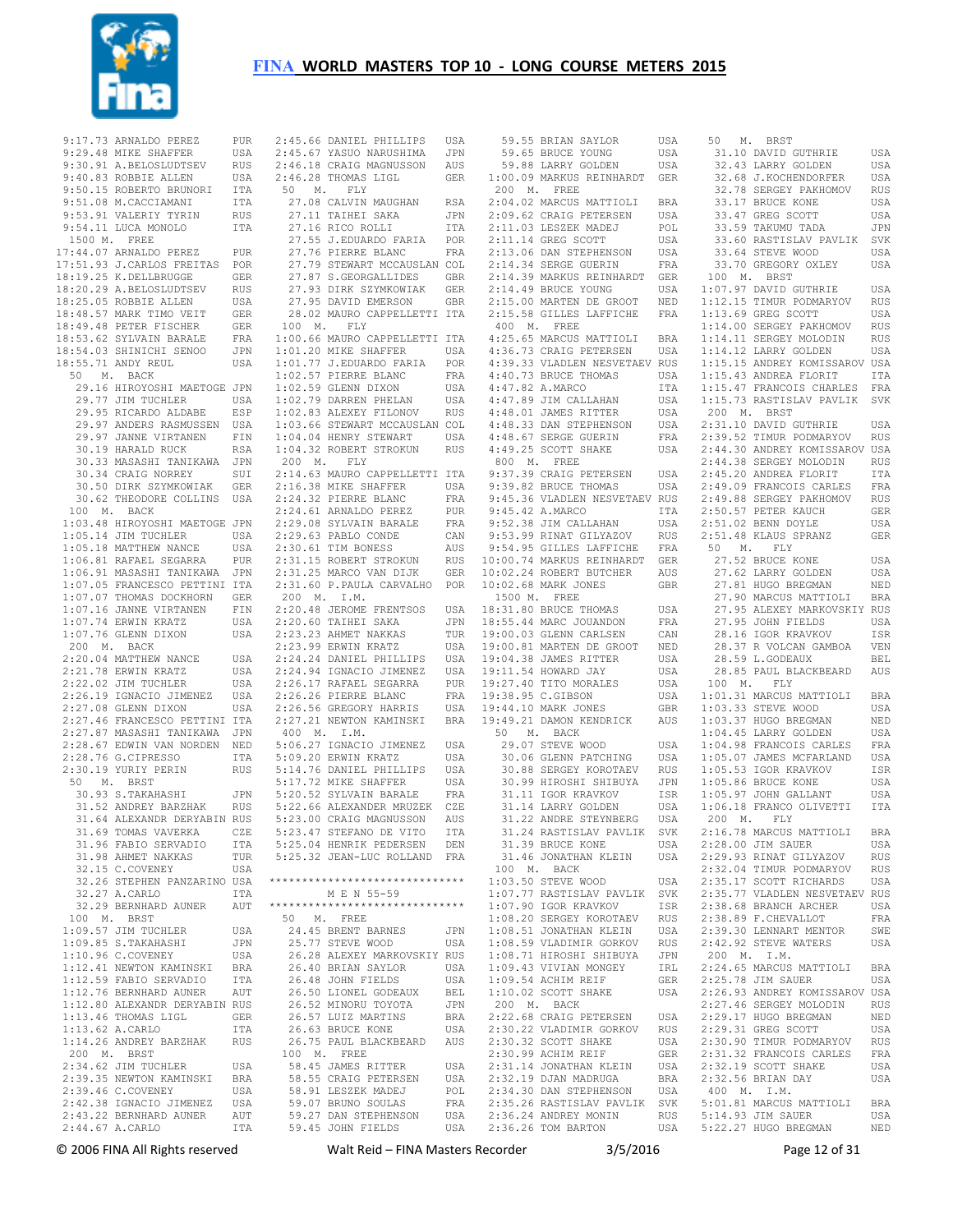# FINA WORLD MASTERS TOP 10 - LONG COURSE METERS 2015

```
 9:17.73 ARNALDO PEREZ      PUR
 9:29.48 MIKE SHAFFER       USA
 9:30.91 A.BELOSLUDTSEV     RUS
 9:40.83 ROBBIE ALLEN       USA
 9:50.15 ROBERTO BRUNORI    ITA
 9:51.08 M.CACCIAMANI       ITA
 9:53.91 VALERIY TYRIN      RUS
 9:54.11 LUCA MONOLO        ITA
 1500 M.  FREE
17:44.07 ARNALDO PEREZ      PUR
17:51.93 J.CARLOS FREITAS   POR
18:19.25 K.DELLBRUGGE       GER
18:20.29 A.BELOSLUDTSEV     RUS
18:25.05 ROBBIE ALLEN       USA
18:48.57 MARK TIMO VEIT     GER
18:49.48 PETER FISCHER      GER
18:53.62 SYLVAIN BARALE     FRA
18:54.03 SHINICHI SENOO     JPN
18:55.71 ANDY REUL          USA
  50  M.  BACK
   29.16 HIROYOSHI MAETOGE JPN
   29.77 JIM TUCHLER        USA
   29.95 RICARDO ALDABE     ESP
   29.97 ANDERS RASMUSSEN   USA
   29.97 JANNE VIRTANEN     FIN
   30.19 HARALD RUCK        RSA
   30.33 MASASHI TANIKAWA   JPN
   30.34 CRAIG NORREY       SUI
   30.50 DIRK SZYMKOWIAK    GER
   30.62 THEODORE COLLINS   USA
 100  M.  BACK
1:03.48 HIROYOSHI MAETOGE JPN
1:05.14 JIM TUCHLER        USA
1:05.18 MATTHEW NANCE      USA
1:06.81 RAFAEL SEGARRA     PUR
1:06.91 MASASHI TANIKAWA   JPN
1:07.05 FRANCESCO PETTINI ITA
1:07.07 THOMAS DOCKHORN    GER
1:07.16 JANNE VIRTANEN     FIN
1:07.74 ERWIN KRATZ        USA
1:07.76 GLENN DIXON        USA
 200  M.  BACK
2:20.04 MATTHEW NANCE      USA
2:21.78 ERWIN KRATZ        USA
2:22.02 JIM TUCHLER        USA
2:26.19 IGNACIO JIMENEZ    USA
2:27.08 GLENN DIXON        USA
2:27.46 FRANCESCO PETTINI ITA
2:27.87 MASASHI TANIKAWA   JPN
2:28.67 EDWIN VAN NORDEN   NED
2:28.76 G.CIPRESSO         ITA
2:30.19 YURIY PERIN        RUS
  50  M.  BRST
   30.93 S.TAKAHASHI        JPN
   31.52 ANDREY BARZHAK     RUS
   31.64 ALEXANDR DERYABIN RUS
   31.69 TOMAS VAVERKA      CZE
   31.96 FABIO SERVADIO     ITA
   31.98 AHMET NAKKAS       TUR
   32.15 C.COVENEY          USA
   32.26 STEPHEN PANZARINO USA
   32.27 A.CARLO            ITA
   32.29 BERNHARD AUNER     AUT
 100  M.  BRST
1:09.57 JIM TUCHLER        USA
1:09.85 S.TAKAHASHI        JPN
1:10.96 C.COVENEY          USA
1:12.41 NEWTON KAMINSKI    BRA
1:12.59 FABIO SERVADIO     ITA
1:12.76 BERNHARD AUNER     AUT
1:12.80 ALEXANDR DERYABIN RUS
1:13.46 THOMAS LIGL        GER
1:13.62 A.CARLO            ITA
1:14.26 ANDREY BARZHAK     RUS
 200  M.  BRST
2:34.62 JIM TUCHLER        USA
2:39.35 NEWTON KAMINSKI    BRA
2:39.46 C.COVENEY          USA
2:42.38 IGNACIO JIMENEZ    USA
2:43.22 BERNHARD AUNER     AUT
2:44.67 A.CARLO            ITA
2:45.66 DANIEL PHILLIPS    USA
2:45.67 YASUO NARUSHIMA    JPN
2:46.18 CRAIG MAGNUSSON    AUS
2:46.28 THOMAS LIGL        GER
  50  M.  FLY
   27.08 CALVIN MAUGHAN     RSA
   27.11 TAIHEI SAKA        JPN
   27.16 RICO ROLLI         ITA
   27.55 J.EDUARDO FARIA    POR
   27.76 PIERRE BLANC       FRA
   27.79 STEWART MCCAUSLAN COL
   27.87 S.GEORGALLIDES     GBR
   27.93 DIRK SZYMKOWIAK    GER
   27.95 DAVID EMERSON      GBR
   28.02 MAURO CAPPELLETTI ITA
 100  M.  FLY
1:00.66 MAURO CAPPELLETTI ITA
1:01.20 MIKE SHAFFER       USA
1:01.77 J.EDUARDO FARIA    POR
1:02.57 PIERRE BLANC       FRA
1:02.59 GLENN DIXON        USA
1:02.79 DARREN PHELAN      USA
1:02.83 ALEXEY FILONOV     RUS
1:03.66 STEWART MCCAUSLAN COL
1:04.04 HENRY STEWART      USA
1:04.32 ROBERT STROKUN     RUS
 200  M.  FLY
2:14.63 MAURO CAPPELLETTI ITA
2:16.38 MIKE SHAFFER       USA
2:24.32 PIERRE BLANC       FRA
2:24.61 ARNALDO PEREZ      PUR
2:29.08 SYLVAIN BARALE     FRA
2:29.63 PABLO CONDE        CAN
2:30.61 TIM BONESS         AUS
2:31.15 ROBERT STROKUN     RUS
2:31.25 MARCO VAN DIJK     GER
2:31.60 P.PAULA CARVALHO   POR
 200  M.  I.M.
2:20.48 JEROME FRENTSOS    USA
2:20.60 TAIHEI SAKA        JPN
2:23.23 AHMET NAKKAS       TUR
2:23.99 ERWIN KRATZ        USA
2:24.24 DANIEL PHILLIPS    USA
2:24.94 IGNACIO JIMENEZ    USA
2:26.17 RAFAEL SEGARRA     PUR
2:26.56 PIERRE BLANC       FRA
2:26.56 GREGORY HARRIS     USA
2:27.21 NEWTON KAMINSKI    BRA
 400  M.  I.M.
5:06.27 IGNACIO JIMENEZ    USA
5:09.20 ERWIN KRATZ        USA
5:14.76 DANIEL PHILLIPS    USA
5:17.72 MIKE SHAFFER       USA
5:20.52 SYLVAIN BARALE     FRA
5:22.66 ALEXANDER MRUZEK   CZE
5:23.00 CRAIG MAGNUSSON    AUS
5:23.47 STEFANO DE VITO    ITA
5:25.04 HENRIK PEDERSEN    DEN
5:25.32 JEAN-LUC ROLLAND   FRA
******************************
        M E N 55-59
******************************
  50  M.  FREE
   24.45 BRENT BARNES       JPN
   25.77 STEVE WOOD         USA
   26.28 ALEXEY MARKOVSKIY RUS
   26.40 BRIAN SAYLOR       USA
   26.48 JOHN FIELDS        USA
   26.50 LIONEL GODEAUX     BEL
   26.52 MINORU TOYOTA      JPN
   26.57 LUIZ MARTINS       BRA
   26.63 BRUCE KONE         USA
   26.75 PAUL BLACKBEARD    AUS
 100  M.  FREE
   58.45 JAMES RITTER       USA
   58.55 CRAIG PETERSEN     USA
   58.91 LESZEK MADEJ       POL
   59.07 BRUNO SOULAS       FRA
   59.27 DAN STEPHENSON     USA
   59.45 JOHN FIELDS        USA
   59.55 BRIAN SAYLOR       USA
   59.65 BRUCE YOUNG        USA
   59.88 LARRY GOLDEN       USA
1:00.09 MARKUS REINHARDT   GER
 200  M.  FREE
2:04.02 MARCUS MATTIOLI    BRA
2:09.62 CRAIG PETERSEN     USA
2:11.03 LESZEK MADEJ       POL
2:11.14 GREG SCOTT         USA
2:13.06 DAN STEPHENSON     USA
2:14.34 SERGE GUERIN       FRA
2:14.39 MARKUS REINHARDT   GER
2:14.49 BRUCE YOUNG        USA
2:15.00 MARTEN DE GROOT    NED
2:15.58 GILLES LAFFICHE    FRA
 400  M.  FREE
4:25.65 MARCUS MATTIOLI    BRA
4:36.73 CRAIG PETERSEN     USA
4:39.33 VLADLEN NESVETAEV RUS
4:40.73 BRUCE THOMAS       USA
4:47.82 A.MARCO            ITA
4:47.89 JIM CALLAHAN       USA
4:48.01 JAMES RITTER       USA
4:48.33 DAN STEPHENSON     USA
4:48.67 SERGE GUERIN       FRA
4:49.25 SCOTT SHAKE        USA
 800  M.  FREE
9:37.39 CRAIG PETERSEN     USA
9:39.82 BRUCE THOMAS       USA
9:45.36 VLADLEN NESVETAEV RUS
9:45.42 A.MARCO            ITA
9:52.38 JIM CALLAHAN       USA
9:53.99 RINAT GILYAZOV     RUS
9:54.95 GILLES LAFFICHE    FRA
10:00.74 MARKUS REINHARDT  GER
10:02.24 ROBERT BUTCHER    AUS
10:02.68 MARK JONES        GBR
 1500 M.  FREE
18:31.80 BRUCE THOMAS      USA
18:55.44 MARC JOUANDON     FRA
19:00.03 GLENN CARLSEN     CAN
19:00.81 MARTEN DE GROOT   NED
19:04.38 JAMES RITTER      USA
19:11.54 HOWARD JAY        USA
19:27.40 TITO MORALES      USA
19:38.95 C.GIBSON          USA
19:44.10 MARK JONES        GBR
19:49.21 DAMON KENDRICK    AUS
  50  M.  BACK
   29.07 STEVE WOOD         USA
   30.06 GLENN PATCHING     USA
   30.88 SERGEY KOROTAEV    RUS
   30.99 HIROSHI SHIBUYA    JPN
   31.11 IGOR KRAVKOV       ISR
   31.14 LARRY GOLDEN       USA
   31.22 ANDRE STEYNBERG    USA
   31.24 RASTISLAV PAVLIK   SVK
   31.39 BRUCE KONE         USA
   31.46 JONATHAN KLEIN     USA
 100  M.  BACK
1:03.50 STEVE WOOD         USA
1:07.77 RASTISLAV PAVLIK   SVK
1:07.90 IGOR KRAVKOV       ISR
1:08.20 SERGEY KOROTAEV    RUS
1:08.51 JONATHAN KLEIN     USA
1:08.59 VLADIMIR GORKOV    RUS
1:08.71 HIROSHI SHIBUYA    JPN
1:09.43 VIVIAN MONGEY      IRL
1:09.54 ACHIM REIF         GER
1:10.02 SCOTT SHAKE        USA
 200  M.  BACK
2:22.68 CRAIG PETERSEN     USA
2:30.22 VLADIMIR GORKOV    RUS
2:30.32 SCOTT SHAKE        USA
2:30.99 ACHIM REIF         GER
2:31.14 JONATHAN KLEIN     USA
2:32.19 DJAN MADRUGA       BRA
2:34.30 DAN STEPHENSON     USA
2:35.26 RASTISLAV PAVLIK   SVK
2:36.24 ANDREY MONIN       RUS
2:36.26 TOM BARTON         USA
  50  M.  BRST
   31.10 DAVID GUTHRIE      USA
   32.43 LARRY GOLDEN       USA
   32.68 J.KOCHENDORFER     USA
   32.78 SERGEY PAKHOMOV    RUS
   33.17 BRUCE KONE         USA
   33.47 GREG SCOTT         USA
   33.59 TAKUMU TADA        JPN
   33.60 RASTISLAV PAVLIK   SVK
   33.64 STEVE WOOD         USA
   33.70 GREGORY OXLEY      USA
 100  M.  BRST
1:07.97 DAVID GUTHRIE      USA
1:12.15 TIMUR PODMARYOV    RUS
1:13.69 GREG SCOTT         USA
1:14.00 SERGEY PAKHOMOV    RUS
1:14.11 SERGEY MOLODIN     RUS
1:14.12 LARRY GOLDEN       USA
1:15.15 ANDREY KOMISSAROV USA
1:15.43 ANDREA FLORIT      ITA
1:15.47 FRANCOIS CHARLES   FRA
1:15.73 RASTISLAV PAVLIK   SVK
 200  M.  BRST
2:31.10 DAVID GUTHRIE      USA
2:39.52 TIMUR PODMARYOV    RUS
2:44.30 ANDREY KOMISSAROV USA
2:44.38 SERGEY MOLODIN     RUS
2:45.20 ANDREA FLORIT      ITA
2:49.09 FRANCOIS CARLES    FRA
2:49.88 SERGEY PAKHOMOV    RUS
2:50.57 PETER KAUCH        GER
2:51.02 BENN DOYLE         USA
2:51.48 KLAUS SPRANZ       GER
  50  M.  FLY
   27.52 BRUCE KONE         USA
   27.62 LARRY GOLDEN       USA
   27.81 HUGO BREGMAN       NED
   27.90 MARCUS MATTIOLI    BRA
   27.95 ALEXEY MARKOVSKIY RUS
   27.95 JOHN FIELDS        USA
   28.16 IGOR KRAVKOV       ISR
   28.37 R VOLCAN GAMBOA    VEN
   28.59 L.GODEAUX          BEL
   28.85 PAUL BLACKBEARD    AUS
 100  M.  FLY
1:01.31 MARCUS MATTIOLI    BRA
1:03.33 STEVE WOOD         USA
1:03.37 HUGO BREGMAN       NED
1:04.45 LARRY GOLDEN       USA
1:04.98 FRANCOIS CARLES    FRA
1:05.07 JAMES MCFARLAND    USA
1:05.53 IGOR KRAVKOV       ISR
1:05.86 BRUCE KONE         USA
1:05.97 JOHN GALLANT       USA
1:06.18 FRANCO OLIVETTI    ITA
 200  M.  FLY
2:16.78 MARCUS MATTIOLI    BRA
2:28.00 JIM SAUER          USA
2:29.93 RINAT GILYAZOV     RUS
2:32.04 TIMUR PODMARYOV    RUS
2:35.17 SCOTT RICHARDS     USA
2:35.77 VLADLEN NESVETAEV RUS
2:38.68 BRANCH ARCHER      USA
2:38.89 F.CHEVALLOT        FRA
2:39.30 LENNART MENTOR     SWE
2:42.92 STEVE WATERS       USA
 200  M.  I.M.
2:24.65 MARCUS MATTIOLI    BRA
2:25.78 JIM SAUER          USA
2:26.93 ANDREY KOMISSAROV USA
2:27.46 SERGEY MOLODIN     RUS
2:29.17 HUGO BREGMAN       NED
2:29.31 GREG SCOTT         USA
2:30.90 TIMUR PODMARYOV    RUS
2:31.32 FRANCOIS CARLES    FRA
2:32.19 SCOTT SHAKE        USA
2:32.56 BRIAN DAY          USA
 400  M.  I.M.
5:01.81 MARCUS MATTIOLI    BRA
5:14.93 JIM SAUER          USA
5:22.27 HUGO BREGMAN       NED
```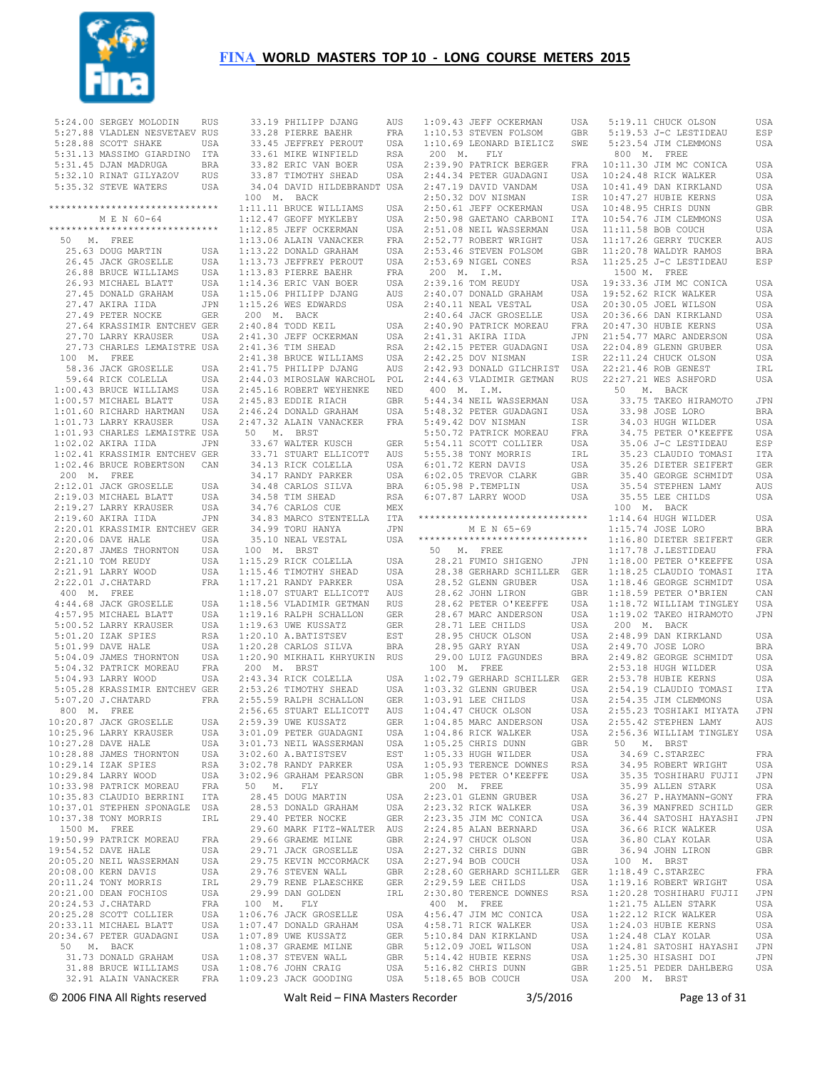# FINA WORLD MASTERS TOP 10 - LONG COURSE METERS 2015

```
5:24.00 SERGEY MOLODIN      RUS
5:27.88 VLADLEN NESVETAEV RUS
5:28.88 SCOTT SHAKE         USA
5:31.13 MASSIMO GIARDINO  ITA
5:31.45 DJAN MADRUGA        BRA
5:32.10 RINAT GILYAZOV      RUS
5:35.32 STEVE WATERS        USA
```

```
******************************
        M E N 60-64
******************************
```

**50 M. FREE**

```
25.63 DOUG MARTIN          USA
26.45 JACK GROSELLE        USA
26.88 BRUCE WILLIAMS       USA
26.93 MICHAEL BLATT        USA
27.45 DONALD GRAHAM        USA
27.47 AKIRA IIDA           JPN
27.49 PETER NOCKE          GER
27.64 KRASSIMIR ENTCHEV GER
27.70 LARRY KRAUSER        USA
27.73 CHARLES LEMAISTRE USA
```

**100 M. FREE**

```
58.36 JACK GROSELLE        USA
59.64 RICK COLELLA         USA
1:00.43 BRUCE WILLIAMS     USA
1:00.57 MICHAEL BLATT      USA
1:01.60 RICHARD HARTMAN    USA
1:01.73 LARRY KRAUSER      USA
1:01.93 CHARLES LEMAISTRE USA
1:02.02 AKIRA IIDA         JPN
1:02.41 KRASSIMIR ENTCHEV GER
1:02.46 BRUCE ROBERTSON    CAN
```

**200 M. FREE**

```
2:12.01 JACK GROSELLE      USA
2:19.03 MICHAEL BLATT      USA
2:19.27 LARRY KRAUSER      USA
2:19.60 AKIRA IIDA         JPN
2:20.01 KRASSIMIR ENTCHEV GER
2:20.06 DAVE HALE          USA
2:20.87 JAMES THORNTON     USA
2:21.10 TOM REUDY          USA
2:21.91 LARRY WOOD         USA
2:22.01 J.CHATARD          FRA
```

**400 M. FREE**

```
4:44.68 JACK GROSELLE      USA
4:57.95 MICHAEL BLATT      USA
5:00.52 LARRY KRAUSER      USA
5:01.20 IZAK SPIES         RSA
5:01.99 DAVE HALE          USA
5:04.09 JAMES THORNTON     USA
5:04.32 PATRICK MOREAU     FRA
5:04.93 LARRY WOOD         USA
5:05.28 KRASSIMIR ENTCHEV GER
5:07.20 J.CHATARD          FRA
```

**800 M. FREE**

```
10:20.87 JACK GROSELLE     USA
10:25.96 LARRY KRAUSER     USA
10:27.28 DAVE HALE         USA
10:28.88 JAMES THORNTON    USA
10:29.14 IZAK SPIES        RSA
10:29.84 LARRY WOOD        USA
10:33.98 PATRICK MOREAU    FRA
10:35.83 CLAUDIO BERRINI   ITA
10:37.01 STEPHEN SPONAGLE  USA
10:37.38 TONY MORRIS       IRL
```

**1500 M. FREE**

```
19:50.99 PATRICK MOREAU    FRA
19:54.52 DAVE HALE         USA
20:05.20 NEIL WASSERMAN    USA
20:08.00 KERN DAVIS        USA
20:11.24 TONY MORRIS       IRL
20:21.00 DEAN FOCHIOS      USA
20:24.53 J.CHATARD         FRA
20:25.28 SCOTT COLLIER     USA
20:33.11 MICHAEL BLATT     USA
20:34.67 PETER GUADAGNI    USA
```

**50 M. BACK**

```
31.73 DONALD GRAHAM        USA
31.88 BRUCE WILLIAMS       USA
32.91 ALAIN VANACKER       FRA
33.19 PHILIPP DJANG        AUS
33.28 PIERRE BAEHR         FRA
33.45 JEFFREY PEROUT       USA
33.61 MIKE WINFIELD        RSA
33.82 ERIC VAN BOER        USA
33.87 TIMOTHY SHEAD        USA
34.04 DAVID HILDEBRANDT USA
```

**100 M. BACK**

```
1:11.11 BRUCE WILLIAMS     USA
1:12.47 GEOFF MYKLEBY      USA
1:12.85 JEFF OCKERMAN      USA
1:13.06 ALAIN VANACKER     FRA
1:13.22 DONALD GRAHAM      USA
1:13.73 JEFFREY PEROUT     USA
1:13.83 PIERRE BAEHR       FRA
1:14.36 ERIC VAN BOER      USA
1:15.06 PHILIPP DJANG      AUS
1:15.26 WES EDWARDS        USA
```

**200 M. BACK**

```
2:40.84 TODD KEIL          USA
2:41.30 JEFF OCKERMAN      USA
2:41.36 TIM SHEAD          RSA
2:41.38 BRUCE WILLIAMS     USA
2:41.75 PHILIPP DJANG      AUS
2:44.03 MIROSLAW WARCHOL   POL
2:45.16 ROBERT WEYHENKE    NED
2:45.83 EDDIE RIACH        GBR
2:46.24 DONALD GRAHAM      USA
2:47.32 ALAIN VANACKER     FRA
```

**50 M. BRST**

```
33.67 WALTER KUSCH         GER
33.71 STUART ELLICOTT      AUS
34.13 RICK COLELLA         USA
34.17 RANDY PARKER         USA
34.48 CARLOS SILVA         BRA
34.58 TIM SHEAD            RSA
34.76 CARLOS CUE           MEX
34.83 MARCO STENTELLA      ITA
34.99 TORU HANYA           JPN
35.10 NEAL VESTAL          USA
```

**100 M. BRST**

```
1:15.29 RICK COLELLA       USA
1:15.46 TIMOTHY SHEAD      USA
1:17.21 RANDY PARKER       USA
1:18.07 STUART ELLICOTT    AUS
1:18.56 VLADIMIR GETMAN    RUS
1:19.16 RALPH SCHALLON     GER
1:19.63 UWE KUSSATZ        GER
1:20.10 A.BATISTSEV        EST
1:20.28 CARLOS SILVA       BRA
1:20.90 MIKHAIL KHRYUKIN   RUS
```

**200 M. BRST**

```
2:43.34 RICK COLELLA       USA
2:53.26 TIMOTHY SHEAD      USA
2:55.59 RALPH SCHALLON     GER
2:56.65 STUART ELLICOTT    AUS
2:59.39 UWE KUSSATZ        GER
3:01.09 PETER GUADAGNI     USA
3:01.73 NEIL WASSERMAN     USA
3:02.60 A.BATISTSEV        EST
3:02.78 RANDY PARKER       USA
3:02.96 GRAHAM PEARSON     GBR
```

**50 M. FLY**

```
28.45 DOUG MARTIN          USA
28.53 DONALD GRAHAM        USA
29.40 PETER NOCKE          GER
29.60 MARK FITZ-WALTER     AUS
29.66 GRAEME MILNE         GBR
29.71 JACK GROSELLE        USA
29.75 KEVIN MCCORMACK      USA
29.76 STEVEN WALL          GBR
29.79 RENE PLAESCHKE       GER
29.99 DAN GOLDEN           IRL
```

**100 M. FLY**

```
1:06.76 JACK GROSELLE      USA
1:07.47 DONALD GRAHAM      USA
1:07.89 UWE KUSSATZ        GER
1:08.37 GRAEME MILNE       GBR
1:08.37 STEVEN WALL        GBR
1:08.76 JOHN CRAIG         USA
1:09.23 JACK GOODING       USA
1:09.43 JEFF OCKERMAN      USA
1:10.53 STEVEN FOLSOM      GBR
1:10.69 LEONARD BIELICZ    SWE
```

**200 M. FLY**

```
2:39.90 PATRICK BERGER     FRA
2:44.34 PETER GUADAGNI     USA
2:47.19 DAVID VANDAM       USA
2:50.32 DOV NISMAN         ISR
2:50.61 JEFF OCKERMAN      USA
2:50.98 GAETANO CARBONI    ITA
2:51.08 NEIL WASSERMAN     USA
2:52.77 ROBERT WRIGHT      USA
2:53.46 STEVEN FOLSOM      GBR
2:53.69 NIGEL CONES        RSA
```

**200 M. I.M.**

```
2:39.16 TOM REUDY          USA
2:40.07 DONALD GRAHAM      USA
2:40.11 NEAL VESTAL        USA
2:40.64 JACK GROSELLE      USA
2:40.90 PATRICK MOREAU     FRA
2:41.31 AKIRA IIDA         JPN
2:42.15 PETER GUADAGNI     USA
2:42.25 DOV NISMAN         ISR
2:42.93 DONALD GILCHRIST   USA
2:44.63 VLADIMIR GETMAN    RUS
```

**400 M. I.M.**

```
5:44.34 NEIL WASSERMAN     USA
5:48.32 PETER GUADAGNI     USA
5:49.42 DOV NISMAN         ISR
5:50.72 PATRICK MOREAU     FRA
5:54.11 SCOTT COLLIER      USA
5:55.38 TONY MORRIS        IRL
6:01.72 KERN DAVIS         USA
6:02.05 TREVOR CLARK       GBR
6:05.98 P.TEMPLIN          USA
6:07.87 LARRY WOOD         USA
```

```
******************************
        M E N 65-69
******************************
```

**50 M. FREE**

```
28.21 FUMIO SHIGENO        JPN
28.38 GERHARD SCHILLER     GER
28.52 GLENN GRUBER         USA
28.62 JOHN LIRON           GBR
28.62 PETER O'KEEFFE       USA
28.67 MARC ANDERSON        USA
28.71 LEE CHILDS           USA
28.95 CHUCK OLSON          USA
28.95 GARY RYAN            USA
29.00 LUIZ FAGUNDES        BRA
```

**100 M. FREE**

```
1:02.79 GERHARD SCHILLER   GER
1:03.32 GLENN GRUBER       USA
1:03.91 LEE CHILDS         USA
1:04.47 CHUCK OLSON        USA
1:04.85 MARC ANDERSON      USA
1:04.86 RICK WALKER        USA
1:05.25 CHRIS DUNN         GBR
1:05.33 HUGH WILDER        USA
1:05.93 TERENCE DOWNES     RSA
1:05.98 PETER O'KEEFFE     USA
```

**200 M. FREE**

```
2:23.01 GLENN GRUBER       USA
2:23.32 RICK WALKER        USA
2:23.35 JIM MC CONICA      USA
2:24.85 ALAN BERNARD       USA
2:24.97 CHUCK OLSON        USA
2:27.32 CHRIS DUNN         GBR
2:27.94 BOB COUCH          USA
2:28.60 GERHARD SCHILLER   GER
2:29.59 LEE CHILDS         USA
2:30.80 TERENCE DOWNES     RSA
```

**400 M. FREE**

```
4:56.47 JIM MC CONICA      USA
4:58.71 RICK WALKER        USA
5:10.84 DAN KIRKLAND       USA
5:12.09 JOEL WILSON        USA
5:14.42 HUBIE KERNS        USA
5:16.82 CHRIS DUNN         GBR
5:18.65 BOB COUCH          USA
5:19.11 CHUCK OLSON        USA
5:19.53 J-C LESTIDEAU      ESP
5:23.54 JIM CLEMMONS       USA
```

**800 M. FREE**

```
10:11.30 JIM MC CONICA     USA
10:24.48 RICK WALKER       USA
10:41.49 DAN KIRKLAND      USA
10:47.27 HUBIE KERNS       USA
10:48.95 CHRIS DUNN        GBR
10:54.76 JIM CLEMMONS      USA
11:11.58 BOB COUCH         USA
11:17.26 GERRY TUCKER      AUS
11:20.78 WALDYR RAMOS      BRA
11:25.25 J-C LESTIDEAU     ESP
```

**1500 M. FREE**

```
19:33.36 JIM MC CONICA     USA
19:52.62 RICK WALKER       USA
20:30.05 JOEL WILSON       USA
20:36.66 DAN KIRKLAND      USA
20:47.30 HUBIE KERNS       USA
21:54.77 MARC ANDERSON     USA
22:04.89 GLENN GRUBER      USA
22:11.24 CHUCK OLSON       USA
22:21.46 ROB GENEST        IRL
22:27.21 WES ASHFORD       USA
```

**50 M. BACK**

```
33.75 TAKEO HIRAMOTO       JPN
33.98 JOSE LORO            BRA
34.03 HUGH WILDER          USA
34.75 PETER O'KEEFFE       USA
35.06 J-C LESTIDEAU        ESP
35.23 CLAUDIO TOMASI       ITA
35.26 DIETER SEIFERT       GER
35.40 GEORGE SCHMIDT       USA
35.54 STEPHEN LAMY         AUS
35.55 LEE CHILDS           USA
```

**100 M. BACK**

```
1:14.64 HUGH WILDER        USA
1:15.74 JOSE LORO          BRA
1:16.80 DIETER SEIFERT     GER
1:17.78 J.LESTIDEAU        FRA
1:18.00 PETER O'KEEFFE     USA
1:18.25 CLAUDIO TOMASI     ITA
1:18.46 GEORGE SCHMIDT     USA
1:18.59 PETER O'BRIEN      CAN
1:18.72 WILLIAM TINGLEY    USA
1:19.02 TAKEO HIRAMOTO     JPN
```

**200 M. BACK**

```
2:48.99 DAN KIRKLAND       USA
2:49.70 JOSE LORO          BRA
2:49.82 GEORGE SCHMIDT     USA
2:53.18 HUGH WILDER        USA
2:53.78 HUBIE KERNS        USA
2:54.19 CLAUDIO TOMASI     ITA
2:54.35 JIM CLEMMONS       USA
2:55.23 TOSHIAKI MIYATA    JPN
2:55.42 STEPHEN LAMY       AUS
2:56.36 WILLIAM TINGLEY    USA
```

**50 M. BRST**

```
34.69 C.STARZEC            FRA
34.95 ROBERT WRIGHT        USA
35.35 TOSHIHARU FUJII      JPN
35.99 ALLEN STARK          USA
36.27 P.HAYMANN-GONY       FRA
36.39 MANFRED SCHILD       GER
36.44 SATOSHI HAYASHI      JPN
36.66 RICK WALKER          USA
36.80 CLAY KOLAR           USA
36.94 JOHN LIRON           GBR
```

**100 M. BRST**

```
1:18.49 C.STARZEC          FRA
1:19.16 ROBERT WRIGHT      USA
1:20.28 TOSHIHARU FUJII    JPN
1:21.75 ALLEN STARK        USA
1:22.12 RICK WALKER        USA
1:24.03 HUBIE KERNS        USA
1:24.48 CLAY KOLAR         USA
1:24.81 SATOSHI HAYASHI    JPN
1:25.30 HISASHI DOI        JPN
1:25.51 PEDER DAHLBERG     USA
```

**200 M. BRST**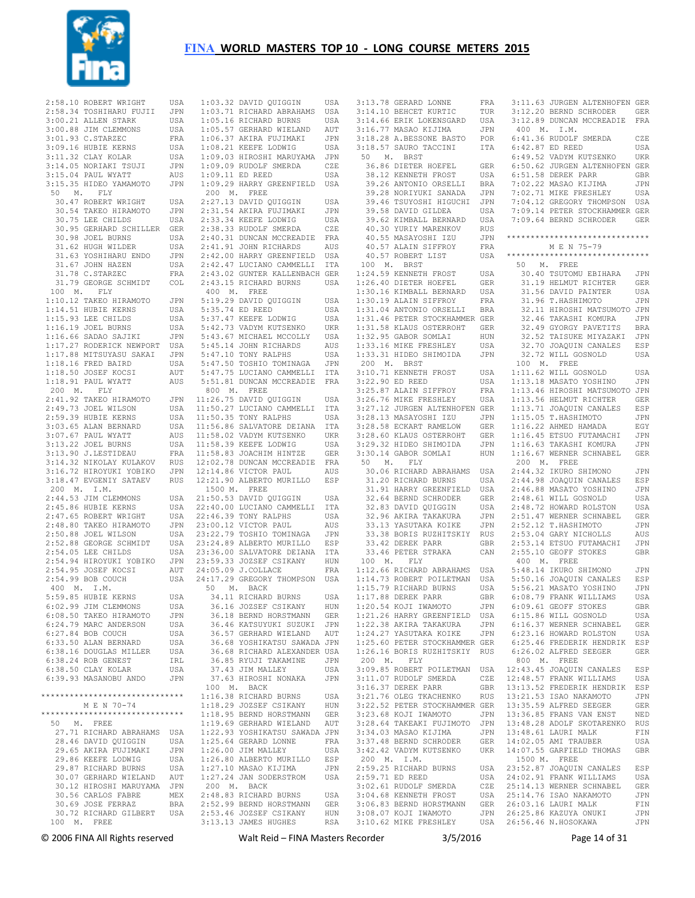# FINA WORLD MASTERS TOP 10 - LONG COURSE METERS 2015

2:58.10 ROBERT WRIGHT USA
2:58.34 TOSHIHARU FUJII JPN
3:00.21 ALLEN STARK USA
3:00.88 JIM CLEMMONS USA
3:01.93 C.STARZEC FRA
3:09.16 HUBIE KERNS USA
3:11.32 CLAY KOLAR USA
3:14.05 NORIAKI TSUJI JPN
3:15.04 PAUL WYATT AUS
3:15.35 HIDEO YAMAMOTO JPN

50 M. FLY
30.47 ROBERT WRIGHT USA
30.54 TAKEO HIRAMOTO JPN
30.75 LEE CHILDS USA
30.95 GERHARD SCHILLER GER
30.98 JOEL BURNS USA
31.62 HUGH WILDER USA
31.63 YOSHIHARU ENDO JPN
31.67 JOHN HAZEN USA
31.78 C.STARZEC FRA
31.79 GEORGE SCHMIDT COL

100 M. FLY
1:10.12 TAKEO HIRAMOTO JPN
1:14.51 HUBIE KERNS USA
1:15.93 LEE CHILDS USA
1:16.19 JOEL BURNS USA
1:16.66 SADAO SAJIKI JPN
1:17.27 RODERICK NEWPORT USA
1:17.88 MITSUYASU SAKAI JPN
1:18.16 FRED BAIRD USA
1:18.50 JOSEF KOCSI AUT
1:18.91 PAUL WYATT AUS

200 M. FLY
2:41.92 TAKEO HIRAMOTO JPN
2:49.73 JOEL WILSON USA
2:59.39 HUBIE KERNS USA
3:03.65 ALAN BERNARD USA
3:07.67 PAUL WYATT AUS
3:13.22 JOEL BURNS USA
3:13.90 J.LESTIDEAU FRA
3:14.32 NIKOLAY KULAKOV RUS
3:16.72 HIROYUKI YOBIKO JPN
3:18.47 EVGENIY SATAEV RUS

200 M. I.M.
2:44.53 JIM CLEMMONS USA
2:45.86 HUBIE KERNS USA
2:47.65 ROBERT WRIGHT USA
2:48.80 TAKEO HIRAMOTO JPN
2:50.88 JOEL WILSON USA
2:52.88 GEORGE SCHMIDT USA
2:54.05 LEE CHILDS USA
2:54.94 HIROYUKI YOBIKO JPN
2:54.95 JOSEF KOCSI AUT
2:54.99 BOB COUCH USA

400 M. I.M.
5:59.85 HUBIE KERNS USA
6:02.99 JIM CLEMMONS USA
6:08.50 TAKEO HIRAMOTO JPN
6:24.79 MARC ANDERSON USA
6:27.84 BOB COUCH USA
6:33.50 ALAN BERNARD USA
6:38.16 DOUGLAS MILLER USA
6:38.24 ROB GENEST IRL
6:38.50 CLAY KOLAR USA
6:39.93 MASANOBU ANDO JPN

******************************
## M E N 70-74
******************************

50 M. FREE
27.71 RICHARD ABRAHAMS USA
28.46 DAVID QUIGGIN USA
29.65 AKIRA FUJIMAKI JPN
29.86 KEEFE LODWIG USA
29.87 RICHARD BURNS USA
30.07 GERHARD WIELAND AUT
30.12 HIROSHI MARUYAMA JPN
30.56 CARLOS FABRE MEX
30.69 JOSE FERRAZ BRA
30.72 RICHARD GILBERT USA

100 M. FREE
1:03.32 DAVID QUIGGIN USA
1:03.71 RICHARD ABRAHAMS USA
1:05.16 RICHARD BURNS USA
1:05.57 GERHARD WIELAND AUT
1:06.37 AKIRA FUJIMAKI JPN
1:08.21 KEEFE LODWIG USA
1:09.03 HIROSHI MARUYAMA JPN
1:09.09 RUDOLF SMERDA CZE
1:09.11 ED REED USA
1:09.29 HARRY GREENFIELD USA

200 M. FREE
2:27.13 DAVID QUIGGIN USA
2:31.54 AKIRA FUJIMAKI JPN
2:33.34 KEEFE LODWIG USA
2:38.33 RUDOLF SMERDA CZE
2:40.31 DUNCAN MCCREADIE FRA
2:41.91 JOHN RICHARDS AUS
2:42.00 HARRY GREENFIELD USA
2:42.47 LUCIANO CAMMELLI ITA
2:43.02 GUNTER KALLENBACH GER
2:43.15 RICHARD BURNS USA

400 M. FREE
5:19.29 DAVID QUIGGIN USA
5:35.74 ED REED USA
5:37.47 KEEFE LODWIG USA
5:42.73 VADYM KUTSENKO UKR
5:43.67 MICHAEL MCCOLLY USA
5:45.14 JOHN RICHARDS AUS
5:47.10 TONY RALPHS USA
5:47.50 TOSHIO TOMINAGA JPN
5:47.75 LUCIANO CAMMELLI ITA
5:51.81 DUNCAN MCCREADIE FRA

800 M. FREE
11:26.75 DAVID QUIGGIN USA
11:50.27 LUCIANO CAMMELLI ITA
11:50.35 TONY RALPHS USA
11:56.86 SALVATORE DEIANA ITA
11:58.02 VADYM KUTSENKO UKR
11:58.39 KEEFE LODWIG USA
11:58.83 JOACHIM HINTZE GER
12:02.78 DUNCAN MCCREADIE FRA
12:14.86 VICTOR PAUL AUS
12:21.90 ALBERTO MURILLO ESP

1500 M. FREE
21:50.53 DAVID QUIGGIN USA
22:40.00 LUCIANO CAMMELLI ITA
22:46.39 TONY RALPHS USA
23:00.12 VICTOR PAUL AUS
23:22.79 TOSHIO TOMINAGA JPN
23:24.89 ALBERTO MURILLO ESP
23:36.00 SALVATORE DEIANA ITA
23:59.33 JOZSEF CSIKANY HUN
24:05.09 J.COLLACE FRA
24:17.29 GREGORY THOMPSON USA

50 M. BACK
34.11 RICHARD BURNS USA
36.16 JOZSEF CSIKANY HUN
36.18 BERND HORSTMANN GER
36.46 KATSUYUKI SUZUKI JPN
36.57 GERHARD WIELAND AUT
36.68 YOSHIKATSU SAWADA JPN
36.68 RICHARD ALEXANDER USA
36.85 RYUJI TAKAMINE JPN
37.43 JIM MALLEY USA
37.63 HIROSHI NONAKA JPN

100 M. BACK
1:16.38 RICHARD BURNS USA
1:18.29 JOZSEF CSIKANY HUN
1:18.95 BERND HORSTMANN GER
1:19.69 GERHARD WIELAND AUT
1:22.93 YOSHIKATSU SAWADA JPN
1:25.64 GERARD LONNE FRA
1:26.00 JIM MALLEY USA
1:26.80 ALBERTO MURILLO ESP
1:27.10 MASAO KIJIMA JPN
1:27.24 JAN SODERSTROM USA

200 M. BACK
2:48.83 RICHARD BURNS USA
2:52.99 BERND HORSTMANN GER
2:53.46 JOZSEF CSIKANY HUN
3:13.13 JAMES HUGHES RSA
3:13.78 GERARD LONNE FRA
3:14.10 BEHCET KURTIC TUR
3:14.66 ERIK LOKENSGARD USA
3:16.77 MASAO KIJIMA JPN
3:18.28 A.BESSONE BASTO POR
3:18.57 SAURO TACCINI ITA

50 M. BRST
36.86 DIETER HOEFEL GER
38.12 KENNETH FROST USA
39.26 ANTONIO ORSELLI BRA
39.28 NORIYUKI SANADA JPN
39.46 TSUYOSHI HIGUCHI JPN
39.58 DAVID GILDEA USA
39.62 KIMBALL BERNARD USA
40.30 YURIY MARENKOV RUS
40.55 MASAYOSHI IZU JPN
40.57 ALAIN SIFFROY FRA
40.57 ROBERT LIST USA

100 M. BRST
1:24.59 KENNETH FROST USA
1:26.40 DIETER HOEFEL GER
1:30.16 KIMBALL BERNARD USA
1:30.19 ALAIN SIFFROY FRA
1:31.04 ANTONIO ORSELLI BRA
1:31.46 PETER STOCKHAMMER GER
1:31.58 KLAUS OSTERROHT GER
1:32.95 GABOR SOMLAI HUN
1:33.16 MIKE FRESHLEY USA
1:33.31 HIDEO SHIMOIDA JPN

200 M. BRST
3:10.71 KENNETH FROST USA
3:22.90 ED REED USA
3:25.87 ALAIN SIFFROY FRA
3:26.76 MIKE FRESHLEY USA
3:27.12 JURGEN ALTENHOFEN GER
3:28.13 MASAYOSHI IZU JPN
3:28.58 ECKART RAMELOW GER
3:28.60 KLAUS OSTERROHT GER
3:29.32 HIDEO SHIMOIDA JPN
3:30.14 GABOR SOMLAI HUN

50 M. FLY
30.06 RICHARD ABRAHAMS USA
31.20 RICHARD BURNS USA
31.91 HARRY GREENFIELD USA
32.64 BERND SCHRODER GER
32.83 DAVID QUIGGIN USA
32.96 AKIRA TAKAKURA JPN
33.13 YASUTAKA KOIKE JPN
33.38 BORIS RUZHITSKIY RUS
33.42 DEREK PARR GBR
33.46 PETER STRAKA CAN

100 M. FLY
1:12.66 RICHARD ABRAHAMS USA
1:14.73 ROBERT POILETMAN USA
1:15.79 RICHARD BURNS USA
1:17.88 DEREK PARR GBR
1:20.54 KOJI IWAMOTO JPN
1:21.26 HARRY GREENFIELD USA
1:22.38 AKIRA TAKAKURA JPN
1:24.27 YASUTAKA KOIKE JPN
1:25.60 PETER STOCKHAMMER GER
1:26.16 BORIS RUZHITSKIY RUS

200 M. FLY
3:09.85 ROBERT POILETMAN USA
3:11.07 RUDOLF SMERDA CZE
3:16.37 DEREK PARR GBR
3:21.76 OLEG TKACHENKO RUS
3:22.52 PETER STOCKHAMMER GER
3:23.68 KOJI IWAMOTO JPN
3:28.64 TAKEAKI FUJIMOTO JPN
3:34.03 MASAO KIJIMA JPN
3:37.48 BERND SCHRODER GER
3:42.42 VADYM KUTSENKO UKR

200 M. I.M.
2:59.25 RICHARD BURNS USA
2:59.71 ED REED USA
3:02.61 RUDOLF SMERDA CZE
3:04.68 KENNETH FROST USA
3:06.83 BERND HORSTMANN GER
3:08.07 KOJI IWAMOTO JPN
3:10.62 MIKE FRESHLEY USA
3:11.63 JURGEN ALTENHOFEN GER
3:12.20 BERND SCHRODER GER
3:12.89 DUNCAN MCCREADIE FRA

400 M. I.M.
6:41.36 RUDOLF SMERDA CZE
6:42.87 ED REED USA
6:49.52 VADYM KUTSENKO UKR
6:50.62 JURGEN ALTENHOFEN GER
6:51.58 DEREK PARR GBR
7:02.22 MASAO KIJIMA JPN
7:02.71 MIKE FRESHLEY USA
7:04.12 GREGORY THOMPSON USA
7:09.14 PETER STOCKHAMMER GER
7:09.64 BERND SCHRODER GER

******************************
## M E N 75-79
******************************

50 M. FREE
30.40 TSUTOMU EBIHARA JPN
31.19 HELMUT RICHTER GER
31.56 DAVID PAINTER USA
31.96 T.HASHIMOTO JPN
32.11 HIROSHI MATSUMOTO JPN
32.46 TAKASHI KOMURA JPN
32.49 GYORGY PAVETITS BRA
32.52 TAISUKE MIYAZAKI JPN
32.70 JOAQUIN CANALES ESP
32.72 WILL GOSNOLD USA

100 M. FREE
1:11.62 WILL GOSNOLD USA
1:13.18 MASATO YOSHINO JPN
1:13.46 HIROSHI MATSUMOTO JPN
1:13.56 HELMUT RICHTER GER
1:13.71 JOAQUIN CANALES ESP
1:15.05 T.HASHIMOTO JPN
1:16.22 AHMED HAMADA EGY
1:16.45 ETSUO FUTAMACHI JPN
1:16.63 TAKASHI KOMURA JPN
1:16.67 WERNER SCHNABEL GER

200 M. FREE
2:44.32 IKURO SHIMONO JPN
2:44.98 JOAQUIN CANALES ESP
2:46.88 MASATO YOSHINO JPN
2:48.61 WILL GOSNOLD USA
2:48.72 HOWARD ROLSTON USA
2:51.47 WERNER SCHNABEL GER
2:52.12 T.HASHIMOTO JPN
2:53.04 GARY NICHOLLS AUS
2:53.14 ETSUO FUTAMACHI JPN
2:55.10 GEOFF STOKES GBR

400 M. FREE
5:48.14 IKURO SHIMONO JPN
5:50.16 JOAQUIN CANALES ESP
5:56.21 MASATO YOSHINO JPN
6:08.79 FRANK WILLIAMS USA
6:09.61 GEOFF STOKES GBR
6:15.86 WILL GOSNOLD USA
6:16.37 WERNER SCHNABEL GER
6:23.16 HOWARD ROLSTON USA
6:25.46 FREDERIK HENDRIK ESP
6:26.02 ALFRED SEEGER GER

800 M. FREE
12:43.45 JOAQUIN CANALES ESP
12:48.57 FRANK WILLIAMS USA
13:13.52 FREDERIK HENDRIK ESP
13:21.53 ISAO NAKAMOTO JPN
13:35.59 ALFRED SEEGER GER
13:36.85 FRANS VAN ENST NED
13:48.28 ADOLF SKOTARENKO RUS
13:48.61 LAURI MALK FIN
14:02.05 AMI TRAUBER USA
14:07.55 GARFIELD THOMAS GBR

1500 M. FREE
23:52.87 JOAQUIN CANALES ESP
24:02.91 FRANK WILLIAMS USA
25:14.13 WERNER SCHNABEL GER
25:14.76 ISAO NAKAMOTO JPN
26:03.16 LAURI MALK FIN
26:25.86 KAZUYA ONUKI JPN
26:56.46 N.HOSOKAWA JPN

© 2006 FINA All Rights reserved — Walt Reid – FINA Masters Recorder — 3/5/2016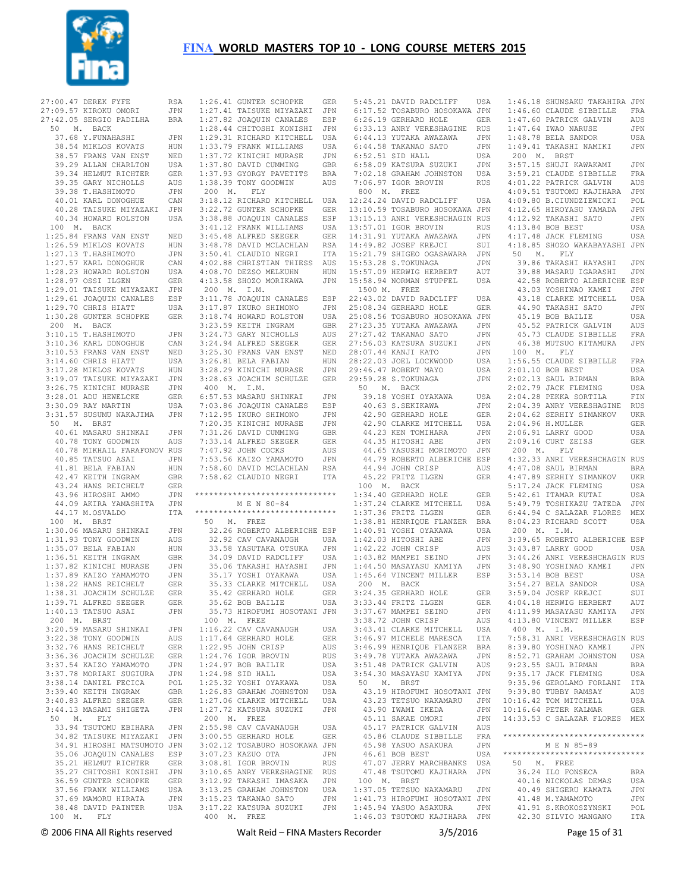27:00.47 DEREK FYFE RSA
27:09.57 KIROKU OMORI JPN
27:42.05 SERGIO PADILHA BRA

50 M. BACK

37.68 Y.FUNAHASHI JPN
38.54 MIKLOS KOVATS HUN
38.57 FRANS VAN ENST NED
39.29 ALLAN CHARLTON USA
39.34 HELMUT RICHTER GER
39.35 GARY NICHOLLS AUS
39.38 T.HASHIMOTO JPN
40.01 KARL DONOGHUE CAN
40.28 TAISUKE MIYAZAKI JPN
40.34 HOWARD ROLSTON USA

100 M. BACK

1:25.84 FRANS VAN ENST NED
1:26.59 MIKLOS KOVATS HUN
1:27.13 T.HASHIMOTO JPN
1:27.57 KARL DONOGHUE CAN
1:28.23 HOWARD ROLSTON USA
1:28.97 OSSI ILGEN GER
1:29.01 TAISUKE MIYAZAKI JPN
1:29.61 JOAQUIN CANALES ESP
1:29.70 CHRIS HIATT USA
1:30.28 GUNTER SCHOPKE GER

200 M. BACK

3:10.15 T.HASHIMOTO JPN
3:10.36 KARL DONOGHUE CAN
3:10.53 FRANS VAN ENST NED
3:14.60 CHRIS HIATT USA
3:17.28 MIKLOS KOVATS HUN
3:19.07 TAISUKE MIYAZAKI JPN
3:26.75 KINICHI MURASE JPN
3:28.01 ADU HEWELCKE GER
3:30.09 RAY MARTIN USA
3:31.57 SUSUMU NAKAJIMA JPN

50 M. BRST

40.61 MASARU SHINKAI JPN
40.78 TONY GOODWIN AUS
40.78 MIKHAIL FARAFONOV RUS
40.85 TATSUO ASAI JPN
41.81 BELA FABIAN HUN
42.47 KEITH INGRAM GBR
43.24 HANS REICHELT GER
43.96 HIROSHI AMMO JPN
44.09 AKIRA YAMASHITA JPN
44.17 M.OSVALDO ITA

100 M. BRST

1:30.06 MASARU SHINKAI JPN
1:31.93 TONY GOODWIN AUS
1:35.07 BELA FABIAN HUN
1:36.51 KEITH INGRAM GBR
1:37.82 KINICHI MURASE JPN
1:37.89 KAIZO YAMAMOTO JPN
1:38.22 HANS REICHELT GER
1:38.31 JOACHIM SCHULZE GER
1:39.71 ALFRED SEEGER GER
1:40.13 TATSUO ASAI JPN

200 M. BRST

3:20.59 MASARU SHINKAI JPN
3:22.38 TONY GOODWIN AUS
3:32.76 HANS REICHELT GER
3:36.36 JOACHIM SCHULZE GER
3:37.54 KAIZO YAMAMOTO JPN
3:37.78 MORIAKI SUGIURA JPN
3:38.14 DANIEL FECICA POL
3:39.40 KEITH INGRAM GBR
3:40.83 ALFRED SEEGER GER
3:44.13 MASAMI SHIGETA JPN

50 M. FLY

33.94 TSUTOMU EBIHARA JPN
34.82 TAISUKE MIYAZAKI JPN
34.91 HIROSHI MATSUMOTO JPN
35.06 JOAQUIN CANALES ESP
35.21 HELMUT RICHTER GER
35.27 CHITOSHI KONISHI JPN
36.59 GUNTER SCHOPKE GER
37.56 FRANK WILLIAMS USA
37.69 MAMORU HIRATA JPN
38.48 DAVID PAINTER USA

100 M. FLY

1:26.41 GUNTER SCHOPKE GER
1:27.41 TAISUKE MIYAZAKI JPN
1:27.82 JOAQUIN CANALES ESP
1:28.44 CHITOSHI KONISHI JPN
1:29.31 RICHARD KITCHELL USA
1:33.79 FRANK WILLIAMS USA
1:37.72 KINICHI MURASE JPN
1:37.80 DAVID CUMMING GBR
1:37.93 GYORGY PAVETITS BRA
1:38.39 TONY GOODWIN AUS

200 M. FLY

3:18.12 RICHARD KITCHELL USA
3:22.72 GUNTER SCHOPKE GER
3:38.88 JOAQUIN CANALES ESP
3:41.12 FRANK WILLIAMS USA
3:45.48 ALFRED SEEGER GER
3:48.78 DAVID MCLACHLAN RSA
3:50.41 CLAUDIO NEGRI ITA
4:02.88 CHRISTIAN THIESS AUS
4:08.70 DEZSO MELKUHN HUN
4:13.58 SHOZO MORIKAWA JPN

200 M. I.M.

3:11.78 JOAQUIN CANALES ESP
3:17.87 IKURO SHIMONO JPN
3:18.74 HOWARD ROLSTON USA
3:23.59 KEITH INGRAM GBR
3:24.73 GARY NICHOLLS AUS
3:24.94 ALFRED SEEGER GER
3:25.30 FRANS VAN ENST NED
3:26.81 BELA FABIAN HUN
3:28.29 KINICHI MURASE JPN
3:28.63 JOACHIM SCHULZE GER

400 M. I.M.

6:57.53 MASARU SHINKAI JPN
7:03.86 JOAQUIN CANALES ESP
7:12.95 IKURO SHIMONO JPN
7:20.35 KINICHI MURASE JPN
7:31.26 DAVID CUMMING GBR
7:33.14 ALFRED SEEGER GER
7:47.92 JOHN COCKS AUS
7:53.56 KAIZO YAMAMOTO JPN
7:58.60 DAVID MCLACHLAN RSA
7:58.62 CLAUDIO NEGRI ITA

*****************************

M E N 80-84

*****************************

50 M. FREE

32.26 ROBERTO ALBERICHE ESP
32.92 CAV CAVANAUGH USA
33.58 YASUTAKA OTSUKA JPN
34.09 DAVID RADCLIFF USA
35.06 TAKASHI HAYASHI JPN
35.17 YOSHI OYAKAWA USA
35.33 CLARKE MITCHELL USA
35.42 GERHARD HOLE GER
35.62 BOB BAILIE USA
35.73 HIROFUMI HOSOTANI JPN

100 M. FREE

1:16.22 CAV CAVANAUGH USA
1:17.64 GERHARD HOLE GER
1:22.95 JOHN CRISP AUS
1:24.76 IGOR BROVIN RUS
1:24.97 BOB BAILIE USA
1:24.98 SID HALL USA
1:25.32 YOSHI OYAKAWA USA
1:26.83 GRAHAM JOHNSTON USA
1:27.06 CLARKE MITCHELL USA
1:27.72 KATSURA SUZUKI JPN

200 M. FREE

2:55.98 CAV CAVANAUGH USA
3:00.55 GERHARD HOLE GER
3:02.12 TOSABURO HOSOKAWA JPN
3:07.23 KAZUO OTA JPN
3:08.81 IGOR BROVIN RUS
3:10.65 ANRY VERESHAGINE RUS
3:12.92 TAKASHI IMASAKA JPN
3:13.25 GRAHAM JOHNSTON USA
3:15.23 TAKANAO SATO JPN
3:17.22 KATSURA SUZUKI JPN

400 M. FREE

5:45.21 DAVID RADCLIFF USA
6:17.52 TOSABURO HOSOKAWA JPN
6:26.19 GERHARD HOLE GER
6:33.13 ANRY VERESHAGINE RUS
6:44.13 YUTAKA AWAZAWA JPN
6:44.58 TAKANAO SATO JPN
6:52.51 SID HALL USA
6:58.09 KATSURA SUZUKI JPN
7:02.18 GRAHAM JOHNSTON USA
7:06.97 IGOR BROVIN RUS

800 M. FREE

12:24.24 DAVID RADCLIFF USA
13:10.59 TOSABURO HOSOKAWA JPN
13:15.13 ANRI VERESHCHAGIN RUS
13:57.01 IGOR BROVIN RUS
14:31.91 YUTAKA AWAZAWA JPN
14:49.82 JOSEF KREJCI SUI
15:21.79 SHIGEO OGASAWARA JPN
15:53.28 S.TOKUNAGA JPN
15:57.09 HERWIG HERBERT AUT
15:58.94 NORMAN STUPFEL USA

1500 M. FREE

22:43.02 DAVID RADCLIFF USA
25:08.34 GERHARD HOLE GER
25:08.56 TOSABURO HOSOKAWA JPN
27:23.35 YUTAKA AWAZAWA JPN
27:27.42 TAKANAO SATO JPN
27:56.03 KATSURA SUZUKI JPN
28:07.44 KANJI KATO JPN
28:22.03 JOEL LOCKWOOD USA
29:46.47 ROBERT MAYO USA
29:59.28 S.TOKUNAGA JPN

50 M. BACK

39.18 YOSHI OYAKAWA USA
40.63 S.SEKIKAWA JPN
42.90 GERHARD HOLE GER
42.90 CLARKE MITCHELL USA
44.23 KEN TOMIHARA JPN
44.35 HITOSHI ABE JPN
44.65 YASUSHI MORIMOTO JPN
44.79 ROBERTO ALBERICHE ESP
44.94 JOHN CRISP AUS
45.22 FRITZ ILGEN GER

100 M. BACK

1:34.40 GERHARD HOLE GER
1:37.24 CLARKE MITCHELL USA
1:37.36 FRITZ ILGEN GER
1:38.81 HENRIQUE FLANZER BRA
1:40.91 YOSHI OYAKAWA USA
1:42.03 HITOSHI ABE JPN
1:42.22 JOHN CRISP AUS
1:43.82 MAMPEI SEINO JPN
1:44.50 MASAYASU KAMIYA JPN
1:45.64 VINCENT MILLER ESP

200 M. BACK

3:24.35 GERHARD HOLE GER
3:33.44 FRITZ ILGEN GER
3:37.67 MAMPEI SEINO JPN
3:38.72 JOHN CRISP AUS
3:43.41 CLARKE MITCHELL USA
3:46.97 MICHELE MARESCA ITA
3:46.99 HENRIQUE FLANZER BRA
3:49.78 YUTAKA AWAZAWA JPN
3:51.48 PATRICK GALVIN AUS
3:54.30 MASAYASU KAMIYA JPN

50 M. BRST

43.19 HIROFUMI HOSOTANI JPN
43.23 TETSUO NAKAMARU JPN
43.90 IWAMI IKEDA JPN
45.11 SAKAE OMORI JPN
45.17 PATRICK GALVIN AUS
45.86 CLAUDE SIBBILLE FRA
45.98 YASUO ASAKURA JPN
46.61 BOB BEST USA
47.07 JERRY MARCHBANKS USA
47.48 TSUTOMU KAJIHARA JPN

100 M. BRST

1:37.05 TETSUO NAKAMARU JPN
1:41.73 HIROFUMI HOSOTANI JPN
1:45.94 YASUO ASAKURA JPN
1:46.03 TSUTOMU KAJIHARA JPN
1:46.18 SHUNSAKU TAKAHIRA JPN
1:46.60 CLAUDE SIBBILLE FRA
1:47.60 PATRICK GALVIN AUS
1:47.64 IWAO NARUSE JPN
1:48.78 BELA SANDOR USA
1:49.41 TAKASHI NAMIKI JPN

200 M. BRST

3:57.15 SHUJI KAWAKAMI JPN
3:59.21 CLAUDE SIBBILLE FRA
4:01.22 PATRICK GALVIN AUS
4:09.51 TSUTOMU KAJIHARA JPN
4:09.80 B.CIUNDZIEWICKI POL
4:12.65 HIROYASU YAMADA JPN
4:12.92 TAKASHI SATO JPN
4:13.84 BOB BEST USA
4:17.48 JACK FLEMING USA
4:18.85 SHOZO WAKABAYASHI JPN

50 M. FLY

39.86 TAKASHI HAYASHI JPN
39.88 MASARU IGARASHI JPN
42.58 ROBERTO ALBERICHE ESP
43.03 YOSHINAO KAMEI JPN
43.18 CLARKE MITCHELL USA
44.90 TAKASHI SATO JPN
45.19 BOB BAILIE USA
45.52 PATRICK GALVIN AUS
45.73 CLAUDE SIBBILLE FRA
46.38 MUTSUO KITAMURA JPN

100 M. FLY

1:56.55 CLAUDE SIBBILLE FRA
2:01.10 BOB BEST USA
2:02.13 SAUL BIRMAN BRA
2:02.79 JACK FLEMING USA
2:04.28 PEKKA SORTILA FIN
2:04.39 ANRY VERESHAGINE RUS
2:04.62 SERHIY SIMANKOV UKR
2:04.96 H.MULLER GER
2:06.91 LARRY GOOD USA
2:09.16 CURT ZEISS GER

200 M. FLY

4:32.33 ANRI VERESHCHAGIN RUS
4:47.08 SAUL BIRMAN BRA
4:47.89 SERHIY SIMANKOV UKR
5:17.24 JACK FLEMING USA
5:42.61 ITAMAR KUTAI USA
5:49.79 TOSHIKAZU TATEDA JPN
6:44.94 C SALAZAR FLORES MEX
8:04.23 RICHARD SCOTT USA

200 M. I.M.

3:39.65 ROBERTO ALBERICHE ESP
3:43.87 LARRY GOOD USA
3:44.26 ANRI VERESHCHAGIN RUS
3:48.90 YOSHINAO KAMEI JPN
3:53.14 BOB BEST USA
3:54.27 BELA SANDOR USA
3:59.04 JOSEF KREJCI SUI
4:04.18 HERWIG HERBERT AUT
4:11.99 MASAYASU KAMIYA JPN
4:13.80 VINCENT MILLER ESP

400 M. I.M.

7:58.31 ANRI VERESHCHAGIN RUS
8:39.80 YOSHINAO KAMEI JPN
8:52.71 GRAHAM JOHNSTON USA
9:23.55 SAUL BIRMAN BRA
9:35.17 JACK FLEMING USA
9:35.96 GEROLAMO FORLANI ITA
9:39.80 TUBBY RAMSAY AUS
10:16.42 TOM MITCHELL USA
10:16.64 PETER KALMAR GER
14:33.53 C SALAZAR FLORES MEX

*****************************

M E N 85-89

*****************************

50 M. FREE

36.24 ILO FONSECA BRA
40.16 NICKOLAS DEMAS USA
40.49 SHIGERU KAMATA JPN
41.48 M.YAMAMOTO JPN
41.91 S.KROKOSZYNSKI POL
42.30 SILVIO MANGANO ITA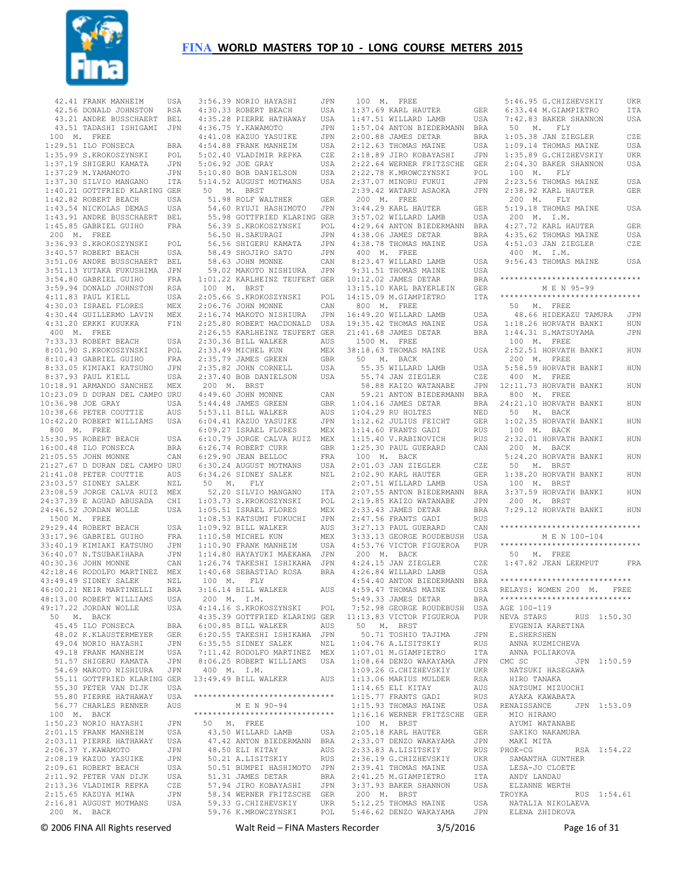42.41 FRANK MANHEIM USA
42.56 DONALD JOHNSTON RSA
43.21 ANDRE BUSSCHAERT BEL
43.51 TADASHI ISHIGAMI JPN

100 M. FREE
1:29.51 ILO FONSECA BRA
1:35.99 S.KROKOSZYNSKI POL
1:37.19 SHIGERU KAMATA JPN
1:37.29 M.YAMAMOTO JPN
1:37.30 SILVIO MANGANO ITA
1:40.21 GOTTFRIED KLARING GER
1:42.82 ROBERT BEACH USA
1:43.54 NICKOLAS DEMAS USA
1:43.91 ANDRE BUSSCHAERT BEL
1:45.85 GABRIEL GUIHO FRA

200 M. FREE
3:36.93 S.KROKOSZYNSKI POL
3:40.57 ROBERT BEACH USA
3:51.06 ANDRE BUSSCHAERT BEL
3:51.13 YUTAKA FUKUSHIMA JPN
3:54.80 GABRIEL GUIHO FRA
3:59.94 DONALD JOHNSTON RSA
4:11.83 PAUL KIELL USA
4:30.03 ISRAEL FLORES MEX
4:30.44 GUILLERMO LAVIN MEX
4:31.20 ERKKI KUUKKA FIN

400 M. FREE
7:33.33 ROBERT BEACH USA
8:01.90 S.KROKOSZYNSKI POL
8:10.43 GABRIEL GUIHO FRA
8:33.05 KIMIAKI KATSUNO JPN
8:37.93 PAUL KIELL USA
10:18.91 ARMANDO SANCHEZ MEX
10:23.09 D DURAN DEL CAMPO URU
10:36.98 JOE GRAY USA
10:38.66 PETER COUTTIE AUS
10:42.20 ROBERT WILLIAMS USA

800 M. FREE
15:30.95 ROBERT BEACH USA
16:00.48 ILO FONSECA BRA
21:05.55 JOHN MONNE CAN
21:27.67 D DURAN DEL CAMPO URU
21:41.08 PETER COUTTIE AUS
23:03.57 SIDNEY SALEK NZL
23:08.59 JORGE CALVA RUIZ MEX
24:37.39 E AGUAD ABUSADA CHI
24:46.52 JORDAN WOLLE USA

1500 M. FREE
29:29.44 ROBERT BEACH USA
33:17.96 GABRIEL GUIHO FRA
33:40.19 KIMIAKI KATSUNO JPN
36:40.07 N.TSUBAKIHARA JPN
40:30.36 JOHN MONNE CAN
42:18.46 RODOLFO MARTINEZ MEX
43:49.49 SIDNEY SALEK NZL
46:00.21 NEIR MARTINELLI BRA
48:13.00 ROBERT WILLIAMS USA
49:17.22 JORDAN WOLLE USA

50 M. BACK
45.45 ILO FONSECA BRA
48.02 K.KLAUSTERMEYER GER
49.04 NORIO HAYASHI JPN
49.18 FRANK MANHEIM USA
51.57 SHIGERU KAMATA JPN
54.69 MAKOTO NISHIURA JPN
55.11 GOTTFRIED KLARING GER
55.30 PETER VAN DIJK USA
55.80 PIERRE HATHAWAY USA
56.77 CHARLES RENNER AUS

100 M. BACK
1:50.23 NORIO HAYASHI JPN
2:01.15 FRANK MANHEIM USA
2:03.11 PIERRE HATHAWAY USA
2:06.37 Y.KAWAMOTO JPN
2:08.19 KAZUO YASUIKE JPN
2:09.61 ROBERT BEACH USA
2:11.92 PETER VAN DIJK USA
2:13.36 VLADIMIR REPKA CZE
2:15.65 KAZUYA MIWA JPN
2:16.81 AUGUST MOTMANS USA

200 M. BACK
3:56.39 NORIO HAYASHI JPN
4:30.33 ROBERT BEACH USA
4:35.28 PIERRE HATHAWAY USA
4:36.75 Y.KAWAMOTO JPN
4:41.08 KAZUO YASUIKE JPN
4:54.88 FRANK MANHEIM USA
5:02.40 VLADIMIR REPKA CZE
5:06.92 JOE GRAY USA
5:10.80 BOB DANIELSON USA
5:14.52 AUGUST MOTMANS USA

50 M. BRST
51.98 ROLF WALTHER GER
54.60 RYUJI HASHIMOTO JPN
55.98 GOTTFRIED KLARING GER
56.39 S.KROKOSZYNSKI POL
56.50 H.SAKURAGI JPN
56.56 SHIGERU KAMATA JPN
58.49 SHOJIRO SATO JPN
58.63 JOHN MONNE CAN
59.02 MAKOTO NISHIURA JPN
1:01.22 KARLHEINZ TEUFERT GER

100 M. BRST
2:05.66 S.KROKOSZYNSKI POL
2:06.76 JOHN MONNE CAN
2:16.74 MAKOTO NISHIURA JPN
2:25.80 ROBERT MACDONALD USA
2:26.55 KARLHEINZ TEUFERT GER
2:30.36 BILL WALKER AUS
2:33.49 MICHEL KUN MEX
2:35.79 JAMES GREEN GBR
2:35.82 JOHN CORNELL USA
2:37.40 BOB DANIELSON USA

200 M. BRST
4:49.60 JOHN MONNE CAN
5:44.48 JAMES GREEN GBR
5:53.11 BILL WALKER AUS
6:04.41 KAZUO YASUIKE JPN
6:09.27 ISRAEL FLORES MEX
6:10.79 JORGE CALVA RUIZ MEX
6:26.74 ROBERT CURR GBR
6:29.90 JEAN BELLOC FRA
6:30.24 AUGUST MOTMANS USA
6:34.26 SIDNEY SALEK NZL

50 M. FLY
52.20 SILVIO MANGANO ITA
1:03.73 S.KROKOSZYNSKI POL
1:05.51 ISRAEL FLORES MEX
1:08.53 KATSUMI FUKUCHI JPN
1:09.92 BILL WALKER AUS
1:10.58 MICHEL KUN MEX
1:10.90 FRANK MANHEIM USA
1:14.80 HAYAYUKI MAEKAWA JPN
1:26.74 TAKESHI ISHIKAWA JPN
1:40.68 SEBASTIAO ROSA BRA

100 M. FLY
3:16.14 BILL WALKER AUS

200 M. I.M.
4:14.16 S.KROKOSZYNSKI POL
4:35.39 GOTTFRIED KLARING GER
6:00.85 BILL WALKER AUS
6:20.55 TAKESHI ISHIKAWA JPN
6:35.55 SIDNEY SALEK NZL
7:11.42 RODOLFO MARTINEZ MEX
8:06.25 ROBERT WILLIAMS USA

400 M. I.M.
13:49.49 BILL WALKER AUS

******************************
M E N 90-94
******************************

50 M. FREE
43.50 WILLARD LAMB USA
47.42 ANTON BIEDERMANN BRA
48.50 ELI KITAY AUS
50.21 A.LISITSKIY RUS
50.51 BUMPEI HASHIMOTO JPN
51.31 JAMES DETAR BRA
57.94 JIRO KOBAYASHI JPN
58.34 WERNER FRITZSCHE GER
59.33 G.CHIZHEVSKIY UKR
59.76 K.MROWCZYNSKI POL

100 M. FREE
1:37.69 KARL HAUTER GER
1:47.51 WILLARD LAMB USA
1:57.04 ANTON BIEDERMANN BRA
2:00.88 JAMES DETAR BRA
2:12.63 THOMAS MAINE USA
2:18.89 JIRO KOBAYASHI JPN
2:22.64 WERNER FRITZSCHE GER
2:22.78 K.MROWCZYNSKI POL
2:37.07 MINORU FUKUI JPN
2:39.42 WATARU ASAOKA JPN

200 M. FREE
3:44.29 KARL HAUTER GER
3:57.02 WILLARD LAMB USA
4:29.64 ANTON BIEDERMANN BRA
4:38.06 JAMES DETAR BRA
4:38.78 THOMAS MAINE USA

400 M. FREE
8:23.47 WILLARD LAMB USA
9:31.51 THOMAS MAINE USA
10:12.02 JAMES DETAR BRA
13:15.10 KARL BAYERLEIN GER
14:15.09 M.GIAMPIETRO ITA

800 M. FREE
16:49.20 WILLARD LAMB USA
19:35.42 THOMAS MAINE USA
21:41.68 JAMES DETAR BRA

1500 M. FREE
38:18.63 THOMAS MAINE USA

50 M. BACK
55.35 WILLARD LAMB USA
55.74 JAN ZIEGLER CZE
58.88 KAIZO WATANABE JPN
59.21 ANTON BIEDERMANN BRA
1:04.16 JAMES DETAR BRA
1:04.29 RU HOLTES NED
1:12.62 JULIUS FEICHT GER
1:14.60 FRANTS GADI RUS
1:15.40 V.RABINOVICH RUS
1:25.30 PAUL GUERARD CAN

100 M. BACK
2:01.03 JAN ZIEGLER CZE
2:02.90 KARL HAUTER GER
2:07.51 WILLARD LAMB USA
2:07.55 ANTON BIEDERMANN BRA
2:19.85 KAIZO WATANABE JPN
2:33.43 JAMES DETAR BRA
2:47.56 FRANTS GADI RUS
3:27.13 PAUL GUERARD CAN
3:33.13 GEORGE ROUDEBUSH USA
4:53.76 VICTOR FIGUEROA PUR

200 M. BACK
4:24.15 JAN ZIEGLER CZE
4:26.84 WILLARD LAMB USA
4:54.40 ANTON BIEDERMANN BRA
4:59.47 THOMAS MAINE USA
5:49.33 JAMES DETAR BRA
7:52.98 GEORGE ROUDEBUSH USA
11:13.83 VICTOR FIGUEROA PUR

50 M. BRST
50.71 TOSHIO TAJIMA JPN
1:04.76 A.LISITSKIY RUS
1:07.01 M.GIAMPIETRO ITA
1:08.64 DENZO WAKAYAMA JPN
1:09.26 G.CHIZHEVSKIY UKR
1:13.06 MARIUS MULDER RSA
1:14.65 ELI KITAY AUS
1:15.77 FRANTS GADI RUS
1:15.93 THOMAS MAINE USA
1:16.16 WERNER FRITZSCHE GER

100 M. BRST
2:05.18 KARL HAUTER GER
2:33.07 DENZO WAKAYAMA JPN
2:33.83 A.LISITSKIY RUS
2:36.19 G.CHIZHEVSKIY UKR
2:39.41 THOMAS MAINE USA
2:41.25 M.GIAMPIETRO ITA
3:37.93 BAKER SHANNON USA

200 M. BRST
5:12.25 THOMAS MAINE USA
5:46.62 DENZO WAKAYAMA JPN
5:46.95 G.CHIZHEVSKIY UKR
6:33.44 M.GIAMPIETRO ITA
7:42.83 BAKER SHANNON USA

50 M. FLY
1:05.38 JAN ZIEGLER CZE
1:09.14 THOMAS MAINE USA
1:35.89 G.CHIZHEVSKIY UKR
2:04.30 BAKER SHANNON USA

100 M. FLY
2:23.56 THOMAS MAINE USA
2:38.92 KARL HAUTER GER

200 M. FLY
5:19.18 THOMAS MAINE USA

200 M. I.M.
4:27.72 KARL HAUTER GER
4:35.62 THOMAS MAINE USA
4:51.03 JAN ZIEGLER CZE

400 M. I.M.
9:56.43 THOMAS MAINE USA

******************************
M E N 95-99
******************************

50 M. FREE
48.66 HIDEKAZU TAMURA JPN
1:18.26 HORVATH BANKI HUN
1:44.31 S.MATSUYAMA JPN

100 M. FREE
2:52.51 HORVATH BANKI HUN

200 M. FREE
5:58.59 HORVATH BANKI HUN

400 M. FREE
12:11.73 HORVATH BANKI HUN

800 M. FREE
24:21.10 HORVATH BANKI HUN

50 M. BACK
1:02.35 HORVATH BANKI HUN

100 M. BACK
2:32.01 HORVATH BANKI HUN

200 M. BACK
5:24.20 HORVATH BANKI HUN

50 M. BRST
1:38.20 HORVATH BANKI HUN

100 M. BRST
3:37.59 HORVATH BANKI HUN

200 M. BRST
7:29.12 HORVATH BANKI HUN

******************************
M E N 100-104
******************************

50 M. FREE
1:47.82 JEAN LEEMPUT FRA

****************************
RELAYS: WOMEN 200 M. FREE
****************************

AGE 100-119

NEVA STARS RUS 1:50.30
EVGENIA KARETINA
E.SHERSHEN
ANNA KUZMICHEVA
ANNA POLIAKOVA

CMC SC JPN 1:50.59
NATSUKI HASEGAWA
HIRO TANAKA
NATSUMI MIZUOCHI
AYAKA KAWABATA

RENAISSANCE JPN 1:53.09
MIO HIRANO
AYUMI WATANABE
SAKIKO NAKAMURA
MAKI MITA

PHOE-CG RSA 1:54.22
SAMANTHA GUNTHER
LESA-JO CLOETE
ANDY LANDAU
ELZANNE WERTH

TROYKA RUS 1:54.61
NATALIA NIKOLAEVA
ELENA ZHIDKOVA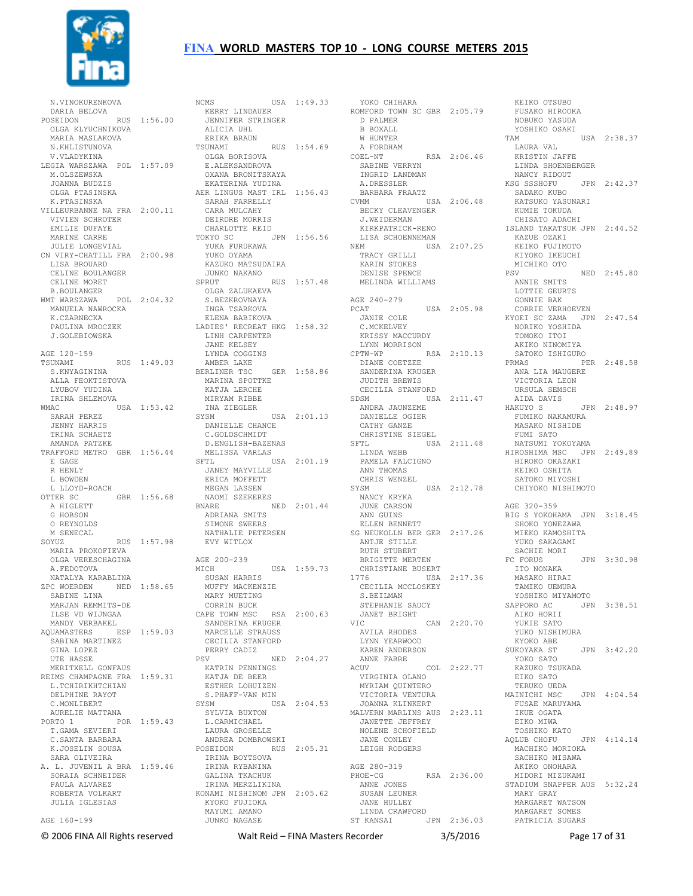# FINA WORLD MASTERS TOP 10 - LONG COURSE METERS 2015

N.VINOKURENKOVA
DARIA BELOVA
POSEIDON RUS 1:56.00
OLGA KLYUCHNIKOVA
MARIA MASLAKOVA
N.KHLISTUNOVA
V.VLADYKINA
LEGIA WARSZAWA POL 1:57.09
M.OLSZEWSKA
JOANNA BUDZIS
OLGA PTASINSKA
K.PTASINSKA
VILLEURBANNE NA FRA 2:00.11
VIVIEN SCHROTER
EMILIE DUFAYE
MARINE CARRE
JULIE LONGEVIAL
CN VIRY-CHATILL FRA 2:00.98
LISA BROUARD
CELINE BOULANGER
CELINE MORET
B.BOULANGER
WMT WARSZAWA POL 2:04.32
MANUELA NAWROCKA
K.CZARNECKA
PAULINA MROCZEK
J.GOLEBIOWSKA

AGE 120-159
TSUNAMI RUS 1:49.03
S.KNYAGININA
ALLA FEOKTISTOVA
LYUBOV YUDINA
IRINA SHLEMOVA
WMAC USA 1:53.42
SARAH PEREZ
JENNY HARRIS
TRINA SCHAETZ
AMANDA PATZKE
TRAFFORD METRO GBR 1:56.44
E GAGE
R HENLY
L BOWDEN
L LLOYD-ROACH
OTTER SC GBR 1:56.68
A HIGLETT
G HOBSON
O REYNOLDS
M SENECAL
SOYUZ RUS 1:57.98
MARIA PROKOFIEVA
OLGA VERESCHAGINA
A.FEDOTOVA
NATALYA KARABLINA
ZPC WOERDEN NED 1:58.65
SABINE LINA
MARJAN REMMITS-DE
ILSE VD WIJNGAA
MANDY VERBAKEL
AQUAMASTERS ESP 1:59.03
SABINA MARTINEZ
GINA LOPEZ
UTE HASSE
MERITXELL GONFAUS
REIMS CHAMPAGNE FRA 1:59.31
L.TCHIRIKHTCHIAN
DELPHINE RAYOT
C.MONLIBERT
AURELIE MATTANA
PORTO 1 POR 1:59.43
T.GAMA SEVIERI
C.SANTA BARBARA
K.JOSELIN SOUSA
SARA OLIVEIRA
A. L. JUVENIL A BRA 1:59.46
SORAIA SCHNEIDER
PAULA ALVAREZ
ROBERTA VOLKART
JULIA IGLESIAS

AGE 160-199
NCMS USA 1:49.33
KERRY LINDAUER
JENNIFER STRINGER
ALICIA UHL
ERIKA BRAUN
TSUNAMI RUS 1:54.69
OLGA BORISOVA
E.ALEKSANDROVA
OXANA BRONITSKAYA
EKATERINA YUDINA
AER LINGUS MAST IRL 1:56.43
SARAH FARRELLY
CARA MULCAHY
DEIRDRE MORRIS
CHARLOTTE REID
TOKYO SC JPN 1:56.56
YUKA FURUKAWA
YUKO OYAMA
KAZUKO MATSUDAIRA
JUNKO NAKANO
SPRUT RUS 1:57.48
OLGA ZALUKAEVA
S.BEZKROVNAYA
INGA TSARKOVA
ELENA BABIKOVA
LADIES' RECREAT HKG 1:58.32
LINH CARPENTER
JANE KELSEY
LYNDA COGGINS
AMBER LAKE
BERLINER TSC GER 1:58.86
MARINA SPOTTKE
KATJA LERCHE
MIRYAM RIBBE
INA ZIEGLER
SYSM USA 2:01.13
DANIELLE CHANCE
C.GOLDSCHMIDT
D.ENGLISH-BAZENAS
MELISSA VARLAS
SFTL USA 2:01.19
JANEY MAYVILLE
ERICA MOFFETT
MEGAN LASSEN
NAOMI SZEKERES
BNARE NED 2:01.44
ADRIANA SMITS
SIMONE SWEERS
NATHALIE PETERSEN
EVY WITLOX

AGE 200-239
MICH USA 1:59.73
SUSAN HARRIS
MUFFY MACKENZIE
MARY MUETING
CORRIN BUCK
CAPE TOWN MSC RSA 2:00.63
SANDERINA KRUGER
MARCELLE STRAUSS
CECILIA STANFORD
PERRY CADIZ
PSV NED 2:04.27
KATRIN PENNINGS
KATJA DE BEER
ESTHER LOHUIZEN
S.PHAFF-VAN MIN
SYSM USA 2:04.53
SYLVIA BUXTON
L.CARMICHAEL
LAURA GROSELLE
ANDREA DOMBROWSKI
POSEIDON RUS 2:05.31
IRINA SOKOLOVA
IRINA RYBANINA
GALINA TKACHUK
IRINA MERZLIKINA
KONAMI NISHINOM JPN 2:05.62
KYOKO FUJIOKA
MAYUMI AMANO
JUNKO NAGASE
YOKO CHIHARA
ROMFORD TOWN SC GBR 2:05.79
D PALMER
B BOXALL
W HUNTER
A FORDHAM
COEL-NT RSA 2:06.46
SABINE VERRYN
INGRID LANDMAN
A.DRESSLER
BARBARA FRAATZ
CVMM USA 2:06.48
BECKY CLEAVENGER
J.WEIDERMAN
KIRKPATRICK-RENO
LISA SCHOENNEMAN
NEM USA 2:07.25
TRACY GRILLI
KARIN STOKES
DENISE SPENCE
MELINDA WILLIAMS

AGE 240-279
PCAT USA 2:05.98
JANIE COLE
C.MCKELVEY
KRISSY MACCURDY
LYNN MORRISON
CPTW-WP RSA 2:10.13
DIANE COETZEE
SANDERINA KRUGER
JUDITH BREWIS
CECILIA STANFORD
SDSM USA 2:11.47
ANDRA JAUNZEME
DANIELLE OGIER
CATHY GANZE
CHRISTINE SIEGEL
SFTL USA 2:11.48
LINDA WEBB
PAMELA FALCIGNO
ANN THOMAS
CHRIS WENZEL
SYSM USA 2:12.78
NANCY KRYKA
JUNE CARSON
ANN GUINS
ELLEN BENNETT
SG NEUKOLLN BER GER 2:17.26
ANTJE STILLE
RUTH STUBERT
BRIGITTE MERTEN
CHRISTIANE BUSERT
1776 USA 2:17.36
CECILIA MCCLOSKEY
S.BEILMAN
STEPHANIE SAUCY
JANET BRIGHT
VIC CAN 2:20.70
AVILA RHODES
LYNN YEARWOOD
KAREN ANDERSON
ANNE FABRE
ACUV COL 2:22.77
VIRGINIA OLANO
MYRIAM QUINTERO
VICTORIA VENTURA
JOANNA KLINKERT
MALVERN MARLINS AUS 2:23.11
JANETTE JEFFREY
NOLENE SCHOFIELD
JANE CONLEY
LEIGH RODGERS

AGE 280-319
PHOE-CG RSA 2:36.00
ANNE JONES
SUSAN LEUNER
JANE HULLEY
LINDA CRAWFORD
ST KANSAI JPN 2:36.03
KEIKO OTSUBO
FUSAKO HIROOKA
NOBUKO YASUDA
YOSHIKO OSAKI
TAM USA 2:38.37
LAURA VAL
KRISTIN JAFFE
LINDA SHOENBERGER
NANCY RIDOUT
KSG SSSHOFU JPN 2:42.37
SADAKO KUBO
KATSUKO YASUNARI
KUMIE TOKUDA
CHISATO ADACHI
ISLAND TAKATSUK JPN 2:44.52
KAZUE OZAKI
KEIKO FUJIMOTO
KIYOKO IKEUCHI
MICHIKO OTO
PSV NED 2:45.80
ANNIE SMITS
LOTTIE GEURTS
GONNIE BAK
CORRIE VERHOEVEN
KYOEI SC ZAMA JPN 2:47.54
NORIKO YOSHIDA
TOMOKO ITOI
AKIKO NINOMIYA
SATOKO ISHIGURO
PRMAS PER 2:48.58
ANA LIA MAUGERE
VICTORIA LEON
URSULA SEMSCH
AIDA DAVIS
HAKUYO S JPN 2:48.97
FUMIKO NAKAMURA
MASAKO NISHIDE
FUMI SATO
NATSUMI YOKOYAMA
HIROSHIMA MSC JPN 2:49.89
HIROKO OKAZAKI
KEIKO OSHITA
SATOKO MIYOSHI
CHIYOKO NISHIMOTO

AGE 320-359
BIG S YOKOHAMA JPN 3:18.45
SHOKO YONEZAWA
MIEKO KAMOSHITA
YUKO SAKAGAMI
SACHIE MORI
FC FORUS JPN 3:30.98
ITO NONAKA
MASAKO HIRAI
TAMIKO UEMURA
YOSHIKO MIYAMOTO
SAPPORO AC JPN 3:38.51
AIKO HORII
YUKIE SATO
YUKO NISHIMURA
KYOKO ABE
SUKOYAKA ST JPN 3:42.20
YOKO SATO
KAZUKO TSUKADA
EIKO SATO
TERUKO UEDA
MAINICHI MSC JPN 4:04.54
FUSAE MARUYAMA
IKUE OGATA
EIKO MIWA
TOSHIKO KATO
AQLUB CHOFU JPN 4:14.14
MACHIKO MORIOKA
SACHIKO MISAWA
AKIKO ONOHARA
MIDORI MIZUKAMI
STADIUM SNAPPER AUS 5:32.24
MARY GRAY
MARGARET WATSON
MARGARET SOMES
PATRICIA SUGARS

© 2006 FINA All Rights reserved Walt Reid – FINA Masters Recorder 3/5/2016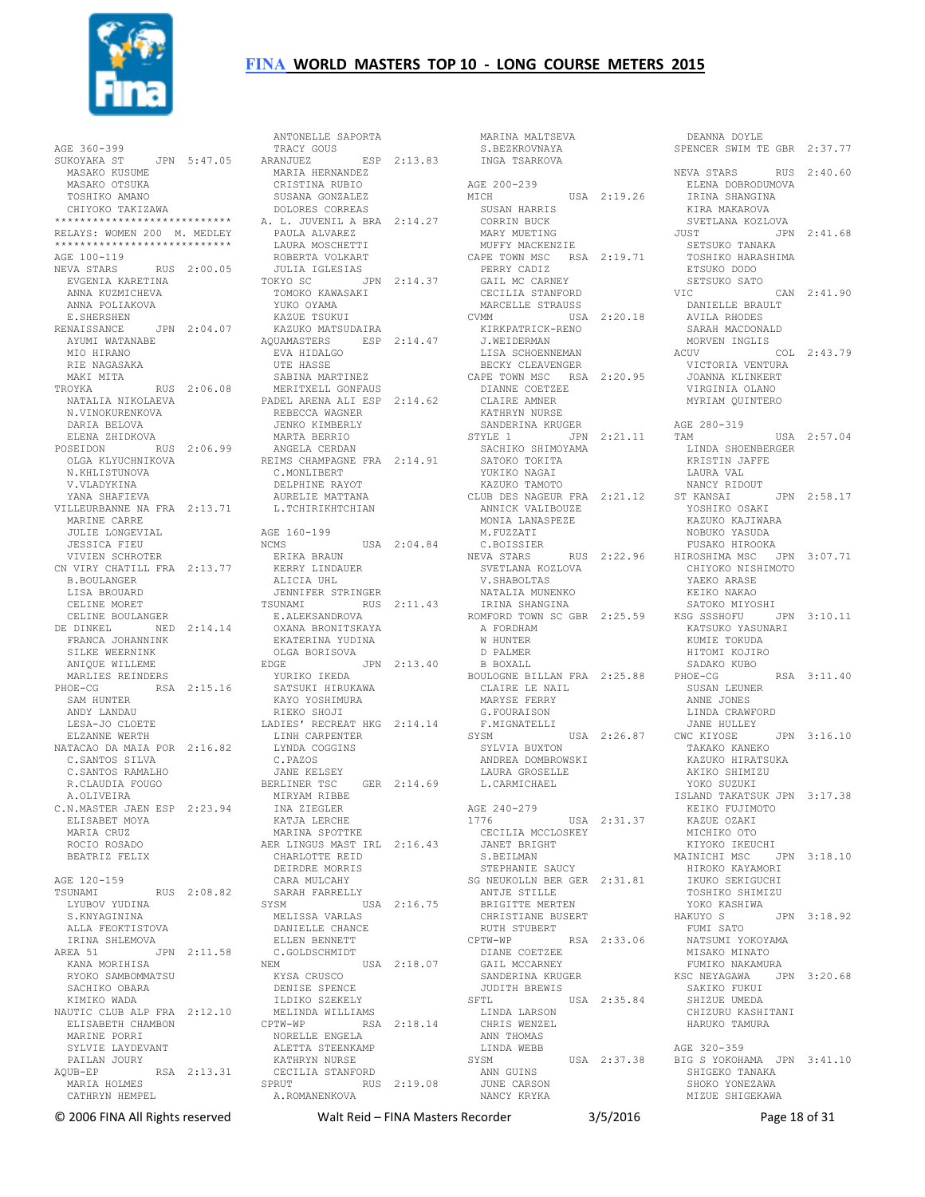AGE 360-399

```
SUKOYAKA ST       JPN  5:47.05
  MASAKO KUSUME
  MASAKO OTSUKA
  TOSHIKO AMANO
  CHIYOKO TAKIZAWA
```

***************************
RELAYS: WOMEN 200 M. MEDLEY
***************************

AGE 100-119

```
NEVA STARS        RUS  2:00.05
  EVGENIA KARETINA
  ANNA KUZMICHEVA
  ANNA POLIAKOVA
  E.SHERSHEN
RENAISSANCE       JPN  2:04.07
  AYUMI WATANABE
  MIO HIRANO
  RIE NAGASAKA
  MAKI MITA
TROYKA            RUS  2:06.08
  NATALIA NIKOLAEVA
  N.VINOKURENKOVA
  DARIA BELOVA
  ELENA ZHIDKOVA
POSEIDON          RUS  2:06.99
  OLGA KLYUCHNIKOVA
  N.KHLISTUNOVA
  V.VLADYKINA
  YANA SHAFIEVA
VILLEURBANNE NA FRA  2:13.71
  MARINE CARRE
  JULIE LONGEVIAL
  JESSICA FIEU
  VIVIEN SCHROTER
CN VIRY CHATILL FRA  2:13.77
  B.BOULANGER
  LISA BROUARD
  CELINE MORET
  CELINE BOULANGER
DE DINKEL         NED  2:14.14
  FRANCA JOHANNINK
  SILKE WEERNINK
  ANIQUE WILLEME
  MARLIES REINDERS
PHOE-CG           RSA  2:15.16
  SAM HUNTER
  ANDY LANDAU
  LESA-JO CLOETE
  ELZANNE WERTH
NATACAO DA MAIA POR  2:16.82
  C.SANTOS SILVA
  C.SANTOS RAMALHO
  R.CLAUDIA FOUGO
  A.OLIVEIRA
C.N.MASTER JAEN ESP  2:23.94
  ELISABET MOYA
  MARIA CRUZ
  ROCIO ROSADO
  BEATRIZ FELIX
```

AGE 120-159

```
TSUNAMI           RUS  2:08.82
  LYUBOV YUDINA
  S.KNYAGININA
  ALLA FEOKTISTOVA
  IRINA SHLEMOVA
AREA 51           JPN  2:11.58
  KANA MORIHISA
  RYOKO SAMBOMMATSU
  SACHIKO OBARA
  KIMIKO WADA
NAUTIC CLUB ALP FRA  2:12.10
  ELISABETH CHAMBON
  MARINE PORRI
  SYLVIE LAYDEVANT
  PAILAN JOURY
AQUB-EP           RSA  2:13.31
  MARIA HOLMES
  CATHRYN HEMPEL
  ANTONELLE SAPORTA
  TRACY GOUS
ARANJUEZ          ESP  2:13.83
  MARIA HERNANDEZ
  CRISTINA RUBIO
  SUSANA GONZALEZ
  DOLORES CORREAS
A. L. JUVENIL A BRA  2:14.27
  PAULA ALVAREZ
  LAURA MOSCHETTI
  ROBERTA VOLKART
  JULIA IGLESIAS
TOKYO SC          JPN  2:14.37
  TOMOKO KAWASAKI
  YUKO OYAMA
  KAZUE TSUKUI
  KAZUKO MATSUDAIRA
AQUAMASTERS       ESP  2:14.47
  EVA HIDALGO
  UTE HASSE
  SABINA MARTINEZ
  MERITXELL GONFAUS
PADEL ARENA ALI ESP  2:14.62
  REBECCA WAGNER
  JENKO KIMBERLY
  MARTA BERRIO
  ANGELA CERDAN
REIMS CHAMPAGNE FRA  2:14.91
  C.MONLIBERT
  DELPHINE RAYOT
  AURELIE MATTANA
  L.TCHIRIKHTCHIAN
```

AGE 160-199

```
NCMS              USA  2:04.84
  ERIKA BRAUN
  KERRY LINDAUER
  ALICIA UHL
  JENNIFER STRINGER
TSUNAMI           RUS  2:11.43
  E.ALEKSANDROVA
  OXANA BRONITSKAYA
  EKATERINA YUDINA
  OLGA BORISOVA
EDGE              JPN  2:13.40
  YURIKO IKEDA
  SATSUKI HIRUKAWA
  KAYO YOSHIMURA
  RIEKO SHOJI
LADIES' RECREAT HKG  2:14.14
  LINH CARPENTER
  LYNDA COGGINS
  C.PAZOS
  JANE KELSEY
BERLINER TSC      GER  2:14.69
  MIRYAM RIBBE
  INA ZIEGLER
  KATJA LERCHE
  MARINA SPOTTKE
AER LINGUS MAST IRL  2:16.43
  CHARLOTTE REID
  DEIRDRE MORRIS
  CARA MULCAHY
  SARAH FARRELLY
SYSM              USA  2:16.75
  MELISSA VARLAS
  DANIELLE CHANCE
  ELLEN BENNETT
  C.GOLDSCHMIDT
NEM               USA  2:18.07
  KYSA CRUSCO
  DENISE SPENCE
  ILDIKO SZEKELY
  MELINDA WILLIAMS
CPTW-WP           RSA  2:18.14
  NORELLE ENGELA
  ALETTA STEENKAMP
  KATHRYN NURSE
  CECILIA STANFORD
SPRUT             RUS  2:19.08
  A.ROMANENKOVA
  MARINA MALTSEVA
  S.BEZKROVNAYA
  INGA TSARKOVA
```

AGE 200-239

```
MICH              USA  2:19.26
  SUSAN HARRIS
  CORRIN BUCK
  MARY MUETING
  MUFFY MACKENZIE
CAPE TOWN MSC     RSA  2:19.71
  PERRY CADIZ
  GAIL MC CARNEY
  CECILIA STANFORD
  MARCELLE STRAUSS
CVMM              USA  2:20.18
  KIRKPATRICK-RENO
  J.WEIDERMAN
  LISA SCHOENNEMAN
  BECKY CLEAVENGER
CAPE TOWN MSC     RSA  2:20.95
  DIANNE COETZEE
  CLAIRE AMNER
  KATHRYN NURSE
  SANDERINA KRUGER
STYLE 1           JPN  2:21.11
  SACHIKO SHIMOYAMA
  SATOKO TOKITA
  YUKIKO NAGAI
  KAZUKO TAMOTO
CLUB DES NAGEUR FRA  2:21.12
  ANNICK VALIBOUZE
  MONIA LANASPEZE
  M.FUZZATI
  C.BOISSIER
NEVA STARS        RUS  2:22.96
  SVETLANA KOZLOVA
  V.SHABOLTAS
  NATALIA MUNENKO
  IRINA SHANGINA
ROMFORD TOWN SC GBR  2:25.59
  A FORDHAM
  W HUNTER
  D PALMER
  B BOXALL
BOULOGNE BILLAN FRA  2:25.88
  CLAIRE LE NAIL
  MARYSE FERRY
  G.FOURAISON
  F.MIGNATELLI
SYSM              USA  2:26.87
  SYLVIA BUXTON
  ANDREA DOMBROWSKI
  LAURA GROSELLE
  L.CARMICHAEL
```

AGE 240-279

```
1776              USA  2:31.37
  CECILIA MCCLOSKEY
  JANET BRIGHT
  S.BEILMAN
  STEPHANIE SAUCY
SG NEUKOLLN BER GER  2:31.81
  ANTJE STILLE
  BRIGITTE MERTEN
  CHRISTIANE BUSERT
  RUTH STUBERT
CPTW-WP           RSA  2:33.06
  DIANE COETZEE
  GAIL MCCARNEY
  SANDERINA KRUGER
  JUDITH BREWIS
SFTL              USA  2:35.84
  LINDA LARSON
  CHRIS WENZEL
  ANN THOMAS
  LINDA WEBB
SYSM              USA  2:37.38
  ANN GUINS
  JUNE CARSON
  NANCY KRYKA
  DEANNA DOYLE
SPENCER SWIM TE GBR  2:37.77
NEVA STARS        RUS  2:40.60
  ELENA DOBRODUMOVA
  IRINA SHANGINA
  KIRA MAKAROVA
  SVETLANA KOZLOVA
JUST              JPN  2:41.68
  SETSUKO TANAKA
  TOSHIKO HARASHIMA
  ETSUKO DODO
  SETSUKO SATO
VIC               CAN  2:41.90
  DANIELLE BRAULT
  AVILA RHODES
  SARAH MACDONALD
  MORVEN INGLIS
ACUV              COL  2:43.79
  VICTORIA VENTURA
  JOANNA KLINKERT
  VIRGINIA OLANO
  MYRIAM QUINTERO
```

AGE 280-319

```
TAM               USA  2:57.04
  LINDA SHOENBERGER
  KRISTIN JAFFE
  LAURA VAL
  NANCY RIDOUT
ST KANSAI         JPN  2:58.17
  YOSHIKO OSAKI
  KAZUKO KAJIWARA
  NOBUKO YASUDA
  FUSAKO HIROOKA
HIROSHIMA MSC     JPN  3:07.71
  CHIYOKO NISHIMOTO
  YAEKO ARASE
  KEIKO NAKAO
  SATOKO MIYOSHI
KSG SSHOFU        JPN  3:10.11
  KATSUKO YASUNARI
  KUMIE TOKUDA
  HITOMI KOJIRO
  SADAKO KUBO
PHOE-CG           RSA  3:11.40
  SUSAN LEUNER
  ANNE JONES
  LINDA CRAWFORD
  JANE HULLEY
CWC KIYOSE        JPN  3:16.10
  TAKAKO KANEKO
  KAZUKO HIRATSUKA
  AKIKO SHIMIZU
  YOKO SUZUKI
ISLAND TAKATSUK JPN  3:17.38
  KEIKO FUJIMOTO
  KAZUE OZAKI
  MICHIKO OTO
  KIYOKO IKEUCHI
MAINICHI MSC      JPN  3:18.10
  HIROKO KAYAMORI
  IKUKO SEKIGUCHI
  TOSHIKO SHIMIZU
  YOKO KASHIWA
HAKUYO S          JPN  3:18.92
  FUMI SATO
  NATSUMI YOKOYAMA
  MISAKO MINATO
  FUMIKO NAKAMURA
KSC NEYAGAWA      JPN  3:20.68
  SAKIKO FUKUI
  SHIZUE UMEDA
  CHIZURU KASHITANI
  HARUKO TAMURA
```

AGE 320-359

```
BIG S YOKOHAMA  JPN  3:41.10
  SHIGEKO TANAKA
  SHOKO YONEZAWA
  MIZUE SHIGEKAWA
```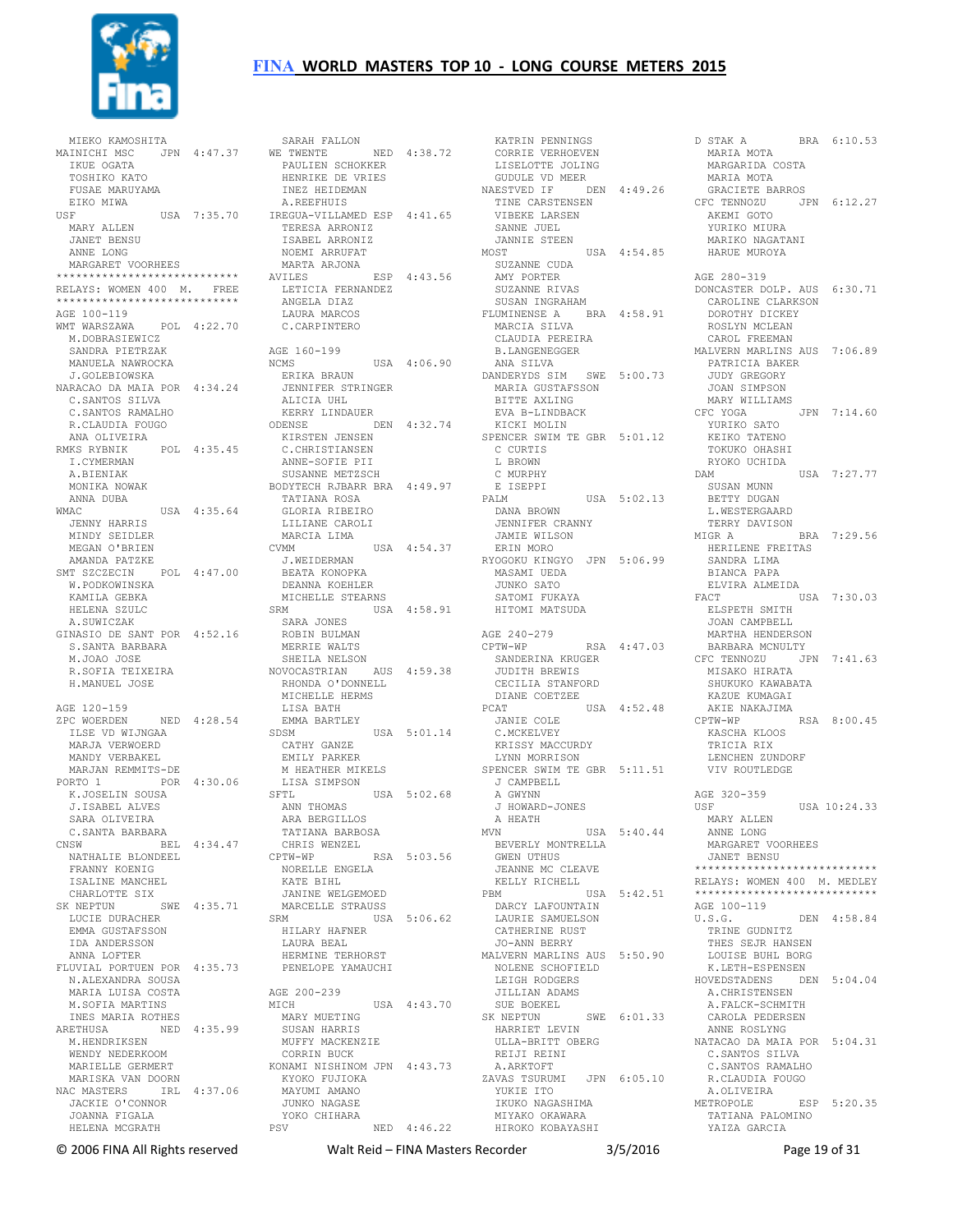MIEKO KAMOSHITA
MAINICHI MSC JPN 4:47.37
IKUE OGATA
TOSHIKO KATO
FUSAE MARUYAMA
EIKO MIWA
USF USA 7:35.70
MARY ALLEN
JANET BENSU
ANNE LONG
MARGARET VOORHEES

***************************
RELAYS: WOMEN 400 M. FREE
***************************

AGE 100-119
WMT WARSZAWA POL 4:22.70
M.DOBRASIEWICZ
SANDRA PIETRZAK
MANUELA NAWROCKA
J.GOLEBIOWSKA
NARACAO DA MAIA POR 4:34.24
C.SANTOS SILVA
C.SANTOS RAMALHO
R.CLAUDIA FOUGO
ANA OLIVEIRA
RMKS RYBNIK POL 4:35.45
I.CYMERMAN
A.BIENIAK
MONIKA NOWAK
ANNA DUBA
WMAC USA 4:35.64
JENNY HARRIS
MINDY SEIDLER
MEGAN O'BRIEN
AMANDA PATZKE
SMT SZCZECIN POL 4:47.00
W.PODKOWINSKA
KAMILA GEBKA
HELENA SZULC
A.SUWICZAK
GINASIO DE SANT POR 4:52.16
S.SANTA BARBARA
M.JOAO JOSE
R.SOFIA TEIXEIRA
H.MANUEL JOSE

AGE 120-159
ZPC WOERDEN NED 4:28.54
ILSE VD WIJNGAA
MARJA VERWOERD
MANDY VERBAKEL
MARJAN REMMITS-DE
PORTO 1 POR 4:30.06
K.JOSELIN SOUSA
J.ISABEL ALVES
SARA OLIVEIRA
C.SANTA BARBARA
CNSW BEL 4:34.47
NATHALIE BLONDEEL
FRANNY KOENIG
ISALINE MANCHEL
CHARLOTTE SIX
SK NEPTUN SWE 4:35.71
LUCIE DURACHER
EMMA GUSTAFSSON
IDA ANDERSSON
ANNA LOFTER
FLUVIAL PORTUEN POR 4:35.73
N.ALEXANDRA SOUSA
MARIA LUISA COSTA
M.SOFIA MARTINS
INES MARIA ROTHES
ARETHUSA NED 4:35.99
M.HENDRIKSEN
WENDY NEDERKOOM
MARIELLE GERMERT
MARISKA VAN DOORN
NAC MASTERS IRL 4:37.06
JACKIE O'CONNOR
JOANNA FIGALA
HELENA MCGRATH
SARAH FALLON
WE TWENTE NED 4:38.72
PAULIEN SCHOKKER
HENRIKE DE VRIES
INEZ HEIDEMAN
A.REEFHUIS
IREGUA-VILLAMED ESP 4:41.65
TERESA ARRONIZ
ISABEL ARRONIZ
NOEMI ARRUFAT
MARTA ARJONA
AVILES ESP 4:43.56
LETICIA FERNANDEZ
ANGELA DIAZ
LAURA MARCOS
C.CARPINTERO

AGE 160-199
NCMS USA 4:06.90
ERIKA BRAUN
JENNIFER STRINGER
ALICIA UHL
KERRY LINDAUER
ODENSE DEN 4:32.74
KIRSTEN JENSEN
C.CHRISTIANSEN
ANNE-SOFIE PII
SUSANNE METZSCH
BODYTECH RJBARR BRA 4:49.97
TATIANA ROSA
GLORIA RIBEIRO
LILIANE CAROLI
MARCIA LIMA
CVMM USA 4:54.37
J.WEIDERMAN
BEATA KONOPKA
DEANNA KOEHLER
MICHELLE STEARNS
SRM USA 4:58.91
SARA JONES
ROBIN BULMAN
MERRIE WALTS
SHEILA NELSON
NOVOCASTRIAN AUS 4:59.38
RHONDA O'DONNELL
MICHELLE HERMS
LISA BATH
EMMA BARTLEY
SDSM USA 5:01.14
CATHY GANZE
EMILY PARKER
M HEATHER MIKELS
LISA SIMPSON
SFTL USA 5:02.68
ANN THOMAS
ARA BERGILLOS
TATIANA BARBOSA
CHRIS WENZEL
CPTW-WP RSA 5:03.56
NORELLE ENGELA
KATE BIHL
JANINE WELGEMOED
MARCELLE STRAUSS
SRM USA 5:06.62
HILARY HAFNER
LAURA BEAL
HERMINE TERHORST
PENELOPE YAMAUCHI

AGE 200-239
MICH USA 4:43.70
MARY MUETING
SUSAN HARRIS
MUFFY MACKENZIE
CORRIN BUCK
KONAMI NISHINOM JPN 4:43.73
KYOKO FUJIOKA
MAYUMI AMANO
JUNKO NAGASE
YOKO CHIHARA
PSV NED 4:46.22
KATRIN PENNINGS
CORRIE VERHOEVEN
LISELOTTE JOLING
GUDULE VD MEER
NAESTVED IF DEN 4:49.26
TINE CARSTENSEN
VIBEKE LARSEN
SANNE JUEL
JANNIE STEEN
MOST USA 4:54.85
SUZANNE CUDA
AMY PORTER
SUZANNE RIVAS
SUSAN INGRAHAM
FLUMINENSE A BRA 4:58.91
MARCIA SILVA
CLAUDIA PEREIRA
B.LANGENEGGER
ANA SILVA
DANDERYDS SIM SWE 5:00.73
MARIA GUSTAFSSON
BITTE AXLING
EVA B-LINDBACK
KICKI MOLIN
SPENCER SWIM TE GBR 5:01.12
C CURTIS
L BROWN
C MURPHY
E ISEPPI
PALM USA 5:02.13
DANA BROWN
JENNIFER CRANNY
JAMIE WILSON
ERIN MORO
RYOGOKU KINGYO JPN 5:06.99
MASAMI UEDA
JUNKO SATO
SATOMI FUKAYA
HITOMI MATSUDA

AGE 240-279
CPTW-WP RSA 4:47.03
SANDERINA KRUGER
JUDITH BREWIS
CECILIA STANFORD
DIANE COETZEE
PCAT USA 4:52.48
JANIE COLE
C.MCKELVEY
KRISSY MACCURDY
LYNN MORRISON
SPENCER SWIM TE GBR 5:11.51
J CAMPBELL
A GWYNN
J HOWARD-JONES
A HEATH
MVN USA 5:40.44
BEVERLY MONTRELLA
GWEN UTHUS
JEANNE MC CLEAVE
KELLY RICHELL
PBM USA 5:42.51
DARCY LAFOUNTAIN
LAURIE SAMUELSON
CATHERINE RUST
JO-ANN BERRY
MALVERN MARLINS AUS 5:50.90
NOLENE SCHOFIELD
LEIGH RODGERS
JILLIAN ADAMS
SUE BOEKEL
SK NEPTUN SWE 6:01.33
HARRIET LEVIN
ULLA-BRITT OBERG
REIJI REINI
A.ARKTOFT
ZAVAS TSURUMI JPN 6:05.10
YUKIE ITO
IKUKO NAGASHIMA
MIYAKO OKAWARA
HIROKO KOBAYASHI
D STAK A BRA 6:10.53
MARIA MOTA
MARGARIDA COSTA
MARIA MOTA
GRACIETE BARROS
CFC TENNOZU JPN 6:12.27
AKEMI GOTO
YURIKO MIURA
MARIKO NAGATANI
HARUE MUROYA

AGE 280-319
DONCASTER DOLP. AUS 6:30.71
CAROLINE CLARKSON
DOROTHY DICKEY
ROSLYN MCLEAN
CAROL FREEMAN
MALVERN MARLINS AUS 7:06.89
PATRICIA BAKER
JUDY GREGORY
JOAN SIMPSON
MARY WILLIAMS
CFC YOGA JPN 7:14.60
YURIKO SATO
KEIKO TATENO
TOKUKO OHASHI
RYOKO UCHIDA
DAM USA 7:27.77
SUSAN MUNN
BETTY DUGAN
L.WESTERGAARD
TERRY DAVISON
MIGR A BRA 7:29.56
HERILENE FREITAS
SANDRA LIMA
BIANCA PAPA
ELVIRA ALMEIDA
FACT USA 7:30.03
ELSPETH SMITH
JOAN CAMPBELL
MARTHA HENDERSON
BARBARA MCNULTY
CFC TENNOZU JPN 7:41.63
MISAKO HIRATA
SHUKUKO KAWABATA
KAZUE KUMAGAI
AKIE NAKAJIMA
CPTW-WP RSA 8:00.45
KASCHA KLOOS
TRICIA RIX
LENCHEN ZUNDORF
VIV ROUTLEDGE

AGE 320-359
USF USA 10:24.33
MARY ALLEN
ANNE LONG
MARGARET VOORHEES
JANET BENSU

***************************
RELAYS: WOMEN 400 M. MEDLEY
***************************

AGE 100-119
U.S.G. DEN 4:58.84
TRINE GUDNITZ
THES SEJR HANSEN
LOUISE BUHL BORG
K.LETH-ESPENSEN
HOVEDSTADENS DEN 5:04.04
A.CHRISTENSEN
A.FALCK-SCHMITH
CAROLA PEDERSEN
ANNE ROSLYNG
NATACAO DA MAIA POR 5:04.31
C.SANTOS SILVA
C.SANTOS RAMALHO
R.CLAUDIA FOUGO
A.OLIVEIRA
METROPOLE ESP 5:20.35
TATIANA PALOMINO
YAIZA GARCIA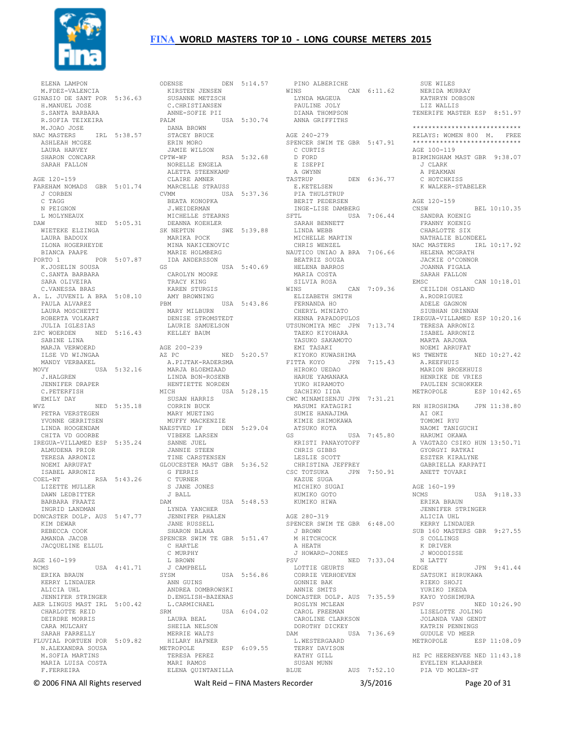ELENA LAMPON
M.FDEZ-VALENCIA
GINASIO DE SANT POR 5:36.63
H.MANUEL JOSE
S.SANTA BARBARA
R.SOFIA TEIXEIRA
M.JOAO JOSE
NAC MASTERS IRL 5:38.57
ASHLEAH MCGEE
LAURA HARVEY
SHARON CONCARR
SARAH FALLON

AGE 120-159
FAREHAM NOMADS GBR 5:01.74
J CORBEN
C TAGG
N PEIGNON
L MOLYNEAUX
DAW NED 5:05.31
WIETEKE ELZINGA
LAURA BADOUX
ILONA HOGERHEYDE
BIANCA PAAPE
PORTO 1 POR 5:07.87
K.JOSELIN SOUSA
C.SANTA BARBARA
SARA OLIVEIRA
C.VANESSA BRAS
A. L. JUVENIL A BRA 5:08.10
PAULA ALVAREZ
LAURA MOSCHETTI
ROBERTA VOLKART
JULIA IGLESIAS
ZPC WOERDEN NED 5:16.43
SABINE LINA
MARJA VERWOERD
ILSE VD WIJNGAA
MANDY VERBAKEL
MOVY USA 5:32.16
J.HALGREN
JENNIFER DRAPER
C.PETERFISH
EMILY DAY
WVZ NED 5:35.18
PETRA VERSTEGEN
YVONNE GERRITSEN
LINDA HOOGENDAM
CHITA VD GOORBE
IREGUA-VILLAMED ESP 5:35.24
ALMUDENA PRIOR
TERESA ARRONIZ
NOEMI ARRUFAT
ISABEL ARRONIZ
COEL-NT RSA 5:43.26
LIZETTE MULLER
DAWN LEDBITTER
BARBARA FRAATZ
INGRID LANDMAN
DONCASTER DOLP. AUS 5:47.77
KIM DEWAR
REBECCA COOK
AMANDA JACOB
JACQUELINE ELLUL

AGE 160-199
NCMS USA 4:41.71
ERIKA BRAUN
KERRY LINDAUER
ALICIA UHL
JENNIFER STRINGER
AER LINGUS MAST IRL 5:00.42
CHARLOTTE REID
DEIRDRE MORRIS
CARA MULCAHY
SARAH FARRELLY
FLUVIAL PORTUEN POR 5:09.82
N.ALEXANDRA SOUSA
M.SOFIA MARTINS
MARIA LUISA COSTA
F.FERREIRA

ODENSE DEN 5:14.57
KIRSTEN JENSEN
SUSANNE METZSCH
C.CHRISTIANSEN
ANNE-SOFIE PII
PALM USA 5:30.74
DANA BROWN
STACEY BRUCE
ERIN MORO
JAMIE WILSON
CPTW-WP RSA 5:32.68
NORELLE ENGELA
ALETTA STEENKAMP
CLAIRE AMNER
MARCELLE STRAUSS
CVMM USA 5:37.36
BEATA KONOPKA
J.WEIDERMAN
MICHELLE STEARNS
DEANNA KOEHLER
SK NEPTUN SWE 5:39.88
MARIKA POCK
MINA NAKICENOVIC
MARIE HOLMBERG
IDA ANDERSSON
GS USA 5:40.69
CAROLYN MOORE
TRACY KING
KAREN STURGIS
AMY BROWNING
PBM USA 5:43.86
MARY MILBURN
DENISE STROMSTEDT
LAURIE SAMUELSON
KELLEY BAUM

AGE 200-239
AZ PC NED 5:20.57
A.PIJTAK-RADERSMA
MARJA BLOEMZAAD
LINDA BON-ROSENB
HENTIETTE NORDEN
MICH USA 5:28.15
SUSAN HARRIS
CORRIN BUCK
MARY MUETING
MUFFY MACKENZIE
NAESTVED IF DEN 5:29.04
VIBEKE LARSEN
SANNE JUEL
JANNIE STEEN
TINE CARSTENSEN
GLOUCESTER MAST GBR 5:36.52
G FERRIS
C TURNER
S JANE JONES
J BALL
DAM USA 5:48.53
LYNDA YANCHER
JENNIFER PHALEN
JANE RUSSELL
SHARON BLAHA
SPENCER SWIM TE GBR 5:51.47
C HARTLE
C MURPHY
L BROWN
J CAMPBELL
SYSM USA 5:56.86
ANN GUINS
ANDREA DOMBROWSKI
D.ENGLISH-BAZENAS
L.CARMICHAEL
SRM USA 6:04.02
LAURA BEAL
SHEILA NELSON
MERRIE WALTS
HILARY HAFNER
METROPOLE ESP 6:09.55
TERESA PEREZ
MARI RAMOS
ELENA QUINTANILLA

PINO ALBERICHE
WINS CAN 6:11.62
LYNDA MAGEUA
PAULINE JOLY
DIANA THOMPSON
ANNA GRIFFITHS

AGE 240-279
SPENCER SWIM TE GBR 5:47.91
C CURTIS
D FORD
E ISEPPI
A GWYNN
TASTRUP DEN 6:36.77
E.KETELSEN
PIA THULSTRUP
BERIT PEDERSEN
INGE-LISE DAMBERG
SFTL USA 7:06.44
SARAH BENNETT
LINDA WEBB
MICHELLE MARTIN
CHRIS WENZEL
NAUTICO UNIAO A BRA 7:06.66
BEATRIZ SOUZA
HELENA BARROS
MARIA COSTA
SILVIA ROSA
WINS CAN 7:09.36
ELIZABETH SMITH
FERNANDA HO
CHERYL MINIATO
KENNA PAPADOPULOS
UTSUNOMIYA MEC JPN 7:13.74
TAEKO KIYOHARA
YASUKO SAKAMOTO
EMI TASAKI
KIYOKO KUWASHIMA
FITTA KOYO JPN 7:15.43
HIROKO UEDAO
HARUE YAMANAKA
YUKO HIRAMOTO
SACHIKO IIDA
CWC MINAMISENJU JPN 7:31.21
MASUMI KATAGIRI
SUMIE HANAJIMA
KIMIE SHIMOKAWA
ATSUKO KOTA
GS USA 7:45.80
KRISTI PANAYOTOFF
CHRIS GIBBS
LESLIE SCOTT
CHRISTINA JEFFREY
CSC TOTSUKA JPN 7:50.91
KAZUE SUGA
MICHIKO SUGAI
KUMIKO GOTO
KUMIKO HIWA

AGE 280-319
SPENCER SWIM TE GBR 6:48.00
J BROWN
M HITCHCOCK
A HEATH
J HOWARD-JONES
PSV NED 7:33.04
LOTTIE GEURTS
CORRIE VERHOEVEN
GONNIE BAK
ANNIE SMITS
DONCASTER DOLP. AUS 7:35.59
ROSLYN MCLEAN
CAROL FREEMAN
CAROLINE CLARKSON
DOROTHY DICKEY
DAM USA 7:36.69
L.WESTERGAARD
TERRY DAVISON
KATHY GILL
SUSAN MUNN
BLUE AUS 7:52.10

SUE WILES
NERIDA MURRAY
KATHRYN DOBSON
LIZ WALLIS
TENERIFE MASTER ESP 8:51.97

***************************
RELAYS: WOMEN 800 M. FREE
***************************

AGE 100-119
BIRMINGHAM MAST GBR 9:38.07
J CLARK
A PEAKMAN
C HOTCHKISS
K WALKER-STABELER

AGE 120-159
CNSW BEL 10:10.35
SANDRA KOENIG
FRANNY KOENIG
CHARLOTTE SIX
NATHALIE BLONDEEL
NAC MASTERS IRL 10:17.92
HELENA MCGRATH
JACKIE O'CONNOR
JOANNA FIGALA
SARAH FALLON
EMSC CAN 10:18.01
CEILIDH OSLAND
A.RODRIGUEZ
ADELE GAGNON
SIUBHAN DRINNAN
IREGUA-VILLAMED ESP 10:20.16
TERESA ARRONIZ
ISABEL ARRONIZ
MARTA ARJONA
NOEMI ARRUFAT
WS TWENTE NED 10:27.42
A.REEFHUIS
MARION BROEKHUIS
HENRIKE DE VRIES
PAULIEN SCHOKKER
METROPOLE ESP 10:42.65

RN HIROSHIMA JPN 11:38.80
AI OKI
TOMOMI RYU
NAOMI TANIGUCHI
HARUMI OKAWA
A VAGTAZO CSIKO HUN 13:50.71
GYORGYI RATKAI
ESZTER KIRALYNE
GABRIELLA KARPATI
ANETT TOVARI

AGE 160-199
NCMS USA 9:18.33
ERIKA BRAUN
JENNIFER STRINGER
ALICIA UHL
KERRY LINDAUER
SUB 160 MASTERS GBR 9:27.55
S COLLINGS
K DRIVER
J WOODDISSE
N LATTY
EDGE JPN 9:41.44
SATSUKI HIRUKAWA
RIEKO SHOJI
YURIKO IKEDA
KAYO YOSHIMURA
PSV NED 10:26.90
LISELOTTE JOLING
JOLANDA VAN GENDT
KATRIN PENNINGS
GUDULE VD MEER
METROPOLE ESP 11:08.09

HZ PC HEERENVEE NED 11:43.18
EVELIEN KLAARBER
PIA VD MOLEN-ST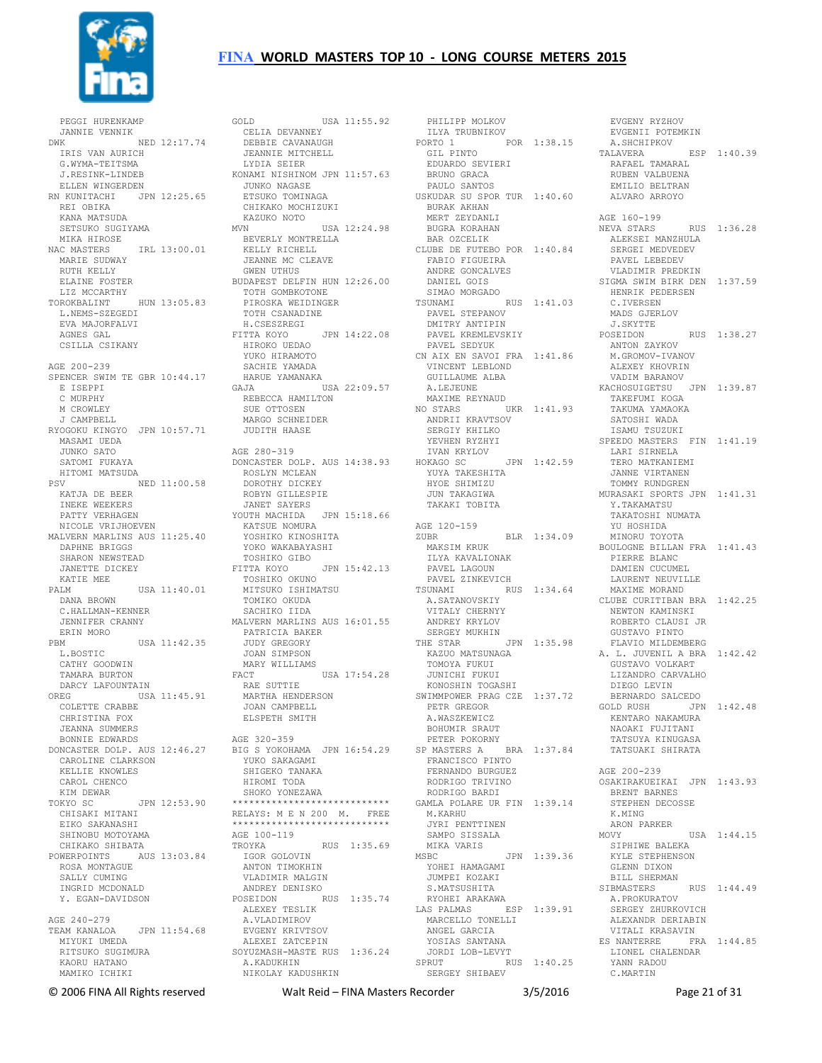# FINA WORLD MASTERS TOP 10 - LONG COURSE METERS 2015

```
PEGGI HURENKAMP
JANNIE VENNIK
DWK              NED 12:17.74
IRIS VAN AURICH
G.WYMA-TEITSMA
J.RESINK-LINDEB
ELLEN WINGERDEN
RN KUNITACHI     JPN 12:25.65
REI OBIKA
KANA MATSUDA
SETSUKO SUGIYAMA
MIKA HIROSE
NAC MASTERS      IRL 13:00.01
MARIE SUDWAY
RUTH KELLY
ELAINE FOSTER
LIZ MCCARTHY
TOROKBALINT      HUN 13:05.83
L.NEMS-SZEGEDI
EVA MAJORFALVI
AGNES GAL
CSILLA CSIKANY

AGE 200-239
SPENCER SWIM TE GBR 10:44.17
E ISEPPI
C MURPHY
M CROWLEY
J CAMPBELL
RYOGOKU KINGYO  JPN 10:57.71
MASAMI UEDA
JUNKO SATO
SATOMI FUKAYA
HITOMI MATSUDA
PSV              NED 11:00.58
KATJA DE BEER
INEKE WEEKERS
PATTY VERHAGEN
NICOLE VRIJHOEVEN
MALVERN MARLINS AUS 11:25.40
DAPHNE BRIGGS
SHARON NEWSTEAD
JANETTE DICKEY
KATIE MEE
PALM             USA 11:40.01
DANA BROWN
C.HALLMAN-KENNER
JENNIFER CRANNY
ERIN MORO
PBM              USA 11:42.35
L.BOSTIC
CATHY GOODWIN
TAMARA BURTON
DARCY LAFOUNTAIN
OREG             USA 11:45.91
COLETTE CRABBE
CHRISTINA FOX
JEANNA SUMMERS
BONNIE EDWARDS
DONCASTER DOLP. AUS 12:46.27
CAROLINE CLARKSON
KELLIE KNOWLES
CAROL CHENCO
KIM DEWAR
TOKYO SC         JPN 12:53.90
CHISAKI MITANI
EIKO SAKANASHI
SHINOBU MOTOYAMA
CHIKAKO SHIBATA
POWERPOINTS      AUS 13:03.84
ROSA MONTAGUE
SALLY CUMING
INGRID MCDONALD
Y. EGAN-DAVIDSON

AGE 240-279
TEAM KANALOA     JPN 11:54.68
MIYUKI UMEDA
RITSUKO SUGIMURA
KAORU HATANO
MAMIKO ICHIKI
GOLD             USA 11:55.92
CELIA DEVANNEY
DEBBIE CAVANAUGH
JEANNIE MITCHELL
LYDIA SEIER
KONAMI NISHINOM JPN 11:57.63
JUNKO NAGASE
ETSUKO TOMINAGA
CHIKAKO MOCHIZUKI
KAZUKO NOTO
MVN              USA 12:24.98
BEVERLY MONTRELLA
KELLY RICHELL
JEANNE MC CLEAVE
GWEN UTHUS
BUDAPEST DELFIN HUN 12:26.00
TOTH GOMBKOTONE
PIROSKA WEIDINGER
TOTH CSANADINE
H.CSESZREGI
FITTA KOYO       JPN 14:22.08
HIROKO UEDAO
YUKO HIRAMOTO
SACHIE YAMADA
HARUE YAMANAKA
GAJA             USA 22:09.57
REBECCA HAMILTON
SUE OTTOSEN
MARGO SCHNEIDER
JUDITH HAASE

AGE 280-319
DONCASTER DOLP. AUS 14:38.93
ROSLYN MCLEAN
DOROTHY DICKEY
ROBYN GILLESPIE
JANET SAYERS
YOUTH MACHIDA   JPN 15:18.66
KATSUE NOMURA
YOSHIKO KINOSHITA
YOKO WAKABAYASHI
TOSHIKO GIBO
FITTA KOYO       JPN 15:42.13
TOSHIKO OKUNO
MITSUKO ISHIMATSU
TOMIKO OKUDA
SACHIKO IIDA
MALVERN MARLINS AUS 16:01.55
PATRICIA BAKER
JUDY GREGORY
JOAN SIMPSON
MARY WILLIAMS
FACT             USA 17:54.28
RAE SUTTIE
MARTHA HENDERSON
JOAN CAMPBELL
ELSPETH SMITH

AGE 320-359
BIG S YOKOHAMA  JPN 16:54.29
YUKO SAKAGAMI
SHIGEKO TANAKA
HIROMI TODA
SHOKO YONEZAWA
****************************
RELAYS: M E N 200  M.  FREE
****************************
AGE 100-119
TROYKA           RUS 1:35.69
IGOR GOLOVIN
ANTON TIMOKHIN
VLADIMIR MALGIN
ANDREY DENISKO
POSEIDON         RUS 1:35.74
ALEXEY TESLIK
A.VLADIMIROV
EVGENY KRIVTSOV
ALEXEI ZATCEPIN
SOYUZMASH-MASTE RUS 1:36.24
A.KADUKHIN
NIKOLAY KADUSHKIN
PHILIPP MOLKOV
ILYA TRUBNIKOV
PORTO 1          POR 1:38.15
GIL PINTO
EDUARDO SEVIERI
BRUNO GRACA
PAULO SANTOS
USKUDAR SU SPOR TUR 1:40.60
BURAK AKHAN
MERT ZEYDANLI
BUGRA KORAHAN
BAR OZCELIK
CLUBE DE FUTEBO POR 1:40.84
FABIO FIGUEIRA
ANDRE GONCALVES
DANIEL GOIS
SIMAO MORGADO
TSUNAMI          RUS 1:41.03
PAVEL STEPANOV
DMITRY ANTIPIN
PAVEL KREMLEVSKIY
PAVEL SEDYUK
CN AIX EN SAVOI FRA 1:41.86
VINCENT LEBLOND
GUILLAUME ALBA
A.LEJEUNE
MAXIME REYNAUD
NO STARS         UKR 1:41.93
ANDRII KRAVTSOV
SERGIY KHILKO
YEVHEN RYZHYI
IVAN KRYLOV
HOKAGO SC        JPN 1:42.59
YUYA TAKESHITA
HYOE SHIMIZU
JUN TAKAGIWA
TAKAKI TOBITA

AGE 120-159
ZUBR             BLR 1:34.09
MAKSIM KRUK
ILYA KAVALIONAK
PAVEL LAGOUN
PAVEL ZINKEVICH
TSUNAMI          RUS 1:34.64
A.SATANOVSKIY
VITALY CHERNYY
ANDREY KRYLOV
SERGEY MUKHIN
THE STAR         JPN 1:35.98
KAZUO MATSUNAGA
TOMOYA FUKUI
JUNICHI FUKUI
KONOSHIN TOGASHI
SWIMMPOWER PRAG CZE 1:37.72
PETR GREGOR
A.WASZKEWICZ
BOHUMIR SRAUT
PETER POKORNY
SP MASTERS A     BRA 1:37.84
FRANCISCO PINTO
FERNANDO BURGUEZ
RODRIGO TRIVINO
RODRIGO BARDI
GAMLA POLARE UR FIN 1:39.14
M.KARHU
JYRI PENTTINEN
SAMPO SISSALA
MIKA VARIS
MSBC             JPN 1:39.36
YOHEI HAMAGAMI
JUMPEI KOZAKI
S.MATSUSHITA
RYOHEI ARAKAWA
LAS PALMAS       ESP 1:39.91
MARCELLO TONELLI
ANGEL GARCIA
YOSIAS SANTANA
JORDI LOB-LEVYT
SPRUT            RUS 1:40.25
SERGEY SHIBAEV
EVGENY RYZHOV
EVGENII POTEMKIN
A.SHCHIPKOV
TALAVERA         ESP 1:40.39
RAFAEL TAMARAL
RUBEN VALBUENA
EMILIO BELTRAN
ALVARO ARROYO

AGE 160-199
NEVA STARS       RUS 1:36.28
ALEKSEI MANZHULA
SERGEI MEDVEDEV
PAVEL LEBEDEV
VLADIMIR PREDKIN
SIGMA SWIM BIRK DEN 1:37.59
HENRIK PEDERSEN
C.IVERSEN
MADS GJERLOV
J.SKYTTE
POSEIDON         RUS 1:38.27
ANTON ZAYKOV
M.GROMOV-IVANOV
ALEXEY KHOVRIN
VADIM BARANOV
KACHOSUIGETSU   JPN 1:39.87
TAKEFUMI KOGA
TAKUMA YAMAOKA
SATOSHI WADA
ISAMU TSUZUKI
SPEEDO MASTERS  FIN 1:41.19
LARI SIRNELA
TERO MATKANIEMI
JANNE VIRTANEN
TOMMY RUNDGREN
MURASAKI SPORTS JPN 1:41.31
Y.TAKAMATSU
TAKATOSHI NUMATA
YU HOSHIDA
MINORU TOYOTA
BOULOGNE BILLAN FRA 1:41.43
PIERRE BLANC
DAMIEN CUCUMEL
LAURENT NEUVILLE
MAXIME MORAND
CLUBE CURITIBAN BRA 1:42.25
NEWTON KAMINSKI
ROBERTO CLAUSI JR
GUSTAVO PINTO
FLAVIO MILDEMBERG
A. L. JUVENIL A BRA 1:42.42
GUSTAVO VOLKART
LIZANDRO CARVALHO
DIEGO LEVIN
BERNARDO SALCEDO
GOLD RUSH        JPN 1:42.48
KENTARO NAKAMURA
NAOAKI FUJITANI
TATSUYA KINUGASA
TATSUAKI SHIRATA

AGE 200-239
OSAKIRAKUEIKAI  JPN 1:43.93
BRENT BARNES
STEPHEN DECOSSE
K.MING
ARON PARKER
MOVY             USA 1:44.15
SIPHIWE BALEKA
KYLE STEPHENSON
GLENN DIXON
BILL SHERMAN
SIBMASTERS       RUS 1:44.49
A.PROKURATOV
SERGEY ZHURKOVICH
ALEXANDR DERIABIN
VITALI KRASAVIN
ES NANTERRE      FRA 1:44.85
LIONEL CHALENDAR
YANN RADOU
C.MARTIN
```

© 2006 FINA All Rights reserved    Walt Reid – FINA Masters Recorder    3/5/2016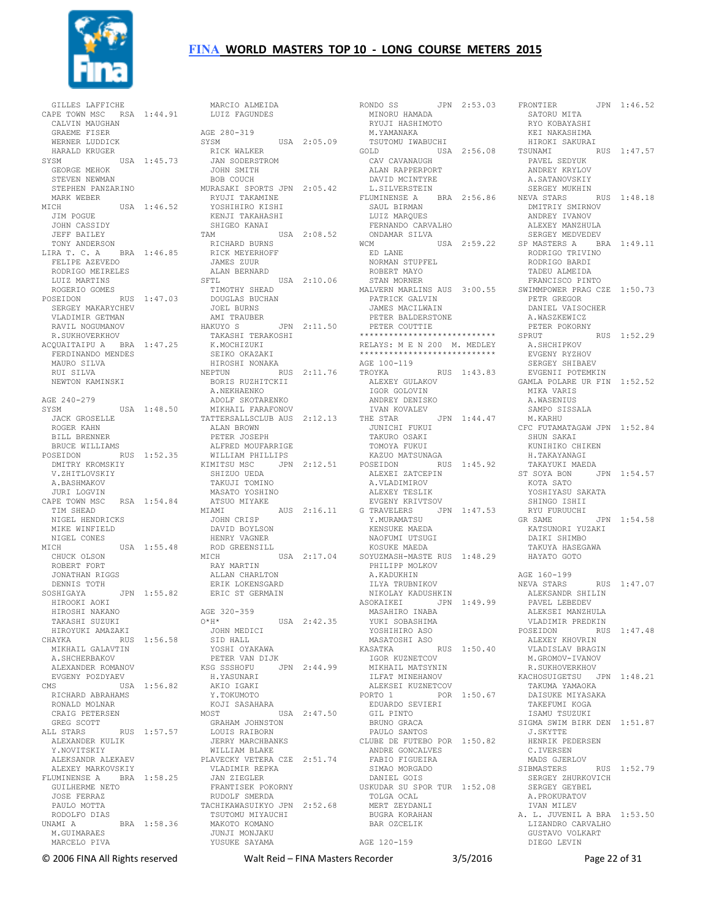# FINA WORLD MASTERS TOP 10 - LONG COURSE METERS 2015

GILLES LAFFICHE
CAPE TOWN MSC RSA 1:44.91
CALVIN MAUGHAN
GRAEME FISER
WERNER LUDDICK
HARALD KRUGER
SYSM USA 1:45.73
GEORGE MEHOK
STEVEN NEWMAN
STEPHEN PANZARINO
MARK WEBER
MICH USA 1:46.52
JIM POGUE
JOHN CASSIDY
JEFF BAILEY
TONY ANDERSON
LIRA T. C. A BRA 1:46.85
FELIPE AZEVEDO
RODRIGO MEIRELES
LUIZ MARTINS
ROGERIO GOMES
POSEIDON RUS 1:47.03
SERGEY MAKARYCHEV
VLADIMIR GETMAN
RAVIL NOGUMANOV
R.SUKHOVERKHOV
ACQUAITAIPU A BRA 1:47.25
FERDINANDO MENDES
MAURO SILVA
RUI SILVA
NEWTON KAMINSKI

AGE 240-279
SYSM USA 1:48.50
JACK GROSELLE
ROGER KAHN
BILL BRENNER
BRUCE WILLIAMS
POSEIDON RUS 1:52.35
DMITRY KROMSKIY
V.ZHITLOVSKIY
A.BASHMAKOV
JURI LOGVIN
CAPE TOWN MSC RSA 1:54.84
TIM SHEAD
NIGEL HENDRICKS
MIKE WINFIELD
NIGEL CONES
MICH USA 1:55.48
CHUCK OLSON
ROBERT FORT
JONATHAN RIGGS
DENNIS TOTH
SOSHIGAYA JPN 1:55.82
HIROOKI AOKI
HIROSHI NAKANO
TAKASHI SUZUKI
HIROYUKI AMAZAKI
CHAYKA RUS 1:56.58
MIKHAIL GALAVTIN
A.SHCHERBAKOV
ALEXANDER ROMANOV
EVGENY POZDYAEV
CMS USA 1:56.82
RICHARD ABRAHAMS
RONALD MOLNAR
CRAIG PETERSEN
GREG SCOTT
ALL STARS RUS 1:57.57
ALEXANDER KULIK
Y.NOVITSKIY
ALEKSANDR ALEKAEV
ALEXEY MARKOVSKIY
FLUMINENSE A BRA 1:58.25
GUILHERME NETO
JOSE FERRAZ
PAULO MOTTA
RODOLFO DIAS
UNAMI A BRA 1:58.36
M.GUIMARAES
MARCELO PIVA
MARCIO ALMEIDA
LUIZ FAGUNDES

AGE 280-319
SYSM USA 2:05.09
RICK WALKER
JAN SODERSTROM
JOHN SMITH
BOB COUCH
MURASAKI SPORTS JPN 2:05.42
RYUJI TAKAMINE
YOSHIHIRO KISHI
KENJI TAKAHASHI
SHIGEO KANAI
TAM USA 2:08.52
RICHARD BURNS
RICK MEYERHOFF
JAMES ZUUR
ALAN BERNARD
SFTL USA 2:10.06
TIMOTHY SHEAD
DOUGLAS BUCHAN
JOEL BURNS
AMI TRAUBER
HAKUYO S JPN 2:11.50
TAKASHI TERAKOSHI
K.MOCHIZUKI
SEIKO OKAZAKI
HIROSHI NONAKA
NEPTUN RUS 2:11.76
BORIS RUZHITCKII
A.NEKHAENKO
ADOLF SKOTARENKO
MIKHAIL FARAFONOV
TATTERSALLSCLUB AUS 2:12.13
ALAN BROWN
PETER JOSEPH
ALFRED MOUFARRIGE
WILLIAM PHILLIPS
KIMITSU MSC JPN 2:12.51
SHIZUO UEDA
TAKUJI TOMINO
MASATO YOSHINO
ATSUO MIYAKE
MIAMI AUS 2:16.11
JOHN CRISP
DAVID BOYLSON
HENRY VAGNER
ROD GREENSILL
MICH USA 2:17.04
RAY MARTIN
ALLAN CHARLTON
ERIK LOKENSGARD
ERIC ST GERMAIN

AGE 320-359
O*H* USA 2:42.35
JOHN MEDICI
SID HALL
YOSHI OYAKAWA
PETER VAN DIJK
KSG SSSHOFU JPN 2:44.99
H.YASUNARI
AKIO IGAKI
Y.TOKUMOTO
KOJI SASAHARA
MOST USA 2:47.50
GRAHAM JOHNSTON
LOUIS RAIBORN
JERRY MARCHBANKS
WILLIAM BLAKE
PLAVECKY VETERA CZE 2:51.74
VLADIMIR REPKA
JAN ZIEGLER
FRANTISEK POKORNY
RUDOLF SMERDA
TACHIKAWASUIKYO JPN 2:52.68
TSUTOMU MIYAUCHI
MAKOTO KOMANO
JUNJI MONJAKU
YUSUKE SAYAMA
RONDO SS JPN 2:53.03
MINORU HAMADA
RYUJI HASHIMOTO
M.YAMANAKA
TSUTOMU IWABUCHI
GOLD USA 2:56.08
CAV CAVANAUGH
ALAN RAPPERPORT
DAVID MCINTYRE
L.SILVERSTEIN
FLUMINENSE A BRA 2:56.86
SAUL BIRMAN
LUIZ MARQUES
FERNANDO CARVALHO
ONDAMAR SILVA
WCM USA 2:59.22
ED LANE
NORMAN STUPFEL
ROBERT MAYO
STAN MORNER
MALVERN MARLINS AUS 3:00.55
PATRICK GALVIN
JAMES MACILWAIN
PETER BALDERSTONE
PETER COUTTIE

****************************
RELAYS: M E N 200 M. MEDLEY
****************************

AGE 100-119
TROYKA RUS 1:43.83
ALEXEY GULAKOV
IGOR GOLOVIN
ANDREY DENISKO
IVAN KOVALEV
THE STAR JPN 1:44.47
JUNICHI FUKUI
TAKURO OSAKI
TOMOYA FUKUI
KAZUO MATSUNAGA
POSEIDON RUS 1:45.92
ALEXEI ZATCEPIN
A.VLADIMIROV
ALEXEY TESLIK
EVGENY KRIVTSOV
G TRAVELERS JPN 1:47.53
Y.MURAMATSU
KENSUKE MAEDA
NAOFUMI UTSUGI
KOSUKE MAEDA
SOYUZMASH-MASTE RUS 1:48.29
PHILIPP MOLKOV
A.KADUKHIN
ILYA TRUBNIKOV
NIKOLAY KADUSHKIN
ASOKAIKEI JPN 1:49.99
MASAHIRO INABA
YUKI SOBASHIMA
YOSHIHIRO ASO
MASATOSHI ASO
KASATKA RUS 1:50.40
IGOR KUZNETCOV
MIKHAIL MATSYNIN
ILFAT MINEHANOV
ALEKSEI KUZNETCOV
PORTO 1 POR 1:50.67
EDUARDO SEVIERI
GIL PINTO
BRUNO GRACA
PAULO SANTOS
CLUBE DE FUTEBO POR 1:50.82
ANDRE GONCALVES
FABIO FIGUEIRA
SIMAO MORGADO
DANIEL GOIS
USKUDAR SU SPOR TUR 1:52.08
TOLGA OCAL
MERT ZEYDANLI
BUGRA KORAHAN
BAR OZCELIK

AGE 120-159
FRONTIER JPN 1:46.52
SATORU MITA
RYO KOBAYASHI
KEI NAKASHIMA
HIROKI SAKURAI
TSUNAMI RUS 1:47.57
PAVEL SEDYUK
ANDREY KRYLOV
A.SATANOVSKIY
SERGEY MUKHIN
NEVA STARS RUS 1:48.18
DMITRIY SMIRNOV
ANDREY IVANOV
ALEXEY MANZHULA
SERGEY MEDVEDEV
SP MASTERS A BRA 1:49.11
RODRIGO TRIVINO
RODRIGO BARDI
TADEU ALMEIDA
FRANCISCO PINTO
SWIMMPOWER PRAG CZE 1:50.73
PETR GREGOR
DANIEL VAISOCHER
A.WASZKEWICZ
PETER POKORNY
SPRUT RUS 1:52.29
A.SHCHIPKOV
EVGENY RYZHOV
SERGEY SHIBAEV
EVGENII POTEMKIN
GAMLA POLARE UR FIN 1:52.62
MIKA VARIS
A.WASENIUS
SAMPO SISSALA
M.KARHU
CFC FUTAMATAGAW JPN 1:52.84
SHUN SAKAI
KUNIHIKO CHIKEN
H.TAKAYANAGI
TAKAYUKI MAEDA
ST SOYA BON JPN 1:54.57
KOTA SATO
YOSHIYASU SAKATA
SHINGO ISHII
RYU FURUUCHI
GR SAME JPN 1:54.58
KATSUNORI YUZAKI
DAIKI SHIMBO
TAKUYA HASEGAWA
HAYATO GOTO

AGE 160-199
NEVA STARS RUS 1:47.07
ALEKSANDR SHILIN
PAVEL LEBEDEV
ALEKSEI MANZHULA
VLADIMIR PREDKIN
POSEIDON RUS 1:47.48
ALEXEY KHOVRIN
VLADISLAV BRAGIN
M.GROMOV-IVANOV
R.SUKHOVERKHOV
KACHOSUIGETSU JPN 1:48.21
TAKUMA YAMAOKA
DAISUKE MIYASAKA
TAKEFUMI KOGA
ISAMU TSUZUKI
SIGMA SWIM BIRK DEN 1:51.87
J.SKYTTE
HENRIK PEDERSEN
C.IVERSEN
MADS GJERLOV
SIBMASTERS RUS 1:52.79
SERGEY ZHURKOVICH
SERGEY GEYBEL
A.PROKURATOV
IVAN MILEV
A. L. JUVENIL A BRA 1:53.50
LIZANDRO CARVALHO
GUSTAVO VOLKART
DIEGO LEVIN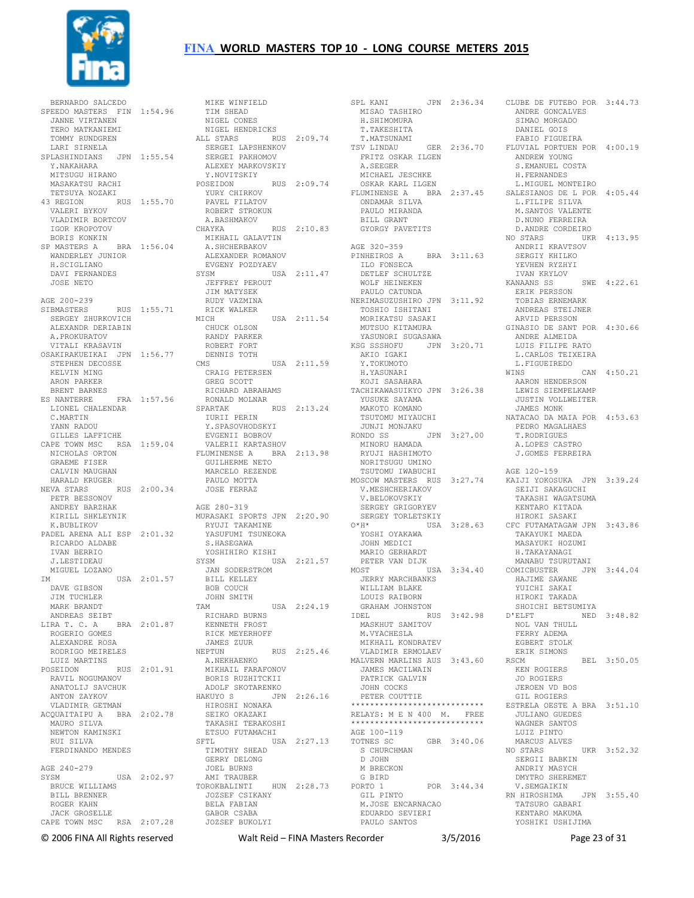# FINA WORLD MASTERS TOP 10 - LONG COURSE METERS 2015

```
 BERNARDO SALCEDO
SPEEDO MASTERS  FIN  1:54.96
 JANNE VIRTANEN
 TERO MATKANIEMI
 TOMMY RUNDGREN
 LARI SIRNELA
SPLASHINDIANS   JPN  1:55.54
 Y.NAKAHARA
 MITSUGU HIRANO
 MASAKATSU RACHI
 TETSUYA NOZAKI
43 REGION       RUS  1:55.70
 VALERI BYKOV
 VLADIMIR BORTCOV
 IGOR KROPOTOV
 BORIS KONKIN
SP MASTERS A    BRA  1:56.04
 WANDERLEY JUNIOR
 H.SCIGLIANO
 DAVI FERNANDES
 JOSE NETO

AGE 200-239
SIBMASTERS      RUS  1:55.71
 SERGEY ZHURKOVICH
 ALEXANDR DERIABIN
 A.PROKURATOV
 VITALI KRASAVIN
OSAKIRAKUEIKAI  JPN  1:56.77
 STEPHEN DECOSSE
 KELVIN MING
 ARON PARKER
 BRENT BARNES
ES NANTERRE     FRA  1:57.56
 LIONEL CHALENDAR
 C.MARTIN
 YANN RADOU
 GILLES LAFFICHE
CAPE TOWN MSC   RSA  1:59.04
 NICHOLAS ORTON
 GRAEME FISER
 CALVIN MAUGHAN
 HARALD KRUGER
NEVA STARS      RUS  2:00.34
 PETR BESSONOV
 ANDREY BARZHAK
 KIRILL SHKLEYNIK
 K.BUBLIKOV
PADEL ARENA ALI ESP  2:01.32
 RICARDO ALDABE
 IVAN BERRIO
 J.LESTIDEAU
 MIGUEL LOZANO
IM              USA  2:01.57
 DAVE GIBSON
 JIM TUCHLER
 MARK BRANDT
 ANDREAS SEIBT
LIRA T. C. A    BRA  2:01.87
 ROGERIO GOMES
 ALEXANDRE ROSA
 RODRIGO MEIRELES
 LUIZ MARTINS
POSEIDON        RUS  2:01.91
 RAVIL NOGUMANOV
 ANATOLIJ SAVCHUK
 ANTON ZAYKOV
 VLADIMIR GETMAN
ACQUAITAIPU A   BRA  2:02.78
 MAURO SILVA
 NEWTON KAMINSKI
 RUI SILVA
 FERDINANDO MENDES

AGE 240-279
SYSM            USA  2:02.97
 BRUCE WILLIAMS
 BILL BRENNER
 ROGER KAHN
 JACK GROSELLE
CAPE TOWN MSC   RSA  2:07.28
 MIKE WINFIELD
 TIM SHEAD
 NIGEL CONES
 NIGEL HENDRICKS
ALL STARS       RUS  2:09.74
 SERGEI LAPSHENKOV
 SERGEI PAKHOMOV
 ALEXEY MARKOVSKIY
 Y.NOVITSKIY
POSEIDON        RUS  2:09.74
 YURY CHIRKOV
 PAVEL FILATOV
 ROBERT STROKUN
 A.BASHMAKOV
CHAYKA          RUS  2:10.83
 MIKHAIL GALAVTIN
 A.SHCHERBAKOV
 ALEXANDER ROMANOV
 EVGENY POZDYAEV
SYSM            USA  2:11.47
 JEFFREY PEROUT
 JIM MATYSEK
 RUDY VAZMINA
 RICK WALKER
MICH            USA  2:11.54
 CHUCK OLSON
 RANDY PARKER
 ROBERT FORT
 DENNIS TOTH
CMS             USA  2:11.59
 CRAIG PETERSEN
 GREG SCOTT
 RICHARD ABRAHAMS
 RONALD MOLNAR
SPARTAK         RUS  2:13.24
 IURII PERIN
 Y.SPASOVHODSKYI
 EVGENII BOBROV
 VALERII KARTASHOV
FLUMINENSE A    BRA  2:13.98
 GUILHERME NETO
 MARCELO REZENDE
 PAULO MOTTA
 JOSE FERRAZ

AGE 280-319
MURASAKI SPORTS JPN  2:20.90
 RYUJI TAKAMINE
 YASUFUMI TSUNEOKA
 S.HASEGAWA
 YOSHIHIRO KISHI
SYSM            USA  2:21.57
 JAN SODERSTROM
 BILL KELLEY
 BOB COUCH
 JOHN SMITH
TAM             USA  2:24.19
 RICHARD BURNS
 KENNETH FROST
 RICK MEYERHOFF
 JAMES ZUUR
NEPTUN          RUS  2:25.46
 A.NEKHAENKO
 MIKHAIL FARAFONOV
 BORIS RUZHITCKII
 ADOLF SKOTARENKO
HAKUYO S        JPN  2:26.16
 HIROSHI NONAKA
 SEIKO OKAZAKI
 TAKASHI TERAKOSHI
 ETSUO FUTAMACHI
SFTL            USA  2:27.13
 TIMOTHY SHEAD
 GERRY DELONG
 JOEL BURNS
 AMI TRAUBER
TOROKBALINTI    HUN  2:28.73
 JOZSEF CSIKANY
 BELA FABIAN
 GABOR CSABA
 JOZSEF BUKOLYI
SPL KANI        JPN  2:36.34
 MISAO TASHIRO
 H.SHIMOMURA
 T.TAKESHITA
 T.MATSUNAMI
TSV LINDAU      GER  2:36.70
 FRITZ OSKAR ILGEN
 A.SEEGER
 MICHAEL JESCHKE
 OSKAR KARL ILGEN
FLUMINENSE A    BRA  2:37.45
 ONDAMAR SILVA
 PAULO MIRANDA
 BILL GRANT
 GYORGY PAVETITS

AGE 320-359
PINHEIROS A     BRA  3:11.63
 ILO FONSECA
 DETLEF SCHULTZE
 WOLF HEINEKEN
 PAULO CATUNDA
NERIMASUZUSHIRO JPN  3:11.92
 TOSHIO ISHITANI
 MORIKATSU SASAKI
 MUTSUO KITAMURA
 YASUNORI SUGASAWA
KSG SSSHOFU     JPN  3:20.71
 AKIO IGAKI
 Y.TOKUMOTO
 H.YASUNARI
 KOJI SASAHARA
TACHIKAWASUIKYO JPN  3:26.38
 YUSUKE SAYAMA
 MAKOTO KOMANO
 TSUTOMU MIYAUCHI
 JUNJI MONJAKU
RONDO SS        JPN  3:27.00
 MINORU HAMADA
 RYUJI HASHIMOTO
 NORITSUGU UMINO
 TSUTOMU IWABUCHI
MOSCOW MASTERS  RUS  3:27.74
 V.MESHCHERIAKOV
 V.BELOKOVSKIY
 SERGEY GRIGORYEV
 SERGEY TORLETSKIY
O*H*            USA  3:28.63
 YOSHI OYAKAWA
 JOHN MEDICI
 MARIO GERHARDT
 PETER VAN DIJK
MOST            USA  3:34.40
 JERRY MARCHBANKS
 WILLIAM BLAKE
 LOUIS RAIBORN
 GRAHAM JOHNSTON
IDEL            RUS  3:42.98
 MASKHUT SAMITOV
 M.VYACHESLA
 MIKHAIL KONDRATEV
 VLADIMIR ERMOLAEV
MALVERN MARLINS AUS  3:43.60
 JAMES MACILWAIN
 PATRICK GALVIN
 JOHN COCKS
 PETER COUTTIE
****************************
RELAYS: M E N 400  M.   FREE
****************************
AGE 100-119
TOTNES SC       GBR  3:40.06
 S CHURCHMAN
 D JOHN
 M BRECKON
 G BIRD
PORTO 1         POR  3:44.34
 GIL PINTO
 M.JOSE ENCARNACAO
 EDUARDO SEVIERI
 PAULO SANTOS
CLUBE DE FUTEBO POR  3:44.73
 ANDRE GONCALVES
 SIMAO MORGADO
 DANIEL GOIS
 FABIO FIGUEIRA
FLUVIAL PORTUEN POR  4:00.19
 ANDREW YOUNG
 S.EMANUEL COSTA
 H.FERNANDES
 L.MIGUEL MONTEIRO
SALESIANOS DE L POR  4:05.44
 L.FILIPE SILVA
 M.SANTOS VALENTE
 D.NUNO FERREIRA
 D.ANDRE CORDEIRO
NO STARS        UKR  4:13.95
 ANDRII KRAVTSOV
 SERGIY KHILKO
 YEVHEN RYZHYI
 IVAN KRYLOV
KANAANS SS      SWE  4:22.61
 ERIK PERSSON
 TOBIAS ERNEMARK
 ANDREAS STEIJNER
 ARVID PERSSON
GINASIO DE SANT POR  4:30.66
 ANDRE ALMEIDA
 LUIS FILIPE RATO
 L.CARLOS TEIXEIRA
 L.FIGUEIREDO
WINS            CAN  4:50.21
 AARON HENDERSON
 LEWIS SIEMPELKAMP
 JUSTIN VOLLWEITER
 JAMES MONK
NATACAO DA MAIA POR  4:53.63
 PEDRO MAGALHAES
 T.RODRIGUES
 A.LOPES CASTRO
 J.GOMES FERREIRA

AGE 120-159
KAIJI YOKOSUKA  JPN  3:39.24
 SEIJI SAKAGUCHI
 TAKASHI WAGATSUMA
 KENTARO KITADA
 HIROKI SASAKI
CFC FUTAMATAGAW JPN  3:43.86
 TAKAYUKI MAEDA
 MASAYUKI HOZUMI
 H.TAKAYANAGI
 MANABU TSURUTANI
COMICBUSTER     JPN  3:44.04
 HAJIME SAWANE
 YUICHI SAKAI
 HIROKI TAKADA
 SHOICHI BETSUMIYA
D'ELFT          NED  3:48.82
 NOL VAN THULL
 FERRY ADEMA
 EGBERT STOLK
 ERIK SIMONS
RSCM            BEL  3:50.05
 KEN ROGIERS
 JO ROGIERS
 JEROEN VD BOS
 GIL ROGIERS
ESTRELA OESTE A BRA  3:51.10
 JULIANO GUEDES
 WAGNER SANTOS
 LUIZ PINTO
 MARCUS ALVES
NO STARS        UKR  3:52.32
 SERGII BABKIN
 ANDRIY MASYCH
 DMYTRO SHEREMET
 V.SEMGAIKIN
RN HIROSHIMA    JPN  3:55.40
 TATSURO GABARI
 KENTARO MAKUMA
 YOSHIKI USHIJIMA
```

© 2006 FINA All Rights reserved    Walt Reid – FINA Masters Recorder    3/5/2016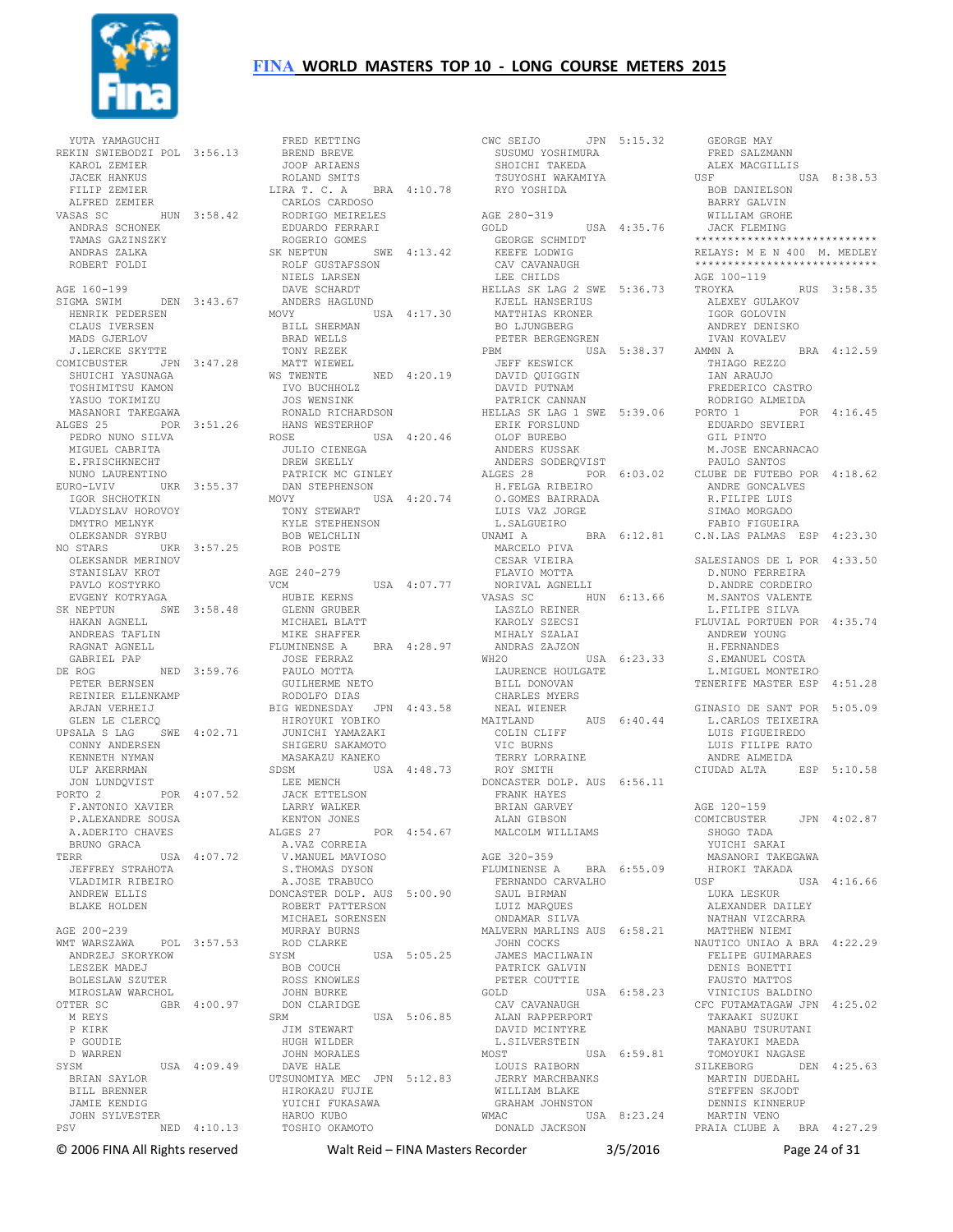# FINA WORLD MASTERS TOP 10 - LONG COURSE METERS 2015

YUTA YAMAGUCHI
REKIN SWIEBODZI POL 3:56.13
KAROL ZEMIER
JACEK HANKUS
FILIP ZEMIER
ALFRED ZEMIER
VASAS SC HUN 3:58.42
ANDRAS SCHONEK
TAMAS GAZINSZKY
ANDRAS ZALKA
ROBERT FOLDI

AGE 160-199
SIGMA SWIM DEN 3:43.67
HENRIK PEDERSEN
CLAUS IVERSEN
MADS GJERLOV
J.LERCKE SKYTTE
COMICBUSTER JPN 3:47.28
SHUICHI YASUNAGA
TOSHIMITSU KAMON
YASUO TOKIMIZU
MASANORI TAKEGAWA
ALGES 25 POR 3:51.26
PEDRO NUNO SILVA
MIGUEL CABRITA
E.FRISCHKNECHT
NUNO LAURENTINO
EURO-LVIV UKR 3:55.37
IGOR SHCHOTKIN
VLADYSLAV HOROVOY
DMYTRO MELNYK
OLEKSANDR SYRBU
NO STARS UKR 3:57.25
OLEKSANDR MERINOV
STANISLAV KROT
PAVLO KOSTYRKO
EVGENY KOTRYAGA
SK NEPTUN SWE 3:58.48
HAKAN AGNELL
ANDREAS TAFLIN
RAGNAT AGNELL
GABRIEL PAP
DE ROG NED 3:59.76
PETER BERNSEN
REINIER ELLENKAMP
ARJAN VERHEIJ
GLEN LE CLERCQ
UPSALA S LAG SWE 4:02.71
CONNY ANDERSEN
KENNETH NYMAN
ULF AKERRMAN
JON LUNDQVIST
PORTO 2 POR 4:07.52
F.ANTONIO XAVIER
P.ALEXANDRE SOUSA
A.ADERITO CHAVES
BRUNO GRACA
TERR USA 4:07.72
JEFFREY STRAHOTA
VLADIMIR RIBEIRO
ANDREW ELLIS
BLAKE HOLDEN

AGE 200-239
WMT WARSZAWA POL 3:57.53
ANDRZEJ SKORYKOW
LESZEK MADEJ
BOLESLAW SZUTER
MIROSLAW WARCHOL
OTTER SC GBR 4:00.97
M REYS
P KIRK
P GOUDIE
D WARREN
SYSM USA 4:09.49
BRIAN SAYLOR
BILL BRENNER
JAMIE KENDIG
JOHN SYLVESTER
PSV NED 4:10.13
FRED KETTING
BREND BREVE
JOOP ARIAENS
ROLAND SMITS
LIRA T. C. A BRA 4:10.78
CARLOS CARDOSO
RODRIGO MEIRELES
EDUARDO FERRARI
ROGERIO GOMES
SK NEPTUN SWE 4:13.42
ROLF GUSTAFSSON
NIELS LARSEN
DAVE SCHARDT
ANDERS HAGLUND
MOVY USA 4:17.30
BILL SHERMAN
BRAD WELLS
TONY REZEK
MATT WIEWEL
WS TWENTE NED 4:20.19
IVO BUCHHOLZ
JOS WENSINK
RONALD RICHARDSON
HANS WESTERHOF
ROSE USA 4:20.46
JULIO CIENEGA
DREW SKELLY
PATRICK MC GINLEY
DAN STEPHENSON
MOVY USA 4:20.74
TONY STEWART
KYLE STEPHENSON
BOB WELCHLIN
ROB POSTE

AGE 240-279
VCM USA 4:07.77
HUBIE KERNS
GLENN GRUBER
MICHAEL BLATT
MIKE SHAFFER
FLUMINENSE A BRA 4:28.97
JOSE FERRAZ
PAULO MOTTA
GUILHERME NETO
RODOLFO DIAS
BIG WEDNESDAY JPN 4:43.58
HIROYUKI YOBIKO
JUNICHI YAMAZAKI
SHIGERU SAKAMOTO
MASAKAZU KANEKO
SDSM USA 4:48.73
LEE MENCH
JACK ETTELSON
LARRY WALKER
KENTON JONES
ALGES 27 POR 4:54.67
A.VAZ CORREIA
V.MANUEL MAVIOSO
S.THOMAS DYSON
A.JOSE TRABUCO
DONCASTER DOLP. AUS 5:00.90
ROBERT PATTERSON
MICHAEL SORENSEN
MURRAY BURNS
ROD CLARKE
SYSM USA 5:05.25
BOB COUCH
ROSS KNOWLES
JOHN BURKE
DON CLARIDGE
SRM USA 5:06.85
JIM STEWART
HUGH WILDER
JOHN MORALES
DAVE HALE
UTSUNOMIYA MEC JPN 5:12.83
HIROKAZU FUJIE
YUICHI FUKASAWA
HARUO KUBO
TOSHIO OKAMOTO
CWC SEIJO JPN 5:15.32
SUSUMU YOSHIMURA
SHOICHI TAKEDA
TSUYOSHI WAKAMIYA
RYO YOSHIDA

AGE 280-319
GOLD USA 4:35.76
GEORGE SCHMIDT
KEEFE LODWIG
CAV CAVANAUGH
LEE CHILDS
HELLAS SK LAG 2 SWE 5:36.73
KJELL HANSERIUS
MATTHIAS KRONER
BO LJUNGBERG
PETER BERGENGREN
PBM USA 5:38.37
JEFF KESWICK
DAVID QUIGGIN
DAVID PUTNAM
PATRICK CANNAN
HELLAS SK LAG 1 SWE 5:39.06
ERIK FORSLUND
OLOF BUREBO
ANDERS KUSSAK
ANDERS SODERQVIST
ALGES 28 POR 6:03.02
H.FELGA RIBEIRO
O.GOMES BAIRRADA
LUIS VAZ JORGE
L.SALGUEIRO
UNAMI A BRA 6:12.81
MARCELO PIVA
CESAR VIEIRA
FLAVIO MOTTA
NORIVAL AGNELLI
VASAS SC HUN 6:13.66
LASZLO REINER
KAROLY SZECSI
MIHALY SZALAI
ANDRAS ZAJZON
WH2O USA 6:23.33
LAURENCE HOULGATE
BILL DONOVAN
CHARLES MYERS
NEAL WIENER
MAITLAND AUS 6:40.44
COLIN CLIFF
VIC BURNS
TERRY LORRAINE
ROY SMITH
DONCASTER DOLP. AUS 6:56.11
FRANK HAYES
BRIAN GARVEY
ALAN GIBSON
MALCOLM WILLIAMS

AGE 320-359
FLUMINENSE A BRA 6:55.09
FERNANDO CARVALHO
SAUL BIRMAN
LUIZ MARQUES
ONDAMAR SILVA
MALVERN MARLINS AUS 6:58.21
JOHN COCKS
JAMES MACILWAIN
PATRICK GALVIN
PETER COUTTIE
GOLD USA 6:58.23
CAV CAVANAUGH
ALAN RAPPERPORT
DAVID MCINTYRE
L.SILVERSTEIN
MOST USA 6:59.81
LOUIS RAIBORN
JERRY MARCHBANKS
WILLIAM BLAKE
GRAHAM JOHNSTON
WMAC USA 8:23.24
DONALD JACKSON
GEORGE MAY
FRED SALZMANN
ALEX MACGILLIS
USF USA 8:38.53
BOB DANIELSON
BARRY GALVIN
WILLIAM GROHE
JACK FLEMING

***************************
RELAYS: M E N 400 M. MEDLEY
***************************

AGE 100-119
TROYKA RUS 3:58.35
ALEXEY GULAKOV
IGOR GOLOVIN
ANDREY DENISKO
IVAN KOVALEV
AMMN A BRA 4:12.59
THIAGO REZZO
IAN ARAUJO
FREDERICO CASTRO
RODRIGO ALMEIDA
PORTO 1 POR 4:16.45
EDUARDO SEVIERI
GIL PINTO
M.JOSE ENCARNACAO
PAULO SANTOS
CLUBE DE FUTEBO POR 4:18.62
ANDRE GONCALVES
R.FILIPE LUIS
SIMAO MORGADO
FABIO FIGUEIRA
C.N.LAS PALMAS ESP 4:23.30

SALESIANOS DE L POR 4:33.50
D.NUNO FERREIRA
D.ANDRE CORDEIRO
M.SANTOS VALENTE
L.FILIPE SILVA
FLUVIAL PORTUEN POR 4:35.74
ANDREW YOUNG
H.FERNANDES
S.EMANUEL COSTA
L.MIGUEL MONTEIRO
TENERIFE MASTER ESP 4:51.28

GINASIO DE SANT POR 5:05.09
L.CARLOS TEIXEIRA
LUIS FIGUEIREDO
LUIS FILIPE RATO
ANDRE ALMEIDA
CIUDAD ALTA ESP 5:10.58

AGE 120-159
COMICBUSTER JPN 4:02.87
SHOGO TADA
YUICHI SAKAI
MASANORI TAKEGAWA
HIROKI TAKADA
USF USA 4:16.66
LUKA LESKUR
ALEXANDER DAILEY
NATHAN VIZCARRA
MATTHEW NIEMI
NAUTICO UNIAO A BRA 4:22.29
FELIPE GUIMARAES
DENIS BONETTI
FAUSTO MATTOS
VINICIUS BALDINO
CFC FUTAMATAGAW JPN 4:25.02
TAKAAKI SUZUKI
MANABU TSURUTANI
TAKAYUKI MAEDA
TOMOYUKI NAGASE
SILKEBORG DEN 4:25.63
MARTIN DUEDAHL
STEFFEN SKJODT
DENNIS KINNERUP
MARTIN VENO
PRAIA CLUBE A BRA 4:27.29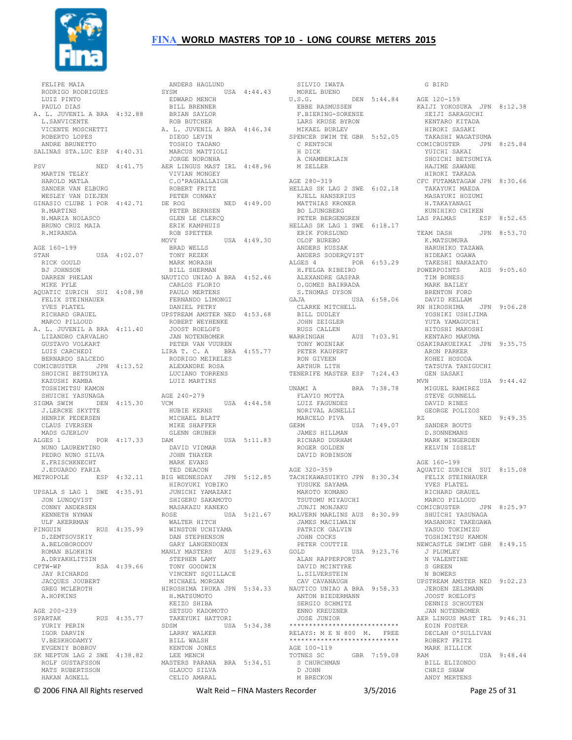# FINA WORLD MASTERS TOP 10 - LONG COURSE METERS 2015

FELIPE MAIA
RODRIGO RODRIGUES
LUIZ PINTO
PAULO DIAS

A. L. JUVENIL A BRA 4:32.88
L.SANVICENTE
VICENTE MOSCHETTI
ROBERTO LOPES
ANDRE BRUNETTO

SALINAS STA.LUC ESP 4:40.31

PSV NED 4:41.75
MARTIN TELEY
HAROLD MATLA
SANDER VAN ELBURG
WESLEY VAN DIEJEN

GINASIO CLUBE 1 POR 4:42.71
R.MARTINS
N.MARIA NOLASCO
BRUNO CRUZ MAIA
R.MIRANDA

AGE 160-199

STAN USA 4:02.07
RICK GOULD
BJ JOHNSON
DARREN PHELAN
MIKE PYLE

AQUATIC ZURICH SUI 4:08.98
FELIX STEINHAUER
YVES PLATEL
RICHARD GRAUEL
MARCO PILLOUD

A. L. JUVENIL A BRA 4:11.40
LIZANDRO CARVALHO
GUSTAVO VOLKART
LUIS CARCHEDI
BERNARDO SALCEDO

COMICBUSTER JPN 4:13.52
SHOICHI BETSUMIYA
KAZUSHI KAMBA
TOSHIMITSU KAMON
SHUICHI YASUNAGA

SIGMA SWIM DEN 4:15.30
J.LERCKE SKYTTE
HENRIK PEDERSEN
CLAUS IVERSEN
MADS GJERLOV

ALGES 1 POR 4:17.33
NUNO LAURENTINO
PEDRO NUNO SILVA
E.FRISCHKNECHT
J.EDUARDO FARIA

METROPOLE ESP 4:32.11

UPSALA S LAG 1 SWE 4:35.91
JON LUNDQVIST
CONNY ANDERSEN
KENNETH NYMAN
ULF AKERRMAN

PINGUIN RUS 4:35.99
D.ZEMTSOVSKIY
A.BELOBORODOV
ROMAN BLOKHIN
A.DRYAKHLITSIN

CPTW-WP RSA 4:39.66
JAY RICHARDS
JACQUES JOUBERT
GREG MCLEROTH
A.HOPKINS

AGE 200-239

SPARTAK RUS 4:35.77
YURIY PERIN
IGOR DARVIN
V.BESKHODAMYY
EVGENIY BOBROV

SK NEPTUN LAG 2 SWE 4:38.82
ROLF GUSTAFSSON
MATS RUBERTSSON
HAKAN AGNELL
ANDERS HAGLUND

SYSM USA 4:44.43
EDWARD MENCH
BILL BRENNER
BRIAN SAYLOR
ROB BUTCHER

A. L. JUVENIL A BRA 4:46.34
DIEGO LEVIN
TOSHIO TADANO
MARCUS MATTIOLI
JORGE NORONHA

AER LINGUS MAST IRL 4:48.96
VIVIAN MONGEY
C.O'RAGHALLAIGH
ROBERT FRITZ
PETER CONWAY

DE ROG NED 4:49.00
PETER BERNSEN
GLEN LE CLERCQ
ERIK KAMPHUIS
ROB SPETTER

MOVY USA 4:49.30
BRAD WELLS
TONY REZEK
MARK MORASH
BILL SHERMAN

NAUTICO UNIAO A BRA 4:52.46
CARLOS FLORIO
PAULO MERTENS
FERNANDO LIMONGI
DANIEL PETRY

UPSTREAM AMSTER NED 4:53.68
ROBERT WEYHENKE
JOOST ROELOFS
JAN NOTENBOMER
PETER VAN VUUREN

LIRA T. C. A BRA 4:55.77
RODRIGO MEIRELES
ALEXANDRE ROSA
LUCIANO TORRENS
LUIZ MARTINS

AGE 240-279

VCM USA 4:44.58
HUBIE KERNS
MICHAEL BLATT
MIKE SHAFFER
GLENN GRUBER

DAM USA 5:11.83
DAVID VIDMAR
JOHN THAYER
MARK EVANS
TED DEACON

BIG WEDNESDAY JPN 5:12.85
HIROYUKI YOBIKO
JUNICHI YAMAZAKI
SHIGERU SAKAMOTO
MASAKAZU KANEKO

ROSE USA 5:21.67
WALTER HITCH
WINSTON UCHIYAMA
DAN STEPHENSON
GARY LANGENDOEN

MANLY MASTERS AUS 5:29.63
STEPHEN LAMY
TONY GOODWIN
VINCENT SQUILLACE
MICHAEL MORGAN

HIROSHIMA IRUKA JPN 5:34.33
H.MATSUMOTO
KEIZO SHIBA
SETSUO KADOMOTO
TAKEYUKI HATTORI

SDSM USA 5:34.38
LARRY WALKER
BILL WALSH
KENTON JONES
LEE MENCH

MASTERS PARANA BRA 5:34.51
GLAUCO SILVA
CELIO AMARAL
SILVIO IWATA
MOREL BUENO

U.S.G. DEN 5:44.84
EBBE RASMUSSEN
F.BIERING-SORENSE
LARS KRUSE BYRON
MIKAEL BURLEV

SPENCER SWIM TE GBR 5:52.05
C RENTSCH
H DICK
A CHAMBERLAIN
M ZELLER

AGE 280-319

HELLAS SK LAG 2 SWE 6:02.18
KJELL HANSERIUS
MATTHIAS KRONER
BO LJUNGBERG
PETER BERGENGREN

HELLAS SK LAG 1 SWE 6:18.17
ERIK FORSLUND
OLOF BUREBO
ANDERS KUSSAK
ANDERS SODERQVIST

ALGES 4 POR 6:53.29
H.FELGA RIBEIRO
ALEXANDRE GASPAR
O.GOMES BAIRRADA
S.THOMAS DYSON

GAJA USA 6:58.06
CLARKE MITCHELL
BILL DUDLEY
JOHN ZEIGLER
RUSS CALLEN

WARRINGAH AUS 7:03.91
TONY WOZNIAK
PETER KAUPERT
RON GIVEEN
ARTHUR LITH

TENERIFE MASTER ESP 7:24.43

UNAMI A BRA 7:38.78
FLAVIO MOTTA
LUIZ FAGUNDES
NORIVAL AGNELLI
MARCELO PIVA

GERM USA 7:49.07
JAMES HILLMAN
RICHARD DURHAM
ROGER GOLDEN
DAVID ROBINSON

AGE 320-359

TACHIKAWASUIKYO JPN 8:30.34
YUSUKE SAYAMA
MAKOTO KOMANO
TSUTOMU MIYAUCHI
JUNJI MONJAKU

MALVERN MARLINS AUS 8:30.99
JAMES MACILWAIN
PATRICK GALVIN
JOHN COCKS
PETER COUTTIE

GOLD USA 9:23.76
ALAN RAPPERPORT
DAVID MCINTYRE
L.SILVERSTEIN
CAV CAVANAUGH

NAUTICO UNIAO A BRA 9:58.33
ANTON BIEDERMANN
SERGIO SCHMITZ
ENNO KREUZNER
JOSE JUNIOR

***************************
RELAYS: M E N 800 M. FREE
***************************

AGE 100-119

TOTNES SC GBR 7:59.08
S CHURCHMAN
D JOHN
M BRECKON
G BIRD

AGE 120-159

KAIJI YOKOSUKA JPN 8:12.38
SEIJI SAKAGUCHI
KENTARO KITADA
HIROKI SASAKI
TAKASHI WAGATSUMA

COMICBUSTER JPN 8:25.84
YUICHI SAKAI
SHOICHI BETSUMIYA
HAJIME SAWANE
HIROKI TAKADA

CFC FUTAMATAGAW JPN 8:30.66
TAKAYUKI MAEDA
MASAYUKI HOZUMI
H.TAKAYANAGI
KUNIHIKO CHIKEN

LAS PALMAS ESP 8:52.65

TEAM DASH JPN 8:53.70
K.MATSUMURA
HARUHIKO TAZAWA
HIDEAKI OGAWA
TAKESHI NAKAZATO

POWERPOINTS AUS 9:05.60
TIM BONESS
MARK BAILEY
BRENTON FORD
DAVID KELLAM

RN HIROSHIMA JPN 9:06.28
YOSHIKI USHIJIMA
YUTA YAMAGUCHI
HITOSHI MAKOSHI
KENTARO MAKUMA

OSAKIRAKUEIKAI JPN 9:35.75
ARON PARKER
KOHEI HOSODA
TATSUYA TANIGUCHI
GEN SASAKI

MVN USA 9:44.42
MIGUEL RAMIREZ
STEVE GUNNELL
DAVID RINES
GEORGE POLIZOS

RZ NED 9:49.35
SANDER BOUTS
D.SONNEMANS
MARK WINGERDEN
KELVIN ISSELT

AGE 160-199

AQUATIC ZURICH SUI 8:15.08
FELIX STEINHAUER
YVES PLATEL
RICHARD GRAUEL
MARCO PILLOUD

COMICBUSTER JPN 8:25.97
SHUICHI YASUNAGA
MASANORI TAKEGAWA
YASUO TOKIMIZU
TOSHIMITSU KAMON

NEWCASTLE SWIMT GBR 8:49.15
J PLUMLEY
N VALENTINE
S GREEN
N BOWERS

UPSTREAM AMSTER NED 9:02.23
JEROEN ZELSMANN
JOOST ROELOFS
DENNIS SCHOUTEN
JAN NOTENBOMER

AER LINGUS MAST IRL 9:46.31
EOIN FOSTER
DECLAN O'SULLIVAN
ROBERT FRITZ
MARK HILLICK

RAM USA 9:48.44
BILL ELIZONDO
CHRIS SHAW
ANDY MERTENS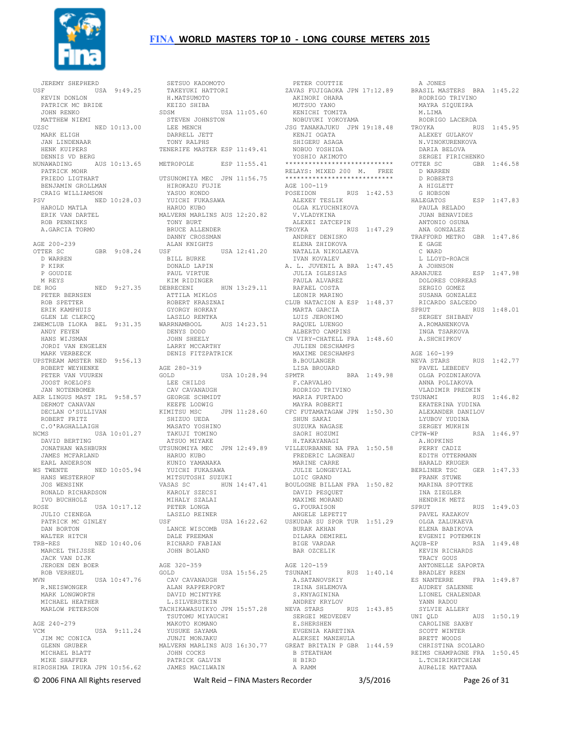# FINA WORLD MASTERS TOP 10 - LONG COURSE METERS 2015

```
  JEREMY SHEPHERD
USF              USA  9:49.25
  KEVIN DONLON
  PATRICK MC BRIDE
  JOHN RENKO
  MATTHEW NIEMI
UZSC             NED 10:13.00
  MARK ELIGH
  JAN LINDENAAR
  HENK KUIPERS
  DENNIS VD BERG
NUNAWADING       AUS 10:13.65
  PATRICK MOHR
  FRIEDO LIGTHART
  BENJAMIN GROLLMAN
  CRAIG WILLIAMSON
PSV              NED 10:28.03
  HAROLD MATLA
  ERIK VAN DARTEL
  ROB PENNINKS
  A.GARCIA TORMO

AGE 200-239
OTTER SC         GBR  9:08.24
  D WARREN
  P KIRK
  P GOUDIE
  M REYS
DE ROG           NED  9:27.35
  PETER BERNSEN
  ROB SPETTER
  ERIK KAMPHUIS
  GLEN LE CLERCQ
ZWEMCLUB ILOKA   BEL  9:31.35
  ANDY FEYEN
  HANS WIJSMAN
  JORDI VAN ENGELEN
  MARK VERBEECK
UPSTREAM AMSTER  NED  9:56.13
  ROBERT WEYHENKE
  PETER VAN VUUREN
  JOOST ROELOFS
  JAN NOTENBOMER
AER LINGUS MAST  IRL  9:58.57
  DERMOT CANAVAN
  DECLAN O'SULLIVAN
  ROBERT FRITZ
  C.O'RAGHALLAIGH
NCMS             USA 10:01.27
  DAVID BERTING
  JONATHAN WASHBURN
  JAMES MCFARLAND
  EARL ANDERSON
WS TWENTE        NED 10:05.94
  HANS WESTERHOF
  JOS WENSINK
  RONALD RICHARDSON
  IVO BUCHHOLZ
ROSE             USA 10:17.12
  JULIO CIENEGA
  PATRICK MC GINLEY
  DAN BORTON
  WALTER HITCH
TRB-RES          NED 10:40.06
  MARCEL THIJSSE
  JACK VAN DIJK
  JEROEN DEN BOER
  ROB VERHEUL
MVN              USA 10:47.76
  R.NEISWONGER
  MARK LONGWORTH
  MICHAEL HEATHER
  MARLOW PETERSON

AGE 240-279
VCM              USA  9:11.24
  JIM MC CONICA
  GLENN GRUBER
  MICHAEL BLATT
  MIKE SHAFFER
HIROSHIMA IRUKA  JPN 10:56.62
  SETSUO KADOMOTO
  TAKEYUKI HATTORI
  H.MATSUMOTO
  KEIZO SHIBA
SDSM             USA 11:05.60
  STEVEN JOHNSTON
  LEE MENCH
  DARRELL JETT
  TONY RALPHS
TENERIFE MASTER  ESP 11:49.41

METROPOLE        ESP 11:55.41

UTSUNOMIYA MEC   JPN 11:56.75
  HIROKAZU FUJIE
  YASUO KONDO
  YUICHI FUKASAWA
  HARUO KUBO
MALVERN MARLINS  AUS 12:20.82
  TONY BURT
  BRUCE ALLENDER
  DANNY CROSSMAN
  ALAN KNIGHTS
USF              USA 12:41.20
  BILL BURKE
  DONALD LAPIN
  PAUL VIRTUE
  KIM RIDINGER
DEBRECENI        HUN 13:29.11
  ATTILA MIKLOS
  ROBERT KRASZNAI
  GYORGY HORKAY
  LASZLO RENTKA
WARRNAMBOOL      AUS 14:23.51
  DENYS DODD
  JOHN SHEELY
  LARRY MCCARTHY
  DENIS FITZPATRICK

AGE 280-319
GOLD             USA 10:28.94
  LEE CHILDS
  CAV CAVANAUGH
  GEORGE SCHMIDT
  KEEFE LODWIG
KIMITSU MSC      JPN 11:28.60
  SHIZUO UEDA
  MASATO YOSHINO
  TAKUJI TOMINO
  ATSUO MIYAKE
UTSUNOMIYA MEC   JPN 12:49.89
  HARUO KUBO
  KUNIO YAMANAKA
  YUICHI FUKASAWA
  MITSUTOSHI SUZUKI
VASAS SC         HUN 14:47.41
  KAROLY SZECSI
  MIHALY SZALAI
  PETER LONGA
  LASZLO REINER
USF              USA 16:22.62
  LANCE WISCOMB
  DALE FREEMAN
  RICHARD FABIAN
  JOHN BOLAND

AGE 320-359
GOLD             USA 15:56.25
  CAV CAVANAUGH
  ALAN RAPPERPORT
  DAVID MCINTYRE
  L.SILVERSTEIN
TACHIKAWASUIKYO JPN 15:57.28
  TSUTOMU MIYAUCHI
  MAKOTO KOMANO
  YUSUKE SAYAMA
  JUNJI MONJAKU
MALVERN MARLINS  AUS 16:30.77
  JOHN COCKS
  PATRICK GALVIN
  JAMES MACILWAIN
  PETER COUTTIE
ZAVAS FUJIGAOKA  JPN 17:12.89
  AKINORI OHARA
  MUTSUO YANO
  KENICHI TOMITA
  NOBUYUKI YOKOYAMA
JSG TANAKAJUKU   JPN 19:18.48
  KENJI OGATA
  SHIGERU ASAGA
  NOBUO YOSHIDA
  YOSHIO AKIMOTO
****************************
RELAYS: MIXED 200  M.   FREE
****************************
AGE 100-119
POSEIDON         RUS  1:42.53
  ALEXEY TESLIK
  OLGA KLYUCHNIKOVA
  V.VLADYKINA
  ALEXEI ZATCEPIN
TROYKA           RUS  1:47.29
  ANDREY DENISKO
  ELENA ZHIDKOVA
  NATALIA NIKOLAEVA
  IVAN KOVALEV
A. L. JUVENIL A  BRA  1:47.45
  JULIA IGLESIAS
  PAULA ALVAREZ
  RAFAEL COSTA
  LEONIR MARINO
CLUB NATACION A  ESP  1:48.37
  MARTA GARCIA
  LUIS JERONIMO
  RAQUEL LUENGO
  ALBERTO CAMPINS
CN VIRY-CHATELL  FRA  1:48.60
  JULIEN DESCHAMPS
  MAXIME DESCHAMPS
  B.BOULANGER
  LISA BROUARD
SPMTR            BRA  1:49.98
  F.CARVALHO
  RODRIGO TRIVINO
  MARIA FURTADO
  MAYRA ROBERTI
CFC FUTAMATAGAW  JPN  1:50.30
  SHUN SAKAI
  SUZUKA NAGASE
  SAORI HOZUMI
  H.TAKAYANAGI
VILLEURBANNE NA  FRA  1:50.58
  FREDERIC LAGNEAU
  MARINE CARRE
  JULIE LONGEVIAL
  LOIC GRAND
BOULOGNE BILLAN  FRA  1:50.82
  DAVID PESQUET
  MAXIME MORAND
  G.FOURAISON
  ANGELE LEPETIT
USKUDAR SU SPOR  TUR  1:51.29
  BURAK AKHAN
  DILARA DEMIREL
  BIGE VARDAR
  BAR OZCELIK

AGE 120-159
TSUNAMI          RUS  1:40.14
  A.SATANOVSKIY
  IRINA SHLEMOVA
  S.KNYAGININA
  ANDREY KRYLOV
NEVA STARS       RUS  1:43.85
  SERGEI MEDVEDEV
  E.SHERSHEN
  EVGENIA KARETINA
  ALEKSEI MANZHULA
GREAT BRITAIN P  GBR  1:44.59
  B STEATHAM
  H BIRD
  A RAMM
  A JONES
BRASIL MASTERS   BRA  1:45.22
  RODRIGO TRIVINO
  MAYRA SIQUEIRA
  M.LIMA
  RODRIGO LACERDA
TROYKA           RUS  1:45.95
  ALEXEY GULAKOV
  N.VINOKURENKOVA
  DARIA BELOVA
  SERGEI FIRICHENKO
OTTER SC         GBR  1:46.58
  D WARREN
  D ROBERTS
  A HIGLETT
  G HOBSON
HALEGATOS        ESP  1:47.83
  PAULA RELADO
  JUAN BENAVIDES
  ANTONIO OSUNA
  ANA GONZALEZ
TRAFFORD METRO   GBR  1:47.86
  E GAGE
  C WARD
  L LLOYD-ROACH
  A JOHNSON
ARANJUEZ         ESP  1:47.98
  DOLORES CORREAS
  SERGIO GOMEZ
  SUSANA GONZALEZ
  RICARDO SALCEDO
SPRUT            RUS  1:48.01
  SERGEY SHIBAEV
  A.ROMANENKOVA
  INGA TSARKOVA
  A.SHCHIPKOV

AGE 160-199
NEVA STARS       RUS  1:42.77
  PAVEL LEBEDEV
  OLGA POZDNIAKOVA
  ANNA POLIAKOVA
  VLADIMIR PREDKIN
TSUNAMI          RUS  1:46.82
  EKATERINA YUDINA
  ALEXANDER DANILOV
  LYUBOV YUDINA
  SERGEY MUKHIN
CPTW-WP          RSA  1:46.97
  A.HOPKINS
  PERRY CADIZ
  EDITH OTTERMANN
  HARALD KRUGER
BERLINER TSC     GER  1:47.33
  FRANK STUWE
  MARINA SPOTTKE
  INA ZIEGLER
  HENDRIK METZ
SPRUT            RUS  1:49.03
  PAVEL KAZAKOV
  OLGA ZALUKAEVA
  ELENA BABIKOVA
  EVGENII POTEMKIN
AQUB-EP          RSA  1:49.48
  KEVIN RICHARDS
  TRACY GOUS
  ANTONELLE SAPORTA
  BRADLEY REEN
ES NANTERRE      FRA  1:49.87
  AUDREY SALENNE
  LIONEL CHALENDAR
  YANN RADOU
  SYLVIE ALLERY
UNI QLD          AUS  1:50.19
  CAROLINE SAXBY
  SCOTT WINTER
  BRETT WOODS
  CHRISTINA SCOLARO
REIMS CHAMPAGNE  FRA  1:50.45
  L.TCHIRIKHTCHIAN
  AURéLIE MATTANA
```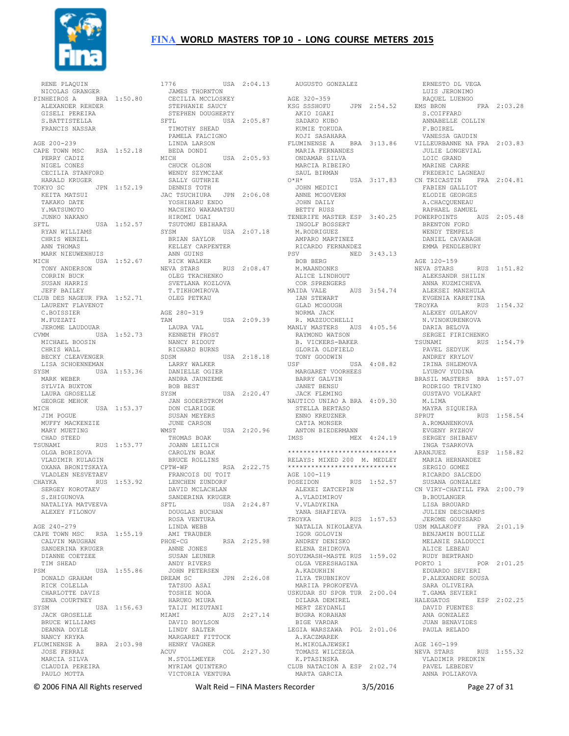RENE PLAQUIN
NICOLAS GRANGER

PINHEIROS A BRA 1:50.80
ALEXANDER REHDER
GISELI PEREIRA
S.BATTISTELLA
FRANCIS NASSAR

AGE 200-239

CAPE TOWN MSC RSA 1:52.18
PERRY CADIZ
NIGEL CONES
CECILIA STANFORD
HARALD KRUGER

TOKYO SC JPN 1:52.19
KEITA MATSUI
TAKAKO DATE
Y.MATSUMOTO
JUNKO NAKANO

SFTL USA 1:52.57
RYAN WILLIAMS
CHRIS WENZEL
ANN THOMAS
MARK NIEUWENHUIS

MICH USA 1:52.67
TONY ANDERSON
CORRIN BUCK
SUSAN HARRIS
JEFF BAILEY

CLUB DES NAGEUR FRA 1:52.71
LAURENT FLAVENOT
C.BOISSIER
M.FUZZATI
JEROME LAUDOUAR

CVMM USA 1:52.73
MICHAEL BOOSIN
CHRIS WALL
BECKY CLEAVENGER
LISA SCHOENNEMAN

SYSM USA 1:53.36
MARK WEBER
SYLVIA BUXTON
LAURA GROSELLE
GEORGE MEHOK

MICH USA 1:53.37
JIM POGUE
MUFFY MACKENZIE
MARY MUETING
CHAD STEED

TSUNAMI RUS 1:53.77
OLGA BORISOVA
VLADIMIR KULAGIN
OXANA BRONITSKAYA
VLADLEN NESVETAEV

CHAYKA RUS 1:53.92
SERGEY KOROTAEV
S.ZHIGUNOVA
NATALIYA MATVEEVA
ALEXEY FILONOV

AGE 240-279

CAPE TOWN MSC RSA 1:55.19
CALVIN MAUGHAN
SANDERINA KRUGER
DIANNE COETZEE
TIM SHEAD

PSM USA 1:55.86
DONALD GRAHAM
RICK COLELLA
CHARLOTTE DAVIS
ZENA COURTNEY

SYSM USA 1:56.63
JACK GROSELLE
BRUCE WILLIAMS
DEANNA DOYLE
NANCY KRYKA

FLUMINENSE A BRA 2:03.98
JOSE FERRAZ
MARCIA SILVA
CLAUDIA PEREIRA
PAULO MOTTA

1776 USA 2:04.13
JAMES THORNTON
CECILIA MCCLOSKEY
STEPHANIE SAUCY
STEPHEN DOUGHERTY

SFTL USA 2:05.87
TIMOTHY SHEAD
PAMELA FALCIGNO
LINDA LARSON
BEDA DONDI

MICH USA 2:05.93
CHUCK OLSON
WENDY SZYMCZAK
SALLY GUTHRIE
DENNIS TOTH

JAC TSUCHIURA JPN 2:06.08
YOSHIHARU ENDO
MACHIKO WAKAMATSU
HIROMI UGAI
TSUTOMU EBIHARA

SYSM USA 2:07.18
BRIAN SAYLOR
KELLEY CARPENTER
ANN GUINS
RICK WALKER

NEVA STARS RUS 2:08.47
OLEG TKACHENKO
SVETLANA KOZLOVA
T.TIKHOMIROVA
OLEG PETKAU

AGE 280-319

TAM USA 2:09.39
LAURA VAL
KENNETH FROST
NANCY RIDOUT
RICHARD BURNS

SDSM USA 2:18.18
LARRY WALKER
DANIELLE OGIER
ANDRA JAUNZEME
BOB BEST

SYSM USA 2:20.47
JAN SODERSTROM
DON CLARIDGE
SUSAN MEYERS
JUNE CARSON

WMST USA 2:20.96
THOMAS BOAK
JOANN LEILICH
CAROLYN BOAK
BRUCE ROLLINS

CPTW-WP RSA 2:22.75
FRANCOIS DU TOIT
LENCHEN ZUNDORF
DAVID MCLACHLAN
SANDERINA KRUGER

SFTL USA 2:24.87
DOUGLAS BUCHAN
ROSA VENTURA
LINDA WEBB
AMI TRAUBER

PHOE-CG RSA 2:25.98
ANNE JONES
SUSAN LEUNER
ANDY RIVERS
JOHN PETERSEN

DREAM SC JPN 2:26.08
TATSUO ASAI
TOSHIE NODA
HARUKO MIURA
TAIJI MIZUTANI

MIAMI AUS 2:27.14
DAVID BOYLSON
LINDY SALTER
MARGARET FITTOCK
HENRY VAGNER

ACUV COL 2:27.30
M.STOLLMEYER
MYRIAM QUINTERO
VICTORIA VENTURA
AUGUSTO GONZALEZ

AGE 320-359

KSG SSSHOFU JPN 2:54.52
AKIO IGAKI
SADAKO KUBO
KUMIE TOKUDA
KOJI SASAHARA

FLUMINENSE A BRA 3:13.86
MARIA FERNANDES
ONDAMAR SILVA
MARCIA RIBEIRO
SAUL BIRMAN

O*H* USA 3:17.83
JOHN MEDICI
ANNE MCGOVERN
JOHN DAILY
BETTY RUSS

TENERIFE MASTER ESP 3:40.25
INGOLF BOSSERT
M.RODRIGUEZ
AMPARO MARTINEZ
RICARDO FERNANDEZ

PSV NED 3:43.13
BOB BERG
M.MAANDONKS
ALICE LINDHOUT
COR SPRENGERS

MAIDA VALE AUS 3:54.74
IAN STEWART
GLAD MCGOUGH
NORMA JACK
R. MAZZUCCHELLI

MANLY MASTERS AUS 4:05.56
RAYMOND WATSON
B. VICKERS-BAKER
GLORIA OLDFIELD
TONY GOODWIN

USF USA 4:08.82
MARGARET VOORHEES
BARRY GALVIN
JANET BENSU
JACK FLEMING

NAUTICO UNIAO A BRA 4:09.30
STELLA BERTASO
ENNO KREUZNER
CATIA MONSER
ANTON BIEDERMANN

IMSS MEX 4:24.19

****************************
RELAYS: MIXED 200 M. MEDLEY
****************************

AGE 100-119

POSEIDON RUS 1:52.57
ALEXEI ZATCEPIN
A.VLADIMIROV
V.VLADYKINA
YANA SHAFIEVA

TROYKA RUS 1:57.53
NATALIA NIKOLAEVA
IGOR GOLOVIN
ANDREY DENISKO
ELENA ZHIDKOVA

SOYUZMASH-MASTE RUS 1:59.02
OLGA VERESHAGINA
A.KADUKHIN
ILYA TRUBNIKOV
MARIIA PROKOFEVA

USKUDAR SU SPOR TUR 2:00.04
DILARA DEMIREL
MERT ZEYDANLI
BUGRA KORAHAN
BIGE VARDAR

LEGIA WARSZAWA POL 2:01.06
A.KACZMAREK
M.MIKOLAJEWSKI
TOMASZ WILCZEGA
K.PTASINSKA

CLUB NATACION A ESP 2:02.74
MARTA GARCIA
ERNESTO DL VEGA
LUIS JERONIMO
RAQUEL LUENGO

EMS BRON FRA 2:03.28
S.COIFFARD
ANNABELLE COLLIN
F.BOIREL
VANESSA GAUDIN

VILLEURBANNE NA FRA 2:03.83
JULIE LONGEVIAL
LOIC GRAND
MARINE CARRE
FREDERIC LAGNEAU

CN TRICASTIN FRA 2:04.81
FABIEN GALLIOT
ELODIE GEORGES
A.CHACQUENEAU
RAPHAEL SAMUEL

POWERPOINTS AUS 2:05.48
BRENTON FORD
WENDY TEMPELS
DANIEL CAVANAGH
EMMA PENDLEBURY

AGE 120-159

NEVA STARS RUS 1:51.82
ALEKSANDR SHILIN
ANNA KUZMICHEVA
ALEKSEI MANZHULA
EVGENIA KARETINA

TROYKA RUS 1:54.32
ALEXEY GULAKOV
N.VINOKURENKOVA
DARIA BELOVA
SERGEI FIRICHENKO

TSUNAMI RUS 1:54.79
PAVEL SEDYUK
ANDREY KRYLOV
IRINA SHLEMOVA
LYUBOV YUDINA

BRASIL MASTERS BRA 1:57.07
RODRIGO TRIVINO
GUSTAVO VOLKART
M.LIMA
MAYRA SIQUEIRA

SPRUT RUS 1:58.54
A.ROMANENKOVA
EVGENY RYZHOV
SERGEY SHIBAEV
INGA TSARKOVA

ARANJUEZ ESP 1:58.82
MARIA HERNANDEZ
SERGIO GOMEZ
RICARDO SALCEDO
SUSANA GONZALEZ

CN VIRY-CHATILL FRA 2:00.79
B.BOULANGER
LISA BROUARD
JULIEN DESCHAMPS
JEROME GOUSSARD

USM MALAKOFF FRA 2:01.19
BENJAMIN BOUILLE
MELANIE SALDUCCI
ALICE LEBEAU
RUDY BERTRAND

PORTO 1 POR 2:01.25
EDUARDO SEVIERI
P.ALEXANDRE SOUSA
SARA OLIVEIRA
T.GAMA SEVIERI

HALEGATOS ESP 2:02.25
DAVID FUENTES
ANA GONZALEZ
JUAN BENAVIDES
PAULA RELADO

AGE 160-199

NEVA STARS RUS 1:55.32
VLADIMIR PREDKIN
PAVEL LEBEDEV
ANNA POLIAKOVA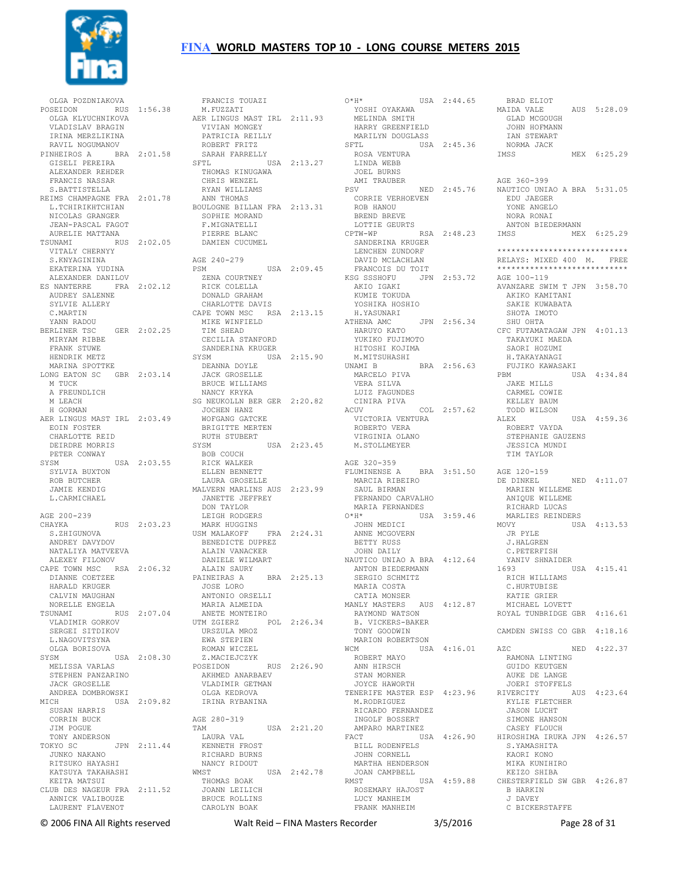OLGA POZDNIAKOVA
POSEIDON RUS 1:56.38
OLGA KLYUCHNIKOVA
VLADISLAV BRAGIN
IRINA MERZLIKINA
RAVIL NOGUMANOV
PINHEIROS A BRA 2:01.58
GISELI PEREIRA
ALEXANDER REHDER
FRANCIS NASSAR
S.BATTISTELLA
REIMS CHAMPAGNE FRA 2:01.78
L.TCHIRIKHTCHIAN
NICOLAS GRANGER
JEAN-PASCAL FAGOT
AURELIE MATTANA
TSUNAMI RUS 2:02.05
VITALY CHERNYY
S.KNYAGININA
EKATERINA YUDINA
ALEXANDER DANILOV
ES NANTERRE FRA 2:02.12
AUDREY SALENNE
SYLVIE ALLERY
C.MARTIN
YANN RADOU
BERLINER TSC GER 2:02.25
MIRYAM RIBBE
FRANK STUWE
HENDRIK METZ
MARINA SPOTTKE
LONG EATON SC GBR 2:03.14
M TUCK
A FREUNDLICH
M LEACH
H GORMAN
AER LINGUS MAST IRL 2:03.49
EOIN FOSTER
CHARLOTTE REID
DEIRDRE MORRIS
PETER CONWAY
SYSM USA 2:03.55
SYLVIA BUXTON
ROB BUTCHER
JAMIE KENDIG
L.CARMICHAEL

AGE 200-239
CHAYKA RUS 2:03.23
S.ZHIGUNOVA
ANDREY DAVYDOV
NATALIYA MATVEEVA
ALEXEY FILONOV
CAPE TOWN MSC RSA 2:06.32
DIANNE COETZEE
HARALD KRUGER
CALVIN MAUGHAN
NORELLE ENGELA
TSUNAMI RUS 2:07.04
VLADIMIR GORKOV
SERGEI SITDIKOV
L.NAGOVITSYNA
OLGA BORISOVA
SYSM USA 2:08.30
MELISSA VARLAS
STEPHEN PANZARINO
JACK GROSELLE
ANDREA DOMBROWSKI
MICH USA 2:09.82
SUSAN HARRIS
CORRIN BUCK
JIM POGUE
TONY ANDERSON
TOKYO SC JPN 2:11.44
JUNKO NAKANO
RITSUKO HAYASHI
KATSUYA TAKAHASHI
KEITA MATSUI
CLUB DES NAGEUR FRA 2:11.52
ANNICK VALIBOUZE
LAURENT FLAVENOT
FRANCIS TOUAZI
M.FUZZATI
AER LINGUS MAST IRL 2:11.93
VIVIAN MONGEY
PATRICIA REILLY
ROBERT FRITZ
SARAH FARRELLY
SFTL USA 2:13.27
THOMAS KINUGAWA
CHRIS WENZEL
RYAN WILLIAMS
ANN THOMAS
BOULOGNE BILLAN FRA 2:13.31
SOPHIE MORAND
F.MIGNATELLI
PIERRE BLANC
DAMIEN CUCUMEL

AGE 240-279
PSM USA 2:09.45
ZENA COURTNEY
RICK COLELLA
DONALD GRAHAM
CHARLOTTE DAVIS
CAPE TOWN MSC RSA 2:13.15
MIKE WINFIELD
TIM SHEAD
CECILIA STANFORD
SANDERINA KRUGER
SYSM USA 2:15.90
DEANNA DOYLE
JACK GROSELLE
BRUCE WILLIAMS
NANCY KRYKA
SG NEUKOLLN BER GER 2:20.82
JOCHEN HANZ
WOFGANG GATCKE
BRIGITTE MERTEN
RUTH STUBERT
SYSM USA 2:23.45
BOB COUCH
RICK WALKER
ELLEN BENNETT
LAURA GROSELLE
MALVERN MARLINS AUS 2:23.99
JANETTE JEFFREY
DON TAYLOR
LEIGH RODGERS
MARK HUGGINS
USM MALAKOFF FRA 2:24.31
BENEDICTE DUPREZ
ALAIN VANACKER
DANIELE WILMART
ALAIN SAURY
PAINEIRAS A BRA 2:25.13
JOSE LORO
ANTONIO ORSELLI
MARIA ALMEIDA
ANETE MONTEIRO
UTM ZGIERZ POL 2:26.34
URSZULA MROZ
EWA STEPIEN
ROMAN WICZEL
Z.MACIEJCZYK
POSEIDON RUS 2:26.90
AKHMED ANARBAEV
VLADIMIR GETMAN
OLGA KEDROVA
IRINA RYBANINA

AGE 280-319
TAM USA 2:21.20
LAURA VAL
KENNETH FROST
RICHARD BURNS
NANCY RIDOUT
WMST USA 2:42.78
THOMAS BOAK
JOANN LEILICH
BRUCE ROLLINS
CAROLYN BOAK
O*H* USA 2:44.65
YOSHI OYAKAWA
MELINDA SMITH
HARRY GREENFIELD
MARILYN DOUGLASS
SFTL USA 2:45.36
ROSA VENTURA
LINDA WEBB
JOEL BURNS
AMI TRAUBER
PSV NED 2:45.76
CORRIE VERHOEVEN
ROB HANOU
BREND BREVE
LOTTIE GEURTS
CPTW-WP RSA 2:48.23
SANDERINA KRUGER
LENCHEN ZUNDORF
DAVID MCLACHLAN
FRANCOIS DU TOIT
KSG SSSHOFU JPN 2:53.72
AKIO IGAKI
KUMIE TOKUDA
YOSHIKA HOSHIO
H.YASUNARI
ATHENA AMC JPN 2:56.34
HARUYO KATO
YUKIKO FUJIMOTO
HITOSHI KOJIMA
M.MITSUHASHI
UNAMI B BRA 2:56.63
MARCELO PIVA
VERA SILVA
LUIZ FAGUNDES
CINIRA PIVA
ACUV COL 2:57.62
VICTORIA VENTURA
ROBERTO VERA
VIRGINIA OLANO
M.STOLLMEYER

AGE 320-359
FLUMINENSE A BRA 3:51.50
MARCIA RIBEIRO
SAUL BIRMAN
FERNANDO CARVALHO
MARIA FERNANDES
O*H* USA 3:59.46
JOHN MEDICI
ANNE MCGOVERN
BETTY RUSS
JOHN DAILY
NAUTICO UNIAO A BRA 4:12.64
ANTON BIEDERMANN
SERGIO SCHMITZ
MARIA COSTA
CATIA MONSER
MANLY MASTERS AUS 4:12.87
RAYMOND WATSON
B. VICKERS-BAKER
TONY GOODWIN
MARION ROBERTSON
WCM USA 4:16.01
ROBERT MAYO
ANN HIRSCH
STAN MORNER
JOYCE HAWORTH
TENERIFE MASTER ESP 4:23.96
M.RODRIGUEZ
RICARDO FERNANDEZ
INGOLF BOSSERT
AMPARO MARTINEZ
FACT USA 4:26.90
BILL RODENFELS
JOHN CORNELL
MARTHA HENDERSON
JOAN CAMPBELL
RMST USA 4:59.88
ROSEMARY HAJOST
LUCY MANHEIM
FRANK MANHEIM
BRAD ELIOT
MAIDA VALE AUS 5:28.09
GLAD MCGOUGH
JOHN HOFMANN
IAN STEWART
NORMA JACK
IMSS MEX 6:25.29

AGE 360-399
NAUTICO UNIAO A BRA 5:31.05
EDU JAEGER
YONE ANGELO
NORA RONAI
ANTON BIEDERMANN
IMSS MEX 6:25.29

****************************
RELAYS: MIXED 400 M. FREE
****************************
AGE 100-119
AVANZARE SWIM T JPN 3:58.70
AKIKO KAMITANI
SAKIE KUWABATA
SHOTA IMOTO
SHU OHTA
CFC FUTAMATAGAW JPN 4:01.13
TAKAYUKI MAEDA
SAORI HOZUMI
H.TAKAYANAGI
FUJIKO KAWASAKI
PBM USA 4:34.84
JAKE MILLS
CARMEL COWIE
KELLEY BAUM
TODD WILSON
ALEX USA 4:59.36
ROBERT VAYDA
STEPHANIE GAUZENS
JESSICA MUNDI
TIM TAYLOR

AGE 120-159
DE DINKEL NED 4:11.07
MARIEN WILLEME
ANIQUE WILLEME
RICHARD LUCAS
MARLIES REINDERS
MOVY USA 4:13.53
JR PYLE
J.HALGREN
C.PETERFISH
YANIV SHNAIDER
1693 USA 4:15.41
RICH WILLIAMS
C.HURTUBISE
KATIE GRIER
MICHAEL LOVETT
ROYAL TUNBRIDGE GBR 4:16.61

CAMDEN SWISS CO GBR 4:18.16

AZC NED 4:22.37
RAMONA LINTING
GUIDO KEUTGEN
AUKE DE LANGE
JOERI STOFFELS
RIVERCITY AUS 4:23.64
KYLIE FLETCHER
JASON LUCHT
SIMONE HANSON
CASEY FLOUCH
HIROSHIMA IRUKA JPN 4:26.57
S.YAMASHITA
KAORI KONO
MIKA KUNIHIRO
KEIZO SHIBA
CHESTERFIELD SW GBR 4:26.87
B HARKIN
J DAVEY
C BICKERSTAFFE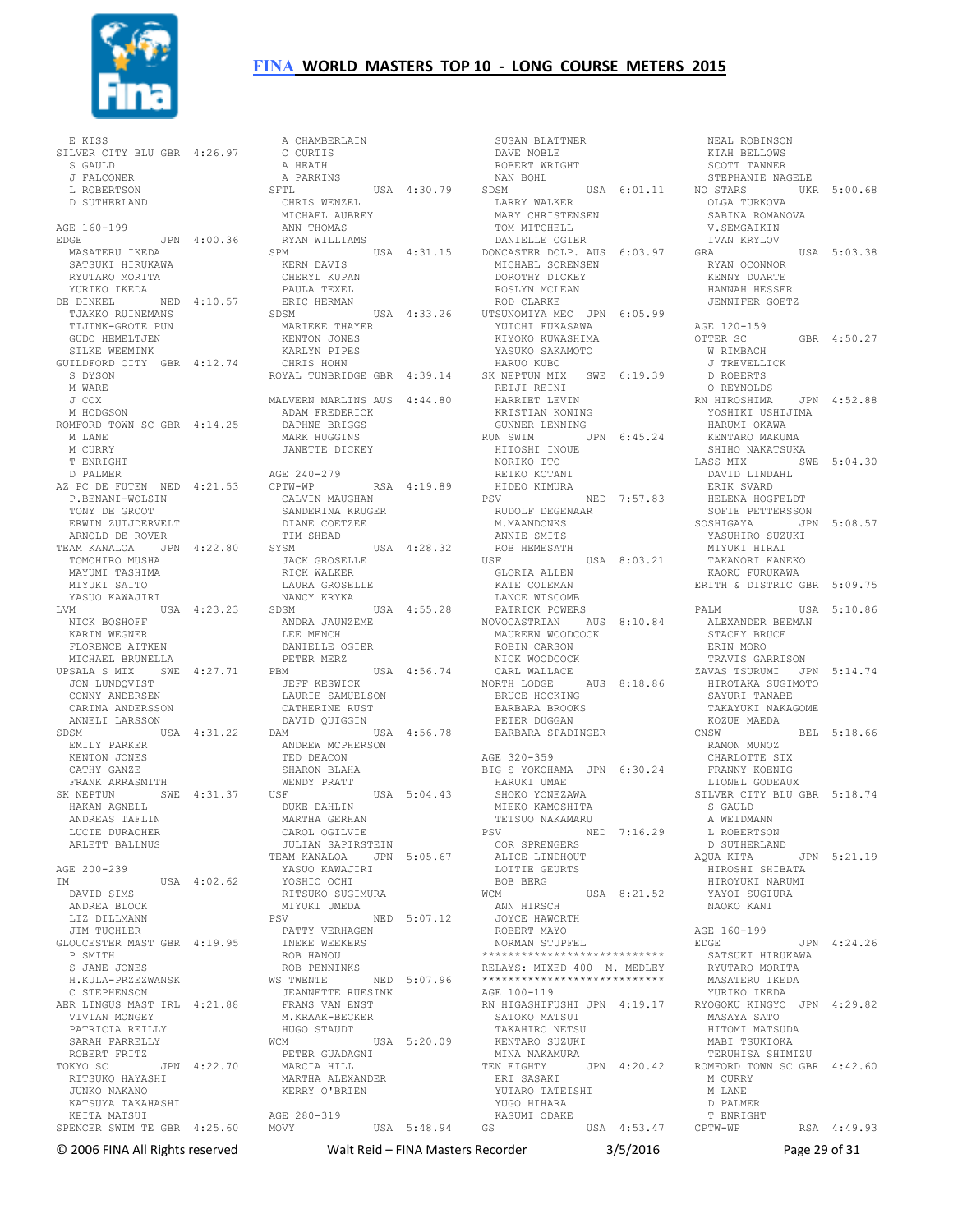E KISS
SILVER CITY BLU GBR 4:26.97
S GAULD
J FALCONER
L ROBERTSON
D SUTHERLAND

AGE 160-199
EDGE JPN 4:00.36
MASATERU IKEDA
SATSUKI HIRUKAWA
RYUTARO MORITA
YURIKO IKEDA
DE DINKEL NED 4:10.57
TJAKKO RUINEMANS
TIJINK-GROTE PUN
GUDO HEMELTJEN
SILKE WEEMINK
GUILDFORD CITY GBR 4:12.74
S DYSON
M WARE
J COX
M HODGSON
ROMFORD TOWN SC GBR 4:14.25
M LANE
M CURRY
T ENRIGHT
D PALMER
AZ PC DE FUTEN NED 4:21.53
P.BENANI-WOLSIN
TONY DE GROOT
ERWIN ZUIJDERVELT
ARNOLD DE ROVER
TEAM KANALOA JPN 4:22.80
TOMOHIRO MUSHA
MAYUMI TASHIMA
MIYUKI SAITO
YASUO KAWAJIRI
LVM USA 4:23.23
NICK BOSHOFF
KARIN WEGNER
FLORENCE AITKEN
MICHAEL BRUNELLA
UPSALA S MIX SWE 4:27.71
JON LUNDQVIST
CONNY ANDERSEN
CARINA ANDERSSON
ANNELI LARSSON
SDSM USA 4:31.22
EMILY PARKER
KENTON JONES
CATHY GANZE
FRANK ARRASMITH
SK NEPTUN SWE 4:31.37
HAKAN AGNELL
ANDREAS TAFLIN
LUCIE DURACHER
ARLETT BALLNUS

AGE 200-239
IM USA 4:02.62
DAVID SIMS
ANDREA BLOCK
LIZ DILLMANN
JIM TUCHLER
GLOUCESTER MAST GBR 4:19.95
P SMITH
S JANE JONES
H.KULA-PRZEZWANSK
C STEPHENSON
AER LINGUS MAST IRL 4:21.88
VIVIAN MONGEY
PATRICIA REILLY
SARAH FARRELLY
ROBERT FRITZ
TOKYO SC JPN 4:22.70
RITSUKO HAYASHI
JUNKO NAKANO
KATSUYA TAKAHASHI
KEITA MATSUI
SPENCER SWIM TE GBR 4:25.60
A CHAMBERLAIN
C CURTIS
A HEATH
A PARKINS
SFTL USA 4:30.79
CHRIS WENZEL
MICHAEL AUBREY
ANN THOMAS
RYAN WILLIAMS
SPM USA 4:31.15
KERN DAVIS
CHERYL KUPAN
PAULA TEXEL
ERIC HERMAN
SDSM USA 4:33.26
MARIEKE THAYER
KENTON JONES
KARLYN PIPES
CHRIS HOHN
ROYAL TUNBRIDGE GBR 4:39.14

MALVERN MARLINS AUS 4:44.80
ADAM FREDERICK
DAPHNE BRIGGS
MARK HUGGINS
JANETTE DICKEY

AGE 240-279
CPTW-WP RSA 4:19.89
CALVIN MAUGHAN
SANDERINA KRUGER
DIANE COETZEE
TIM SHEAD
SYSM USA 4:28.32
JACK GROSELLE
RICK WALKER
LAURA GROSELLE
NANCY KRYKA
SDSM USA 4:55.28
ANDRA JAUNZEME
LEE MENCH
DANIELLE OGIER
PETER MERZ
PBM USA 4:56.74
JEFF KESWICK
LAURIE SAMUELSON
CATHERINE RUST
DAVID QUIGGIN
DAM USA 4:56.78
ANDREW MCPHERSON
TED DEACON
SHARON BLAHA
WENDY PRATT
USF USA 5:04.43
DUKE DAHLIN
MARTHA GERHAN
CAROL OGILVIE
JULIAN SAPIRSTEIN
TEAM KANALOA JPN 5:05.67
YASUO KAWAJIRI
YOSHIO OCHI
RITSUKO SUGIMURA
MIYUKI UMEDA
PSV NED 5:07.12
PATTY VERHAGEN
INEKE WEEKERS
ROB HANOU
ROB PENNINKS
WS TWENTE NED 5:07.96
JEANNETTE RUESINK
FRANS VAN ENST
M.KRAAK-BECKER
HUGO STAUDT
WCM USA 5:20.09
PETER GUADAGNI
MARCIA HILL
MARTHA ALEXANDER
KERRY O'BRIEN

AGE 280-319
MOVY USA 5:48.94
SUSAN BLATTNER
DAVE NOBLE
ROBERT WRIGHT
NAN BOHL
SDSM USA 6:01.11
LARRY WALKER
MARY CHRISTENSEN
TOM MITCHELL
DANIELLE OGIER
DONCASTER DOLP. AUS 6:03.97
MICHAEL SORENSEN
DOROTHY DICKEY
ROSLYN MCLEAN
ROD CLARKE
UTSUNOMIYA MEC JPN 6:05.99
YUICHI FUKASAWA
KIYOKO KUWASHIMA
YASUKO SAKAMOTO
HARUO KUBO
SK NEPTUN MIX SWE 6:19.39
REIJI REINI
HARRIET LEVIN
KRISTIAN KONING
GUNNER LENNING
RUN SWIM JPN 6:45.24
HITOSHI INOUE
NORIKO ITO
REIKO KOTANI
HIDEO KIMURA
PSV NED 7:57.83
RUDOLF DEGENAAR
M.MAANDONKS
ANNIE SMITS
ROB HEMESATH
USF USA 8:03.21
GLORIA ALLEN
KATE COLEMAN
LANCE WISCOMB
PATRICK POWERS
NOVOCASTRIAN AUS 8:10.84
MAUREEN WOODCOCK
ROBIN CARSON
NICK WOODCOCK
CARL WALLACE
NORTH LODGE AUS 8:18.86
BRUCE HOCKING
BARBARA BROOKS
PETER DUGGAN
BARBARA SPADINGER

AGE 320-359
BIG S YOKOHAMA JPN 6:30.24
HARUKI UMAE
SHOKO YONEZAWA
MIEKO KAMOSHITA
TETSUO NAKAMARU
PSV NED 7:16.29
COR SPRENGERS
ALICE LINDHOUT
LOTTIE GEURTS
BOB BERG
WCM USA 8:21.52
ANN HIRSCH
JOYCE HAWORTH
ROBERT MAYO
NORMAN STUPFEL

****************************
RELAYS: MIXED 400 M. MEDLEY
****************************

AGE 100-119
RN HIGASHIFUSHI JPN 4:19.17
SATOKO MATSUI
TAKAHIRO NETSU
KENTARO SUZUKI
MINA NAKAMURA
TEN EIGHTY JPN 4:20.42
ERI SASAKI
YUTARO TATEISHI
YUGO HIHARA
KASUMI ODAKE
GS USA 4:53.47
NEAL ROBINSON
KIAH BELLOWS
SCOTT TANNER
STEPHANIE NAGELE
NO STARS UKR 5:00.68
OLGA TURKOVA
SABINA ROMANOVA
V.SEMGAIKIN
IVAN KRYLOV
GRA USA 5:03.38
RYAN OCONNOR
KENNY DUARTE
HANNAH HESSER
JENNIFER GOETZ

AGE 120-159
OTTER SC GBR 4:50.27
W RIMBACH
J TREVELLICK
D ROBERTS
O REYNOLDS
RN HIROSHIMA JPN 4:52.88
YOSHIKI USHIJIMA
HARUMI OKAWA
KENTARO MAKUMA
SHIHO NAKATSUKA
LASS MIX SWE 5:04.30
DAVID LINDAHL
ERIK SVARD
HELENA HOGFELDT
SOFIE PETTERSSON
SOSHIGAYA JPN 5:08.57
YASUHIRO SUZUKI
MIYUKI HIRAI
TAKANORI KANEKO
KAORU FURUKAWA
ERITH & DISTRIC GBR 5:09.75

PALM USA 5:10.86
ALEXANDER BEEMAN
STACEY BRUCE
ERIN MORO
TRAVIS GARRISON
ZAVAS TSURUMI JPN 5:14.74
HIROTAKA SUGIMOTO
SAYURI TANABE
TAKAYUKI NAKAGOME
KOZUE MAEDA
CNSW BEL 5:18.66
RAMON MUNOZ
CHARLOTTE SIX
FRANNY KOENIG
LIONEL GODEAUX
SILVER CITY BLU GBR 5:18.74
S GAULD
A WEIDMANN
L ROBERTSON
D SUTHERLAND
AQUA KITA JPN 5:21.19
HIROSHI SHIBATA
HIROYUKI NARUMI
YAYOI SUGIURA
NAOKO KANI

AGE 160-199
EDGE JPN 4:24.26
SATSUKI HIRUKAWA
RYUTARO MORITA
MASATERU IKEDA
YURIKO IKEDA
RYOGOKU KINGYO JPN 4:29.82
MASAYA SATO
HITOMI MATSUDA
MABI TSUKIOKA
TERUHISA SHIMIZU
ROMFORD TOWN SC GBR 4:42.60
M CURRY
M LANE
D PALMER
T ENRIGHT
CPTW-WP RSA 4:49.93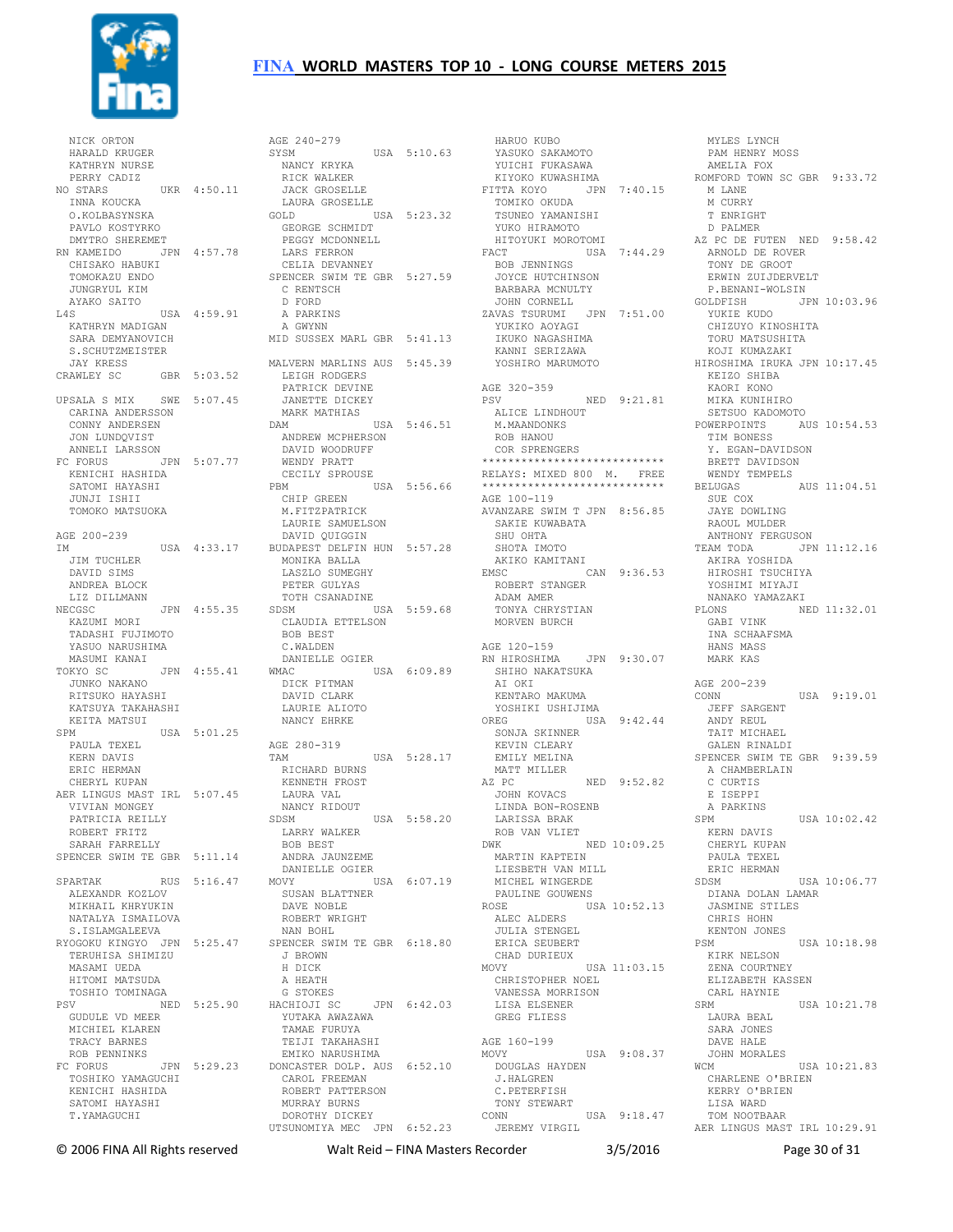NICK ORTON
HARALD KRUGER
KATHRYN NURSE
PERRY CADIZ

NO STARS UKR 4:50.11
INNA KOUCKA
O.KOLBASYNSKA
PAVLO KOSTYRKO
DMYTRO SHEREMET

RN KAMEIDO JPN 4:57.78
CHISAKO HABUKI
TOMOKAZU ENDO
JUNGRYUL KIM
AYAKO SAITO

L4S USA 4:59.91
KATHRYN MADIGAN
SARA DEMYANOVICH
S.SCHUTZMEISTER
JAY KRESS

CRAWLEY SC GBR 5:03.52

UPSALA S MIX SWE 5:07.45
CARINA ANDERSSON
CONNY ANDERSEN
JON LUNDQVIST
ANNELI LARSSON

FC FORUS JPN 5:07.77
KENICHI HASHIDA
SATOMI HAYASHI
JUNJI ISHII
TOMOKO MATSUOKA

AGE 200-239

IM USA 4:33.17
JIM TUCHLER
DAVID SIMS
ANDREA BLOCK
LIZ DILLMANN

NECGSC JPN 4:55.35
KAZUMI MORI
TADASHI FUJIMOTO
YASUO NARUSHIMA
MASUMI KANAI

TOKYO SC JPN 4:55.41
JUNKO NAKANO
RITSUKO HAYASHI
KATSUYA TAKAHASHI
KEITA MATSUI

SPM USA 5:01.25
PAULA TEXEL
KERN DAVIS
ERIC HERMAN
CHERYL KUPAN

AER LINGUS MAST IRL 5:07.45
VIVIAN MONGEY
PATRICIA REILLY
ROBERT FRITZ
SARAH FARRELLY

SPENCER SWIM TE GBR 5:11.14

SPARTAK RUS 5:16.47
ALEXANDR KOZLOV
MIKHAIL KHRYUKIN
NATALYA ISMAILOVA
S.ISLAMGALEEVA

RYOGOKU KINGYO JPN 5:25.47
TERUHISA SHIMIZU
MASAMI UEDA
HITOMI MATSUDA
TOSHIO TOMINAGA

PSV NED 5:25.90
GUDULE VD MEER
MICHIEL KLAREN
TRACY BARNES
ROB PENNINKS

FC FORUS JPN 5:29.23
TOSHIKO YAMAGUCHI
KENICHI HASHIDA
SATOMI HAYASHI
T.YAMAGUCHI

AGE 240-279

SYSM USA 5:10.63
NANCY KRYKA
RICK WALKER
JACK GROSELLE
LAURA GROSELLE

GOLD USA 5:23.32
GEORGE SCHMIDT
PEGGY MCDONNELL
LARS FERRON
CELIA DEVANNEY

SPENCER SWIM TE GBR 5:27.59
C RENTSCH
D FORD
A PARKINS
A GWYNN

MID SUSSEX MARL GBR 5:41.13

MALVERN MARLINS AUS 5:45.39
LEIGH RODGERS
PATRICK DEVINE
JANETTE DICKEY
MARK MATHIAS

DAM USA 5:46.51
ANDREW MCPHERSON
DAVID WOODRUFF
WENDY PRATT
CECILY SPROUSE

PBM USA 5:56.66
CHIP GREEN
M.FITZPATRICK
LAURIE SAMUELSON
DAVID QUIGGIN

BUDAPEST DELFIN HUN 5:57.28
MONIKA BALLA
LASZLO SUMEGHY
PETER GULYAS
TOTH CSANADINE

SDSM USA 5:59.68
CLAUDIA ETTELSON
BOB BEST
C.WALDEN
DANIELLE OGIER

WMAC USA 6:09.89
DICK PITMAN
DAVID CLARK
LAURIE ALIOTO
NANCY EHRKE

AGE 280-319

TAM USA 5:28.17
RICHARD BURNS
KENNETH FROST
LAURA VAL
NANCY RIDOUT

SDSM USA 5:58.20
LARRY WALKER
BOB BEST
ANDRA JAUNZEME
DANIELLE OGIER

MOVY USA 6:07.19
SUSAN BLATTNER
DAVE NOBLE
ROBERT WRIGHT
NAN BOHL

SPENCER SWIM TE GBR 6:18.80
J BROWN
H DICK
A HEATH
G STOKES

HACHIOJI SC JPN 6:42.03
YUTAKA AWAZAWA
TAMAE FURUYA
TEIJI TAKAHASHI
EMIKO NARUSHIMA

DONCASTER DOLP. AUS 6:52.10
CAROL FREEMAN
ROBERT PATTERSON
MURRAY BURNS
DOROTHY DICKEY

UTSUNOMIYA MEC JPN 6:52.23
HARUO KUBO
YASUKO SAKAMOTO
YUICHI FUKASAWA
KIYOKO KUWASHIMA

FITTA KOYO JPN 7:40.15
TOMIKO OKUDA
TSUNEO YAMANISHI
YUKO HIRAMOTO
HITOYUKI MOROTOMI

FACT USA 7:44.29
BOB JENNINGS
JOYCE HUTCHINSON
BARBARA MCNULTY
JOHN CORNELL

ZAVAS TSURUMI JPN 7:51.00
YUKIKO AOYAGI
IKUKO NAGASHIMA
KANNI SERIZAWA
YOSHIRO MARUMOTO

AGE 320-359

PSV NED 9:21.81
ALICE LINDHOUT
M.MAANDONKS
ROB HANOU
COR SPRENGERS

****************************
RELAYS: MIXED 800 M. FREE
****************************

AGE 100-119

AVANZARE SWIM T JPN 8:56.85
SAKIE KUWABATA
SHU OHTA
SHOTA IMOTO
AKIKO KAMITANI

EMSC CAN 9:36.53
ROBERT STANGER
ADAM AMER
TONYA CHRYSTIAN
MORVEN BURCH

AGE 120-159

RN HIROSHIMA JPN 9:30.07
SHIHO NAKATSUKA
AI OKI
KENTARO MAKUMA
YOSHIKI USHIJIMA

OREG USA 9:42.44
SONJA SKINNER
KEVIN CLEARY
EMILY MELINA
MATT MILLER

AZ PC NED 9:52.82
JOHN KOVACS
LINDA BON-ROSENB
LARISSA BRAK
ROB VAN VLIET

DWK NED 10:09.25
MARTIN KAPTEIN
LIESBETH VAN MILL
MICHEL WINGERDE
PAULINE GOUWENS

ROSE USA 10:52.13
ALEC ALDERS
JULIA STENGEL
ERICA SEUBERT
CHAD DURIEUX

MOVY USA 11:03.15
CHRISTOPHER NOEL
VANESSA MORRISON
LISA ELSENER
GREG FLIESS

AGE 160-199

MOVY USA 9:08.37
DOUGLAS HAYDEN
J.HALGREN
C.PETERFISH
TONY STEWART

CONN USA 9:18.47
JEREMY VIRGIL
MYLES LYNCH
PAM HENRY MOSS
AMELIA FOX

ROMFORD TOWN SC GBR 9:33.72
M LANE
M CURRY
T ENRIGHT
D PALMER

AZ PC DE FUTEN NED 9:58.42
ARNOLD DE ROVER
TONY DE GROOT
ERWIN ZUIJDERVELT
P.BENANI-WOLSIN

GOLDFISH JPN 10:03.96
YUKIE KUDO
CHIZUYO KINOSHITA
TORU MATSUSHITA
KOJI KUMAZAKI

HIROSHIMA IRUKA JPN 10:17.45
KEIZO SHIBA
KAORI KONO
MIKA KUNIHIRO
SETSUO KADOMOTO

POWERPOINTS AUS 10:54.53
TIM BONESS
Y. EGAN-DAVIDSON
BRETT DAVIDSON
WENDY TEMPELS

BELUGAS AUS 11:04.51
SUE COX
JAYE DOWLING
RAOUL MULDER
ANTHONY FERGUSON

TEAM TODA JPN 11:12.16
AKIRA YOSHIDA
HIROSHI TSUCHIYA
YOSHIMI MIYAJI
NANAKO YAMAZAKI

PLONS NED 11:32.01
GABI VINK
INA SCHAAFSMA
HANS MASS
MARK KAS

AGE 200-239

CONN USA 9:19.01
JEFF SARGENT
ANDY REUL
TAIT MICHAEL
GALEN RINALDI

SPENCER SWIM TE GBR 9:39.59
A CHAMBERLAIN
C CURTIS
E ISEPPI
A PARKINS

SPM USA 10:02.42
KERN DAVIS
CHERYL KUPAN
PAULA TEXEL
ERIC HERMAN

SDSM USA 10:06.77
DIANA DOLAN LAMAR
JASMINE STILES
CHRIS HOHN
KENTON JONES

PSM USA 10:18.98
KIRK NELSON
ZENA COURTNEY
ELIZABETH KASSEN
CARL HAYNIE

SRM USA 10:21.78
LAURA BEAL
SARA JONES
DAVE HALE
JOHN MORALES

WCM USA 10:21.83
CHARLENE O'BRIEN
KERRY O'BRIEN
LISA WARD
TOM NOOTBAAR

AER LINGUS MAST IRL 10:29.91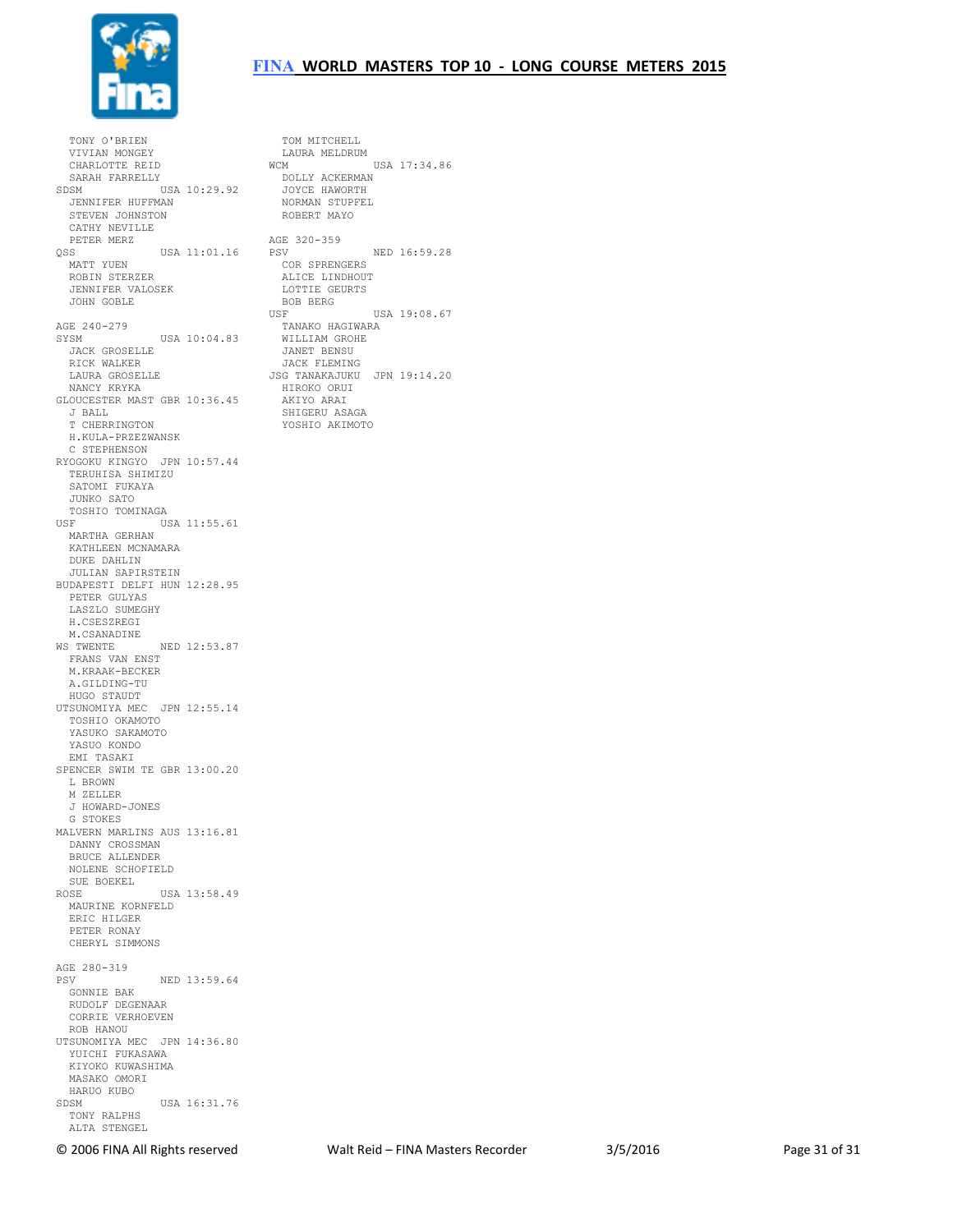TONY O'BRIEN
VIVIAN MONGEY
CHARLOTTE REID
SARAH FARRELLY

SDSM USA 10:29.92
JENNIFER HUFFMAN
STEVEN JOHNSTON
CATHY NEVILLE
PETER MERZ

QSS USA 11:01.16
MATT YUEN
ROBIN STERZER
JENNIFER VALOSEK
JOHN GOBLE

AGE 240-279

SYSM USA 10:04.83
JACK GROSELLE
RICK WALKER
LAURA GROSELLE
NANCY KRYKA

GLOUCESTER MAST GBR 10:36.45
J BALL
T CHERRINGTON
H.KULA-PRZEZWANSK
C STEPHENSON

RYOGOKU KINGYO JPN 10:57.44
TERUHISA SHIMIZU
SATOMI FUKAYA
JUNKO SATO
TOSHIO TOMINAGA

USF USA 11:55.61
MARTHA GERHAN
KATHLEEN MCNAMARA
DUKE DAHLIN
JULIAN SAPIRSTEIN

BUDAPESTI DELFI HUN 12:28.95
PETER GULYAS
LASZLO SUMEGHY
H.CSESZREGI
M.CSANADINE

WS TWENTE NED 12:53.87
FRANS VAN ENST
M.KRAAK-BECKER
A.GILDING-TU
HUGO STAUDT

UTSUNOMIYA MEC JPN 12:55.14
TOSHIO OKAMOTO
YASUKO SAKAMOTO
YASUO KONDO
EMI TASAKI

SPENCER SWIM TE GBR 13:00.20
L BROWN
M ZELLER
J HOWARD-JONES
G STOKES

MALVERN MARLINS AUS 13:16.81
DANNY CROSSMAN
BRUCE ALLENDER
NOLENE SCHOFIELD
SUE BOEKEL

ROSE USA 13:58.49
MAURINE KORNFELD
ERIC HILGER
PETER RONAY
CHERYL SIMMONS

AGE 280-319

PSV NED 13:59.64
GONNIE BAK
RUDOLF DEGENAAR
CORRIE VERHOEVEN
ROB HANOU

UTSUNOMIYA MEC JPN 14:36.80
YUICHI FUKASAWA
KIYOKO KUWASHIMA
MASAKO OMORI
HARUO KUBO

SDSM USA 16:31.76
TONY RALPHS
ALTA STENGEL
TOM MITCHELL
LAURA MELDRUM

WCM USA 17:34.86
DOLLY ACKERMAN
JOYCE HAWORTH
NORMAN STUPFEL
ROBERT MAYO

AGE 320-359

PSV NED 16:59.28
COR SPRENGERS
ALICE LINDHOUT
LOTTIE GEURTS
BOB BERG

USF USA 19:08.67
TANAKO HAGIWARA
WILLIAM GROHE
JANET BENSU
JACK FLEMING

JSG TANAKAJUKU JPN 19:14.20
HIROKO ORUI
AKIYO ARAI
SHIGERU ASAGA
YOSHIO AKIMOTO